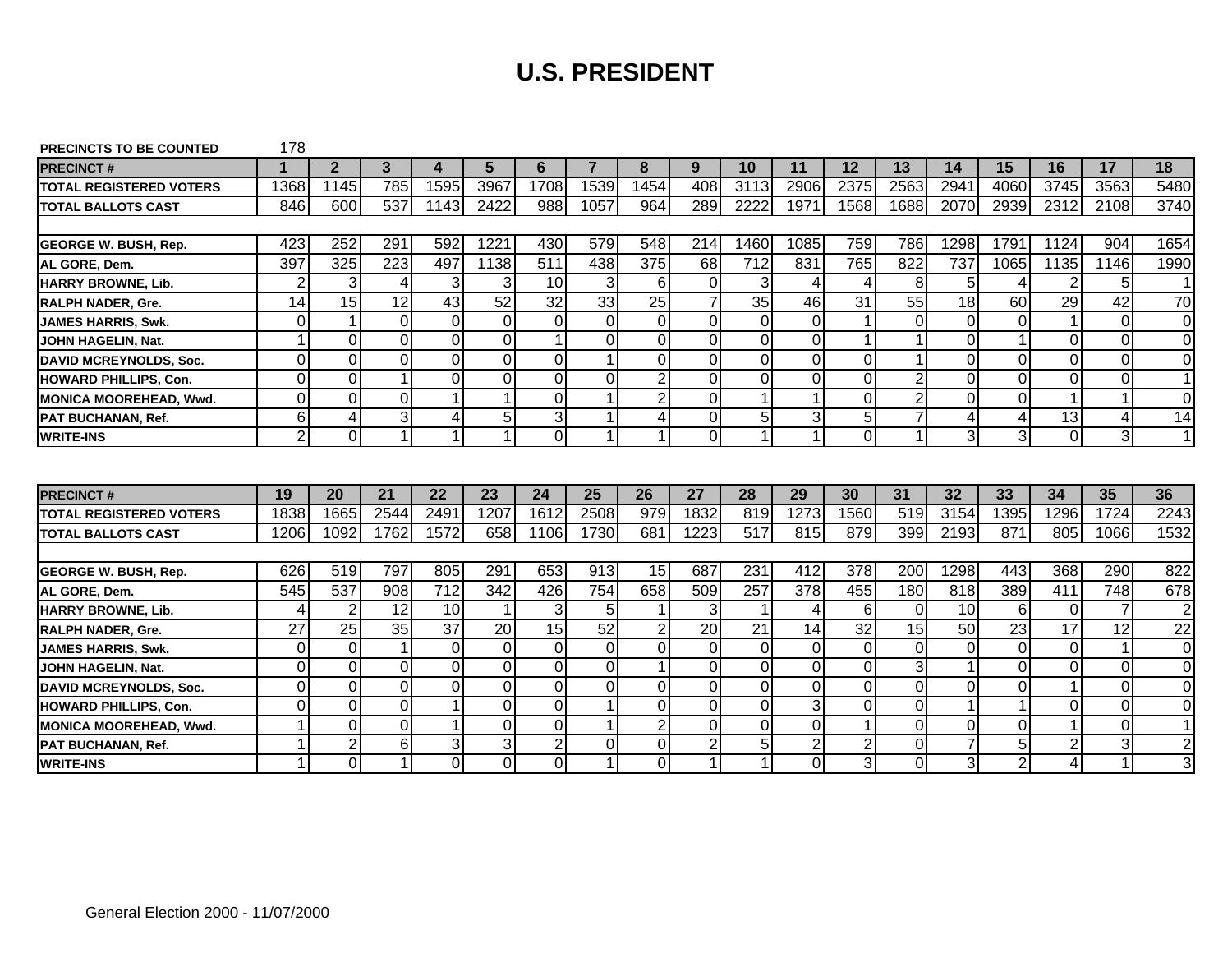# U.S. PRESIDENT

PRECINCTS TO BE COUNTED 178

| PRECINCT # | 1 | 2 | 3 | 4 | 5 | 6 | 7 | 8 | 9 | 10 | 11 | 12 | 13 | 14 | 15 | 16 | 17 | 18 |
|---|---|---|---|---|---|---|---|---|---|---|---|---|---|---|---|---|---|---|
| TOTAL REGISTERED VOTERS | 1368 | 1145 | 785 | 1595 | 3967 | 1708 | 1539 | 1454 | 408 | 3113 | 2906 | 2375 | 2563 | 2941 | 4060 | 3745 | 3563 | 5480 |
| TOTAL BALLOTS CAST | 846 | 600 | 537 | 1143 | 2422 | 988 | 1057 | 964 | 289 | 2222 | 1971 | 1568 | 1688 | 2070 | 2939 | 2312 | 2108 | 3740 |
| | | | | | | | | | | | | | | | | | | |
| GEORGE W. BUSH, Rep. | 423 | 252 | 291 | 592 | 1221 | 430 | 579 | 548 | 214 | 1460 | 1085 | 759 | 786 | 1298 | 1791 | 1124 | 904 | 1654 |
| AL GORE, Dem. | 397 | 325 | 223 | 497 | 1138 | 511 | 438 | 375 | 68 | 712 | 831 | 765 | 822 | 737 | 1065 | 1135 | 1146 | 1990 |
| HARRY BROWNE, Lib. | 2 | 3 | 4 | 3 | 3 | 10 | 3 | 6 | 0 | 3 | 4 | 4 | 8 | 5 | 4 | 2 | 5 | 1 |
| RALPH NADER, Gre. | 14 | 15 | 12 | 43 | 52 | 32 | 33 | 25 | 7 | 35 | 46 | 31 | 55 | 18 | 60 | 29 | 42 | 70 |
| JAMES HARRIS, Swk. | 0 | 1 | 0 | 0 | 0 | 0 | 0 | 0 | 0 | 0 | 0 | 1 | 0 | 0 | 0 | 1 | 0 | 0 |
| JOHN HAGELIN, Nat. | 1 | 0 | 0 | 0 | 0 | 1 | 0 | 0 | 0 | 0 | 0 | 1 | 1 | 0 | 1 | 0 | 0 | 0 |
| DAVID MCREYNOLDS, Soc. | 0 | 0 | 0 | 0 | 0 | 0 | 1 | 0 | 0 | 0 | 0 | 0 | 1 | 0 | 0 | 0 | 0 | 0 |
| HOWARD PHILLIPS, Con. | 0 | 0 | 1 | 0 | 0 | 0 | 0 | 2 | 0 | 0 | 0 | 0 | 2 | 0 | 0 | 0 | 0 | 1 |
| MONICA MOOREHEAD, Wwd. | 0 | 0 | 0 | 1 | 1 | 0 | 1 | 2 | 0 | 1 | 1 | 0 | 2 | 0 | 0 | 1 | 1 | 0 |
| PAT BUCHANAN, Ref. | 6 | 4 | 3 | 4 | 5 | 3 | 1 | 4 | 0 | 5 | 3 | 5 | 7 | 4 | 4 | 13 | 4 | 14 |
| WRITE-INS | 2 | 0 | 1 | 1 | 1 | 0 | 1 | 1 | 0 | 1 | 1 | 0 | 1 | 3 | 3 | 0 | 3 | 1 |

| PRECINCT # | 19 | 20 | 21 | 22 | 23 | 24 | 25 | 26 | 27 | 28 | 29 | 30 | 31 | 32 | 33 | 34 | 35 | 36 |
|---|---|---|---|---|---|---|---|---|---|---|---|---|---|---|---|---|---|---|
| TOTAL REGISTERED VOTERS | 1838 | 1665 | 2544 | 2491 | 1207 | 1612 | 2508 | 979 | 1832 | 819 | 1273 | 1560 | 519 | 3154 | 1395 | 1296 | 1724 | 2243 |
| TOTAL BALLOTS CAST | 1206 | 1092 | 1762 | 1572 | 658 | 1106 | 1730 | 681 | 1223 | 517 | 815 | 879 | 399 | 2193 | 871 | 805 | 1066 | 1532 |
| | | | | | | | | | | | | | | | | | | |
| GEORGE W. BUSH, Rep. | 626 | 519 | 797 | 805 | 291 | 653 | 913 | 15 | 687 | 231 | 412 | 378 | 200 | 1298 | 443 | 368 | 290 | 822 |
| AL GORE, Dem. | 545 | 537 | 908 | 712 | 342 | 426 | 754 | 658 | 509 | 257 | 378 | 455 | 180 | 818 | 389 | 411 | 748 | 678 |
| HARRY BROWNE, Lib. | 4 | 2 | 12 | 10 | 1 | 3 | 5 | 1 | 3 | 1 | 4 | 6 | 0 | 10 | 6 | 0 | 7 | 2 |
| RALPH NADER, Gre. | 27 | 25 | 35 | 37 | 20 | 15 | 52 | 2 | 20 | 21 | 14 | 32 | 15 | 50 | 23 | 17 | 12 | 22 |
| JAMES HARRIS, Swk. | 0 | 0 | 1 | 0 | 0 | 0 | 0 | 0 | 0 | 0 | 0 | 0 | 0 | 0 | 0 | 0 | 1 | 0 |
| JOHN HAGELIN, Nat. | 0 | 0 | 0 | 0 | 0 | 0 | 0 | 1 | 0 | 0 | 0 | 0 | 3 | 1 | 0 | 0 | 0 | 0 |
| DAVID MCREYNOLDS, Soc. | 0 | 0 | 0 | 0 | 0 | 0 | 0 | 0 | 0 | 0 | 0 | 0 | 0 | 0 | 0 | 1 | 0 | 0 |
| HOWARD PHILLIPS, Con. | 0 | 0 | 0 | 1 | 0 | 0 | 1 | 0 | 0 | 0 | 3 | 0 | 0 | 1 | 1 | 0 | 0 | 0 |
| MONICA MOOREHEAD, Wwd. | 1 | 0 | 0 | 1 | 0 | 0 | 1 | 2 | 0 | 0 | 0 | 1 | 0 | 0 | 0 | 1 | 0 | 1 |
| PAT BUCHANAN, Ref. | 1 | 2 | 6 | 3 | 3 | 2 | 0 | 0 | 2 | 5 | 2 | 2 | 0 | 7 | 5 | 2 | 3 | 2 |
| WRITE-INS | 1 | 0 | 1 | 0 | 0 | 0 | 1 | 0 | 1 | 1 | 0 | 3 | 0 | 3 | 2 | 4 | 1 | 3 |

General Election 2000 - 11/07/2000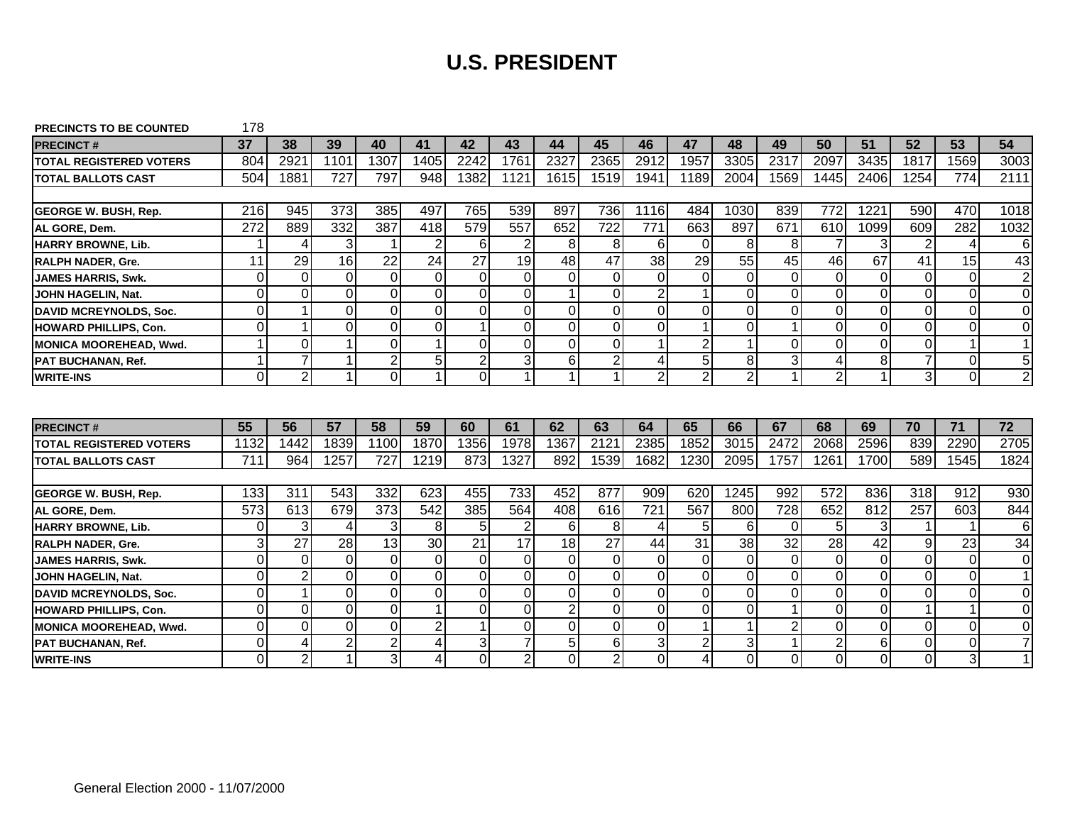# U.S. PRESIDENT

PRECINCTS TO BE COUNTED 178

| PRECINCT # | 37 | 38 | 39 | 40 | 41 | 42 | 43 | 44 | 45 | 46 | 47 | 48 | 49 | 50 | 51 | 52 | 53 | 54 |
|---|---|---|---|---|---|---|---|---|---|---|---|---|---|---|---|---|---|---|
| TOTAL REGISTERED VOTERS | 804 | 2921 | 1101 | 1307 | 1405 | 2242 | 1761 | 2327 | 2365 | 2912 | 1957 | 3305 | 2317 | 2097 | 3435 | 1817 | 1569 | 3003 |
| TOTAL BALLOTS CAST | 504 | 1881 | 727 | 797 | 948 | 1382 | 1121 | 1615 | 1519 | 1941 | 1189 | 2004 | 1569 | 1445 | 2406 | 1254 | 774 | 2111 |
| | | | | | | | | | | | | | | | | | | |
| GEORGE W. BUSH, Rep. | 216 | 945 | 373 | 385 | 497 | 765 | 539 | 897 | 736 | 1116 | 484 | 1030 | 839 | 772 | 1221 | 590 | 470 | 1018 |
| AL GORE, Dem. | 272 | 889 | 332 | 387 | 418 | 579 | 557 | 652 | 722 | 771 | 663 | 897 | 671 | 610 | 1099 | 609 | 282 | 1032 |
| HARRY BROWNE, Lib. | 1 | 4 | 3 | 1 | 2 | 6 | 2 | 8 | 8 | 6 | 0 | 8 | 8 | 7 | 3 | 2 | 4 | 6 |
| RALPH NADER, Gre. | 11 | 29 | 16 | 22 | 24 | 27 | 19 | 48 | 47 | 38 | 29 | 55 | 45 | 46 | 67 | 41 | 15 | 43 |
| JAMES HARRIS, Swk. | 0 | 0 | 0 | 0 | 0 | 0 | 0 | 0 | 0 | 0 | 0 | 0 | 0 | 0 | 0 | 0 | 0 | 2 |
| JOHN HAGELIN, Nat. | 0 | 0 | 0 | 0 | 0 | 0 | 0 | 1 | 0 | 2 | 1 | 0 | 0 | 0 | 0 | 0 | 0 | 0 |
| DAVID MCREYNOLDS, Soc. | 0 | 1 | 0 | 0 | 0 | 0 | 0 | 0 | 0 | 0 | 0 | 0 | 0 | 0 | 0 | 0 | 0 | 0 |
| HOWARD PHILLIPS, Con. | 0 | 1 | 0 | 0 | 0 | 1 | 0 | 0 | 0 | 0 | 1 | 0 | 1 | 0 | 0 | 0 | 0 | 0 |
| MONICA MOOREHEAD, Wwd. | 1 | 0 | 1 | 0 | 1 | 0 | 0 | 0 | 0 | 1 | 2 | 1 | 0 | 0 | 0 | 0 | 1 | 1 |
| PAT BUCHANAN, Ref. | 1 | 7 | 1 | 2 | 5 | 2 | 3 | 6 | 2 | 4 | 5 | 8 | 3 | 4 | 8 | 7 | 0 | 5 |
| WRITE-INS | 0 | 2 | 1 | 0 | 1 | 0 | 1 | 1 | 1 | 2 | 2 | 2 | 1 | 2 | 1 | 3 | 0 | 2 |

| PRECINCT # | 55 | 56 | 57 | 58 | 59 | 60 | 61 | 62 | 63 | 64 | 65 | 66 | 67 | 68 | 69 | 70 | 71 | 72 |
|---|---|---|---|---|---|---|---|---|---|---|---|---|---|---|---|---|---|---|
| TOTAL REGISTERED VOTERS | 1132 | 1442 | 1839 | 1100 | 1870 | 1356 | 1978 | 1367 | 2121 | 2385 | 1852 | 3015 | 2472 | 2068 | 2596 | 839 | 2290 | 2705 |
| TOTAL BALLOTS CAST | 711 | 964 | 1257 | 727 | 1219 | 873 | 1327 | 892 | 1539 | 1682 | 1230 | 2095 | 1757 | 1261 | 1700 | 589 | 1545 | 1824 |
| | | | | | | | | | | | | | | | | | | |
| GEORGE W. BUSH, Rep. | 133 | 311 | 543 | 332 | 623 | 455 | 733 | 452 | 877 | 909 | 620 | 1245 | 992 | 572 | 836 | 318 | 912 | 930 |
| AL GORE, Dem. | 573 | 613 | 679 | 373 | 542 | 385 | 564 | 408 | 616 | 721 | 567 | 800 | 728 | 652 | 812 | 257 | 603 | 844 |
| HARRY BROWNE, Lib. | 0 | 3 | 4 | 3 | 8 | 5 | 2 | 6 | 8 | 4 | 5 | 6 | 0 | 5 | 3 | 1 | 1 | 6 |
| RALPH NADER, Gre. | 3 | 27 | 28 | 13 | 30 | 21 | 17 | 18 | 27 | 44 | 31 | 38 | 32 | 28 | 42 | 9 | 23 | 34 |
| JAMES HARRIS, Swk. | 0 | 0 | 0 | 0 | 0 | 0 | 0 | 0 | 0 | 0 | 0 | 0 | 0 | 0 | 0 | 0 | 0 | 0 |
| JOHN HAGELIN, Nat. | 0 | 2 | 0 | 0 | 0 | 0 | 0 | 0 | 0 | 0 | 0 | 0 | 0 | 0 | 0 | 0 | 0 | 1 |
| DAVID MCREYNOLDS, Soc. | 0 | 1 | 0 | 0 | 0 | 0 | 0 | 0 | 0 | 0 | 0 | 0 | 0 | 0 | 0 | 0 | 0 | 0 |
| HOWARD PHILLIPS, Con. | 0 | 0 | 0 | 0 | 1 | 0 | 0 | 2 | 0 | 0 | 0 | 0 | 1 | 0 | 0 | 1 | 1 | 0 |
| MONICA MOOREHEAD, Wwd. | 0 | 0 | 0 | 0 | 2 | 1 | 0 | 0 | 0 | 0 | 1 | 1 | 2 | 0 | 0 | 0 | 0 | 0 |
| PAT BUCHANAN, Ref. | 0 | 4 | 2 | 2 | 4 | 3 | 7 | 5 | 6 | 3 | 2 | 3 | 1 | 2 | 6 | 0 | 0 | 7 |
| WRITE-INS | 0 | 2 | 1 | 3 | 4 | 0 | 2 | 0 | 2 | 0 | 4 | 0 | 0 | 0 | 0 | 0 | 3 | 1 |

General Election 2000 - 11/07/2000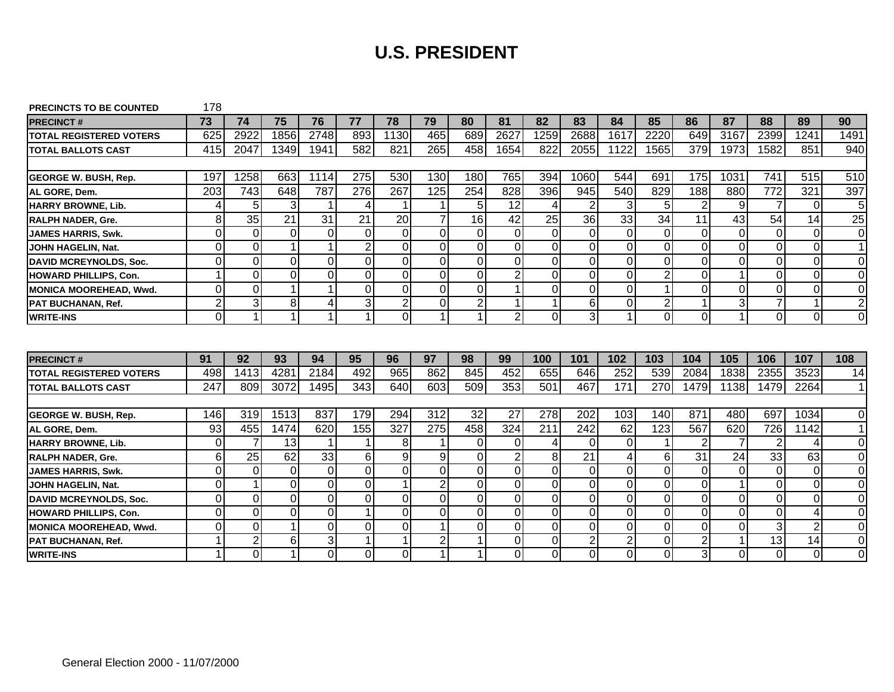# U.S. PRESIDENT

**PRECINCTS TO BE COUNTED** 178

| PRECINCT # | 73 | 74 | 75 | 76 | 77 | 78 | 79 | 80 | 81 | 82 | 83 | 84 | 85 | 86 | 87 | 88 | 89 | 90 |
|---|---|---|---|---|---|---|---|---|---|---|---|---|---|---|---|---|---|---|
| TOTAL REGISTERED VOTERS | 625 | 2922 | 1856 | 2748 | 893 | 1130 | 465 | 689 | 2627 | 1259 | 2688 | 1617 | 2220 | 649 | 3167 | 2399 | 1241 | 1491 |
| TOTAL BALLOTS CAST | 415 | 2047 | 1349 | 1941 | 582 | 821 | 265 | 458 | 1654 | 822 | 2055 | 1122 | 1565 | 379 | 1973 | 1582 | 851 | 940 |
| | | | | | | | | | | | | | | | | | | |
| GEORGE W. BUSH, Rep. | 197 | 1258 | 663 | 1114 | 275 | 530 | 130 | 180 | 765 | 394 | 1060 | 544 | 691 | 175 | 1031 | 741 | 515 | 510 |
| AL GORE, Dem. | 203 | 743 | 648 | 787 | 276 | 267 | 125 | 254 | 828 | 396 | 945 | 540 | 829 | 188 | 880 | 772 | 321 | 397 |
| HARRY BROWNE, Lib. | 4 | 5 | 3 | 1 | 4 | 1 | 1 | 5 | 12 | 4 | 2 | 3 | 5 | 2 | 9 | 7 | 0 | 5 |
| RALPH NADER, Gre. | 8 | 35 | 21 | 31 | 21 | 20 | 7 | 16 | 42 | 25 | 36 | 33 | 34 | 11 | 43 | 54 | 14 | 25 |
| JAMES HARRIS, Swk. | 0 | 0 | 0 | 0 | 0 | 0 | 0 | 0 | 0 | 0 | 0 | 0 | 0 | 0 | 0 | 0 | 0 | 0 |
| JOHN HAGELIN, Nat. | 0 | 0 | 1 | 1 | 2 | 0 | 0 | 0 | 0 | 0 | 0 | 0 | 0 | 0 | 0 | 0 | 0 | 1 |
| DAVID MCREYNOLDS, Soc. | 0 | 0 | 0 | 0 | 0 | 0 | 0 | 0 | 0 | 0 | 0 | 0 | 0 | 0 | 0 | 0 | 0 | 0 |
| HOWARD PHILLIPS, Con. | 1 | 0 | 0 | 0 | 0 | 0 | 0 | 0 | 2 | 0 | 0 | 0 | 2 | 0 | 1 | 0 | 0 | 0 |
| MONICA MOOREHEAD, Wwd. | 0 | 0 | 1 | 1 | 0 | 0 | 0 | 0 | 1 | 0 | 0 | 0 | 1 | 0 | 0 | 0 | 0 | 0 |
| PAT BUCHANAN, Ref. | 2 | 3 | 8 | 4 | 3 | 2 | 0 | 2 | 1 | 1 | 6 | 0 | 2 | 1 | 3 | 7 | 1 | 2 |
| WRITE-INS | 0 | 1 | 1 | 1 | 1 | 0 | 1 | 1 | 2 | 0 | 3 | 1 | 0 | 0 | 1 | 0 | 0 | 0 |

| PRECINCT # | 91 | 92 | 93 | 94 | 95 | 96 | 97 | 98 | 99 | 100 | 101 | 102 | 103 | 104 | 105 | 106 | 107 | 108 |
|---|---|---|---|---|---|---|---|---|---|---|---|---|---|---|---|---|---|---|
| TOTAL REGISTERED VOTERS | 498 | 1413 | 4281 | 2184 | 492 | 965 | 862 | 845 | 452 | 655 | 646 | 252 | 539 | 2084 | 1838 | 2355 | 3523 | 14 |
| TOTAL BALLOTS CAST | 247 | 809 | 3072 | 1495 | 343 | 640 | 603 | 509 | 353 | 501 | 467 | 171 | 270 | 1479 | 1138 | 1479 | 2264 | 1 |
| | | | | | | | | | | | | | | | | | | |
| GEORGE W. BUSH, Rep. | 146 | 319 | 1513 | 837 | 179 | 294 | 312 | 32 | 27 | 278 | 202 | 103 | 140 | 871 | 480 | 697 | 1034 | 0 |
| AL GORE, Dem. | 93 | 455 | 1474 | 620 | 155 | 327 | 275 | 458 | 324 | 211 | 242 | 62 | 123 | 567 | 620 | 726 | 1142 | 1 |
| HARRY BROWNE, Lib. | 0 | 7 | 13 | 1 | 1 | 8 | 1 | 0 | 0 | 4 | 0 | 0 | 1 | 2 | 7 | 2 | 4 | 0 |
| RALPH NADER, Gre. | 6 | 25 | 62 | 33 | 6 | 9 | 9 | 0 | 2 | 8 | 21 | 4 | 6 | 31 | 24 | 33 | 63 | 0 |
| JAMES HARRIS, Swk. | 0 | 0 | 0 | 0 | 0 | 0 | 0 | 0 | 0 | 0 | 0 | 0 | 0 | 0 | 0 | 0 | 0 | 0 |
| JOHN HAGELIN, Nat. | 0 | 1 | 0 | 0 | 0 | 1 | 2 | 0 | 0 | 0 | 0 | 0 | 0 | 0 | 1 | 0 | 0 | 0 |
| DAVID MCREYNOLDS, Soc. | 0 | 0 | 0 | 0 | 0 | 0 | 0 | 0 | 0 | 0 | 0 | 0 | 0 | 0 | 0 | 0 | 0 | 0 |
| HOWARD PHILLIPS, Con. | 0 | 0 | 0 | 0 | 1 | 0 | 0 | 0 | 0 | 0 | 0 | 0 | 0 | 0 | 0 | 0 | 4 | 0 |
| MONICA MOOREHEAD, Wwd. | 0 | 0 | 1 | 0 | 0 | 0 | 1 | 0 | 0 | 0 | 0 | 0 | 0 | 0 | 0 | 3 | 2 | 0 |
| PAT BUCHANAN, Ref. | 1 | 2 | 6 | 3 | 1 | 1 | 2 | 1 | 0 | 0 | 2 | 2 | 0 | 2 | 1 | 13 | 14 | 0 |
| WRITE-INS | 1 | 0 | 1 | 0 | 0 | 0 | 1 | 1 | 0 | 0 | 0 | 0 | 0 | 3 | 0 | 0 | 0 | 0 |

General Election 2000 - 11/07/2000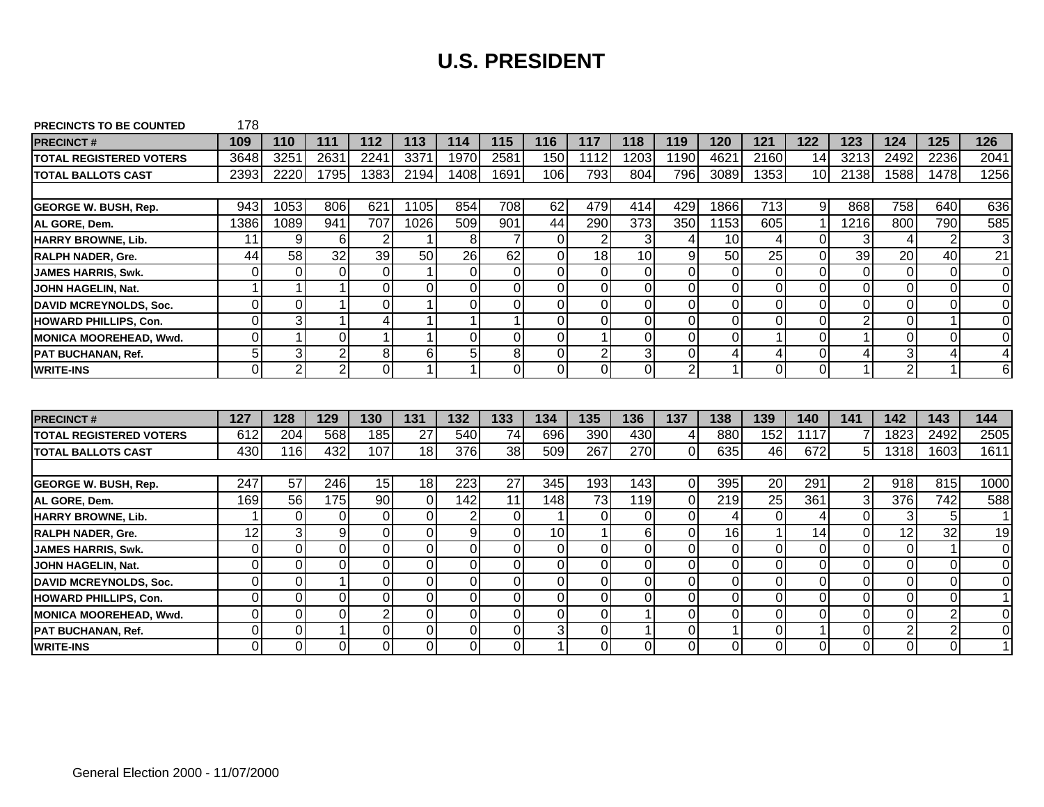# U.S. PRESIDENT

| PRECINCTS TO BE COUNTED | 178 | | | | | | | | | | | | | | | | | |
|---|---|---|---|---|---|---|---|---|---|---|---|---|---|---|---|---|---|---|
| **PRECINCT #** | **109** | **110** | **111** | **112** | **113** | **114** | **115** | **116** | **117** | **118** | **119** | **120** | **121** | **122** | **123** | **124** | **125** | **126** |
| **TOTAL REGISTERED VOTERS** | 3648 | 3251 | 2631 | 2241 | 3371 | 1970 | 2581 | 150 | 1112 | 1203 | 1190 | 4621 | 2160 | 14 | 3213 | 2492 | 2236 | 2041 |
| **TOTAL BALLOTS CAST** | 2393 | 2220 | 1795 | 1383 | 2194 | 1408 | 1691 | 106 | 793 | 804 | 796 | 3089 | 1353 | 10 | 2138 | 1588 | 1478 | 1256 |
| | | | | | | | | | | | | | | | | | | |
| **GEORGE W. BUSH, Rep.** | 943 | 1053 | 806 | 621 | 1105 | 854 | 708 | 62 | 479 | 414 | 429 | 1866 | 713 | 9 | 868 | 758 | 640 | 636 |
| **AL GORE, Dem.** | 1386 | 1089 | 941 | 707 | 1026 | 509 | 901 | 44 | 290 | 373 | 350 | 1153 | 605 | 1 | 1216 | 800 | 790 | 585 |
| **HARRY BROWNE, Lib.** | 11 | 9 | 6 | 2 | 1 | 8 | 7 | 0 | 2 | 3 | 4 | 10 | 4 | 0 | 3 | 4 | 2 | 3 |
| **RALPH NADER, Gre.** | 44 | 58 | 32 | 39 | 50 | 26 | 62 | 0 | 18 | 10 | 9 | 50 | 25 | 0 | 39 | 20 | 40 | 21 |
| **JAMES HARRIS, Swk.** | 0 | 0 | 0 | 0 | 1 | 0 | 0 | 0 | 0 | 0 | 0 | 0 | 0 | 0 | 0 | 0 | 0 | 0 |
| **JOHN HAGELIN, Nat.** | 1 | 1 | 1 | 0 | 0 | 0 | 0 | 0 | 0 | 0 | 0 | 0 | 0 | 0 | 0 | 0 | 0 | 0 |
| **DAVID MCREYNOLDS, Soc.** | 0 | 0 | 1 | 0 | 1 | 0 | 0 | 0 | 0 | 0 | 0 | 0 | 0 | 0 | 0 | 0 | 0 | 0 |
| **HOWARD PHILLIPS, Con.** | 0 | 3 | 1 | 4 | 1 | 1 | 1 | 0 | 0 | 0 | 0 | 0 | 0 | 0 | 2 | 0 | 1 | 0 |
| **MONICA MOOREHEAD, Wwd.** | 0 | 1 | 0 | 1 | 1 | 0 | 0 | 0 | 1 | 0 | 0 | 0 | 1 | 0 | 1 | 0 | 0 | 0 |
| **PAT BUCHANAN, Ref.** | 5 | 3 | 2 | 8 | 6 | 5 | 8 | 0 | 2 | 3 | 0 | 4 | 4 | 0 | 4 | 3 | 4 | 4 |
| **WRITE-INS** | 0 | 2 | 2 | 0 | 1 | 1 | 0 | 0 | 0 | 0 | 2 | 1 | 0 | 0 | 1 | 2 | 1 | 6 |

| **PRECINCT #** | **127** | **128** | **129** | **130** | **131** | **132** | **133** | **134** | **135** | **136** | **137** | **138** | **139** | **140** | **141** | **142** | **143** | **144** |
|---|---|---|---|---|---|---|---|---|---|---|---|---|---|---|---|---|---|---|
| **TOTAL REGISTERED VOTERS** | 612 | 204 | 568 | 185 | 27 | 540 | 74 | 696 | 390 | 430 | 4 | 880 | 152 | 1117 | 7 | 1823 | 2492 | 2505 |
| **TOTAL BALLOTS CAST** | 430 | 116 | 432 | 107 | 18 | 376 | 38 | 509 | 267 | 270 | 0 | 635 | 46 | 672 | 5 | 1318 | 1603 | 1611 |
| | | | | | | | | | | | | | | | | | | |
| **GEORGE W. BUSH, Rep.** | 247 | 57 | 246 | 15 | 18 | 223 | 27 | 345 | 193 | 143 | 0 | 395 | 20 | 291 | 2 | 918 | 815 | 1000 |
| **AL GORE, Dem.** | 169 | 56 | 175 | 90 | 0 | 142 | 11 | 148 | 73 | 119 | 0 | 219 | 25 | 361 | 3 | 376 | 742 | 588 |
| **HARRY BROWNE, Lib.** | 1 | 0 | 0 | 0 | 0 | 2 | 0 | 1 | 0 | 0 | 0 | 4 | 0 | 4 | 0 | 3 | 5 | 1 |
| **RALPH NADER, Gre.** | 12 | 3 | 9 | 0 | 0 | 9 | 0 | 10 | 1 | 6 | 0 | 16 | 1 | 14 | 0 | 12 | 32 | 19 |
| **JAMES HARRIS, Swk.** | 0 | 0 | 0 | 0 | 0 | 0 | 0 | 0 | 0 | 0 | 0 | 0 | 0 | 0 | 0 | 0 | 1 | 0 |
| **JOHN HAGELIN, Nat.** | 0 | 0 | 0 | 0 | 0 | 0 | 0 | 0 | 0 | 0 | 0 | 0 | 0 | 0 | 0 | 0 | 0 | 0 |
| **DAVID MCREYNOLDS, Soc.** | 0 | 0 | 1 | 0 | 0 | 0 | 0 | 0 | 0 | 0 | 0 | 0 | 0 | 0 | 0 | 0 | 0 | 0 |
| **HOWARD PHILLIPS, Con.** | 0 | 0 | 0 | 0 | 0 | 0 | 0 | 0 | 0 | 0 | 0 | 0 | 0 | 0 | 0 | 0 | 0 | 1 |
| **MONICA MOOREHEAD, Wwd.** | 0 | 0 | 0 | 2 | 0 | 0 | 0 | 0 | 0 | 1 | 0 | 0 | 0 | 0 | 0 | 0 | 2 | 0 |
| **PAT BUCHANAN, Ref.** | 0 | 0 | 1 | 0 | 0 | 0 | 0 | 3 | 0 | 1 | 0 | 1 | 0 | 1 | 0 | 2 | 2 | 0 |
| **WRITE-INS** | 0 | 0 | 0 | 0 | 0 | 0 | 0 | 1 | 0 | 0 | 0 | 0 | 0 | 0 | 0 | 0 | 0 | 1 |

General Election 2000 - 11/07/2000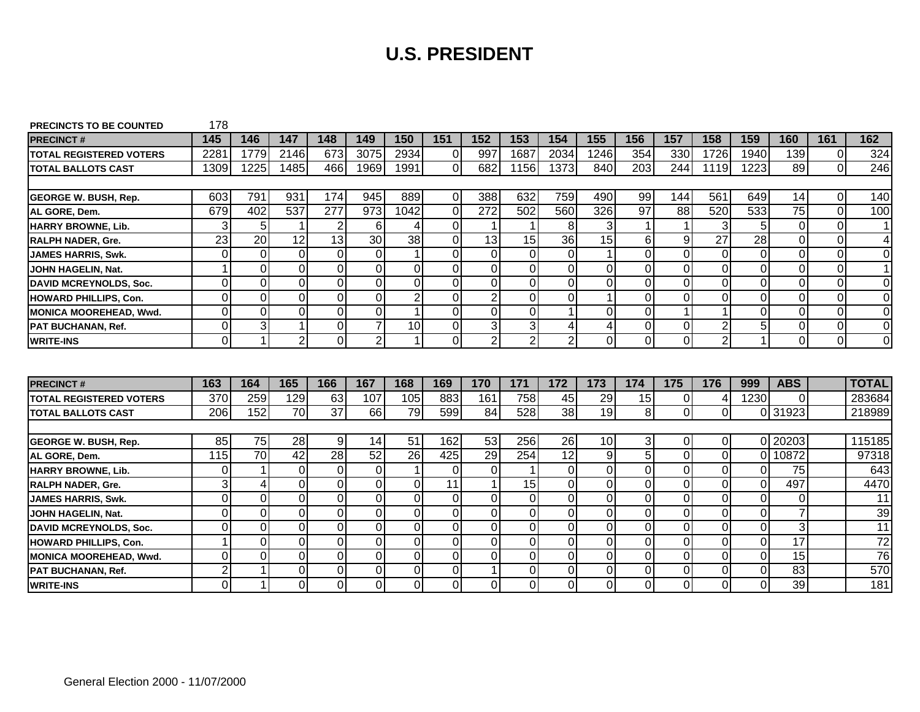# U.S. PRESIDENT

PRECINCTS TO BE COUNTED 178

| PRECINCT # | 145 | 146 | 147 | 148 | 149 | 150 | 151 | 152 | 153 | 154 | 155 | 156 | 157 | 158 | 159 | 160 | 161 | 162 |
|---|---|---|---|---|---|---|---|---|---|---|---|---|---|---|---|---|---|---|
| TOTAL REGISTERED VOTERS | 2281 | 1779 | 2146 | 673 | 3075 | 2934 | 0 | 997 | 1687 | 2034 | 1246 | 354 | 330 | 1726 | 1940 | 139 | 0 | 324 |
| TOTAL BALLOTS CAST | 1309 | 1225 | 1485 | 466 | 1969 | 1991 | 0 | 682 | 1156 | 1373 | 840 | 203 | 244 | 1119 | 1223 | 89 | 0 | 246 |
| | | | | | | | | | | | | | | | | | | |
| GEORGE W. BUSH, Rep. | 603 | 791 | 931 | 174 | 945 | 889 | 0 | 388 | 632 | 759 | 490 | 99 | 144 | 561 | 649 | 14 | 0 | 140 |
| AL GORE, Dem. | 679 | 402 | 537 | 277 | 973 | 1042 | 0 | 272 | 502 | 560 | 326 | 97 | 88 | 520 | 533 | 75 | 0 | 100 |
| HARRY BROWNE, Lib. | 3 | 5 | 1 | 2 | 6 | 4 | 0 | 1 | 1 | 8 | 3 | 1 | 1 | 3 | 5 | 0 | 0 | 1 |
| RALPH NADER, Gre. | 23 | 20 | 12 | 13 | 30 | 38 | 0 | 13 | 15 | 36 | 15 | 6 | 9 | 27 | 28 | 0 | 0 | 4 |
| JAMES HARRIS, Swk. | 0 | 0 | 0 | 0 | 0 | 1 | 0 | 0 | 0 | 0 | 1 | 0 | 0 | 0 | 0 | 0 | 0 | 0 |
| JOHN HAGELIN, Nat. | 1 | 0 | 0 | 0 | 0 | 0 | 0 | 0 | 0 | 0 | 0 | 0 | 0 | 0 | 0 | 0 | 0 | 1 |
| DAVID MCREYNOLDS, Soc. | 0 | 0 | 0 | 0 | 0 | 0 | 0 | 0 | 0 | 0 | 0 | 0 | 0 | 0 | 0 | 0 | 0 | 0 |
| HOWARD PHILLIPS, Con. | 0 | 0 | 0 | 0 | 0 | 2 | 0 | 2 | 0 | 0 | 1 | 0 | 0 | 0 | 0 | 0 | 0 | 0 |
| MONICA MOOREHEAD, Wwd. | 0 | 0 | 0 | 0 | 0 | 1 | 0 | 0 | 0 | 1 | 0 | 0 | 1 | 1 | 0 | 0 | 0 | 0 |
| PAT BUCHANAN, Ref. | 0 | 3 | 1 | 0 | 7 | 10 | 0 | 3 | 3 | 4 | 4 | 0 | 0 | 2 | 5 | 0 | 0 | 0 |
| WRITE-INS | 0 | 1 | 2 | 0 | 2 | 1 | 0 | 2 | 2 | 2 | 0 | 0 | 0 | 2 | 1 | 0 | 0 | 0 |

| PRECINCT # | 163 | 164 | 165 | 166 | 167 | 168 | 169 | 170 | 171 | 172 | 173 | 174 | 175 | 176 | 999 | ABS | | TOTAL |
|---|---|---|---|---|---|---|---|---|---|---|---|---|---|---|---|---|---|---|
| TOTAL REGISTERED VOTERS | 370 | 259 | 129 | 63 | 107 | 105 | 883 | 161 | 758 | 45 | 29 | 15 | 0 | 4 | 1230 | 0 | | 283684 |
| TOTAL BALLOTS CAST | 206 | 152 | 70 | 37 | 66 | 79 | 599 | 84 | 528 | 38 | 19 | 8 | 0 | 0 | 0 | 31923 | | 218989 |
| | | | | | | | | | | | | | | | | | | |
| GEORGE W. BUSH, Rep. | 85 | 75 | 28 | 9 | 14 | 51 | 162 | 53 | 256 | 26 | 10 | 3 | 0 | 0 | 0 | 20203 | | 115185 |
| AL GORE, Dem. | 115 | 70 | 42 | 28 | 52 | 26 | 425 | 29 | 254 | 12 | 9 | 5 | 0 | 0 | 0 | 10872 | | 97318 |
| HARRY BROWNE, Lib. | 0 | 1 | 0 | 0 | 0 | 1 | 0 | 0 | 1 | 0 | 0 | 0 | 0 | 0 | 0 | 75 | | 643 |
| RALPH NADER, Gre. | 3 | 4 | 0 | 0 | 0 | 0 | 11 | 1 | 15 | 0 | 0 | 0 | 0 | 0 | 0 | 497 | | 4470 |
| JAMES HARRIS, Swk. | 0 | 0 | 0 | 0 | 0 | 0 | 0 | 0 | 0 | 0 | 0 | 0 | 0 | 0 | 0 | 0 | | 11 |
| JOHN HAGELIN, Nat. | 0 | 0 | 0 | 0 | 0 | 0 | 0 | 0 | 0 | 0 | 0 | 0 | 0 | 0 | 0 | 7 | | 39 |
| DAVID MCREYNOLDS, Soc. | 0 | 0 | 0 | 0 | 0 | 0 | 0 | 0 | 0 | 0 | 0 | 0 | 0 | 0 | 0 | 3 | | 11 |
| HOWARD PHILLIPS, Con. | 1 | 0 | 0 | 0 | 0 | 0 | 0 | 0 | 0 | 0 | 0 | 0 | 0 | 0 | 0 | 17 | | 72 |
| MONICA MOOREHEAD, Wwd. | 0 | 0 | 0 | 0 | 0 | 0 | 0 | 0 | 0 | 0 | 0 | 0 | 0 | 0 | 0 | 15 | | 76 |
| PAT BUCHANAN, Ref. | 2 | 1 | 0 | 0 | 0 | 0 | 0 | 1 | 0 | 0 | 0 | 0 | 0 | 0 | 0 | 83 | | 570 |
| WRITE-INS | 0 | 1 | 0 | 0 | 0 | 0 | 0 | 0 | 0 | 0 | 0 | 0 | 0 | 0 | 0 | 39 | | 181 |

General Election 2000 - 11/07/2000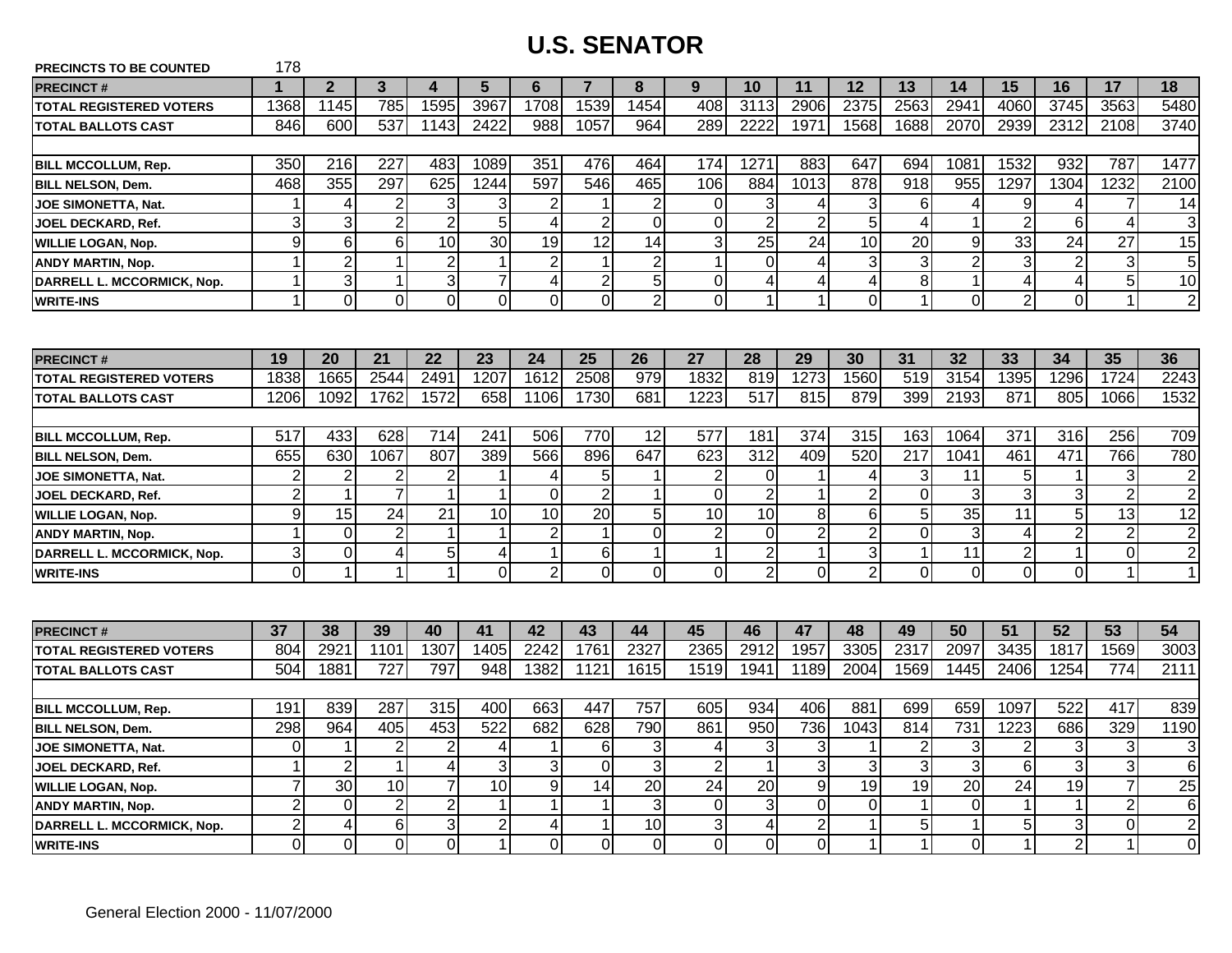# U.S. SENATOR

PRECINCTS TO BE COUNTED 178

| PRECINCT # | 1 | 2 | 3 | 4 | 5 | 6 | 7 | 8 | 9 | 10 | 11 | 12 | 13 | 14 | 15 | 16 | 17 | 18 |
|---|---|---|---|---|---|---|---|---|---|---|---|---|---|---|---|---|---|---|
| TOTAL REGISTERED VOTERS | 1368 | 1145 | 785 | 1595 | 3967 | 1708 | 1539 | 1454 | 408 | 3113 | 2906 | 2375 | 2563 | 2941 | 4060 | 3745 | 3563 | 5480 |
| TOTAL BALLOTS CAST | 846 | 600 | 537 | 1143 | 2422 | 988 | 1057 | 964 | 289 | 2222 | 1971 | 1568 | 1688 | 2070 | 2939 | 2312 | 2108 | 3740 |
| BILL MCCOLLUM, Rep. | 350 | 216 | 227 | 483 | 1089 | 351 | 476 | 464 | 174 | 1271 | 883 | 647 | 694 | 1081 | 1532 | 932 | 787 | 1477 |
| BILL NELSON, Dem. | 468 | 355 | 297 | 625 | 1244 | 597 | 546 | 465 | 106 | 884 | 1013 | 878 | 918 | 955 | 1297 | 1304 | 1232 | 2100 |
| JOE SIMONETTA, Nat. | 1 | 4 | 2 | 3 | 3 | 2 | 1 | 2 | 0 | 3 | 4 | 3 | 6 | 4 | 9 | 4 | 7 | 14 |
| JOEL DECKARD, Ref. | 3 | 3 | 2 | 2 | 5 | 4 | 2 | 0 | 0 | 2 | 2 | 5 | 4 | 1 | 2 | 6 | 4 | 3 |
| WILLIE LOGAN, Nop. | 9 | 6 | 6 | 10 | 30 | 19 | 12 | 14 | 3 | 25 | 24 | 10 | 20 | 9 | 33 | 24 | 27 | 15 |
| ANDY MARTIN, Nop. | 1 | 2 | 1 | 2 | 1 | 2 | 1 | 2 | 1 | 0 | 4 | 3 | 3 | 2 | 3 | 2 | 3 | 5 |
| DARRELL L. MCCORMICK, Nop. | 1 | 3 | 1 | 3 | 7 | 4 | 2 | 5 | 0 | 4 | 4 | 4 | 8 | 1 | 4 | 4 | 5 | 10 |
| WRITE-INS | 1 | 0 | 0 | 0 | 0 | 0 | 0 | 2 | 0 | 1 | 1 | 0 | 1 | 0 | 2 | 0 | 1 | 2 |

| PRECINCT # | 19 | 20 | 21 | 22 | 23 | 24 | 25 | 26 | 27 | 28 | 29 | 30 | 31 | 32 | 33 | 34 | 35 | 36 |
|---|---|---|---|---|---|---|---|---|---|---|---|---|---|---|---|---|---|---|
| TOTAL REGISTERED VOTERS | 1838 | 1665 | 2544 | 2491 | 1207 | 1612 | 2508 | 979 | 1832 | 819 | 1273 | 1560 | 519 | 3154 | 1395 | 1296 | 1724 | 2243 |
| TOTAL BALLOTS CAST | 1206 | 1092 | 1762 | 1572 | 658 | 1106 | 1730 | 681 | 1223 | 517 | 815 | 879 | 399 | 2193 | 871 | 805 | 1066 | 1532 |
| BILL MCCOLLUM, Rep. | 517 | 433 | 628 | 714 | 241 | 506 | 770 | 12 | 577 | 181 | 374 | 315 | 163 | 1064 | 371 | 316 | 256 | 709 |
| BILL NELSON, Dem. | 655 | 630 | 1067 | 807 | 389 | 566 | 896 | 647 | 623 | 312 | 409 | 520 | 217 | 1041 | 461 | 471 | 766 | 780 |
| JOE SIMONETTA, Nat. | 2 | 2 | 2 | 2 | 1 | 4 | 5 | 1 | 2 | 0 | 1 | 4 | 3 | 11 | 5 | 1 | 3 | 2 |
| JOEL DECKARD, Ref. | 2 | 1 | 7 | 1 | 1 | 0 | 2 | 1 | 0 | 2 | 1 | 2 | 0 | 3 | 3 | 3 | 2 | 2 |
| WILLIE LOGAN, Nop. | 9 | 15 | 24 | 21 | 10 | 10 | 20 | 5 | 10 | 10 | 8 | 6 | 5 | 35 | 11 | 5 | 13 | 12 |
| ANDY MARTIN, Nop. | 1 | 0 | 2 | 1 | 1 | 2 | 1 | 0 | 2 | 0 | 2 | 2 | 0 | 3 | 4 | 2 | 2 | 2 |
| DARRELL L. MCCORMICK, Nop. | 3 | 0 | 4 | 5 | 4 | 1 | 6 | 1 | 1 | 2 | 1 | 3 | 1 | 11 | 2 | 1 | 0 | 2 |
| WRITE-INS | 0 | 1 | 1 | 1 | 0 | 2 | 0 | 0 | 0 | 2 | 0 | 2 | 0 | 0 | 0 | 0 | 1 | 1 |

| PRECINCT # | 37 | 38 | 39 | 40 | 41 | 42 | 43 | 44 | 45 | 46 | 47 | 48 | 49 | 50 | 51 | 52 | 53 | 54 |
|---|---|---|---|---|---|---|---|---|---|---|---|---|---|---|---|---|---|---|
| TOTAL REGISTERED VOTERS | 804 | 2921 | 1101 | 1307 | 1405 | 2242 | 1761 | 2327 | 2365 | 2912 | 1957 | 3305 | 2317 | 2097 | 3435 | 1817 | 1569 | 3003 |
| TOTAL BALLOTS CAST | 504 | 1881 | 727 | 797 | 948 | 1382 | 1121 | 1615 | 1519 | 1941 | 1189 | 2004 | 1569 | 1445 | 2406 | 1254 | 774 | 2111 |
| BILL MCCOLLUM, Rep. | 191 | 839 | 287 | 315 | 400 | 663 | 447 | 757 | 605 | 934 | 406 | 881 | 699 | 659 | 1097 | 522 | 417 | 839 |
| BILL NELSON, Dem. | 298 | 964 | 405 | 453 | 522 | 682 | 628 | 790 | 861 | 950 | 736 | 1043 | 814 | 731 | 1223 | 686 | 329 | 1190 |
| JOE SIMONETTA, Nat. | 0 | 1 | 2 | 2 | 4 | 1 | 6 | 3 | 4 | 3 | 3 | 1 | 2 | 3 | 2 | 3 | 3 | 3 |
| JOEL DECKARD, Ref. | 1 | 2 | 1 | 4 | 3 | 3 | 0 | 3 | 2 | 1 | 3 | 3 | 3 | 3 | 6 | 3 | 3 | 6 |
| WILLIE LOGAN, Nop. | 7 | 30 | 10 | 7 | 10 | 9 | 14 | 20 | 24 | 20 | 9 | 19 | 19 | 20 | 24 | 19 | 7 | 25 |
| ANDY MARTIN, Nop. | 2 | 0 | 2 | 2 | 1 | 1 | 1 | 3 | 0 | 3 | 0 | 0 | 1 | 0 | 1 | 1 | 2 | 6 |
| DARRELL L. MCCORMICK, Nop. | 2 | 4 | 6 | 3 | 2 | 4 | 1 | 10 | 3 | 4 | 2 | 1 | 5 | 1 | 5 | 3 | 0 | 2 |
| WRITE-INS | 0 | 0 | 0 | 0 | 1 | 0 | 0 | 0 | 0 | 0 | 0 | 1 | 1 | 0 | 1 | 2 | 1 | 0 |

General Election 2000 - 11/07/2000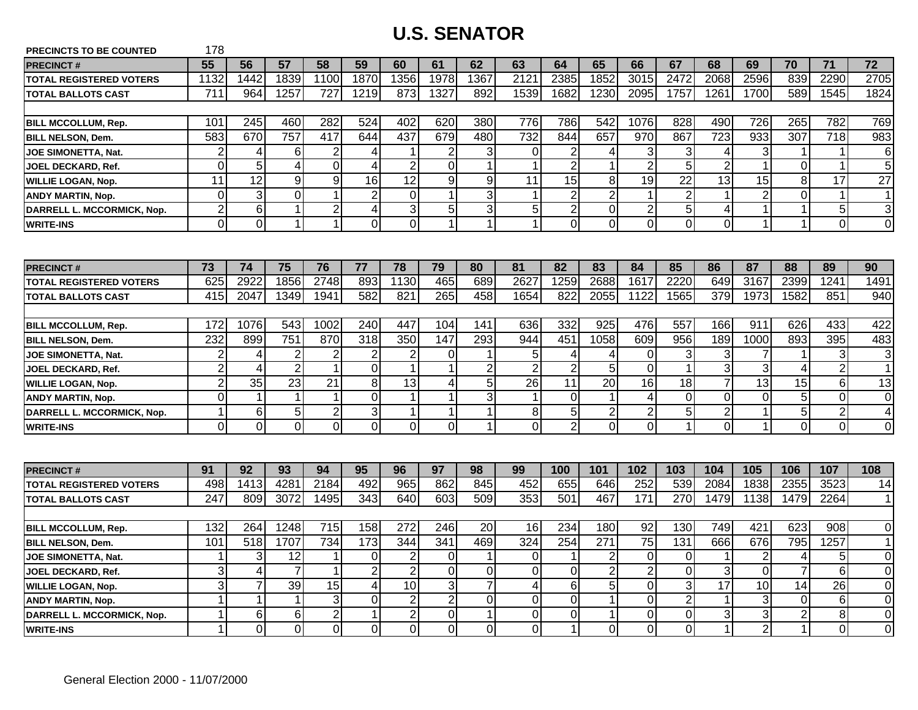# U.S. SENATOR

PRECINCTS TO BE COUNTED 178

| PRECINCT # | 55 | 56 | 57 | 58 | 59 | 60 | 61 | 62 | 63 | 64 | 65 | 66 | 67 | 68 | 69 | 70 | 71 | 72 |
|---|---|---|---|---|---|---|---|---|---|---|---|---|---|---|---|---|---|---|
| TOTAL REGISTERED VOTERS | 1132 | 1442 | 1839 | 1100 | 1870 | 1356 | 1978 | 1367 | 2121 | 2385 | 1852 | 3015 | 2472 | 2068 | 2596 | 839 | 2290 | 2705 |
| TOTAL BALLOTS CAST | 711 | 964 | 1257 | 727 | 1219 | 873 | 1327 | 892 | 1539 | 1682 | 1230 | 2095 | 1757 | 1261 | 1700 | 589 | 1545 | 1824 |
| | | | | | | | | | | | | | | | | | | |
| BILL MCCOLLUM, Rep. | 101 | 245 | 460 | 282 | 524 | 402 | 620 | 380 | 776 | 786 | 542 | 1076 | 828 | 490 | 726 | 265 | 782 | 769 |
| BILL NELSON, Dem. | 583 | 670 | 757 | 417 | 644 | 437 | 679 | 480 | 732 | 844 | 657 | 970 | 867 | 723 | 933 | 307 | 718 | 983 |
| JOE SIMONETTA, Nat. | 2 | 4 | 6 | 2 | 4 | 1 | 2 | 3 | 0 | 2 | 4 | 3 | 3 | 4 | 3 | 1 | 1 | 6 |
| JOEL DECKARD, Ref. | 0 | 5 | 4 | 0 | 4 | 2 | 0 | 1 | 1 | 2 | 1 | 2 | 5 | 2 | 1 | 0 | 1 | 5 |
| WILLIE LOGAN, Nop. | 11 | 12 | 9 | 9 | 16 | 12 | 9 | 9 | 11 | 15 | 8 | 19 | 22 | 13 | 15 | 8 | 17 | 27 |
| ANDY MARTIN, Nop. | 0 | 3 | 0 | 1 | 2 | 0 | 1 | 3 | 1 | 2 | 2 | 1 | 2 | 1 | 2 | 0 | 1 | 1 |
| DARRELL L. MCCORMICK, Nop. | 2 | 6 | 1 | 2 | 4 | 3 | 5 | 3 | 5 | 2 | 0 | 2 | 5 | 4 | 1 | 1 | 5 | 3 |
| WRITE-INS | 0 | 0 | 1 | 1 | 0 | 0 | 1 | 1 | 1 | 0 | 0 | 0 | 0 | 0 | 1 | 1 | 0 | 0 |

| PRECINCT # | 73 | 74 | 75 | 76 | 77 | 78 | 79 | 80 | 81 | 82 | 83 | 84 | 85 | 86 | 87 | 88 | 89 | 90 |
|---|---|---|---|---|---|---|---|---|---|---|---|---|---|---|---|---|---|---|
| TOTAL REGISTERED VOTERS | 625 | 2922 | 1856 | 2748 | 893 | 1130 | 465 | 689 | 2627 | 1259 | 2688 | 1617 | 2220 | 649 | 3167 | 2399 | 1241 | 1491 |
| TOTAL BALLOTS CAST | 415 | 2047 | 1349 | 1941 | 582 | 821 | 265 | 458 | 1654 | 822 | 2055 | 1122 | 1565 | 379 | 1973 | 1582 | 851 | 940 |
| | | | | | | | | | | | | | | | | | | |
| BILL MCCOLLUM, Rep. | 172 | 1076 | 543 | 1002 | 240 | 447 | 104 | 141 | 636 | 332 | 925 | 476 | 557 | 166 | 911 | 626 | 433 | 422 |
| BILL NELSON, Dem. | 232 | 899 | 751 | 870 | 318 | 350 | 147 | 293 | 944 | 451 | 1058 | 609 | 956 | 189 | 1000 | 893 | 395 | 483 |
| JOE SIMONETTA, Nat. | 2 | 4 | 2 | 2 | 2 | 2 | 0 | 1 | 5 | 4 | 4 | 0 | 3 | 3 | 7 | 1 | 3 | 3 |
| JOEL DECKARD, Ref. | 2 | 4 | 2 | 1 | 0 | 1 | 1 | 2 | 2 | 2 | 5 | 0 | 1 | 3 | 3 | 4 | 2 | 1 |
| WILLIE LOGAN, Nop. | 2 | 35 | 23 | 21 | 8 | 13 | 4 | 5 | 26 | 11 | 20 | 16 | 18 | 7 | 13 | 15 | 6 | 13 |
| ANDY MARTIN, Nop. | 0 | 1 | 1 | 1 | 0 | 1 | 1 | 3 | 1 | 0 | 1 | 4 | 0 | 0 | 0 | 5 | 0 | 0 |
| DARRELL L. MCCORMICK, Nop. | 1 | 6 | 5 | 2 | 3 | 1 | 1 | 1 | 8 | 5 | 2 | 2 | 5 | 2 | 1 | 5 | 2 | 4 |
| WRITE-INS | 0 | 0 | 0 | 0 | 0 | 0 | 0 | 1 | 0 | 2 | 0 | 0 | 1 | 0 | 1 | 0 | 0 | 0 |

| PRECINCT # | 91 | 92 | 93 | 94 | 95 | 96 | 97 | 98 | 99 | 100 | 101 | 102 | 103 | 104 | 105 | 106 | 107 | 108 |
|---|---|---|---|---|---|---|---|---|---|---|---|---|---|---|---|---|---|---|
| TOTAL REGISTERED VOTERS | 498 | 1413 | 4281 | 2184 | 492 | 965 | 862 | 845 | 452 | 655 | 646 | 252 | 539 | 2084 | 1838 | 2355 | 3523 | 14 |
| TOTAL BALLOTS CAST | 247 | 809 | 3072 | 1495 | 343 | 640 | 603 | 509 | 353 | 501 | 467 | 171 | 270 | 1479 | 1138 | 1479 | 2264 | 1 |
| | | | | | | | | | | | | | | | | | | |
| BILL MCCOLLUM, Rep. | 132 | 264 | 1248 | 715 | 158 | 272 | 246 | 20 | 16 | 234 | 180 | 92 | 130 | 749 | 421 | 623 | 908 | 0 |
| BILL NELSON, Dem. | 101 | 518 | 1707 | 734 | 173 | 344 | 341 | 469 | 324 | 254 | 271 | 75 | 131 | 666 | 676 | 795 | 1257 | 1 |
| JOE SIMONETTA, Nat. | 1 | 3 | 12 | 1 | 0 | 2 | 0 | 1 | 0 | 1 | 2 | 0 | 0 | 1 | 2 | 4 | 5 | 0 |
| JOEL DECKARD, Ref. | 3 | 4 | 7 | 1 | 2 | 2 | 0 | 0 | 0 | 0 | 2 | 2 | 0 | 3 | 0 | 7 | 6 | 0 |
| WILLIE LOGAN, Nop. | 3 | 7 | 39 | 15 | 4 | 10 | 3 | 7 | 4 | 6 | 5 | 0 | 3 | 17 | 10 | 14 | 26 | 0 |
| ANDY MARTIN, Nop. | 1 | 1 | 1 | 3 | 0 | 2 | 2 | 0 | 0 | 0 | 1 | 0 | 2 | 1 | 3 | 0 | 6 | 0 |
| DARRELL L. MCCORMICK, Nop. | 1 | 6 | 6 | 2 | 1 | 2 | 0 | 1 | 0 | 0 | 1 | 0 | 0 | 3 | 3 | 2 | 8 | 0 |
| WRITE-INS | 1 | 0 | 0 | 0 | 0 | 0 | 0 | 0 | 0 | 1 | 0 | 0 | 0 | 1 | 2 | 1 | 0 | 0 |

General Election 2000 - 11/07/2000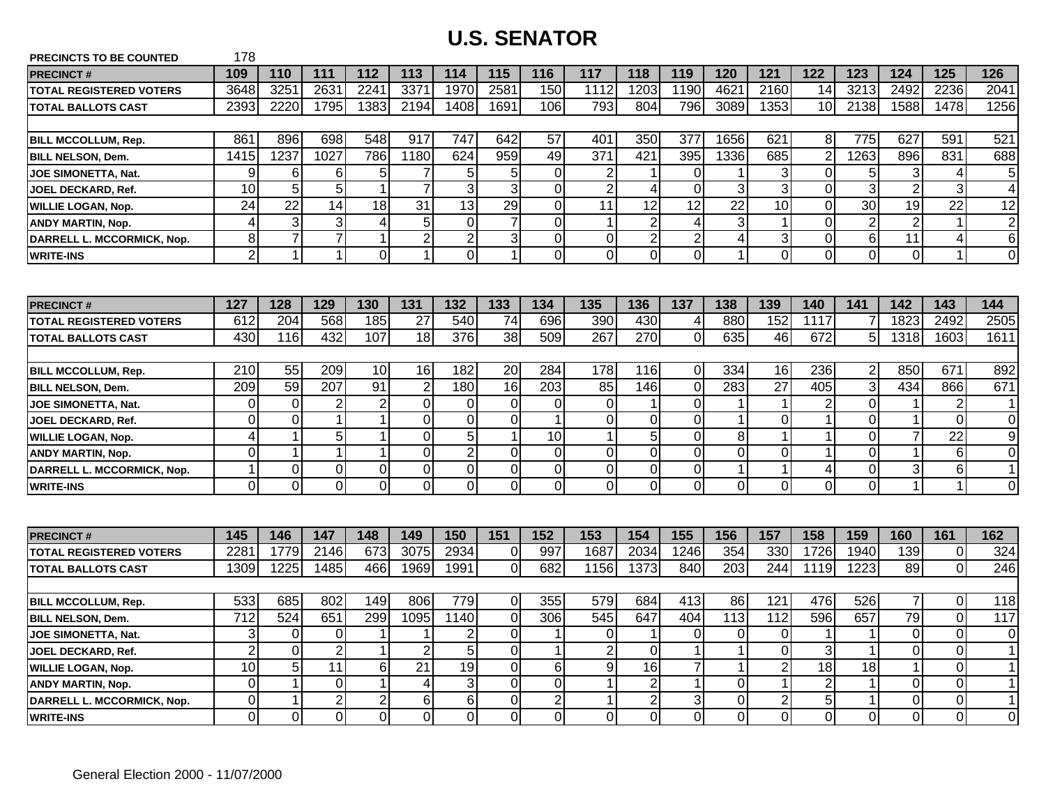# U.S. SENATOR

PRECINCTS TO BE COUNTED 178

| PRECINCT # | 109 | 110 | 111 | 112 | 113 | 114 | 115 | 116 | 117 | 118 | 119 | 120 | 121 | 122 | 123 | 124 | 125 | 126 |
|---|---|---|---|---|---|---|---|---|---|---|---|---|---|---|---|---|---|---|
| TOTAL REGISTERED VOTERS | 3648 | 3251 | 2631 | 2241 | 3371 | 1970 | 2581 | 150 | 1112 | 1203 | 1190 | 4621 | 2160 | 14 | 3213 | 2492 | 2236 | 2041 |
| TOTAL BALLOTS CAST | 2393 | 2220 | 1795 | 1383 | 2194 | 1408 | 1691 | 106 | 793 | 804 | 796 | 3089 | 1353 | 10 | 2138 | 1588 | 1478 | 1256 |
| | | | | | | | | | | | | | | | | | | |
| BILL MCCOLLUM, Rep. | 861 | 896 | 698 | 548 | 917 | 747 | 642 | 57 | 401 | 350 | 377 | 1656 | 621 | 8 | 775 | 627 | 591 | 521 |
| BILL NELSON, Dem. | 1415 | 1237 | 1027 | 786 | 1180 | 624 | 959 | 49 | 371 | 421 | 395 | 1336 | 685 | 2 | 1263 | 896 | 831 | 688 |
| JOE SIMONETTA, Nat. | 9 | 6 | 6 | 5 | 7 | 5 | 5 | 0 | 2 | 1 | 0 | 1 | 3 | 0 | 5 | 3 | 4 | 5 |
| JOEL DECKARD, Ref. | 10 | 5 | 5 | 1 | 7 | 3 | 3 | 0 | 2 | 4 | 0 | 3 | 3 | 0 | 3 | 2 | 3 | 4 |
| WILLIE LOGAN, Nop. | 24 | 22 | 14 | 18 | 31 | 13 | 29 | 0 | 11 | 12 | 12 | 22 | 10 | 0 | 30 | 19 | 22 | 12 |
| ANDY MARTIN, Nop. | 4 | 3 | 3 | 4 | 5 | 0 | 7 | 0 | 1 | 2 | 4 | 3 | 1 | 0 | 2 | 2 | 1 | 2 |
| DARRELL L. MCCORMICK, Nop. | 8 | 7 | 7 | 1 | 2 | 2 | 3 | 0 | 0 | 2 | 2 | 4 | 3 | 0 | 6 | 11 | 4 | 6 |
| WRITE-INS | 2 | 1 | 1 | 0 | 1 | 0 | 1 | 0 | 0 | 0 | 0 | 1 | 0 | 0 | 0 | 0 | 1 | 0 |

| PRECINCT # | 127 | 128 | 129 | 130 | 131 | 132 | 133 | 134 | 135 | 136 | 137 | 138 | 139 | 140 | 141 | 142 | 143 | 144 |
|---|---|---|---|---|---|---|---|---|---|---|---|---|---|---|---|---|---|---|
| TOTAL REGISTERED VOTERS | 612 | 204 | 568 | 185 | 27 | 540 | 74 | 696 | 390 | 430 | 4 | 880 | 152 | 1117 | 7 | 1823 | 2492 | 2505 |
| TOTAL BALLOTS CAST | 430 | 116 | 432 | 107 | 18 | 376 | 38 | 509 | 267 | 270 | 0 | 635 | 46 | 672 | 5 | 1318 | 1603 | 1611 |
| | | | | | | | | | | | | | | | | | | |
| BILL MCCOLLUM, Rep. | 210 | 55 | 209 | 10 | 16 | 182 | 20 | 284 | 178 | 116 | 0 | 334 | 16 | 236 | 2 | 850 | 671 | 892 |
| BILL NELSON, Dem. | 209 | 59 | 207 | 91 | 2 | 180 | 16 | 203 | 85 | 146 | 0 | 283 | 27 | 405 | 3 | 434 | 866 | 671 |
| JOE SIMONETTA, Nat. | 0 | 0 | 2 | 2 | 0 | 0 | 0 | 0 | 0 | 1 | 0 | 1 | 1 | 2 | 0 | 1 | 2 | 1 |
| JOEL DECKARD, Ref. | 0 | 0 | 1 | 1 | 0 | 0 | 0 | 1 | 0 | 0 | 0 | 1 | 0 | 1 | 0 | 1 | 0 | 0 |
| WILLIE LOGAN, Nop. | 4 | 1 | 5 | 1 | 0 | 5 | 1 | 10 | 1 | 5 | 0 | 8 | 1 | 1 | 0 | 7 | 22 | 9 |
| ANDY MARTIN, Nop. | 0 | 1 | 1 | 1 | 0 | 2 | 0 | 0 | 0 | 0 | 0 | 0 | 0 | 1 | 0 | 1 | 6 | 0 |
| DARRELL L. MCCORMICK, Nop. | 1 | 0 | 0 | 0 | 0 | 0 | 0 | 0 | 0 | 0 | 0 | 1 | 1 | 4 | 0 | 3 | 6 | 1 |
| WRITE-INS | 0 | 0 | 0 | 0 | 0 | 0 | 0 | 0 | 0 | 0 | 0 | 0 | 0 | 0 | 0 | 1 | 1 | 0 |

| PRECINCT # | 145 | 146 | 147 | 148 | 149 | 150 | 151 | 152 | 153 | 154 | 155 | 156 | 157 | 158 | 159 | 160 | 161 | 162 |
|---|---|---|---|---|---|---|---|---|---|---|---|---|---|---|---|---|---|---|
| TOTAL REGISTERED VOTERS | 2281 | 1779 | 2146 | 673 | 3075 | 2934 | 0 | 997 | 1687 | 2034 | 1246 | 354 | 330 | 1726 | 1940 | 139 | 0 | 324 |
| TOTAL BALLOTS CAST | 1309 | 1225 | 1485 | 466 | 1969 | 1991 | 0 | 682 | 1156 | 1373 | 840 | 203 | 244 | 1119 | 1223 | 89 | 0 | 246 |
| | | | | | | | | | | | | | | | | | | |
| BILL MCCOLLUM, Rep. | 533 | 685 | 802 | 149 | 806 | 779 | 0 | 355 | 579 | 684 | 413 | 86 | 121 | 476 | 526 | 7 | 0 | 118 |
| BILL NELSON, Dem. | 712 | 524 | 651 | 299 | 1095 | 1140 | 0 | 306 | 545 | 647 | 404 | 113 | 112 | 596 | 657 | 79 | 0 | 117 |
| JOE SIMONETTA, Nat. | 3 | 0 | 0 | 1 | 1 | 2 | 0 | 1 | 0 | 1 | 0 | 0 | 0 | 1 | 1 | 0 | 0 | 0 |
| JOEL DECKARD, Ref. | 2 | 0 | 2 | 1 | 2 | 5 | 0 | 1 | 2 | 0 | 1 | 1 | 0 | 3 | 1 | 0 | 0 | 1 |
| WILLIE LOGAN, Nop. | 10 | 5 | 11 | 6 | 21 | 19 | 0 | 6 | 9 | 16 | 7 | 1 | 2 | 18 | 18 | 1 | 0 | 1 |
| ANDY MARTIN, Nop. | 0 | 1 | 0 | 1 | 4 | 3 | 0 | 0 | 1 | 2 | 1 | 0 | 1 | 2 | 1 | 0 | 0 | 1 |
| DARRELL L. MCCORMICK, Nop. | 0 | 1 | 2 | 2 | 6 | 6 | 0 | 2 | 1 | 2 | 3 | 0 | 2 | 5 | 1 | 0 | 0 | 1 |
| WRITE-INS | 0 | 0 | 0 | 0 | 0 | 0 | 0 | 0 | 0 | 0 | 0 | 0 | 0 | 0 | 0 | 0 | 0 | 0 |

General Election 2000 - 11/07/2000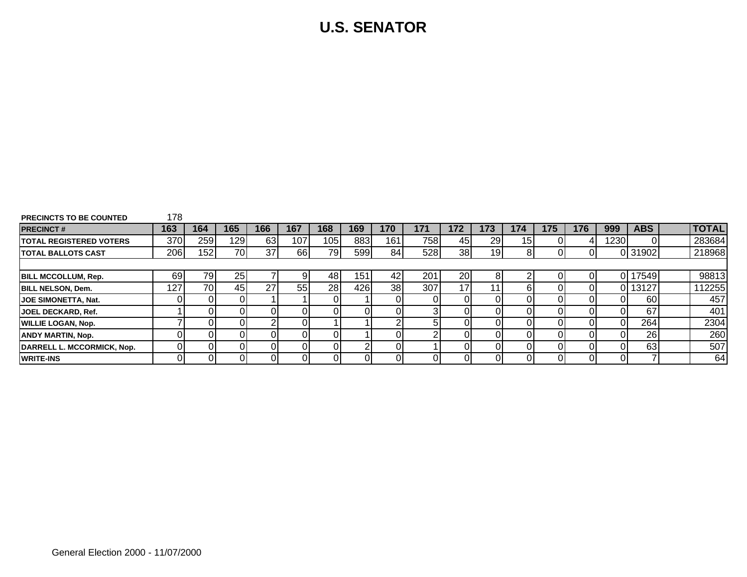# U.S. SENATOR

PRECINCTS TO BE COUNTED 178

| PRECINCT # | 163 | 164 | 165 | 166 | 167 | 168 | 169 | 170 | 171 | 172 | 173 | 174 | 175 | 176 | 999 | ABS | | TOTAL |
|---|---|---|---|---|---|---|---|---|---|---|---|---|---|---|---|---|---|---|
| TOTAL REGISTERED VOTERS | 370 | 259 | 129 | 63 | 107 | 105 | 883 | 161 | 758 | 45 | 29 | 15 | 0 | 4 | 1230 | 0 | | 283684 |
| TOTAL BALLOTS CAST | 206 | 152 | 70 | 37 | 66 | 79 | 599 | 84 | 528 | 38 | 19 | 8 | 0 | 0 | 0 | 31902 | | 218968 |
| | | | | | | | | | | | | | | | | | | |
| BILL MCCOLLUM, Rep. | 69 | 79 | 25 | 7 | 9 | 48 | 151 | 42 | 201 | 20 | 8 | 2 | 0 | 0 | 0 | 17549 | | 98813 |
| BILL NELSON, Dem. | 127 | 70 | 45 | 27 | 55 | 28 | 426 | 38 | 307 | 17 | 11 | 6 | 0 | 0 | 0 | 13127 | | 112255 |
| JOE SIMONETTA, Nat. | 0 | 0 | 0 | 1 | 1 | 0 | 1 | 0 | 0 | 0 | 0 | 0 | 0 | 0 | 0 | 60 | | 457 |
| JOEL DECKARD, Ref. | 1 | 0 | 0 | 0 | 0 | 0 | 0 | 0 | 3 | 0 | 0 | 0 | 0 | 0 | 0 | 67 | | 401 |
| WILLIE LOGAN, Nop. | 7 | 0 | 0 | 2 | 0 | 1 | 1 | 2 | 5 | 0 | 0 | 0 | 0 | 0 | 0 | 264 | | 2304 |
| ANDY MARTIN, Nop. | 0 | 0 | 0 | 0 | 0 | 0 | 1 | 0 | 2 | 0 | 0 | 0 | 0 | 0 | 0 | 26 | | 260 |
| DARRELL L. MCCORMICK, Nop. | 0 | 0 | 0 | 0 | 0 | 0 | 2 | 0 | 1 | 0 | 0 | 0 | 0 | 0 | 0 | 63 | | 507 |
| WRITE-INS | 0 | 0 | 0 | 0 | 0 | 0 | 0 | 0 | 0 | 0 | 0 | 0 | 0 | 0 | 0 | 7 | | 64 |

General Election 2000 - 11/07/2000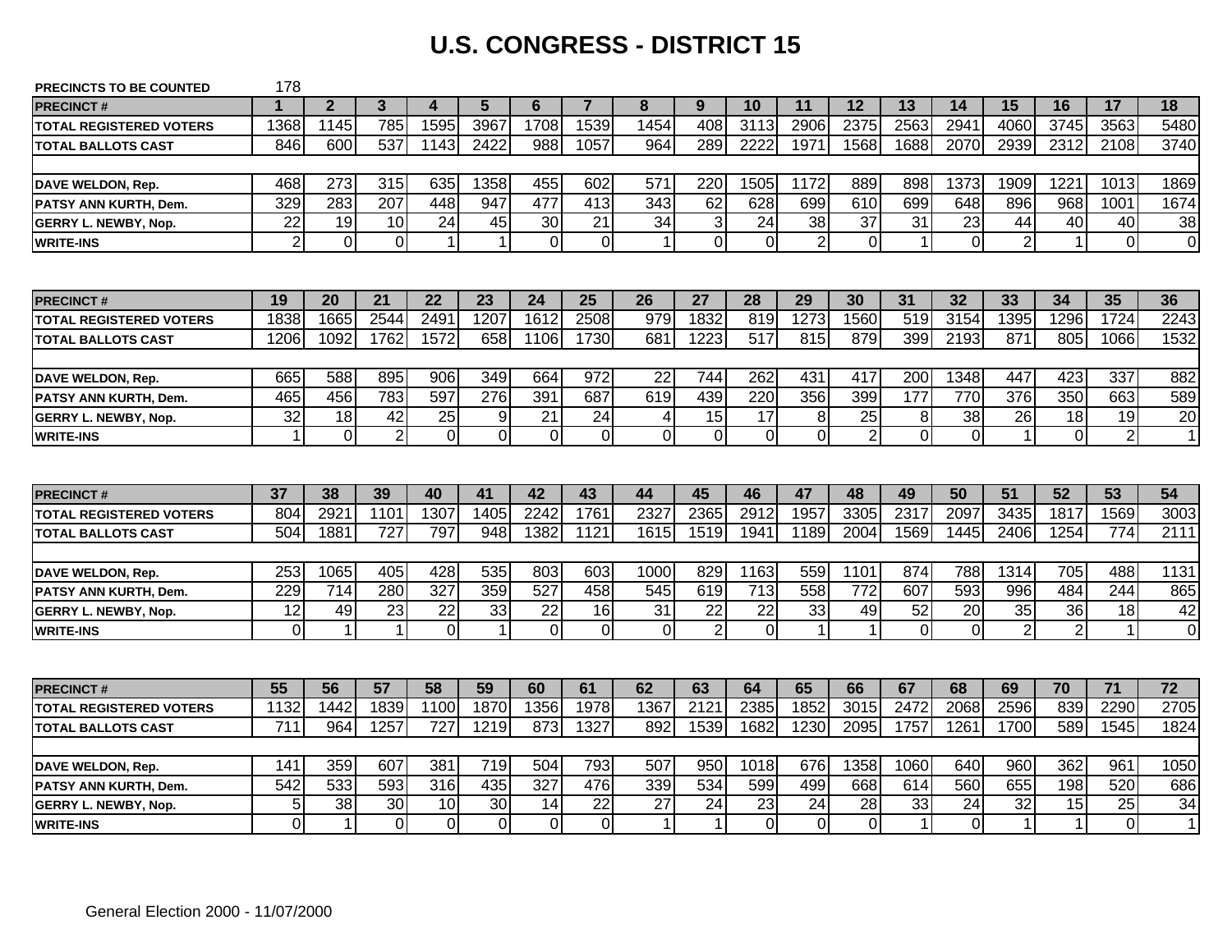# U.S. CONGRESS - DISTRICT 15

**PRECINCTS TO BE COUNTED** 178

| PRECINCT # | 1 | 2 | 3 | 4 | 5 | 6 | 7 | 8 | 9 | 10 | 11 | 12 | 13 | 14 | 15 | 16 | 17 | 18 |
|---|---|---|---|---|---|---|---|---|---|---|---|---|---|---|---|---|---|---|
| TOTAL REGISTERED VOTERS | 1368 | 1145 | 785 | 1595 | 3967 | 1708 | 1539 | 1454 | 408 | 3113 | 2906 | 2375 | 2563 | 2941 | 4060 | 3745 | 3563 | 5480 |
| TOTAL BALLOTS CAST | 846 | 600 | 537 | 1143 | 2422 | 988 | 1057 | 964 | 289 | 2222 | 1971 | 1568 | 1688 | 2070 | 2939 | 2312 | 2108 | 3740 |
| | | | | | | | | | | | | | | | | | | |
| DAVE WELDON, Rep. | 468 | 273 | 315 | 635 | 1358 | 455 | 602 | 571 | 220 | 1505 | 1172 | 889 | 898 | 1373 | 1909 | 1221 | 1013 | 1869 |
| PATSY ANN KURTH, Dem. | 329 | 283 | 207 | 448 | 947 | 477 | 413 | 343 | 62 | 628 | 699 | 610 | 699 | 648 | 896 | 968 | 1001 | 1674 |
| GERRY L. NEWBY, Nop. | 22 | 19 | 10 | 24 | 45 | 30 | 21 | 34 | 3 | 24 | 38 | 37 | 31 | 23 | 44 | 40 | 40 | 38 |
| WRITE-INS | 2 | 0 | 0 | 1 | 1 | 0 | 0 | 1 | 0 | 0 | 2 | 0 | 1 | 0 | 2 | 1 | 0 | 0 |

| PRECINCT # | 19 | 20 | 21 | 22 | 23 | 24 | 25 | 26 | 27 | 28 | 29 | 30 | 31 | 32 | 33 | 34 | 35 | 36 |
|---|---|---|---|---|---|---|---|---|---|---|---|---|---|---|---|---|---|---|
| TOTAL REGISTERED VOTERS | 1838 | 1665 | 2544 | 2491 | 1207 | 1612 | 2508 | 979 | 1832 | 819 | 1273 | 1560 | 519 | 3154 | 1395 | 1296 | 1724 | 2243 |
| TOTAL BALLOTS CAST | 1206 | 1092 | 1762 | 1572 | 658 | 1106 | 1730 | 681 | 1223 | 517 | 815 | 879 | 399 | 2193 | 871 | 805 | 1066 | 1532 |
| | | | | | | | | | | | | | | | | | | |
| DAVE WELDON, Rep. | 665 | 588 | 895 | 906 | 349 | 664 | 972 | 22 | 744 | 262 | 431 | 417 | 200 | 1348 | 447 | 423 | 337 | 882 |
| PATSY ANN KURTH, Dem. | 465 | 456 | 783 | 597 | 276 | 391 | 687 | 619 | 439 | 220 | 356 | 399 | 177 | 770 | 376 | 350 | 663 | 589 |
| GERRY L. NEWBY, Nop. | 32 | 18 | 42 | 25 | 9 | 21 | 24 | 4 | 15 | 17 | 8 | 25 | 8 | 38 | 26 | 18 | 19 | 20 |
| WRITE-INS | 1 | 0 | 2 | 0 | 0 | 0 | 0 | 0 | 0 | 0 | 0 | 2 | 0 | 0 | 1 | 0 | 2 | 1 |

| PRECINCT # | 37 | 38 | 39 | 40 | 41 | 42 | 43 | 44 | 45 | 46 | 47 | 48 | 49 | 50 | 51 | 52 | 53 | 54 |
|---|---|---|---|---|---|---|---|---|---|---|---|---|---|---|---|---|---|---|
| TOTAL REGISTERED VOTERS | 804 | 2921 | 1101 | 1307 | 1405 | 2242 | 1761 | 2327 | 2365 | 2912 | 1957 | 3305 | 2317 | 2097 | 3435 | 1817 | 1569 | 3003 |
| TOTAL BALLOTS CAST | 504 | 1881 | 727 | 797 | 948 | 1382 | 1121 | 1615 | 1519 | 1941 | 1189 | 2004 | 1569 | 1445 | 2406 | 1254 | 774 | 2111 |
| | | | | | | | | | | | | | | | | | | |
| DAVE WELDON, Rep. | 253 | 1065 | 405 | 428 | 535 | 803 | 603 | 1000 | 829 | 1163 | 559 | 1101 | 874 | 788 | 1314 | 705 | 488 | 1131 |
| PATSY ANN KURTH, Dem. | 229 | 714 | 280 | 327 | 359 | 527 | 458 | 545 | 619 | 713 | 558 | 772 | 607 | 593 | 996 | 484 | 244 | 865 |
| GERRY L. NEWBY, Nop. | 12 | 49 | 23 | 22 | 33 | 22 | 16 | 31 | 22 | 22 | 33 | 49 | 52 | 20 | 35 | 36 | 18 | 42 |
| WRITE-INS | 0 | 1 | 1 | 0 | 1 | 0 | 0 | 0 | 2 | 0 | 1 | 1 | 0 | 0 | 2 | 2 | 1 | 0 |

| PRECINCT # | 55 | 56 | 57 | 58 | 59 | 60 | 61 | 62 | 63 | 64 | 65 | 66 | 67 | 68 | 69 | 70 | 71 | 72 |
|---|---|---|---|---|---|---|---|---|---|---|---|---|---|---|---|---|---|---|
| TOTAL REGISTERED VOTERS | 1132 | 1442 | 1839 | 1100 | 1870 | 1356 | 1978 | 1367 | 2121 | 2385 | 1852 | 3015 | 2472 | 2068 | 2596 | 839 | 2290 | 2705 |
| TOTAL BALLOTS CAST | 711 | 964 | 1257 | 727 | 1219 | 873 | 1327 | 892 | 1539 | 1682 | 1230 | 2095 | 1757 | 1261 | 1700 | 589 | 1545 | 1824 |
| | | | | | | | | | | | | | | | | | | |
| DAVE WELDON, Rep. | 141 | 359 | 607 | 381 | 719 | 504 | 793 | 507 | 950 | 1018 | 676 | 1358 | 1060 | 640 | 960 | 362 | 961 | 1050 |
| PATSY ANN KURTH, Dem. | 542 | 533 | 593 | 316 | 435 | 327 | 476 | 339 | 534 | 599 | 499 | 668 | 614 | 560 | 655 | 198 | 520 | 686 |
| GERRY L. NEWBY, Nop. | 5 | 38 | 30 | 10 | 30 | 14 | 22 | 27 | 24 | 23 | 24 | 28 | 33 | 24 | 32 | 15 | 25 | 34 |
| WRITE-INS | 0 | 1 | 0 | 0 | 0 | 0 | 0 | 1 | 1 | 0 | 0 | 0 | 1 | 0 | 1 | 1 | 0 | 1 |

General Election 2000 - 11/07/2000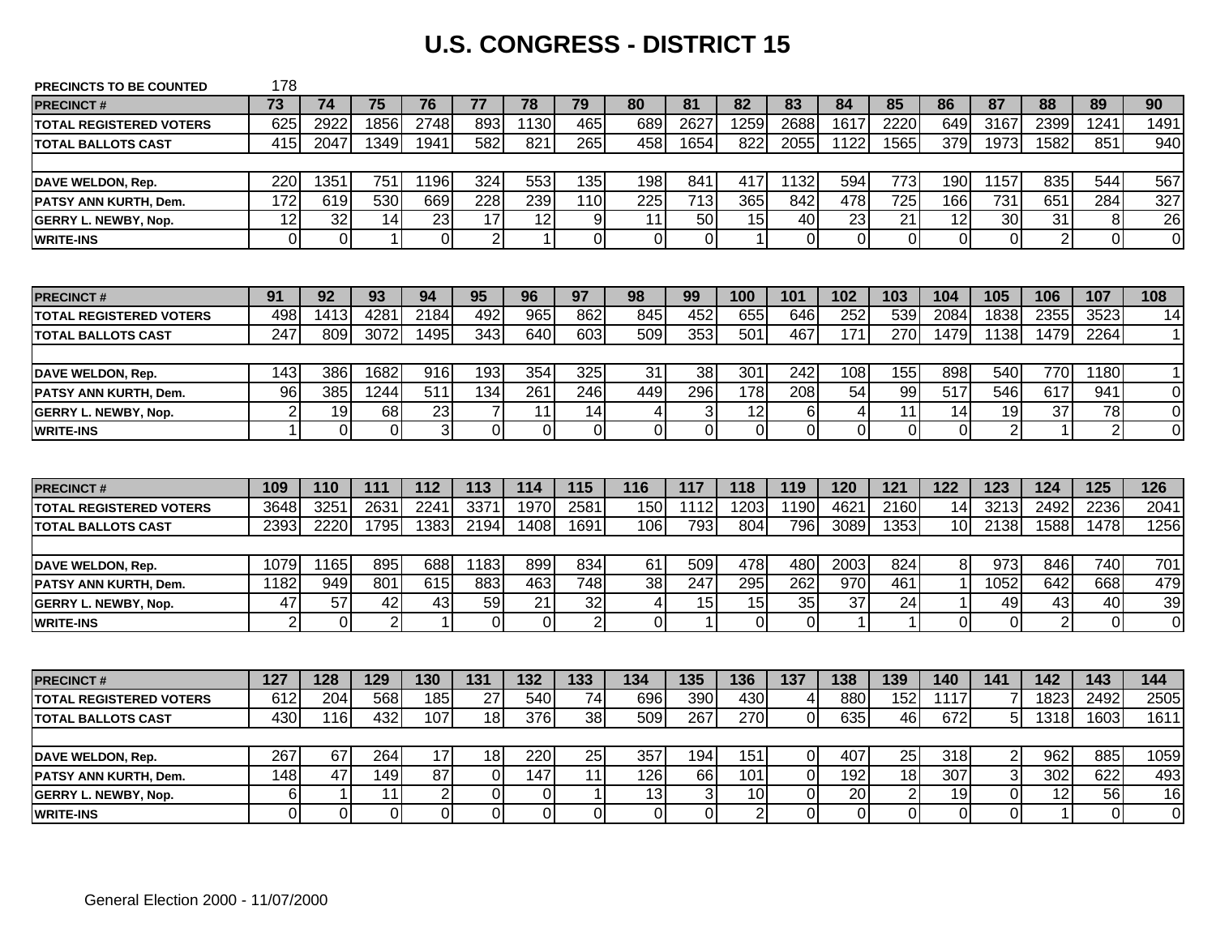# U.S. CONGRESS - DISTRICT 15

**PRECINCTS TO BE COUNTED** 178

| PRECINCT # | 73 | 74 | 75 | 76 | 77 | 78 | 79 | 80 | 81 | 82 | 83 | 84 | 85 | 86 | 87 | 88 | 89 | 90 |
|---|---|---|---|---|---|---|---|---|---|---|---|---|---|---|---|---|---|---|
| TOTAL REGISTERED VOTERS | 625 | 2922 | 1856 | 2748 | 893 | 1130 | 465 | 689 | 2627 | 1259 | 2688 | 1617 | 2220 | 649 | 3167 | 2399 | 1241 | 1491 |
| TOTAL BALLOTS CAST | 415 | 2047 | 1349 | 1941 | 582 | 821 | 265 | 458 | 1654 | 822 | 2055 | 1122 | 1565 | 379 | 1973 | 1582 | 851 | 940 |
| | | | | | | | | | | | | | | | | | | |
| DAVE WELDON, Rep. | 220 | 1351 | 751 | 1196 | 324 | 553 | 135 | 198 | 841 | 417 | 1132 | 594 | 773 | 190 | 1157 | 835 | 544 | 567 |
| PATSY ANN KURTH, Dem. | 172 | 619 | 530 | 669 | 228 | 239 | 110 | 225 | 713 | 365 | 842 | 478 | 725 | 166 | 731 | 651 | 284 | 327 |
| GERRY L. NEWBY, Nop. | 12 | 32 | 14 | 23 | 17 | 12 | 9 | 11 | 50 | 15 | 40 | 23 | 21 | 12 | 30 | 31 | 8 | 26 |
| WRITE-INS | 0 | 0 | 1 | 0 | 2 | 1 | 0 | 0 | 0 | 1 | 0 | 0 | 0 | 0 | 0 | 2 | 0 | 0 |

| PRECINCT # | 91 | 92 | 93 | 94 | 95 | 96 | 97 | 98 | 99 | 100 | 101 | 102 | 103 | 104 | 105 | 106 | 107 | 108 |
|---|---|---|---|---|---|---|---|---|---|---|---|---|---|---|---|---|---|---|
| TOTAL REGISTERED VOTERS | 498 | 1413 | 4281 | 2184 | 492 | 965 | 862 | 845 | 452 | 655 | 646 | 252 | 539 | 2084 | 1838 | 2355 | 3523 | 14 |
| TOTAL BALLOTS CAST | 247 | 809 | 3072 | 1495 | 343 | 640 | 603 | 509 | 353 | 501 | 467 | 171 | 270 | 1479 | 1138 | 1479 | 2264 | 1 |
| | | | | | | | | | | | | | | | | | | |
| DAVE WELDON, Rep. | 143 | 386 | 1682 | 916 | 193 | 354 | 325 | 31 | 38 | 301 | 242 | 108 | 155 | 898 | 540 | 770 | 1180 | 1 |
| PATSY ANN KURTH, Dem. | 96 | 385 | 1244 | 511 | 134 | 261 | 246 | 449 | 296 | 178 | 208 | 54 | 99 | 517 | 546 | 617 | 941 | 0 |
| GERRY L. NEWBY, Nop. | 2 | 19 | 68 | 23 | 7 | 11 | 14 | 4 | 3 | 12 | 6 | 4 | 11 | 14 | 19 | 37 | 78 | 0 |
| WRITE-INS | 1 | 0 | 0 | 3 | 0 | 0 | 0 | 0 | 0 | 0 | 0 | 0 | 0 | 0 | 2 | 1 | 2 | 0 |

| PRECINCT # | 109 | 110 | 111 | 112 | 113 | 114 | 115 | 116 | 117 | 118 | 119 | 120 | 121 | 122 | 123 | 124 | 125 | 126 |
|---|---|---|---|---|---|---|---|---|---|---|---|---|---|---|---|---|---|---|
| TOTAL REGISTERED VOTERS | 3648 | 3251 | 2631 | 2241 | 3371 | 1970 | 2581 | 150 | 1112 | 1203 | 1190 | 4621 | 2160 | 14 | 3213 | 2492 | 2236 | 2041 |
| TOTAL BALLOTS CAST | 2393 | 2220 | 1795 | 1383 | 2194 | 1408 | 1691 | 106 | 793 | 804 | 796 | 3089 | 1353 | 10 | 2138 | 1588 | 1478 | 1256 |
| | | | | | | | | | | | | | | | | | | |
| DAVE WELDON, Rep. | 1079 | 1165 | 895 | 688 | 1183 | 899 | 834 | 61 | 509 | 478 | 480 | 2003 | 824 | 8 | 973 | 846 | 740 | 701 |
| PATSY ANN KURTH, Dem. | 1182 | 949 | 801 | 615 | 883 | 463 | 748 | 38 | 247 | 295 | 262 | 970 | 461 | 1 | 1052 | 642 | 668 | 479 |
| GERRY L. NEWBY, Nop. | 47 | 57 | 42 | 43 | 59 | 21 | 32 | 4 | 15 | 15 | 35 | 37 | 24 | 1 | 49 | 43 | 40 | 39 |
| WRITE-INS | 2 | 0 | 2 | 1 | 0 | 0 | 2 | 0 | 1 | 0 | 0 | 1 | 1 | 0 | 0 | 2 | 0 | 0 |

| PRECINCT # | 127 | 128 | 129 | 130 | 131 | 132 | 133 | 134 | 135 | 136 | 137 | 138 | 139 | 140 | 141 | 142 | 143 | 144 |
|---|---|---|---|---|---|---|---|---|---|---|---|---|---|---|---|---|---|---|
| TOTAL REGISTERED VOTERS | 612 | 204 | 568 | 185 | 27 | 540 | 74 | 696 | 390 | 430 | 4 | 880 | 152 | 1117 | 7 | 1823 | 2492 | 2505 |
| TOTAL BALLOTS CAST | 430 | 116 | 432 | 107 | 18 | 376 | 38 | 509 | 267 | 270 | 0 | 635 | 46 | 672 | 5 | 1318 | 1603 | 1611 |
| | | | | | | | | | | | | | | | | | | |
| DAVE WELDON, Rep. | 267 | 67 | 264 | 17 | 18 | 220 | 25 | 357 | 194 | 151 | 0 | 407 | 25 | 318 | 2 | 962 | 885 | 1059 |
| PATSY ANN KURTH, Dem. | 148 | 47 | 149 | 87 | 0 | 147 | 11 | 126 | 66 | 101 | 0 | 192 | 18 | 307 | 3 | 302 | 622 | 493 |
| GERRY L. NEWBY, Nop. | 6 | 1 | 11 | 2 | 0 | 0 | 1 | 13 | 3 | 10 | 0 | 20 | 2 | 19 | 0 | 12 | 56 | 16 |
| WRITE-INS | 0 | 0 | 0 | 0 | 0 | 0 | 0 | 0 | 0 | 2 | 0 | 0 | 0 | 0 | 0 | 1 | 0 | 0 |

General Election 2000 - 11/07/2000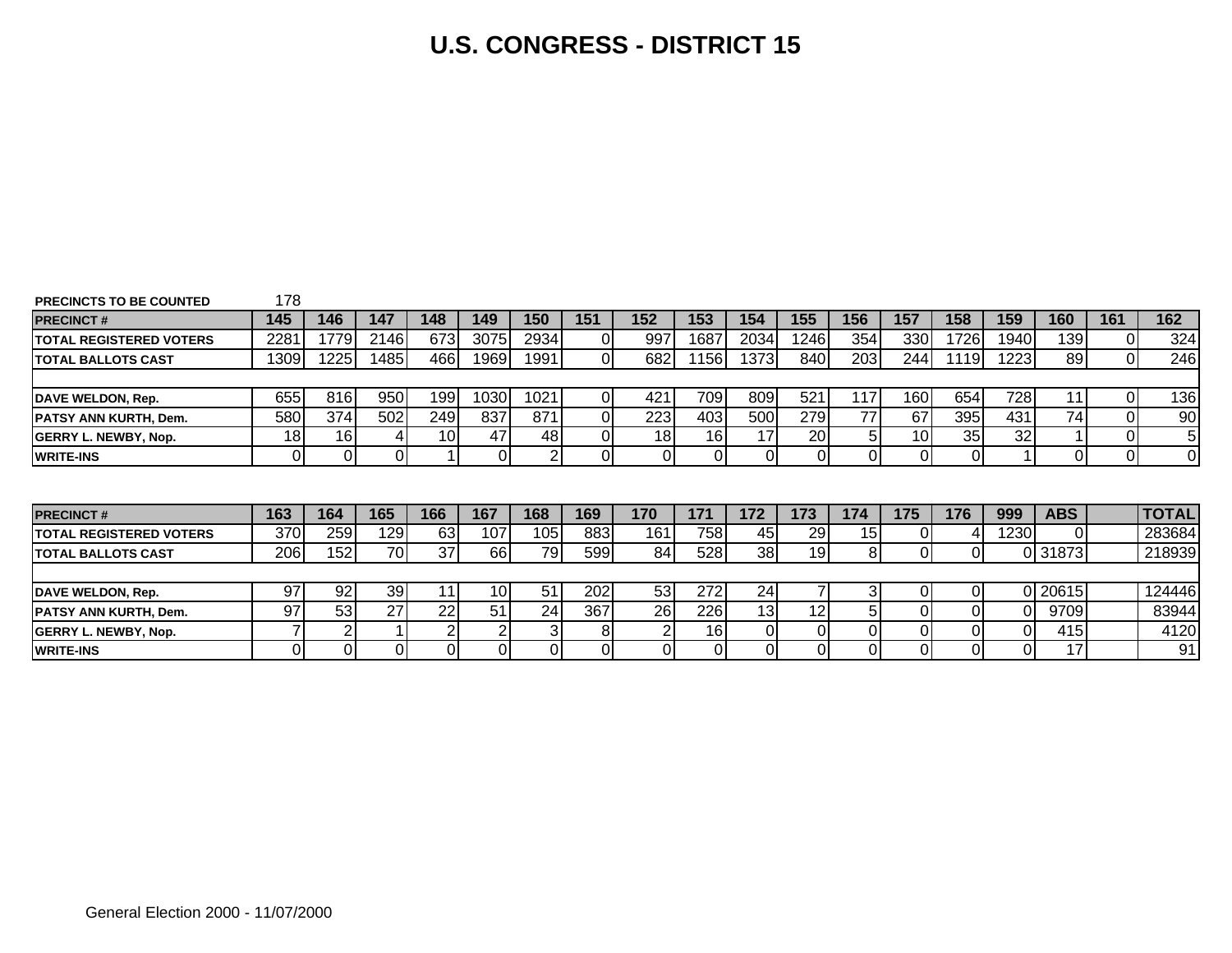# U.S. CONGRESS - DISTRICT 15

**PRECINCTS TO BE COUNTED** 178

| PRECINCT # | 145 | 146 | 147 | 148 | 149 | 150 | 151 | 152 | 153 | 154 | 155 | 156 | 157 | 158 | 159 | 160 | 161 | 162 |
|---|---|---|---|---|---|---|---|---|---|---|---|---|---|---|---|---|---|---|
| TOTAL REGISTERED VOTERS | 2281 | 1779 | 2146 | 673 | 3075 | 2934 | 0 | 997 | 1687 | 2034 | 1246 | 354 | 330 | 1726 | 1940 | 139 | 0 | 324 |
| TOTAL BALLOTS CAST | 1309 | 1225 | 1485 | 466 | 1969 | 1991 | 0 | 682 | 1156 | 1373 | 840 | 203 | 244 | 1119 | 1223 | 89 | 0 | 246 |
| | | | | | | | | | | | | | | | | | | |
| DAVE WELDON, Rep. | 655 | 816 | 950 | 199 | 1030 | 1021 | 0 | 421 | 709 | 809 | 521 | 117 | 160 | 654 | 728 | 11 | 0 | 136 |
| PATSY ANN KURTH, Dem. | 580 | 374 | 502 | 249 | 837 | 871 | 0 | 223 | 403 | 500 | 279 | 77 | 67 | 395 | 431 | 74 | 0 | 90 |
| GERRY L. NEWBY, Nop. | 18 | 16 | 4 | 10 | 47 | 48 | 0 | 18 | 16 | 17 | 20 | 5 | 10 | 35 | 32 | 1 | 0 | 5 |
| WRITE-INS | 0 | 0 | 0 | 1 | 0 | 2 | 0 | 0 | 0 | 0 | 0 | 0 | 0 | 0 | 1 | 0 | 0 | 0 |

| PRECINCT # | 163 | 164 | 165 | 166 | 167 | 168 | 169 | 170 | 171 | 172 | 173 | 174 | 175 | 176 | 999 | ABS | | TOTAL |
|---|---|---|---|---|---|---|---|---|---|---|---|---|---|---|---|---|---|---|
| TOTAL REGISTERED VOTERS | 370 | 259 | 129 | 63 | 107 | 105 | 883 | 161 | 758 | 45 | 29 | 15 | 0 | 4 | 1230 | 0 | | 283684 |
| TOTAL BALLOTS CAST | 206 | 152 | 70 | 37 | 66 | 79 | 599 | 84 | 528 | 38 | 19 | 8 | 0 | 0 | 0 | 31873 | | 218939 |
| | | | | | | | | | | | | | | | | | | |
| DAVE WELDON, Rep. | 97 | 92 | 39 | 11 | 10 | 51 | 202 | 53 | 272 | 24 | 7 | 3 | 0 | 0 | 0 | 20615 | | 124446 |
| PATSY ANN KURTH, Dem. | 97 | 53 | 27 | 22 | 51 | 24 | 367 | 26 | 226 | 13 | 12 | 5 | 0 | 0 | 0 | 9709 | | 83944 |
| GERRY L. NEWBY, Nop. | 7 | 2 | 1 | 2 | 2 | 3 | 8 | 2 | 16 | 0 | 0 | 0 | 0 | 0 | 0 | 415 | | 4120 |
| WRITE-INS | 0 | 0 | 0 | 0 | 0 | 0 | 0 | 0 | 0 | 0 | 0 | 0 | 0 | 0 | 0 | 17 | | 91 |

General Election 2000 - 11/07/2000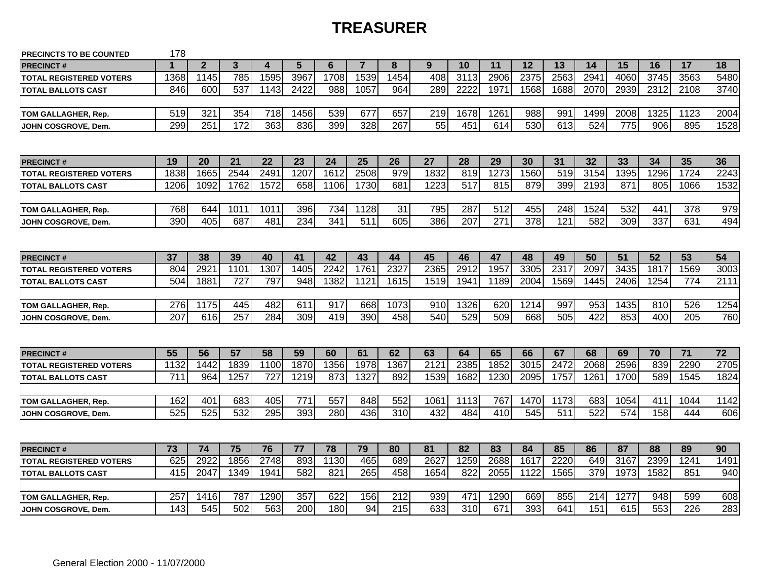# TREASURER

PRECINCTS TO BE COUNTED 178

| PRECINCT # | 1 | 2 | 3 | 4 | 5 | 6 | 7 | 8 | 9 | 10 | 11 | 12 | 13 | 14 | 15 | 16 | 17 | 18 |
|---|---|---|---|---|---|---|---|---|---|---|---|---|---|---|---|---|---|---|
| TOTAL REGISTERED VOTERS | 1368 | 1145 | 785 | 1595 | 3967 | 1708 | 1539 | 1454 | 408 | 3113 | 2906 | 2375 | 2563 | 2941 | 4060 | 3745 | 3563 | 5480 |
| TOTAL BALLOTS CAST | 846 | 600 | 537 | 1143 | 2422 | 988 | 1057 | 964 | 289 | 2222 | 1971 | 1568 | 1688 | 2070 | 2939 | 2312 | 2108 | 3740 |
| | | | | | | | | | | | | | | | | | | |
| TOM GALLAGHER, Rep. | 519 | 321 | 354 | 718 | 1456 | 539 | 677 | 657 | 219 | 1678 | 1261 | 988 | 991 | 1499 | 2008 | 1325 | 1123 | 2004 |
| JOHN COSGROVE, Dem. | 299 | 251 | 172 | 363 | 836 | 399 | 328 | 267 | 55 | 451 | 614 | 530 | 613 | 524 | 775 | 906 | 895 | 1528 |

| PRECINCT # | 19 | 20 | 21 | 22 | 23 | 24 | 25 | 26 | 27 | 28 | 29 | 30 | 31 | 32 | 33 | 34 | 35 | 36 |
|---|---|---|---|---|---|---|---|---|---|---|---|---|---|---|---|---|---|---|
| TOTAL REGISTERED VOTERS | 1838 | 1665 | 2544 | 2491 | 1207 | 1612 | 2508 | 979 | 1832 | 819 | 1273 | 1560 | 519 | 3154 | 1395 | 1296 | 1724 | 2243 |
| TOTAL BALLOTS CAST | 1206 | 1092 | 1762 | 1572 | 658 | 1106 | 1730 | 681 | 1223 | 517 | 815 | 879 | 399 | 2193 | 871 | 805 | 1066 | 1532 |
| | | | | | | | | | | | | | | | | | | |
| TOM GALLAGHER, Rep. | 768 | 644 | 1011 | 1011 | 396 | 734 | 1128 | 31 | 795 | 287 | 512 | 455 | 248 | 1524 | 532 | 441 | 378 | 979 |
| JOHN COSGROVE, Dem. | 390 | 405 | 687 | 481 | 234 | 341 | 511 | 605 | 386 | 207 | 271 | 378 | 121 | 582 | 309 | 337 | 631 | 494 |

| PRECINCT # | 37 | 38 | 39 | 40 | 41 | 42 | 43 | 44 | 45 | 46 | 47 | 48 | 49 | 50 | 51 | 52 | 53 | 54 |
|---|---|---|---|---|---|---|---|---|---|---|---|---|---|---|---|---|---|---|
| TOTAL REGISTERED VOTERS | 804 | 2921 | 1101 | 1307 | 1405 | 2242 | 1761 | 2327 | 2365 | 2912 | 1957 | 3305 | 2317 | 2097 | 3435 | 1817 | 1569 | 3003 |
| TOTAL BALLOTS CAST | 504 | 1881 | 727 | 797 | 948 | 1382 | 1121 | 1615 | 1519 | 1941 | 1189 | 2004 | 1569 | 1445 | 2406 | 1254 | 774 | 2111 |
| | | | | | | | | | | | | | | | | | | |
| TOM GALLAGHER, Rep. | 276 | 1175 | 445 | 482 | 611 | 917 | 668 | 1073 | 910 | 1326 | 620 | 1214 | 997 | 953 | 1435 | 810 | 526 | 1254 |
| JOHN COSGROVE, Dem. | 207 | 616 | 257 | 284 | 309 | 419 | 390 | 458 | 540 | 529 | 509 | 668 | 505 | 422 | 853 | 400 | 205 | 760 |

| PRECINCT # | 55 | 56 | 57 | 58 | 59 | 60 | 61 | 62 | 63 | 64 | 65 | 66 | 67 | 68 | 69 | 70 | 71 | 72 |
|---|---|---|---|---|---|---|---|---|---|---|---|---|---|---|---|---|---|---|
| TOTAL REGISTERED VOTERS | 1132 | 1442 | 1839 | 1100 | 1870 | 1356 | 1978 | 1367 | 2121 | 2385 | 1852 | 3015 | 2472 | 2068 | 2596 | 839 | 2290 | 2705 |
| TOTAL BALLOTS CAST | 711 | 964 | 1257 | 727 | 1219 | 873 | 1327 | 892 | 1539 | 1682 | 1230 | 2095 | 1757 | 1261 | 1700 | 589 | 1545 | 1824 |
| | | | | | | | | | | | | | | | | | | |
| TOM GALLAGHER, Rep. | 162 | 401 | 683 | 405 | 771 | 557 | 848 | 552 | 1061 | 1113 | 767 | 1470 | 1173 | 683 | 1054 | 411 | 1044 | 1142 |
| JOHN COSGROVE, Dem. | 525 | 525 | 532 | 295 | 393 | 280 | 436 | 310 | 432 | 484 | 410 | 545 | 511 | 522 | 574 | 158 | 444 | 606 |

| PRECINCT # | 73 | 74 | 75 | 76 | 77 | 78 | 79 | 80 | 81 | 82 | 83 | 84 | 85 | 86 | 87 | 88 | 89 | 90 |
|---|---|---|---|---|---|---|---|---|---|---|---|---|---|---|---|---|---|---|
| TOTAL REGISTERED VOTERS | 625 | 2922 | 1856 | 2748 | 893 | 1130 | 465 | 689 | 2627 | 1259 | 2688 | 1617 | 2220 | 649 | 3167 | 2399 | 1241 | 1491 |
| TOTAL BALLOTS CAST | 415 | 2047 | 1349 | 1941 | 582 | 821 | 265 | 458 | 1654 | 822 | 2055 | 1122 | 1565 | 379 | 1973 | 1582 | 851 | 940 |
| | | | | | | | | | | | | | | | | | | |
| TOM GALLAGHER, Rep. | 257 | 1416 | 787 | 1290 | 357 | 622 | 156 | 212 | 939 | 471 | 1290 | 669 | 855 | 214 | 1277 | 948 | 599 | 608 |
| JOHN COSGROVE, Dem. | 143 | 545 | 502 | 563 | 200 | 180 | 94 | 215 | 633 | 310 | 671 | 393 | 641 | 151 | 615 | 553 | 226 | 283 |

General Election 2000 - 11/07/2000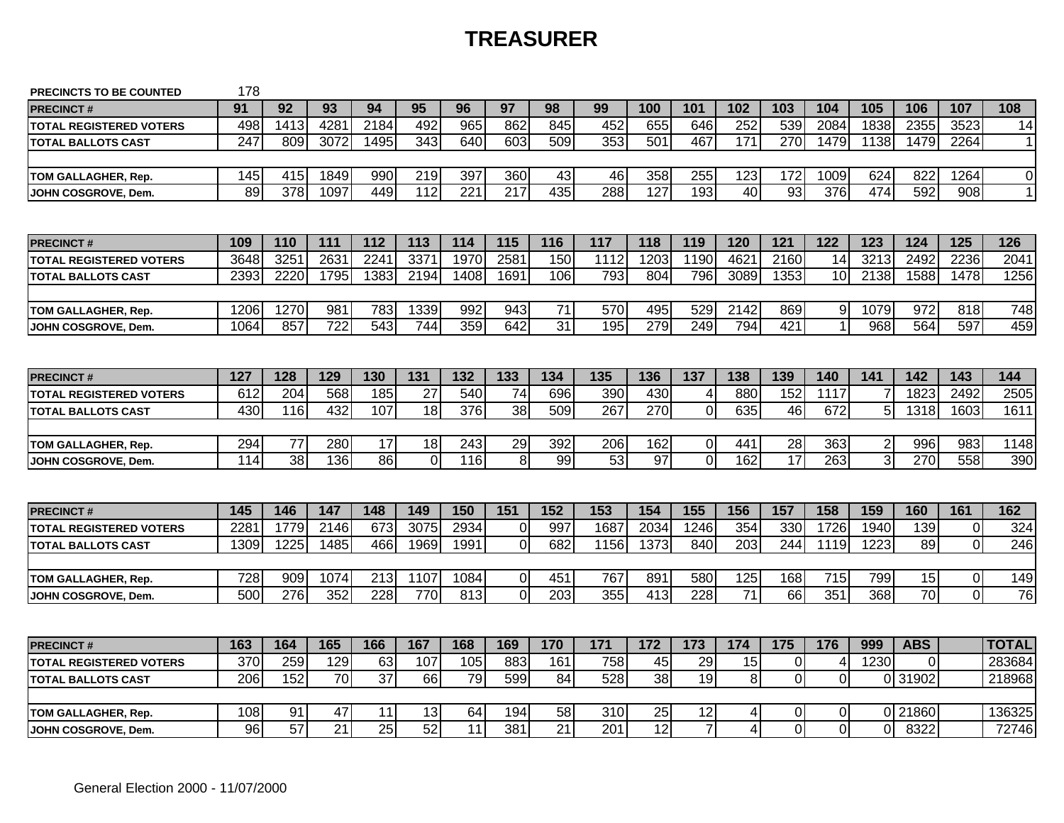# TREASURER

**PRECINCTS TO BE COUNTED** 178

| PRECINCT # | 91 | 92 | 93 | 94 | 95 | 96 | 97 | 98 | 99 | 100 | 101 | 102 | 103 | 104 | 105 | 106 | 107 | 108 |
|---|---|---|---|---|---|---|---|---|---|---|---|---|---|---|---|---|---|---|
| TOTAL REGISTERED VOTERS | 498 | 1413 | 4281 | 2184 | 492 | 965 | 862 | 845 | 452 | 655 | 646 | 252 | 539 | 2084 | 1838 | 2355 | 3523 | 14 |
| TOTAL BALLOTS CAST | 247 | 809 | 3072 | 1495 | 343 | 640 | 603 | 509 | 353 | 501 | 467 | 171 | 270 | 1479 | 1138 | 1479 | 2264 | 1 |
| | | | | | | | | | | | | | | | | | | |
| TOM GALLAGHER, Rep. | 145 | 415 | 1849 | 990 | 219 | 397 | 360 | 43 | 46 | 358 | 255 | 123 | 172 | 1009 | 624 | 822 | 1264 | 0 |
| JOHN COSGROVE, Dem. | 89 | 378 | 1097 | 449 | 112 | 221 | 217 | 435 | 288 | 127 | 193 | 40 | 93 | 376 | 474 | 592 | 908 | 1 |

| PRECINCT # | 109 | 110 | 111 | 112 | 113 | 114 | 115 | 116 | 117 | 118 | 119 | 120 | 121 | 122 | 123 | 124 | 125 | 126 |
|---|---|---|---|---|---|---|---|---|---|---|---|---|---|---|---|---|---|---|
| TOTAL REGISTERED VOTERS | 3648 | 3251 | 2631 | 2241 | 3371 | 1970 | 2581 | 150 | 1112 | 1203 | 1190 | 4621 | 2160 | 14 | 3213 | 2492 | 2236 | 2041 |
| TOTAL BALLOTS CAST | 2393 | 2220 | 1795 | 1383 | 2194 | 1408 | 1691 | 106 | 793 | 804 | 796 | 3089 | 1353 | 10 | 2138 | 1588 | 1478 | 1256 |
| | | | | | | | | | | | | | | | | | | |
| TOM GALLAGHER, Rep. | 1206 | 1270 | 981 | 783 | 1339 | 992 | 943 | 71 | 570 | 495 | 529 | 2142 | 869 | 9 | 1079 | 972 | 818 | 748 |
| JOHN COSGROVE, Dem. | 1064 | 857 | 722 | 543 | 744 | 359 | 642 | 31 | 195 | 279 | 249 | 794 | 421 | 1 | 968 | 564 | 597 | 459 |

| PRECINCT # | 127 | 128 | 129 | 130 | 131 | 132 | 133 | 134 | 135 | 136 | 137 | 138 | 139 | 140 | 141 | 142 | 143 | 144 |
|---|---|---|---|---|---|---|---|---|---|---|---|---|---|---|---|---|---|---|
| TOTAL REGISTERED VOTERS | 612 | 204 | 568 | 185 | 27 | 540 | 74 | 696 | 390 | 430 | 4 | 880 | 152 | 1117 | 7 | 1823 | 2492 | 2505 |
| TOTAL BALLOTS CAST | 430 | 116 | 432 | 107 | 18 | 376 | 38 | 509 | 267 | 270 | 0 | 635 | 46 | 672 | 5 | 1318 | 1603 | 1611 |
| | | | | | | | | | | | | | | | | | | |
| TOM GALLAGHER, Rep. | 294 | 77 | 280 | 17 | 18 | 243 | 29 | 392 | 206 | 162 | 0 | 441 | 28 | 363 | 2 | 996 | 983 | 1148 |
| JOHN COSGROVE, Dem. | 114 | 38 | 136 | 86 | 0 | 116 | 8 | 99 | 53 | 97 | 0 | 162 | 17 | 263 | 3 | 270 | 558 | 390 |

| PRECINCT # | 145 | 146 | 147 | 148 | 149 | 150 | 151 | 152 | 153 | 154 | 155 | 156 | 157 | 158 | 159 | 160 | 161 | 162 |
|---|---|---|---|---|---|---|---|---|---|---|---|---|---|---|---|---|---|---|
| TOTAL REGISTERED VOTERS | 2281 | 1779 | 2146 | 673 | 3075 | 2934 | 0 | 997 | 1687 | 2034 | 1246 | 354 | 330 | 1726 | 1940 | 139 | 0 | 324 |
| TOTAL BALLOTS CAST | 1309 | 1225 | 1485 | 466 | 1969 | 1991 | 0 | 682 | 1156 | 1373 | 840 | 203 | 244 | 1119 | 1223 | 89 | 0 | 246 |
| | | | | | | | | | | | | | | | | | | |
| TOM GALLAGHER, Rep. | 728 | 909 | 1074 | 213 | 1107 | 1084 | 0 | 451 | 767 | 891 | 580 | 125 | 168 | 715 | 799 | 15 | 0 | 149 |
| JOHN COSGROVE, Dem. | 500 | 276 | 352 | 228 | 770 | 813 | 0 | 203 | 355 | 413 | 228 | 71 | 66 | 351 | 368 | 70 | 0 | 76 |

| PRECINCT # | 163 | 164 | 165 | 166 | 167 | 168 | 169 | 170 | 171 | 172 | 173 | 174 | 175 | 176 | 999 | ABS | | TOTAL |
|---|---|---|---|---|---|---|---|---|---|---|---|---|---|---|---|---|---|---|
| TOTAL REGISTERED VOTERS | 370 | 259 | 129 | 63 | 107 | 105 | 883 | 161 | 758 | 45 | 29 | 15 | 0 | 4 | 1230 | 0 | | 283684 |
| TOTAL BALLOTS CAST | 206 | 152 | 70 | 37 | 66 | 79 | 599 | 84 | 528 | 38 | 19 | 8 | 0 | 0 | 0 | 31902 | | 218968 |
| | | | | | | | | | | | | | | | | | | |
| TOM GALLAGHER, Rep. | 108 | 91 | 47 | 11 | 13 | 64 | 194 | 58 | 310 | 25 | 12 | 4 | 0 | 0 | 0 | 21860 | | 136325 |
| JOHN COSGROVE, Dem. | 96 | 57 | 21 | 25 | 52 | 11 | 381 | 21 | 201 | 12 | 7 | 4 | 0 | 0 | 0 | 8322 | | 72746 |

General Election 2000 - 11/07/2000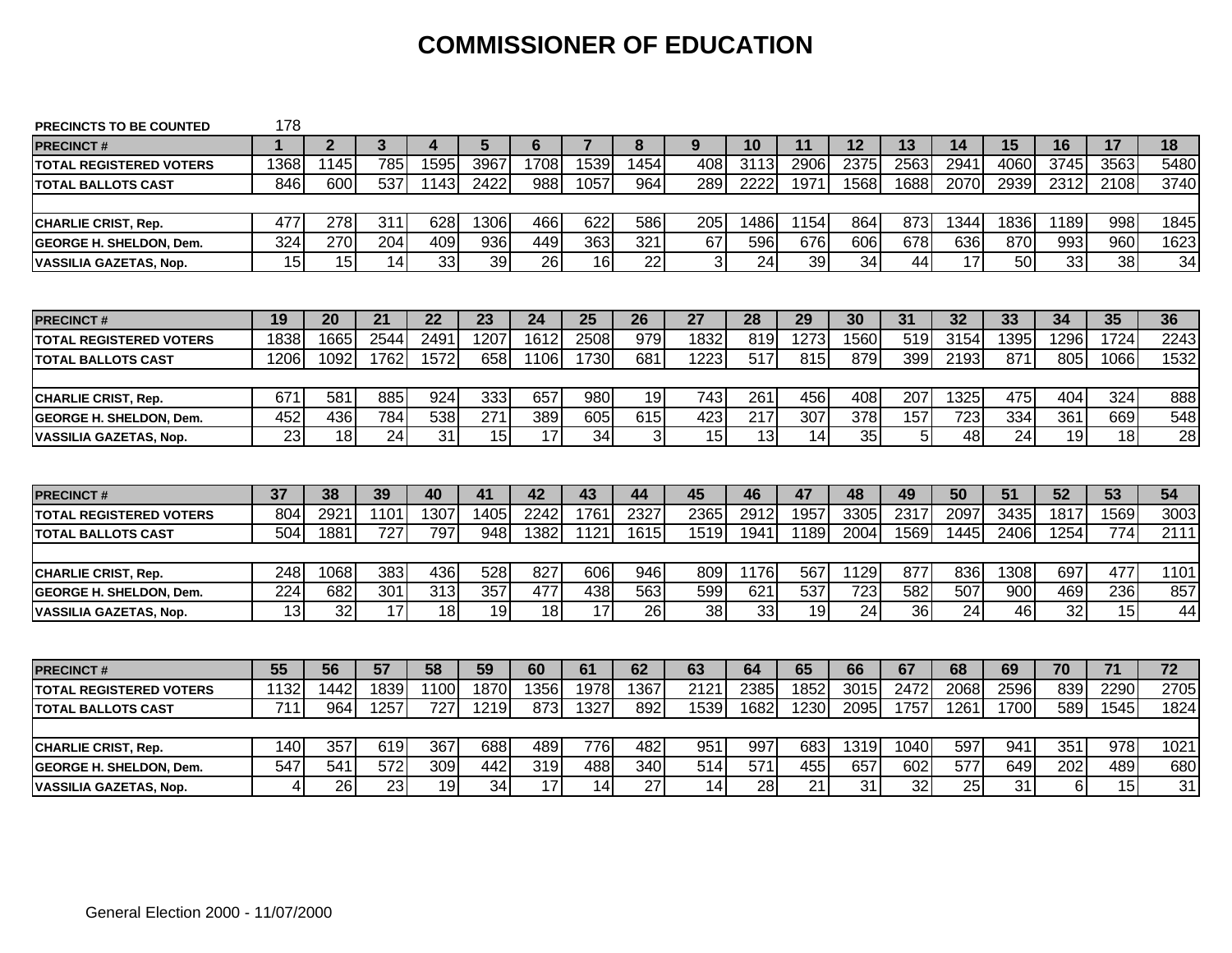# COMMISSIONER OF EDUCATION

PRECINCTS TO BE COUNTED 178

| PRECINCT # | 1 | 2 | 3 | 4 | 5 | 6 | 7 | 8 | 9 | 10 | 11 | 12 | 13 | 14 | 15 | 16 | 17 | 18 |
|---|---|---|---|---|---|---|---|---|---|---|---|---|---|---|---|---|---|---|
| TOTAL REGISTERED VOTERS | 1368 | 1145 | 785 | 1595 | 3967 | 1708 | 1539 | 1454 | 408 | 3113 | 2906 | 2375 | 2563 | 2941 | 4060 | 3745 | 3563 | 5480 |
| TOTAL BALLOTS CAST | 846 | 600 | 537 | 1143 | 2422 | 988 | 1057 | 964 | 289 | 2222 | 1971 | 1568 | 1688 | 2070 | 2939 | 2312 | 2108 | 3740 |
| | | | | | | | | | | | | | | | | | | |
| CHARLIE CRIST, Rep. | 477 | 278 | 311 | 628 | 1306 | 466 | 622 | 586 | 205 | 1486 | 1154 | 864 | 873 | 1344 | 1836 | 1189 | 998 | 1845 |
| GEORGE H. SHELDON, Dem. | 324 | 270 | 204 | 409 | 936 | 449 | 363 | 321 | 67 | 596 | 676 | 606 | 678 | 636 | 870 | 993 | 960 | 1623 |
| VASSILIA GAZETAS, Nop. | 15 | 15 | 14 | 33 | 39 | 26 | 16 | 22 | 3 | 24 | 39 | 34 | 44 | 17 | 50 | 33 | 38 | 34 |

| PRECINCT # | 19 | 20 | 21 | 22 | 23 | 24 | 25 | 26 | 27 | 28 | 29 | 30 | 31 | 32 | 33 | 34 | 35 | 36 |
|---|---|---|---|---|---|---|---|---|---|---|---|---|---|---|---|---|---|---|
| TOTAL REGISTERED VOTERS | 1838 | 1665 | 2544 | 2491 | 1207 | 1612 | 2508 | 979 | 1832 | 819 | 1273 | 1560 | 519 | 3154 | 1395 | 1296 | 1724 | 2243 |
| TOTAL BALLOTS CAST | 1206 | 1092 | 1762 | 1572 | 658 | 1106 | 1730 | 681 | 1223 | 517 | 815 | 879 | 399 | 2193 | 871 | 805 | 1066 | 1532 |
| | | | | | | | | | | | | | | | | | | |
| CHARLIE CRIST, Rep. | 671 | 581 | 885 | 924 | 333 | 657 | 980 | 19 | 743 | 261 | 456 | 408 | 207 | 1325 | 475 | 404 | 324 | 888 |
| GEORGE H. SHELDON, Dem. | 452 | 436 | 784 | 538 | 271 | 389 | 605 | 615 | 423 | 217 | 307 | 378 | 157 | 723 | 334 | 361 | 669 | 548 |
| VASSILIA GAZETAS, Nop. | 23 | 18 | 24 | 31 | 15 | 17 | 34 | 3 | 15 | 13 | 14 | 35 | 5 | 48 | 24 | 19 | 18 | 28 |

| PRECINCT # | 37 | 38 | 39 | 40 | 41 | 42 | 43 | 44 | 45 | 46 | 47 | 48 | 49 | 50 | 51 | 52 | 53 | 54 |
|---|---|---|---|---|---|---|---|---|---|---|---|---|---|---|---|---|---|---|
| TOTAL REGISTERED VOTERS | 804 | 2921 | 1101 | 1307 | 1405 | 2242 | 1761 | 2327 | 2365 | 2912 | 1957 | 3305 | 2317 | 2097 | 3435 | 1817 | 1569 | 3003 |
| TOTAL BALLOTS CAST | 504 | 1881 | 727 | 797 | 948 | 1382 | 1121 | 1615 | 1519 | 1941 | 1189 | 2004 | 1569 | 1445 | 2406 | 1254 | 774 | 2111 |
| | | | | | | | | | | | | | | | | | | |
| CHARLIE CRIST, Rep. | 248 | 1068 | 383 | 436 | 528 | 827 | 606 | 946 | 809 | 1176 | 567 | 1129 | 877 | 836 | 1308 | 697 | 477 | 1101 |
| GEORGE H. SHELDON, Dem. | 224 | 682 | 301 | 313 | 357 | 477 | 438 | 563 | 599 | 621 | 537 | 723 | 582 | 507 | 900 | 469 | 236 | 857 |
| VASSILIA GAZETAS, Nop. | 13 | 32 | 17 | 18 | 19 | 18 | 17 | 26 | 38 | 33 | 19 | 24 | 36 | 24 | 46 | 32 | 15 | 44 |

| PRECINCT # | 55 | 56 | 57 | 58 | 59 | 60 | 61 | 62 | 63 | 64 | 65 | 66 | 67 | 68 | 69 | 70 | 71 | 72 |
|---|---|---|---|---|---|---|---|---|---|---|---|---|---|---|---|---|---|---|
| TOTAL REGISTERED VOTERS | 1132 | 1442 | 1839 | 1100 | 1870 | 1356 | 1978 | 1367 | 2121 | 2385 | 1852 | 3015 | 2472 | 2068 | 2596 | 839 | 2290 | 2705 |
| TOTAL BALLOTS CAST | 711 | 964 | 1257 | 727 | 1219 | 873 | 1327 | 892 | 1539 | 1682 | 1230 | 2095 | 1757 | 1261 | 1700 | 589 | 1545 | 1824 |
| | | | | | | | | | | | | | | | | | | |
| CHARLIE CRIST, Rep. | 140 | 357 | 619 | 367 | 688 | 489 | 776 | 482 | 951 | 997 | 683 | 1319 | 1040 | 597 | 941 | 351 | 978 | 1021 |
| GEORGE H. SHELDON, Dem. | 547 | 541 | 572 | 309 | 442 | 319 | 488 | 340 | 514 | 571 | 455 | 657 | 602 | 577 | 649 | 202 | 489 | 680 |
| VASSILIA GAZETAS, Nop. | 4 | 26 | 23 | 19 | 34 | 17 | 14 | 27 | 14 | 28 | 21 | 31 | 32 | 25 | 31 | 6 | 15 | 31 |

General Election 2000 - 11/07/2000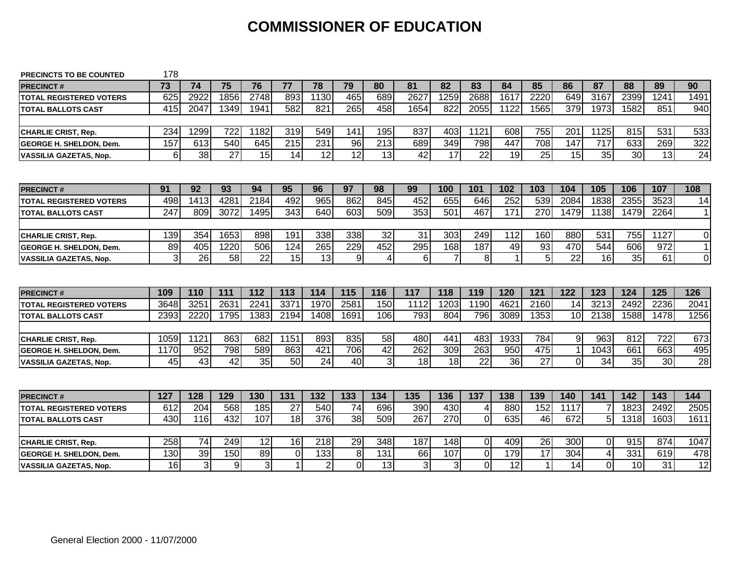# COMMISSIONER OF EDUCATION

PRECINCTS TO BE COUNTED 178

| PRECINCT # | 73 | 74 | 75 | 76 | 77 | 78 | 79 | 80 | 81 | 82 | 83 | 84 | 85 | 86 | 87 | 88 | 89 | 90 |
|---|---|---|---|---|---|---|---|---|---|---|---|---|---|---|---|---|---|---|
| TOTAL REGISTERED VOTERS | 625 | 2922 | 1856 | 2748 | 893 | 1130 | 465 | 689 | 2627 | 1259 | 2688 | 1617 | 2220 | 649 | 3167 | 2399 | 1241 | 1491 |
| TOTAL BALLOTS CAST | 415 | 2047 | 1349 | 1941 | 582 | 821 | 265 | 458 | 1654 | 822 | 2055 | 1122 | 1565 | 379 | 1973 | 1582 | 851 | 940 |
| | | | | | | | | | | | | | | | | | | |
| CHARLIE CRIST, Rep. | 234 | 1299 | 722 | 1182 | 319 | 549 | 141 | 195 | 837 | 403 | 1121 | 608 | 755 | 201 | 1125 | 815 | 531 | 533 |
| GEORGE H. SHELDON, Dem. | 157 | 613 | 540 | 645 | 215 | 231 | 96 | 213 | 689 | 349 | 798 | 447 | 708 | 147 | 717 | 633 | 269 | 322 |
| VASSILIA GAZETAS, Nop. | 6 | 38 | 27 | 15 | 14 | 12 | 12 | 13 | 42 | 17 | 22 | 19 | 25 | 15 | 35 | 30 | 13 | 24 |

| PRECINCT # | 91 | 92 | 93 | 94 | 95 | 96 | 97 | 98 | 99 | 100 | 101 | 102 | 103 | 104 | 105 | 106 | 107 | 108 |
|---|---|---|---|---|---|---|---|---|---|---|---|---|---|---|---|---|---|---|
| TOTAL REGISTERED VOTERS | 498 | 1413 | 4281 | 2184 | 492 | 965 | 862 | 845 | 452 | 655 | 646 | 252 | 539 | 2084 | 1838 | 2355 | 3523 | 14 |
| TOTAL BALLOTS CAST | 247 | 809 | 3072 | 1495 | 343 | 640 | 603 | 509 | 353 | 501 | 467 | 171 | 270 | 1479 | 1138 | 1479 | 2264 | 1 |
| | | | | | | | | | | | | | | | | | | |
| CHARLIE CRIST, Rep. | 139 | 354 | 1653 | 898 | 191 | 338 | 338 | 32 | 31 | 303 | 249 | 112 | 160 | 880 | 531 | 755 | 1127 | 0 |
| GEORGE H. SHELDON, Dem. | 89 | 405 | 1220 | 506 | 124 | 265 | 229 | 452 | 295 | 168 | 187 | 49 | 93 | 470 | 544 | 606 | 972 | 1 |
| VASSILIA GAZETAS, Nop. | 3 | 26 | 58 | 22 | 15 | 13 | 9 | 4 | 6 | 7 | 8 | 1 | 5 | 22 | 16 | 35 | 61 | 0 |

| PRECINCT # | 109 | 110 | 111 | 112 | 113 | 114 | 115 | 116 | 117 | 118 | 119 | 120 | 121 | 122 | 123 | 124 | 125 | 126 |
|---|---|---|---|---|---|---|---|---|---|---|---|---|---|---|---|---|---|---|
| TOTAL REGISTERED VOTERS | 3648 | 3251 | 2631 | 2241 | 3371 | 1970 | 2581 | 150 | 1112 | 1203 | 1190 | 4621 | 2160 | 14 | 3213 | 2492 | 2236 | 2041 |
| TOTAL BALLOTS CAST | 2393 | 2220 | 1795 | 1383 | 2194 | 1408 | 1691 | 106 | 793 | 804 | 796 | 3089 | 1353 | 10 | 2138 | 1588 | 1478 | 1256 |
| | | | | | | | | | | | | | | | | | | |
| CHARLIE CRIST, Rep. | 1059 | 1121 | 863 | 682 | 1151 | 893 | 835 | 58 | 480 | 441 | 483 | 1933 | 784 | 9 | 963 | 812 | 722 | 673 |
| GEORGE H. SHELDON, Dem. | 1170 | 952 | 798 | 589 | 863 | 421 | 706 | 42 | 262 | 309 | 263 | 950 | 475 | 1 | 1043 | 661 | 663 | 495 |
| VASSILIA GAZETAS, Nop. | 45 | 43 | 42 | 35 | 50 | 24 | 40 | 3 | 18 | 18 | 22 | 36 | 27 | 0 | 34 | 35 | 30 | 28 |

| PRECINCT # | 127 | 128 | 129 | 130 | 131 | 132 | 133 | 134 | 135 | 136 | 137 | 138 | 139 | 140 | 141 | 142 | 143 | 144 |
|---|---|---|---|---|---|---|---|---|---|---|---|---|---|---|---|---|---|---|
| TOTAL REGISTERED VOTERS | 612 | 204 | 568 | 185 | 27 | 540 | 74 | 696 | 390 | 430 | 4 | 880 | 152 | 1117 | 7 | 1823 | 2492 | 2505 |
| TOTAL BALLOTS CAST | 430 | 116 | 432 | 107 | 18 | 376 | 38 | 509 | 267 | 270 | 0 | 635 | 46 | 672 | 5 | 1318 | 1603 | 1611 |
| | | | | | | | | | | | | | | | | | | |
| CHARLIE CRIST, Rep. | 258 | 74 | 249 | 12 | 16 | 218 | 29 | 348 | 187 | 148 | 0 | 409 | 26 | 300 | 0 | 915 | 874 | 1047 |
| GEORGE H. SHELDON, Dem. | 130 | 39 | 150 | 89 | 0 | 133 | 8 | 131 | 66 | 107 | 0 | 179 | 17 | 304 | 4 | 331 | 619 | 478 |
| VASSILIA GAZETAS, Nop. | 16 | 3 | 9 | 3 | 1 | 2 | 0 | 13 | 3 | 3 | 0 | 12 | 1 | 14 | 0 | 10 | 31 | 12 |

General Election 2000 - 11/07/2000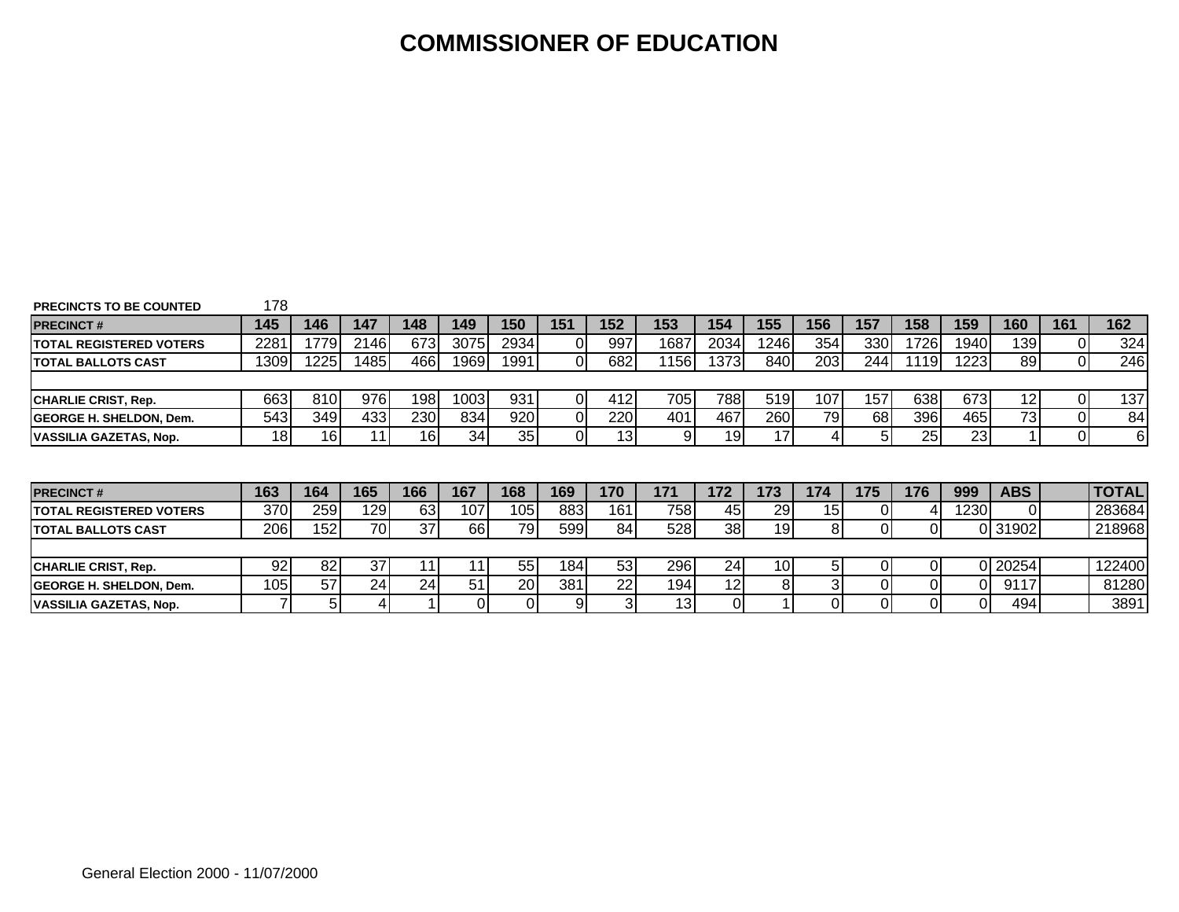# COMMISSIONER OF EDUCATION

| PRECINCTS TO BE COUNTED | 178 | | | | | | | | | | | | | | | | | |
|---|---|---|---|---|---|---|---|---|---|---|---|---|---|---|---|---|---|---|
| **PRECINCT #** | **145** | **146** | **147** | **148** | **149** | **150** | **151** | **152** | **153** | **154** | **155** | **156** | **157** | **158** | **159** | **160** | **161** | **162** |
| **TOTAL REGISTERED VOTERS** | 2281 | 1779 | 2146 | 673 | 3075 | 2934 | 0 | 997 | 1687 | 2034 | 1246 | 354 | 330 | 1726 | 1940 | 139 | 0 | 324 |
| **TOTAL BALLOTS CAST** | 1309 | 1225 | 1485 | 466 | 1969 | 1991 | 0 | 682 | 1156 | 1373 | 840 | 203 | 244 | 1119 | 1223 | 89 | 0 | 246 |
| | | | | | | | | | | | | | | | | | | |
| **CHARLIE CRIST, Rep.** | 663 | 810 | 976 | 198 | 1003 | 931 | 0 | 412 | 705 | 788 | 519 | 107 | 157 | 638 | 673 | 12 | 0 | 137 |
| **GEORGE H. SHELDON, Dem.** | 543 | 349 | 433 | 230 | 834 | 920 | 0 | 220 | 401 | 467 | 260 | 79 | 68 | 396 | 465 | 73 | 0 | 84 |
| **VASSILIA GAZETAS, Nop.** | 18 | 16 | 11 | 16 | 34 | 35 | 0 | 13 | 9 | 19 | 17 | 4 | 5 | 25 | 23 | 1 | 0 | 6 |

| **PRECINCT #** | **163** | **164** | **165** | **166** | **167** | **168** | **169** | **170** | **171** | **172** | **173** | **174** | **175** | **176** | **999** | **ABS** | | **TOTAL** |
|---|---|---|---|---|---|---|---|---|---|---|---|---|---|---|---|---|---|---|
| **TOTAL REGISTERED VOTERS** | 370 | 259 | 129 | 63 | 107 | 105 | 883 | 161 | 758 | 45 | 29 | 15 | 0 | 4 | 1230 | 0 | | 283684 |
| **TOTAL BALLOTS CAST** | 206 | 152 | 70 | 37 | 66 | 79 | 599 | 84 | 528 | 38 | 19 | 8 | 0 | 0 | 0 | 31902 | | 218968 |
| | | | | | | | | | | | | | | | | | | |
| **CHARLIE CRIST, Rep.** | 92 | 82 | 37 | 11 | 11 | 55 | 184 | 53 | 296 | 24 | 10 | 5 | 0 | 0 | 0 | 20254 | | 122400 |
| **GEORGE H. SHELDON, Dem.** | 105 | 57 | 24 | 24 | 51 | 20 | 381 | 22 | 194 | 12 | 8 | 3 | 0 | 0 | 0 | 9117 | | 81280 |
| **VASSILIA GAZETAS, Nop.** | 7 | 5 | 4 | 1 | 0 | 0 | 9 | 3 | 13 | 0 | 1 | 0 | 0 | 0 | 0 | 494 | | 3891 |

General Election 2000 - 11/07/2000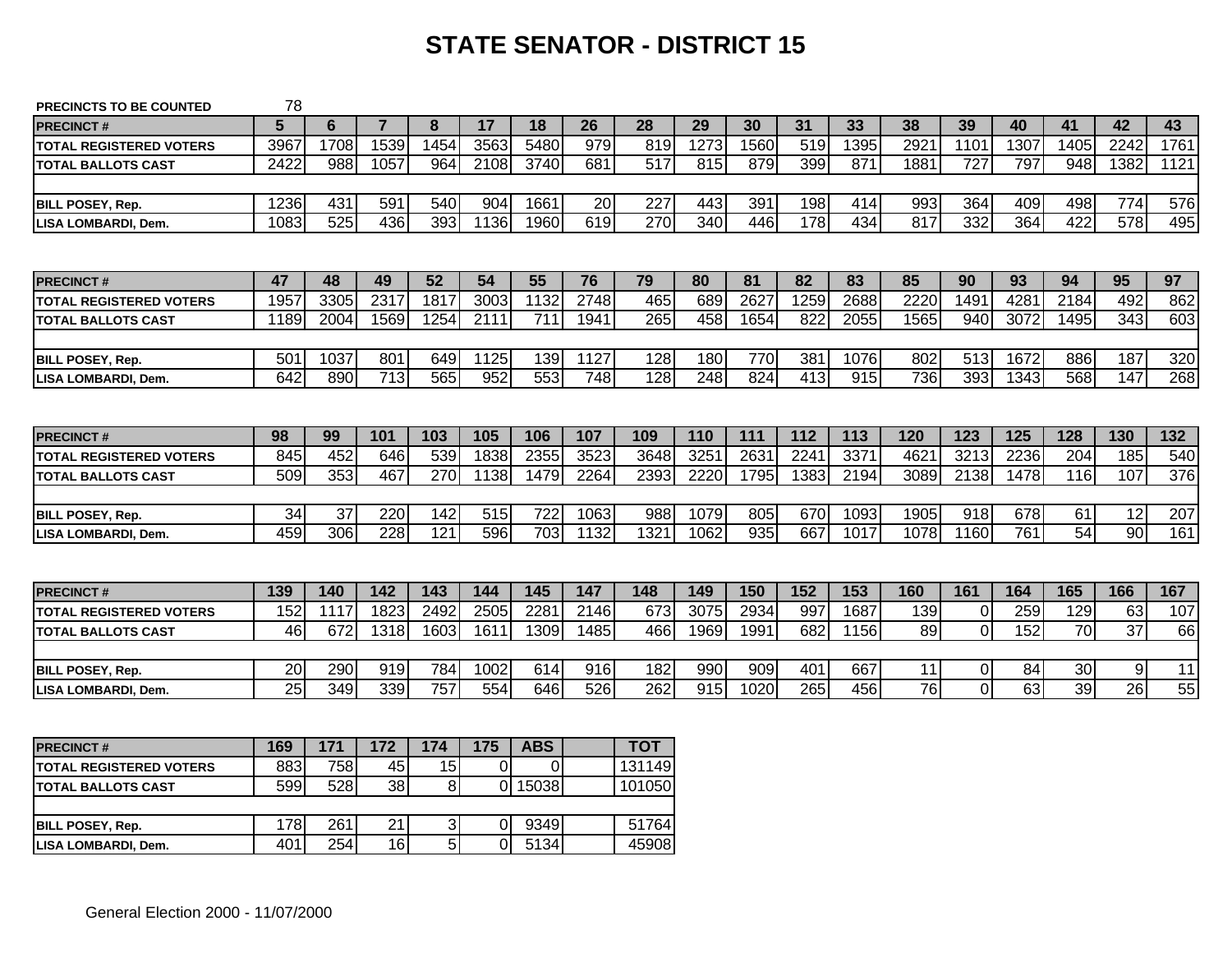# STATE SENATOR - DISTRICT 15

**PRECINCTS TO BE COUNTED** 78

| PRECINCT # | 5 | 6 | 7 | 8 | 17 | 18 | 26 | 28 | 29 | 30 | 31 | 33 | 38 | 39 | 40 | 41 | 42 | 43 |
|---|---|---|---|---|---|---|---|---|---|---|---|---|---|---|---|---|---|---|
| TOTAL REGISTERED VOTERS | 3967 | 1708 | 1539 | 1454 | 3563 | 5480 | 979 | 819 | 1273 | 1560 | 519 | 1395 | 2921 | 1101 | 1307 | 1405 | 2242 | 1761 |
| TOTAL BALLOTS CAST | 2422 | 988 | 1057 | 964 | 2108 | 3740 | 681 | 517 | 815 | 879 | 399 | 871 | 1881 | 727 | 797 | 948 | 1382 | 1121 |
| | | | | | | | | | | | | | | | | | | |
| BILL POSEY, Rep. | 1236 | 431 | 591 | 540 | 904 | 1661 | 20 | 227 | 443 | 391 | 198 | 414 | 993 | 364 | 409 | 498 | 774 | 576 |
| LISA LOMBARDI, Dem. | 1083 | 525 | 436 | 393 | 1136 | 1960 | 619 | 270 | 340 | 446 | 178 | 434 | 817 | 332 | 364 | 422 | 578 | 495 |

| PRECINCT # | 47 | 48 | 49 | 52 | 54 | 55 | 76 | 79 | 80 | 81 | 82 | 83 | 85 | 90 | 93 | 94 | 95 | 97 |
|---|---|---|---|---|---|---|---|---|---|---|---|---|---|---|---|---|---|---|
| TOTAL REGISTERED VOTERS | 1957 | 3305 | 2317 | 1817 | 3003 | 1132 | 2748 | 465 | 689 | 2627 | 1259 | 2688 | 2220 | 1491 | 4281 | 2184 | 492 | 862 |
| TOTAL BALLOTS CAST | 1189 | 2004 | 1569 | 1254 | 2111 | 711 | 1941 | 265 | 458 | 1654 | 822 | 2055 | 1565 | 940 | 3072 | 1495 | 343 | 603 |
| | | | | | | | | | | | | | | | | | | |
| BILL POSEY, Rep. | 501 | 1037 | 801 | 649 | 1125 | 139 | 1127 | 128 | 180 | 770 | 381 | 1076 | 802 | 513 | 1672 | 886 | 187 | 320 |
| LISA LOMBARDI, Dem. | 642 | 890 | 713 | 565 | 952 | 553 | 748 | 128 | 248 | 824 | 413 | 915 | 736 | 393 | 1343 | 568 | 147 | 268 |

| PRECINCT # | 98 | 99 | 101 | 103 | 105 | 106 | 107 | 109 | 110 | 111 | 112 | 113 | 120 | 123 | 125 | 128 | 130 | 132 |
|---|---|---|---|---|---|---|---|---|---|---|---|---|---|---|---|---|---|---|
| TOTAL REGISTERED VOTERS | 845 | 452 | 646 | 539 | 1838 | 2355 | 3523 | 3648 | 3251 | 2631 | 2241 | 3371 | 4621 | 3213 | 2236 | 204 | 185 | 540 |
| TOTAL BALLOTS CAST | 509 | 353 | 467 | 270 | 1138 | 1479 | 2264 | 2393 | 2220 | 1795 | 1383 | 2194 | 3089 | 2138 | 1478 | 116 | 107 | 376 |
| | | | | | | | | | | | | | | | | | | |
| BILL POSEY, Rep. | 34 | 37 | 220 | 142 | 515 | 722 | 1063 | 988 | 1079 | 805 | 670 | 1093 | 1905 | 918 | 678 | 61 | 12 | 207 |
| LISA LOMBARDI, Dem. | 459 | 306 | 228 | 121 | 596 | 703 | 1132 | 1321 | 1062 | 935 | 667 | 1017 | 1078 | 1160 | 761 | 54 | 90 | 161 |

| PRECINCT # | 139 | 140 | 142 | 143 | 144 | 145 | 147 | 148 | 149 | 150 | 152 | 153 | 160 | 161 | 164 | 165 | 166 | 167 |
|---|---|---|---|---|---|---|---|---|---|---|---|---|---|---|---|---|---|---|
| TOTAL REGISTERED VOTERS | 152 | 1117 | 1823 | 2492 | 2505 | 2281 | 2146 | 673 | 3075 | 2934 | 997 | 1687 | 139 | 0 | 259 | 129 | 63 | 107 |
| TOTAL BALLOTS CAST | 46 | 672 | 1318 | 1603 | 1611 | 1309 | 1485 | 466 | 1969 | 1991 | 682 | 1156 | 89 | 0 | 152 | 70 | 37 | 66 |
| | | | | | | | | | | | | | | | | | | |
| BILL POSEY, Rep. | 20 | 290 | 919 | 784 | 1002 | 614 | 916 | 182 | 990 | 909 | 401 | 667 | 11 | 0 | 84 | 30 | 9 | 11 |
| LISA LOMBARDI, Dem. | 25 | 349 | 339 | 757 | 554 | 646 | 526 | 262 | 915 | 1020 | 265 | 456 | 76 | 0 | 63 | 39 | 26 | 55 |

| PRECINCT # | 169 | 171 | 172 | 174 | 175 | ABS | | TOT |
|---|---|---|---|---|---|---|---|---|
| TOTAL REGISTERED VOTERS | 883 | 758 | 45 | 15 | 0 | 0 | | 131149 |
| TOTAL BALLOTS CAST | 599 | 528 | 38 | 8 | 0 | 15038 | | 101050 |
| | | | | | | | | |
| BILL POSEY, Rep. | 178 | 261 | 21 | 3 | 0 | 9349 | | 51764 |
| LISA LOMBARDI, Dem. | 401 | 254 | 16 | 5 | 0 | 5134 | | 45908 |

General Election 2000 - 11/07/2000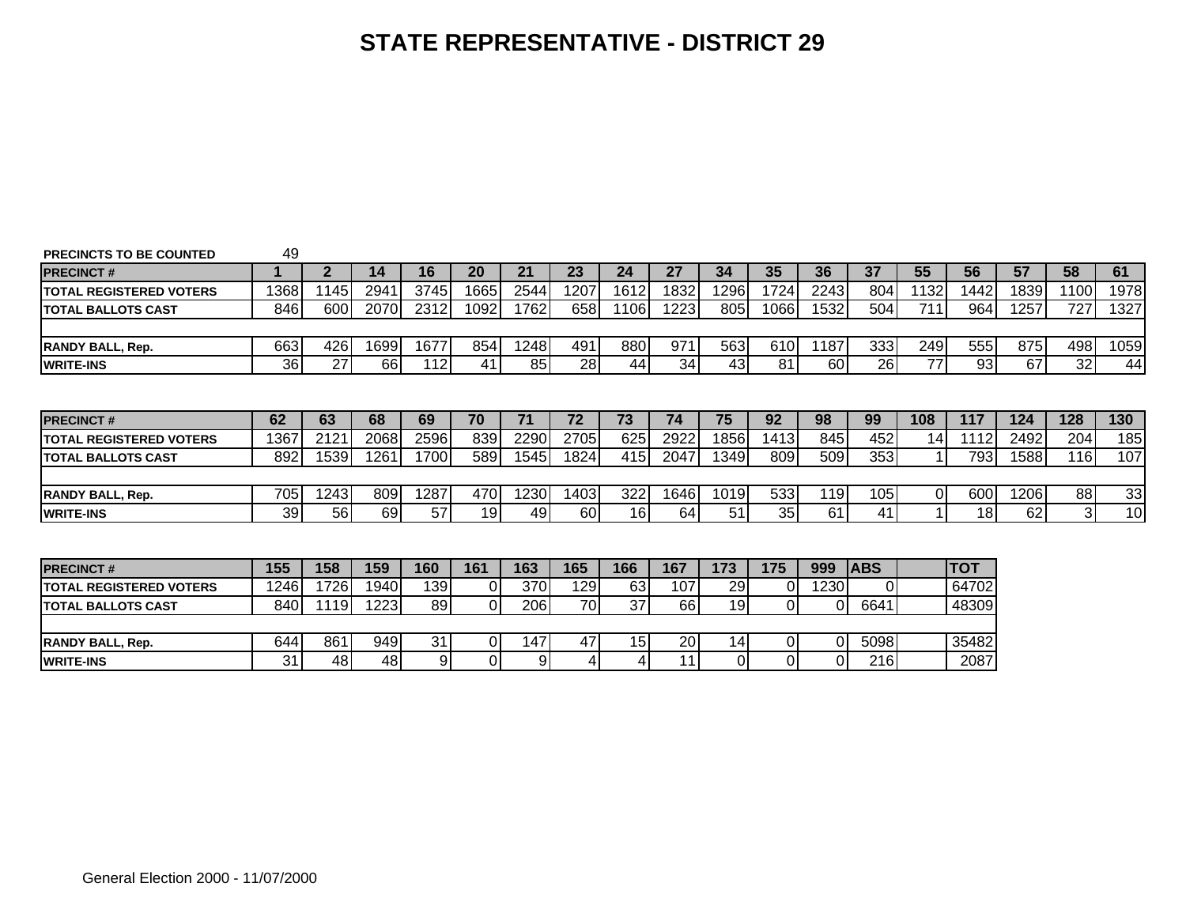# STATE REPRESENTATIVE - DISTRICT 29

PRECINCTS TO BE COUNTED 49

| PRECINCT # | 1 | 2 | 14 | 16 | 20 | 21 | 23 | 24 | 27 | 34 | 35 | 36 | 37 | 55 | 56 | 57 | 58 | 61 |
|---|---|---|---|---|---|---|---|---|---|---|---|---|---|---|---|---|---|---|
| TOTAL REGISTERED VOTERS | 1368 | 1145 | 2941 | 3745 | 1665 | 2544 | 1207 | 1612 | 1832 | 1296 | 1724 | 2243 | 804 | 1132 | 1442 | 1839 | 1100 | 1978 |
| TOTAL BALLOTS CAST | 846 | 600 | 2070 | 2312 | 1092 | 1762 | 658 | 1106 | 1223 | 805 | 1066 | 1532 | 504 | 711 | 964 | 1257 | 727 | 1327 |
| | | | | | | | | | | | | | | | | | | |
| RANDY BALL, Rep. | 663 | 426 | 1699 | 1677 | 854 | 1248 | 491 | 880 | 971 | 563 | 610 | 1187 | 333 | 249 | 555 | 875 | 498 | 1059 |
| WRITE-INS | 36 | 27 | 66 | 112 | 41 | 85 | 28 | 44 | 34 | 43 | 81 | 60 | 26 | 77 | 93 | 67 | 32 | 44 |

| PRECINCT # | 62 | 63 | 68 | 69 | 70 | 71 | 72 | 73 | 74 | 75 | 92 | 98 | 99 | 108 | 117 | 124 | 128 | 130 |
|---|---|---|---|---|---|---|---|---|---|---|---|---|---|---|---|---|---|---|
| TOTAL REGISTERED VOTERS | 1367 | 2121 | 2068 | 2596 | 839 | 2290 | 2705 | 625 | 2922 | 1856 | 1413 | 845 | 452 | 14 | 1112 | 2492 | 204 | 185 |
| TOTAL BALLOTS CAST | 892 | 1539 | 1261 | 1700 | 589 | 1545 | 1824 | 415 | 2047 | 1349 | 809 | 509 | 353 | 1 | 793 | 1588 | 116 | 107 |
| | | | | | | | | | | | | | | | | | | |
| RANDY BALL, Rep. | 705 | 1243 | 809 | 1287 | 470 | 1230 | 1403 | 322 | 1646 | 1019 | 533 | 119 | 105 | 0 | 600 | 1206 | 88 | 33 |
| WRITE-INS | 39 | 56 | 69 | 57 | 19 | 49 | 60 | 16 | 64 | 51 | 35 | 61 | 41 | 1 | 18 | 62 | 3 | 10 |

| PRECINCT # | 155 | 158 | 159 | 160 | 161 | 163 | 165 | 166 | 167 | 173 | 175 | 999 | ABS | | TOT |
|---|---|---|---|---|---|---|---|---|---|---|---|---|---|---|---|
| TOTAL REGISTERED VOTERS | 1246 | 1726 | 1940 | 139 | 0 | 370 | 129 | 63 | 107 | 29 | 0 | 1230 | 0 | | 64702 |
| TOTAL BALLOTS CAST | 840 | 1119 | 1223 | 89 | 0 | 206 | 70 | 37 | 66 | 19 | 0 | 0 | 6641 | | 48309 |
| | | | | | | | | | | | | | | | |
| RANDY BALL, Rep. | 644 | 861 | 949 | 31 | 0 | 147 | 47 | 15 | 20 | 14 | 0 | 0 | 5098 | | 35482 |
| WRITE-INS | 31 | 48 | 48 | 9 | 0 | 9 | 4 | 4 | 11 | 0 | 0 | 0 | 216 | | 2087 |

General Election 2000 - 11/07/2000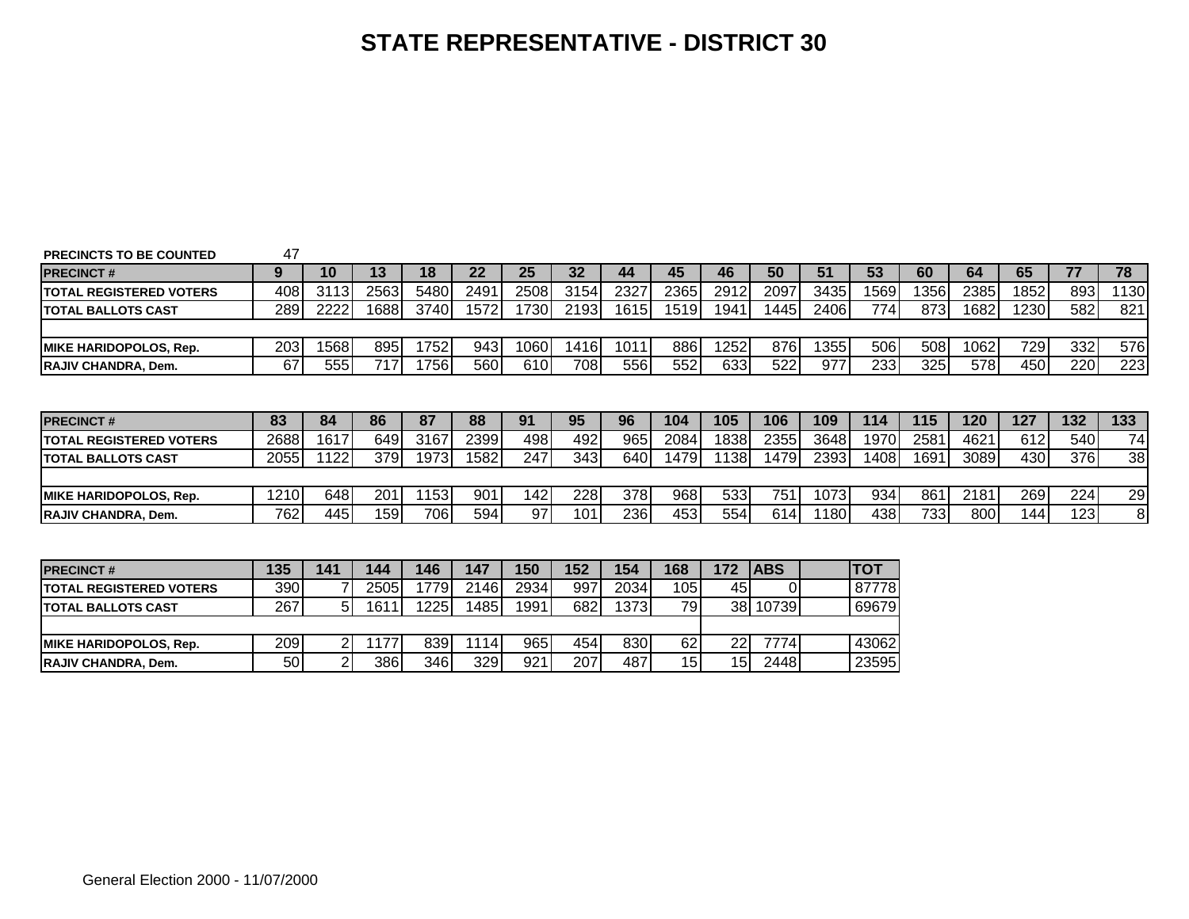# STATE REPRESENTATIVE - DISTRICT 30

PRECINCTS TO BE COUNTED 47

| PRECINCT # | 9 | 10 | 13 | 18 | 22 | 25 | 32 | 44 | 45 | 46 | 50 | 51 | 53 | 60 | 64 | 65 | 77 | 78 |
|---|---|---|---|---|---|---|---|---|---|---|---|---|---|---|---|---|---|---|
| TOTAL REGISTERED VOTERS | 408 | 3113 | 2563 | 5480 | 2491 | 2508 | 3154 | 2327 | 2365 | 2912 | 2097 | 3435 | 1569 | 1356 | 2385 | 1852 | 893 | 1130 |
| TOTAL BALLOTS CAST | 289 | 2222 | 1688 | 3740 | 1572 | 1730 | 2193 | 1615 | 1519 | 1941 | 1445 | 2406 | 774 | 873 | 1682 | 1230 | 582 | 821 |
| | | | | | | | | | | | | | | | | | | |
| MIKE HARIDOPOLOS, Rep. | 203 | 1568 | 895 | 1752 | 943 | 1060 | 1416 | 1011 | 886 | 1252 | 876 | 1355 | 506 | 508 | 1062 | 729 | 332 | 576 |
| RAJIV CHANDRA, Dem. | 67 | 555 | 717 | 1756 | 560 | 610 | 708 | 556 | 552 | 633 | 522 | 977 | 233 | 325 | 578 | 450 | 220 | 223 |

| PRECINCT # | 83 | 84 | 86 | 87 | 88 | 91 | 95 | 96 | 104 | 105 | 106 | 109 | 114 | 115 | 120 | 127 | 132 | 133 |
|---|---|---|---|---|---|---|---|---|---|---|---|---|---|---|---|---|---|---|
| TOTAL REGISTERED VOTERS | 2688 | 1617 | 649 | 3167 | 2399 | 498 | 492 | 965 | 2084 | 1838 | 2355 | 3648 | 1970 | 2581 | 4621 | 612 | 540 | 74 |
| TOTAL BALLOTS CAST | 2055 | 1122 | 379 | 1973 | 1582 | 247 | 343 | 640 | 1479 | 1138 | 1479 | 2393 | 1408 | 1691 | 3089 | 430 | 376 | 38 |
| | | | | | | | | | | | | | | | | | | |
| MIKE HARIDOPOLOS, Rep. | 1210 | 648 | 201 | 1153 | 901 | 142 | 228 | 378 | 968 | 533 | 751 | 1073 | 934 | 861 | 2181 | 269 | 224 | 29 |
| RAJIV CHANDRA, Dem. | 762 | 445 | 159 | 706 | 594 | 97 | 101 | 236 | 453 | 554 | 614 | 1180 | 438 | 733 | 800 | 144 | 123 | 8 |

| PRECINCT # | 135 | 141 | 144 | 146 | 147 | 150 | 152 | 154 | 168 | 172 | ABS | | TOT |
|---|---|---|---|---|---|---|---|---|---|---|---|---|---|
| TOTAL REGISTERED VOTERS | 390 | 7 | 2505 | 1779 | 2146 | 2934 | 997 | 2034 | 105 | 45 | 0 | | 87778 |
| TOTAL BALLOTS CAST | 267 | 5 | 1611 | 1225 | 1485 | 1991 | 682 | 1373 | 79 | 38 | 10739 | | 69679 |
| | | | | | | | | | | | | | |
| MIKE HARIDOPOLOS, Rep. | 209 | 2 | 1177 | 839 | 1114 | 965 | 454 | 830 | 62 | 22 | 7774 | | 43062 |
| RAJIV CHANDRA, Dem. | 50 | 2 | 386 | 346 | 329 | 921 | 207 | 487 | 15 | 15 | 2448 | | 23595 |

General Election 2000 - 11/07/2000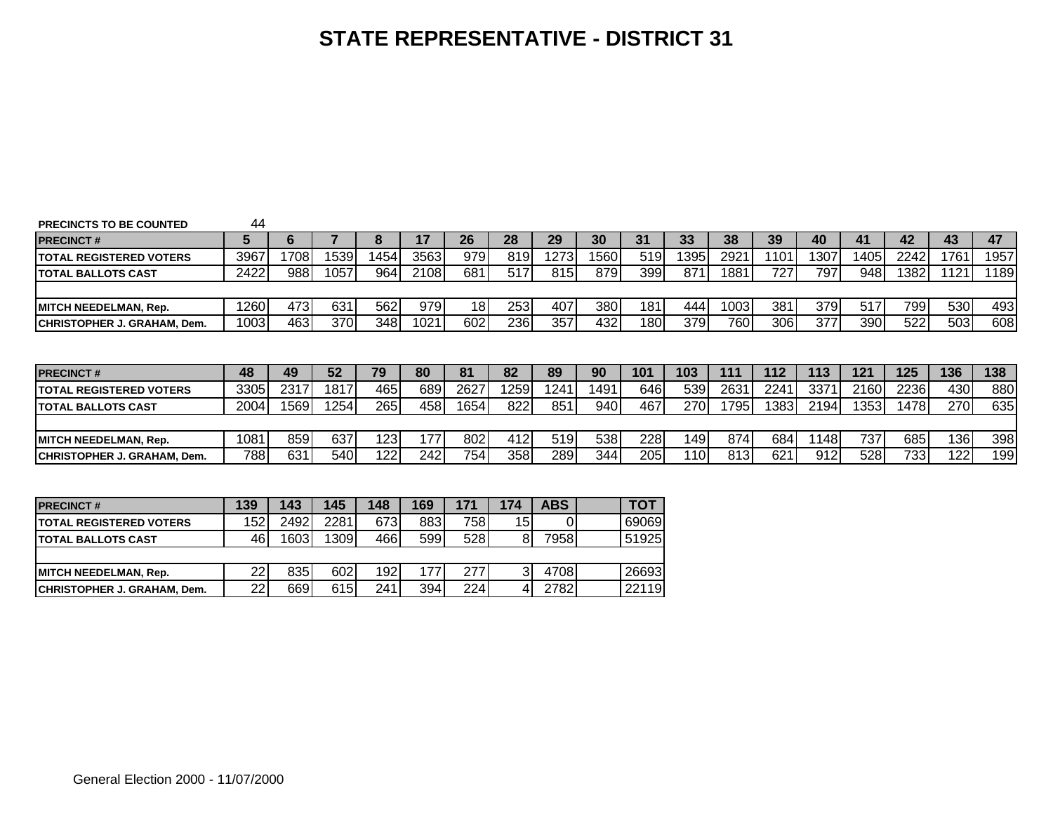# STATE REPRESENTATIVE - DISTRICT 31

**PRECINCTS TO BE COUNTED** 44

| PRECINCT # | 5 | 6 | 7 | 8 | 17 | 26 | 28 | 29 | 30 | 31 | 33 | 38 | 39 | 40 | 41 | 42 | 43 | 47 |
|---|---|---|---|---|---|---|---|---|---|---|---|---|---|---|---|---|---|---|
| TOTAL REGISTERED VOTERS | 3967 | 1708 | 1539 | 1454 | 3563 | 979 | 819 | 1273 | 1560 | 519 | 1395 | 2921 | 1101 | 1307 | 1405 | 2242 | 1761 | 1957 |
| TOTAL BALLOTS CAST | 2422 | 988 | 1057 | 964 | 2108 | 681 | 517 | 815 | 879 | 399 | 871 | 1881 | 727 | 797 | 948 | 1382 | 1121 | 1189 |
| | | | | | | | | | | | | | | | | | | |
| MITCH NEEDELMAN, Rep. | 1260 | 473 | 631 | 562 | 979 | 18 | 253 | 407 | 380 | 181 | 444 | 1003 | 381 | 379 | 517 | 799 | 530 | 493 |
| CHRISTOPHER J. GRAHAM, Dem. | 1003 | 463 | 370 | 348 | 1021 | 602 | 236 | 357 | 432 | 180 | 379 | 760 | 306 | 377 | 390 | 522 | 503 | 608 |

| PRECINCT # | 48 | 49 | 52 | 79 | 80 | 81 | 82 | 89 | 90 | 101 | 103 | 111 | 112 | 113 | 121 | 125 | 136 | 138 |
|---|---|---|---|---|---|---|---|---|---|---|---|---|---|---|---|---|---|---|
| TOTAL REGISTERED VOTERS | 3305 | 2317 | 1817 | 465 | 689 | 2627 | 1259 | 1241 | 1491 | 646 | 539 | 2631 | 2241 | 3371 | 2160 | 2236 | 430 | 880 |
| TOTAL BALLOTS CAST | 2004 | 1569 | 1254 | 265 | 458 | 1654 | 822 | 851 | 940 | 467 | 270 | 1795 | 1383 | 2194 | 1353 | 1478 | 270 | 635 |
| | | | | | | | | | | | | | | | | | | |
| MITCH NEEDELMAN, Rep. | 1081 | 859 | 637 | 123 | 177 | 802 | 412 | 519 | 538 | 228 | 149 | 874 | 684 | 1148 | 737 | 685 | 136 | 398 |
| CHRISTOPHER J. GRAHAM, Dem. | 788 | 631 | 540 | 122 | 242 | 754 | 358 | 289 | 344 | 205 | 110 | 813 | 621 | 912 | 528 | 733 | 122 | 199 |

| PRECINCT # | 139 | 143 | 145 | 148 | 169 | 171 | 174 | ABS | | TOT |
|---|---|---|---|---|---|---|---|---|---|---|
| TOTAL REGISTERED VOTERS | 152 | 2492 | 2281 | 673 | 883 | 758 | 15 | 0 | | 69069 |
| TOTAL BALLOTS CAST | 46 | 1603 | 1309 | 466 | 599 | 528 | 8 | 7958 | | 51925 |
| | | | | | | | | | | |
| MITCH NEEDELMAN, Rep. | 22 | 835 | 602 | 192 | 177 | 277 | 3 | 4708 | | 26693 |
| CHRISTOPHER J. GRAHAM, Dem. | 22 | 669 | 615 | 241 | 394 | 224 | 4 | 2782 | | 22119 |

General Election 2000 - 11/07/2000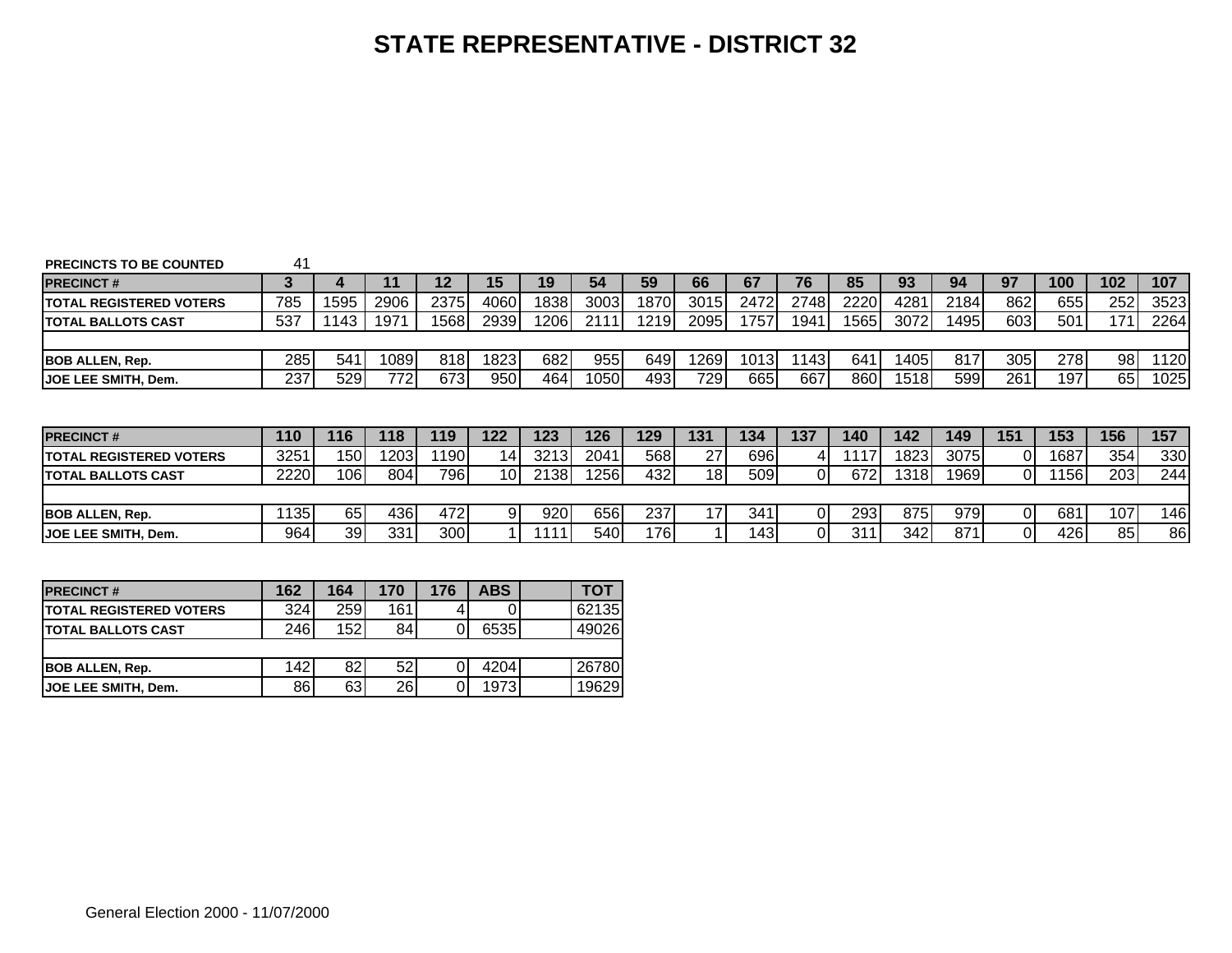# STATE REPRESENTATIVE - DISTRICT 32

**PRECINCTS TO BE COUNTED** 41

| PRECINCT # | 3 | 4 | 11 | 12 | 15 | 19 | 54 | 59 | 66 | 67 | 76 | 85 | 93 | 94 | 97 | 100 | 102 | 107 |
|---|---|---|---|---|---|---|---|---|---|---|---|---|---|---|---|---|---|---|
| TOTAL REGISTERED VOTERS | 785 | 1595 | 2906 | 2375 | 4060 | 1838 | 3003 | 1870 | 3015 | 2472 | 2748 | 2220 | 4281 | 2184 | 862 | 655 | 252 | 3523 |
| TOTAL BALLOTS CAST | 537 | 1143 | 1971 | 1568 | 2939 | 1206 | 2111 | 1219 | 2095 | 1757 | 1941 | 1565 | 3072 | 1495 | 603 | 501 | 171 | 2264 |
| | | | | | | | | | | | | | | | | | | |
| BOB ALLEN, Rep. | 285 | 541 | 1089 | 818 | 1823 | 682 | 955 | 649 | 1269 | 1013 | 1143 | 641 | 1405 | 817 | 305 | 278 | 98 | 1120 |
| JOE LEE SMITH, Dem. | 237 | 529 | 772 | 673 | 950 | 464 | 1050 | 493 | 729 | 665 | 667 | 860 | 1518 | 599 | 261 | 197 | 65 | 1025 |

| PRECINCT # | 110 | 116 | 118 | 119 | 122 | 123 | 126 | 129 | 131 | 134 | 137 | 140 | 142 | 149 | 151 | 153 | 156 | 157 |
|---|---|---|---|---|---|---|---|---|---|---|---|---|---|---|---|---|---|---|
| TOTAL REGISTERED VOTERS | 3251 | 150 | 1203 | 1190 | 14 | 3213 | 2041 | 568 | 27 | 696 | 4 | 1117 | 1823 | 3075 | 0 | 1687 | 354 | 330 |
| TOTAL BALLOTS CAST | 2220 | 106 | 804 | 796 | 10 | 2138 | 1256 | 432 | 18 | 509 | 0 | 672 | 1318 | 1969 | 0 | 1156 | 203 | 244 |
| | | | | | | | | | | | | | | | | | | |
| BOB ALLEN, Rep. | 1135 | 65 | 436 | 472 | 9 | 920 | 656 | 237 | 17 | 341 | 0 | 293 | 875 | 979 | 0 | 681 | 107 | 146 |
| JOE LEE SMITH, Dem. | 964 | 39 | 331 | 300 | 1 | 1111 | 540 | 176 | 1 | 143 | 0 | 311 | 342 | 871 | 0 | 426 | 85 | 86 |

| PRECINCT # | 162 | 164 | 170 | 176 | ABS | | TOT |
|---|---|---|---|---|---|---|---|
| TOTAL REGISTERED VOTERS | 324 | 259 | 161 | 4 | 0 | | 62135 |
| TOTAL BALLOTS CAST | 246 | 152 | 84 | 0 | 6535 | | 49026 |
| | | | | | | | |
| BOB ALLEN, Rep. | 142 | 82 | 52 | 0 | 4204 | | 26780 |
| JOE LEE SMITH, Dem. | 86 | 63 | 26 | 0 | 1973 | | 19629 |

General Election 2000 - 11/07/2000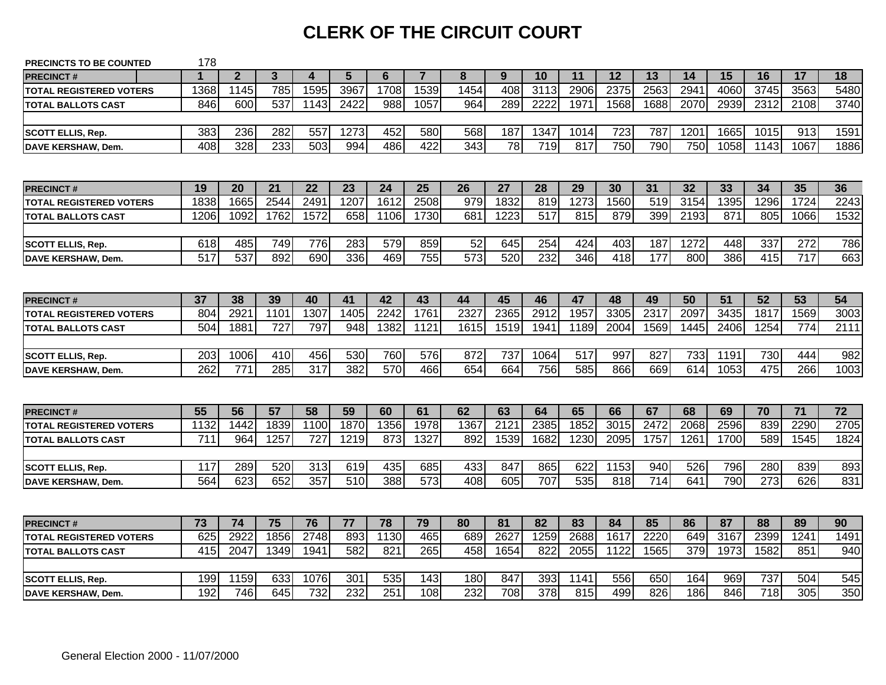# CLERK OF THE CIRCUIT COURT

PRECINCTS TO BE COUNTED 178

| PRECINCT # | 1 | 2 | 3 | 4 | 5 | 6 | 7 | 8 | 9 | 10 | 11 | 12 | 13 | 14 | 15 | 16 | 17 | 18 |
|---|---|---|---|---|---|---|---|---|---|---|---|---|---|---|---|---|---|---|
| TOTAL REGISTERED VOTERS | 1368 | 1145 | 785 | 1595 | 3967 | 1708 | 1539 | 1454 | 408 | 3113 | 2906 | 2375 | 2563 | 2941 | 4060 | 3745 | 3563 | 5480 |
| TOTAL BALLOTS CAST | 846 | 600 | 537 | 1143 | 2422 | 988 | 1057 | 964 | 289 | 2222 | 1971 | 1568 | 1688 | 2070 | 2939 | 2312 | 2108 | 3740 |
| | | | | | | | | | | | | | | | | | | |
| SCOTT ELLIS, Rep. | 383 | 236 | 282 | 557 | 1273 | 452 | 580 | 568 | 187 | 1347 | 1014 | 723 | 787 | 1201 | 1665 | 1015 | 913 | 1591 |
| DAVE KERSHAW, Dem. | 408 | 328 | 233 | 503 | 994 | 486 | 422 | 343 | 78 | 719 | 817 | 750 | 790 | 750 | 1058 | 1143 | 1067 | 1886 |

| PRECINCT # | 19 | 20 | 21 | 22 | 23 | 24 | 25 | 26 | 27 | 28 | 29 | 30 | 31 | 32 | 33 | 34 | 35 | 36 |
|---|---|---|---|---|---|---|---|---|---|---|---|---|---|---|---|---|---|---|
| TOTAL REGISTERED VOTERS | 1838 | 1665 | 2544 | 2491 | 1207 | 1612 | 2508 | 979 | 1832 | 819 | 1273 | 1560 | 519 | 3154 | 1395 | 1296 | 1724 | 2243 |
| TOTAL BALLOTS CAST | 1206 | 1092 | 1762 | 1572 | 658 | 1106 | 1730 | 681 | 1223 | 517 | 815 | 879 | 399 | 2193 | 871 | 805 | 1066 | 1532 |
| | | | | | | | | | | | | | | | | | | |
| SCOTT ELLIS, Rep. | 618 | 485 | 749 | 776 | 283 | 579 | 859 | 52 | 645 | 254 | 424 | 403 | 187 | 1272 | 448 | 337 | 272 | 786 |
| DAVE KERSHAW, Dem. | 517 | 537 | 892 | 690 | 336 | 469 | 755 | 573 | 520 | 232 | 346 | 418 | 177 | 800 | 386 | 415 | 717 | 663 |

| PRECINCT # | 37 | 38 | 39 | 40 | 41 | 42 | 43 | 44 | 45 | 46 | 47 | 48 | 49 | 50 | 51 | 52 | 53 | 54 |
|---|---|---|---|---|---|---|---|---|---|---|---|---|---|---|---|---|---|---|
| TOTAL REGISTERED VOTERS | 804 | 2921 | 1101 | 1307 | 1405 | 2242 | 1761 | 2327 | 2365 | 2912 | 1957 | 3305 | 2317 | 2097 | 3435 | 1817 | 1569 | 3003 |
| TOTAL BALLOTS CAST | 504 | 1881 | 727 | 797 | 948 | 1382 | 1121 | 1615 | 1519 | 1941 | 1189 | 2004 | 1569 | 1445 | 2406 | 1254 | 774 | 2111 |
| | | | | | | | | | | | | | | | | | | |
| SCOTT ELLIS, Rep. | 203 | 1006 | 410 | 456 | 530 | 760 | 576 | 872 | 737 | 1064 | 517 | 997 | 827 | 733 | 1191 | 730 | 444 | 982 |
| DAVE KERSHAW, Dem. | 262 | 771 | 285 | 317 | 382 | 570 | 466 | 654 | 664 | 756 | 585 | 866 | 669 | 614 | 1053 | 475 | 266 | 1003 |

| PRECINCT # | 55 | 56 | 57 | 58 | 59 | 60 | 61 | 62 | 63 | 64 | 65 | 66 | 67 | 68 | 69 | 70 | 71 | 72 |
|---|---|---|---|---|---|---|---|---|---|---|---|---|---|---|---|---|---|---|
| TOTAL REGISTERED VOTERS | 1132 | 1442 | 1839 | 1100 | 1870 | 1356 | 1978 | 1367 | 2121 | 2385 | 1852 | 3015 | 2472 | 2068 | 2596 | 839 | 2290 | 2705 |
| TOTAL BALLOTS CAST | 711 | 964 | 1257 | 727 | 1219 | 873 | 1327 | 892 | 1539 | 1682 | 1230 | 2095 | 1757 | 1261 | 1700 | 589 | 1545 | 1824 |
| | | | | | | | | | | | | | | | | | | |
| SCOTT ELLIS, Rep. | 117 | 289 | 520 | 313 | 619 | 435 | 685 | 433 | 847 | 865 | 622 | 1153 | 940 | 526 | 796 | 280 | 839 | 893 |
| DAVE KERSHAW, Dem. | 564 | 623 | 652 | 357 | 510 | 388 | 573 | 408 | 605 | 707 | 535 | 818 | 714 | 641 | 790 | 273 | 626 | 831 |

| PRECINCT # | 73 | 74 | 75 | 76 | 77 | 78 | 79 | 80 | 81 | 82 | 83 | 84 | 85 | 86 | 87 | 88 | 89 | 90 |
|---|---|---|---|---|---|---|---|---|---|---|---|---|---|---|---|---|---|---|
| TOTAL REGISTERED VOTERS | 625 | 2922 | 1856 | 2748 | 893 | 1130 | 465 | 689 | 2627 | 1259 | 2688 | 1617 | 2220 | 649 | 3167 | 2399 | 1241 | 1491 |
| TOTAL BALLOTS CAST | 415 | 2047 | 1349 | 1941 | 582 | 821 | 265 | 458 | 1654 | 822 | 2055 | 1122 | 1565 | 379 | 1973 | 1582 | 851 | 940 |
| | | | | | | | | | | | | | | | | | | |
| SCOTT ELLIS, Rep. | 199 | 1159 | 633 | 1076 | 301 | 535 | 143 | 180 | 847 | 393 | 1141 | 556 | 650 | 164 | 969 | 737 | 504 | 545 |
| DAVE KERSHAW, Dem. | 192 | 746 | 645 | 732 | 232 | 251 | 108 | 232 | 708 | 378 | 815 | 499 | 826 | 186 | 846 | 718 | 305 | 350 |

General Election 2000 - 11/07/2000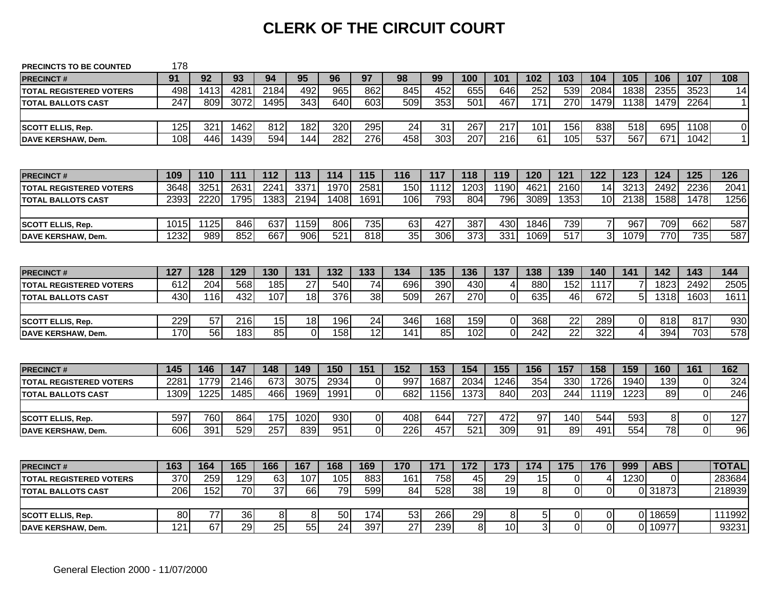# CLERK OF THE CIRCUIT COURT

PRECINCTS TO BE COUNTED 178

| PRECINCT # | 91 | 92 | 93 | 94 | 95 | 96 | 97 | 98 | 99 | 100 | 101 | 102 | 103 | 104 | 105 | 106 | 107 | 108 |
|---|---|---|---|---|---|---|---|---|---|---|---|---|---|---|---|---|---|---|
| TOTAL REGISTERED VOTERS | 498 | 1413 | 4281 | 2184 | 492 | 965 | 862 | 845 | 452 | 655 | 646 | 252 | 539 | 2084 | 1838 | 2355 | 3523 | 14 |
| TOTAL BALLOTS CAST | 247 | 809 | 3072 | 1495 | 343 | 640 | 603 | 509 | 353 | 501 | 467 | 171 | 270 | 1479 | 1138 | 1479 | 2264 | 1 |
| | | | | | | | | | | | | | | | | | | |
| SCOTT ELLIS, Rep. | 125 | 321 | 1462 | 812 | 182 | 320 | 295 | 24 | 31 | 267 | 217 | 101 | 156 | 838 | 518 | 695 | 1108 | 0 |
| DAVE KERSHAW, Dem. | 108 | 446 | 1439 | 594 | 144 | 282 | 276 | 458 | 303 | 207 | 216 | 61 | 105 | 537 | 567 | 671 | 1042 | 1 |

| PRECINCT # | 109 | 110 | 111 | 112 | 113 | 114 | 115 | 116 | 117 | 118 | 119 | 120 | 121 | 122 | 123 | 124 | 125 | 126 |
|---|---|---|---|---|---|---|---|---|---|---|---|---|---|---|---|---|---|---|
| TOTAL REGISTERED VOTERS | 3648 | 3251 | 2631 | 2241 | 3371 | 1970 | 2581 | 150 | 1112 | 1203 | 1190 | 4621 | 2160 | 14 | 3213 | 2492 | 2236 | 2041 |
| TOTAL BALLOTS CAST | 2393 | 2220 | 1795 | 1383 | 2194 | 1408 | 1691 | 106 | 793 | 804 | 796 | 3089 | 1353 | 10 | 2138 | 1588 | 1478 | 1256 |
| | | | | | | | | | | | | | | | | | | |
| SCOTT ELLIS, Rep. | 1015 | 1125 | 846 | 637 | 1159 | 806 | 735 | 63 | 427 | 387 | 430 | 1846 | 739 | 7 | 967 | 709 | 662 | 587 |
| DAVE KERSHAW, Dem. | 1232 | 989 | 852 | 667 | 906 | 521 | 818 | 35 | 306 | 373 | 331 | 1069 | 517 | 3 | 1079 | 770 | 735 | 587 |

| PRECINCT # | 127 | 128 | 129 | 130 | 131 | 132 | 133 | 134 | 135 | 136 | 137 | 138 | 139 | 140 | 141 | 142 | 143 | 144 |
|---|---|---|---|---|---|---|---|---|---|---|---|---|---|---|---|---|---|---|
| TOTAL REGISTERED VOTERS | 612 | 204 | 568 | 185 | 27 | 540 | 74 | 696 | 390 | 430 | 4 | 880 | 152 | 1117 | 7 | 1823 | 2492 | 2505 |
| TOTAL BALLOTS CAST | 430 | 116 | 432 | 107 | 18 | 376 | 38 | 509 | 267 | 270 | 0 | 635 | 46 | 672 | 5 | 1318 | 1603 | 1611 |
| | | | | | | | | | | | | | | | | | | |
| SCOTT ELLIS, Rep. | 229 | 57 | 216 | 15 | 18 | 196 | 24 | 346 | 168 | 159 | 0 | 368 | 22 | 289 | 0 | 818 | 817 | 930 |
| DAVE KERSHAW, Dem. | 170 | 56 | 183 | 85 | 0 | 158 | 12 | 141 | 85 | 102 | 0 | 242 | 22 | 322 | 4 | 394 | 703 | 578 |

| PRECINCT # | 145 | 146 | 147 | 148 | 149 | 150 | 151 | 152 | 153 | 154 | 155 | 156 | 157 | 158 | 159 | 160 | 161 | 162 |
|---|---|---|---|---|---|---|---|---|---|---|---|---|---|---|---|---|---|---|
| TOTAL REGISTERED VOTERS | 2281 | 1779 | 2146 | 673 | 3075 | 2934 | 0 | 997 | 1687 | 2034 | 1246 | 354 | 330 | 1726 | 1940 | 139 | 0 | 324 |
| TOTAL BALLOTS CAST | 1309 | 1225 | 1485 | 466 | 1969 | 1991 | 0 | 682 | 1156 | 1373 | 840 | 203 | 244 | 1119 | 1223 | 89 | 0 | 246 |
| | | | | | | | | | | | | | | | | | | |
| SCOTT ELLIS, Rep. | 597 | 760 | 864 | 175 | 1020 | 930 | 0 | 408 | 644 | 727 | 472 | 97 | 140 | 544 | 593 | 8 | 0 | 127 |
| DAVE KERSHAW, Dem. | 606 | 391 | 529 | 257 | 839 | 951 | 0 | 226 | 457 | 521 | 309 | 91 | 89 | 491 | 554 | 78 | 0 | 96 |

| PRECINCT # | 163 | 164 | 165 | 166 | 167 | 168 | 169 | 170 | 171 | 172 | 173 | 174 | 175 | 176 | 999 | ABS | | TOTAL |
|---|---|---|---|---|---|---|---|---|---|---|---|---|---|---|---|---|---|---|
| TOTAL REGISTERED VOTERS | 370 | 259 | 129 | 63 | 107 | 105 | 883 | 161 | 758 | 45 | 29 | 15 | 0 | 4 | 1230 | 0 | | 283684 |
| TOTAL BALLOTS CAST | 206 | 152 | 70 | 37 | 66 | 79 | 599 | 84 | 528 | 38 | 19 | 8 | 0 | 0 | 0 | 31873 | | 218939 |
| | | | | | | | | | | | | | | | | | | |
| SCOTT ELLIS, Rep. | 80 | 77 | 36 | 8 | 8 | 50 | 174 | 53 | 266 | 29 | 8 | 5 | 0 | 0 | 0 | 18659 | | 111992 |
| DAVE KERSHAW, Dem. | 121 | 67 | 29 | 25 | 55 | 24 | 397 | 27 | 239 | 8 | 10 | 3 | 0 | 0 | 0 | 10977 | | 93231 |

General Election 2000 - 11/07/2000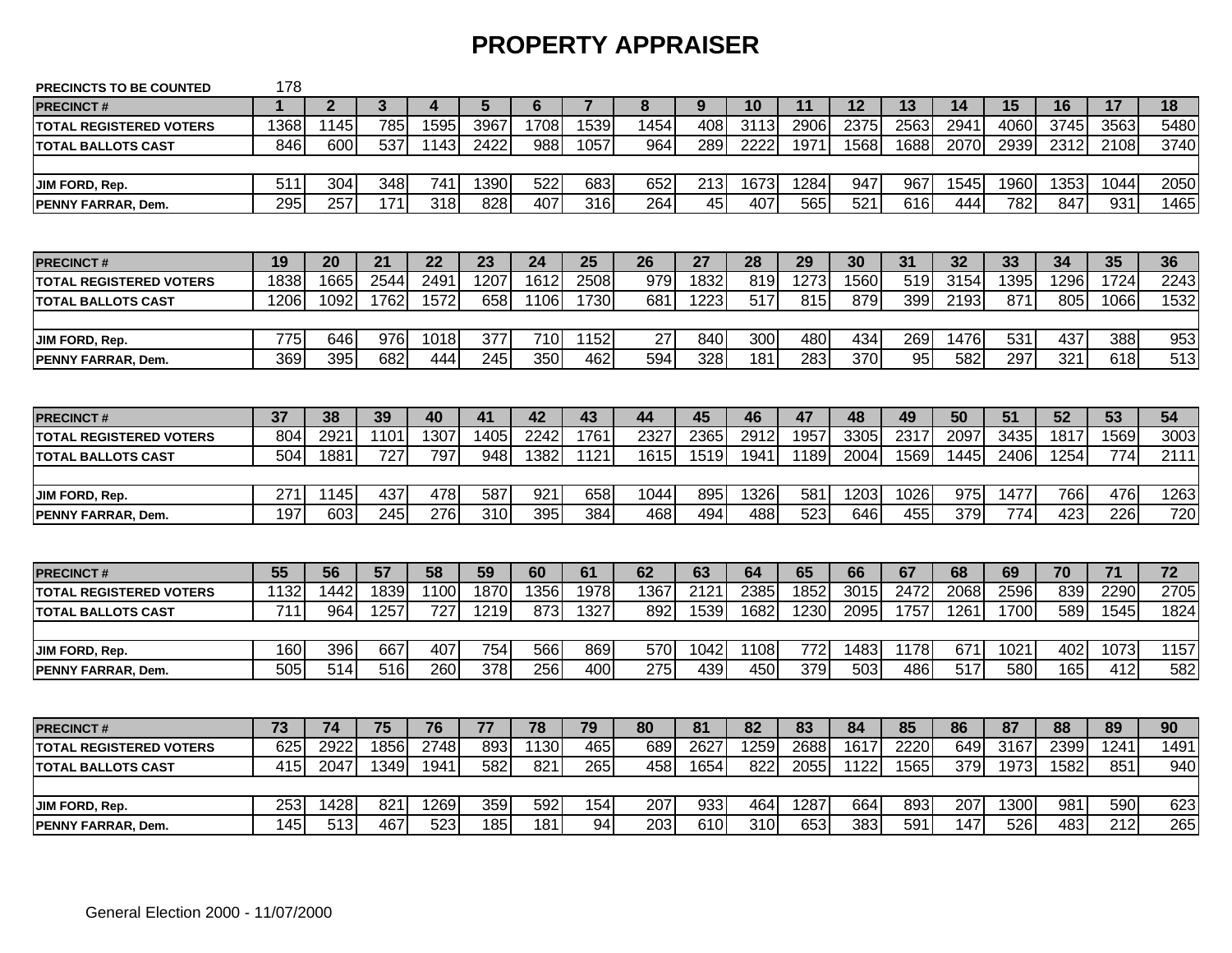# PROPERTY APPRAISER

**PRECINCTS TO BE COUNTED** 178

| PRECINCT # | 1 | 2 | 3 | 4 | 5 | 6 | 7 | 8 | 9 | 10 | 11 | 12 | 13 | 14 | 15 | 16 | 17 | 18 |
|---|---|---|---|---|---|---|---|---|---|---|---|---|---|---|---|---|---|---|
| TOTAL REGISTERED VOTERS | 1368 | 1145 | 785 | 1595 | 3967 | 1708 | 1539 | 1454 | 408 | 3113 | 2906 | 2375 | 2563 | 2941 | 4060 | 3745 | 3563 | 5480 |
| TOTAL BALLOTS CAST | 846 | 600 | 537 | 1143 | 2422 | 988 | 1057 | 964 | 289 | 2222 | 1971 | 1568 | 1688 | 2070 | 2939 | 2312 | 2108 | 3740 |
| JIM FORD, Rep. | 511 | 304 | 348 | 741 | 1390 | 522 | 683 | 652 | 213 | 1673 | 1284 | 947 | 967 | 1545 | 1960 | 1353 | 1044 | 2050 |
| PENNY FARRAR, Dem. | 295 | 257 | 171 | 318 | 828 | 407 | 316 | 264 | 45 | 407 | 565 | 521 | 616 | 444 | 782 | 847 | 931 | 1465 |

| PRECINCT # | 19 | 20 | 21 | 22 | 23 | 24 | 25 | 26 | 27 | 28 | 29 | 30 | 31 | 32 | 33 | 34 | 35 | 36 |
|---|---|---|---|---|---|---|---|---|---|---|---|---|---|---|---|---|---|---|
| TOTAL REGISTERED VOTERS | 1838 | 1665 | 2544 | 2491 | 1207 | 1612 | 2508 | 979 | 1832 | 819 | 1273 | 1560 | 519 | 3154 | 1395 | 1296 | 1724 | 2243 |
| TOTAL BALLOTS CAST | 1206 | 1092 | 1762 | 1572 | 658 | 1106 | 1730 | 681 | 1223 | 517 | 815 | 879 | 399 | 2193 | 871 | 805 | 1066 | 1532 |
| JIM FORD, Rep. | 775 | 646 | 976 | 1018 | 377 | 710 | 1152 | 27 | 840 | 300 | 480 | 434 | 269 | 1476 | 531 | 437 | 388 | 953 |
| PENNY FARRAR, Dem. | 369 | 395 | 682 | 444 | 245 | 350 | 462 | 594 | 328 | 181 | 283 | 370 | 95 | 582 | 297 | 321 | 618 | 513 |

| PRECINCT # | 37 | 38 | 39 | 40 | 41 | 42 | 43 | 44 | 45 | 46 | 47 | 48 | 49 | 50 | 51 | 52 | 53 | 54 |
|---|---|---|---|---|---|---|---|---|---|---|---|---|---|---|---|---|---|---|
| TOTAL REGISTERED VOTERS | 804 | 2921 | 1101 | 1307 | 1405 | 2242 | 1761 | 2327 | 2365 | 2912 | 1957 | 3305 | 2317 | 2097 | 3435 | 1817 | 1569 | 3003 |
| TOTAL BALLOTS CAST | 504 | 1881 | 727 | 797 | 948 | 1382 | 1121 | 1615 | 1519 | 1941 | 1189 | 2004 | 1569 | 1445 | 2406 | 1254 | 774 | 2111 |
| JIM FORD, Rep. | 271 | 1145 | 437 | 478 | 587 | 921 | 658 | 1044 | 895 | 1326 | 581 | 1203 | 1026 | 975 | 1477 | 766 | 476 | 1263 |
| PENNY FARRAR, Dem. | 197 | 603 | 245 | 276 | 310 | 395 | 384 | 468 | 494 | 488 | 523 | 646 | 455 | 379 | 774 | 423 | 226 | 720 |

| PRECINCT # | 55 | 56 | 57 | 58 | 59 | 60 | 61 | 62 | 63 | 64 | 65 | 66 | 67 | 68 | 69 | 70 | 71 | 72 |
|---|---|---|---|---|---|---|---|---|---|---|---|---|---|---|---|---|---|---|
| TOTAL REGISTERED VOTERS | 1132 | 1442 | 1839 | 1100 | 1870 | 1356 | 1978 | 1367 | 2121 | 2385 | 1852 | 3015 | 2472 | 2068 | 2596 | 839 | 2290 | 2705 |
| TOTAL BALLOTS CAST | 711 | 964 | 1257 | 727 | 1219 | 873 | 1327 | 892 | 1539 | 1682 | 1230 | 2095 | 1757 | 1261 | 1700 | 589 | 1545 | 1824 |
| JIM FORD, Rep. | 160 | 396 | 667 | 407 | 754 | 566 | 869 | 570 | 1042 | 1108 | 772 | 1483 | 1178 | 671 | 1021 | 402 | 1073 | 1157 |
| PENNY FARRAR, Dem. | 505 | 514 | 516 | 260 | 378 | 256 | 400 | 275 | 439 | 450 | 379 | 503 | 486 | 517 | 580 | 165 | 412 | 582 |

| PRECINCT # | 73 | 74 | 75 | 76 | 77 | 78 | 79 | 80 | 81 | 82 | 83 | 84 | 85 | 86 | 87 | 88 | 89 | 90 |
|---|---|---|---|---|---|---|---|---|---|---|---|---|---|---|---|---|---|---|
| TOTAL REGISTERED VOTERS | 625 | 2922 | 1856 | 2748 | 893 | 1130 | 465 | 689 | 2627 | 1259 | 2688 | 1617 | 2220 | 649 | 3167 | 2399 | 1241 | 1491 |
| TOTAL BALLOTS CAST | 415 | 2047 | 1349 | 1941 | 582 | 821 | 265 | 458 | 1654 | 822 | 2055 | 1122 | 1565 | 379 | 1973 | 1582 | 851 | 940 |
| JIM FORD, Rep. | 253 | 1428 | 821 | 1269 | 359 | 592 | 154 | 207 | 933 | 464 | 1287 | 664 | 893 | 207 | 1300 | 981 | 590 | 623 |
| PENNY FARRAR, Dem. | 145 | 513 | 467 | 523 | 185 | 181 | 94 | 203 | 610 | 310 | 653 | 383 | 591 | 147 | 526 | 483 | 212 | 265 |

General Election 2000 - 11/07/2000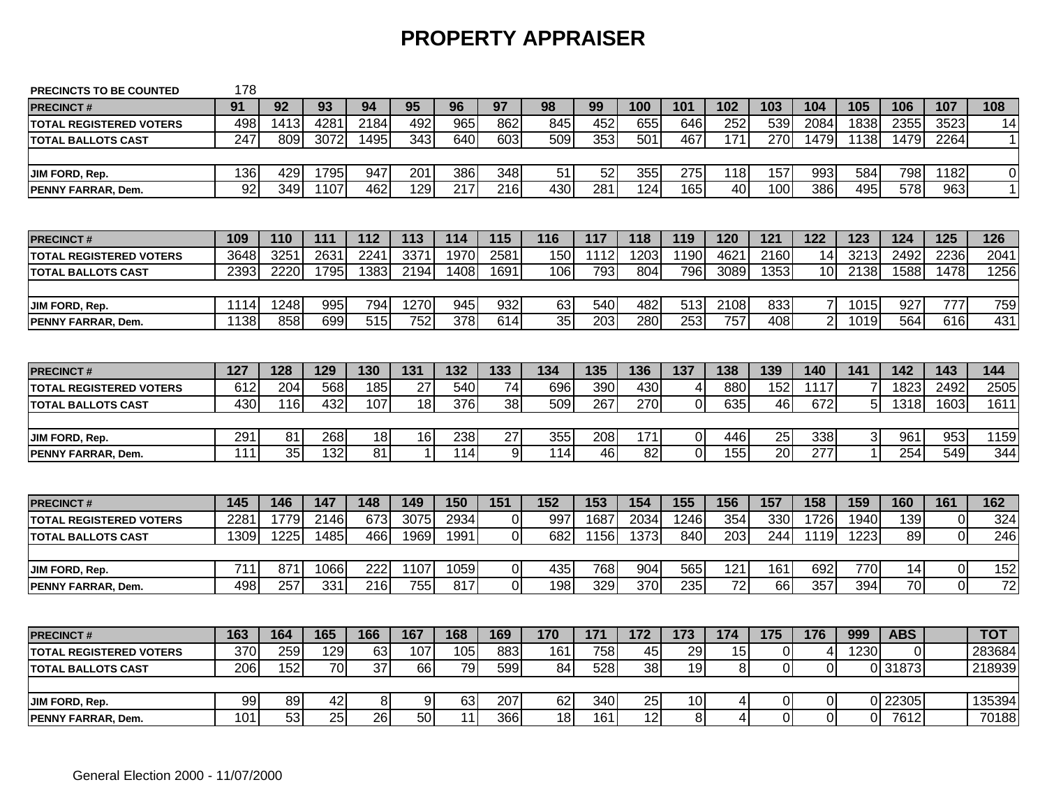# PROPERTY APPRAISER

PRECINCTS TO BE COUNTED 178

| PRECINCT # | 91 | 92 | 93 | 94 | 95 | 96 | 97 | 98 | 99 | 100 | 101 | 102 | 103 | 104 | 105 | 106 | 107 | 108 |
|---|---|---|---|---|---|---|---|---|---|---|---|---|---|---|---|---|---|---|
| TOTAL REGISTERED VOTERS | 498 | 1413 | 4281 | 2184 | 492 | 965 | 862 | 845 | 452 | 655 | 646 | 252 | 539 | 2084 | 1838 | 2355 | 3523 | 14 |
| TOTAL BALLOTS CAST | 247 | 809 | 3072 | 1495 | 343 | 640 | 603 | 509 | 353 | 501 | 467 | 171 | 270 | 1479 | 1138 | 1479 | 2264 | 1 |
| | | | | | | | | | | | | | | | | | | |
| JIM FORD, Rep. | 136 | 429 | 1795 | 947 | 201 | 386 | 348 | 51 | 52 | 355 | 275 | 118 | 157 | 993 | 584 | 798 | 1182 | 0 |
| PENNY FARRAR, Dem. | 92 | 349 | 1107 | 462 | 129 | 217 | 216 | 430 | 281 | 124 | 165 | 40 | 100 | 386 | 495 | 578 | 963 | 1 |

| PRECINCT # | 109 | 110 | 111 | 112 | 113 | 114 | 115 | 116 | 117 | 118 | 119 | 120 | 121 | 122 | 123 | 124 | 125 | 126 |
|---|---|---|---|---|---|---|---|---|---|---|---|---|---|---|---|---|---|---|
| TOTAL REGISTERED VOTERS | 3648 | 3251 | 2631 | 2241 | 3371 | 1970 | 2581 | 150 | 1112 | 1203 | 1190 | 4621 | 2160 | 14 | 3213 | 2492 | 2236 | 2041 |
| TOTAL BALLOTS CAST | 2393 | 2220 | 1795 | 1383 | 2194 | 1408 | 1691 | 106 | 793 | 804 | 796 | 3089 | 1353 | 10 | 2138 | 1588 | 1478 | 1256 |
| | | | | | | | | | | | | | | | | | | |
| JIM FORD, Rep. | 1114 | 1248 | 995 | 794 | 1270 | 945 | 932 | 63 | 540 | 482 | 513 | 2108 | 833 | 7 | 1015 | 927 | 777 | 759 |
| PENNY FARRAR, Dem. | 1138 | 858 | 699 | 515 | 752 | 378 | 614 | 35 | 203 | 280 | 253 | 757 | 408 | 2 | 1019 | 564 | 616 | 431 |

| PRECINCT # | 127 | 128 | 129 | 130 | 131 | 132 | 133 | 134 | 135 | 136 | 137 | 138 | 139 | 140 | 141 | 142 | 143 | 144 |
|---|---|---|---|---|---|---|---|---|---|---|---|---|---|---|---|---|---|---|
| TOTAL REGISTERED VOTERS | 612 | 204 | 568 | 185 | 27 | 540 | 74 | 696 | 390 | 430 | 4 | 880 | 152 | 1117 | 7 | 1823 | 2492 | 2505 |
| TOTAL BALLOTS CAST | 430 | 116 | 432 | 107 | 18 | 376 | 38 | 509 | 267 | 270 | 0 | 635 | 46 | 672 | 5 | 1318 | 1603 | 1611 |
| | | | | | | | | | | | | | | | | | | |
| JIM FORD, Rep. | 291 | 81 | 268 | 18 | 16 | 238 | 27 | 355 | 208 | 171 | 0 | 446 | 25 | 338 | 3 | 961 | 953 | 1159 |
| PENNY FARRAR, Dem. | 111 | 35 | 132 | 81 | 1 | 114 | 9 | 114 | 46 | 82 | 0 | 155 | 20 | 277 | 1 | 254 | 549 | 344 |

| PRECINCT # | 145 | 146 | 147 | 148 | 149 | 150 | 151 | 152 | 153 | 154 | 155 | 156 | 157 | 158 | 159 | 160 | 161 | 162 |
|---|---|---|---|---|---|---|---|---|---|---|---|---|---|---|---|---|---|---|
| TOTAL REGISTERED VOTERS | 2281 | 1779 | 2146 | 673 | 3075 | 2934 | 0 | 997 | 1687 | 2034 | 1246 | 354 | 330 | 1726 | 1940 | 139 | 0 | 324 |
| TOTAL BALLOTS CAST | 1309 | 1225 | 1485 | 466 | 1969 | 1991 | 0 | 682 | 1156 | 1373 | 840 | 203 | 244 | 1119 | 1223 | 89 | 0 | 246 |
| | | | | | | | | | | | | | | | | | | |
| JIM FORD, Rep. | 711 | 871 | 1066 | 222 | 1107 | 1059 | 0 | 435 | 768 | 904 | 565 | 121 | 161 | 692 | 770 | 14 | 0 | 152 |
| PENNY FARRAR, Dem. | 498 | 257 | 331 | 216 | 755 | 817 | 0 | 198 | 329 | 370 | 235 | 72 | 66 | 357 | 394 | 70 | 0 | 72 |

| PRECINCT # | 163 | 164 | 165 | 166 | 167 | 168 | 169 | 170 | 171 | 172 | 173 | 174 | 175 | 176 | 999 | ABS | | TOT |
|---|---|---|---|---|---|---|---|---|---|---|---|---|---|---|---|---|---|---|
| TOTAL REGISTERED VOTERS | 370 | 259 | 129 | 63 | 107 | 105 | 883 | 161 | 758 | 45 | 29 | 15 | 0 | 4 | 1230 | 0 | | 283684 |
| TOTAL BALLOTS CAST | 206 | 152 | 70 | 37 | 66 | 79 | 599 | 84 | 528 | 38 | 19 | 8 | 0 | 0 | 0 | 31873 | | 218939 |
| | | | | | | | | | | | | | | | | | | |
| JIM FORD, Rep. | 99 | 89 | 42 | 8 | 9 | 63 | 207 | 62 | 340 | 25 | 10 | 4 | 0 | 0 | 0 | 22305 | | 135394 |
| PENNY FARRAR, Dem. | 101 | 53 | 25 | 26 | 50 | 11 | 366 | 18 | 161 | 12 | 8 | 4 | 0 | 0 | 0 | 7612 | | 70188 |

General Election 2000 - 11/07/2000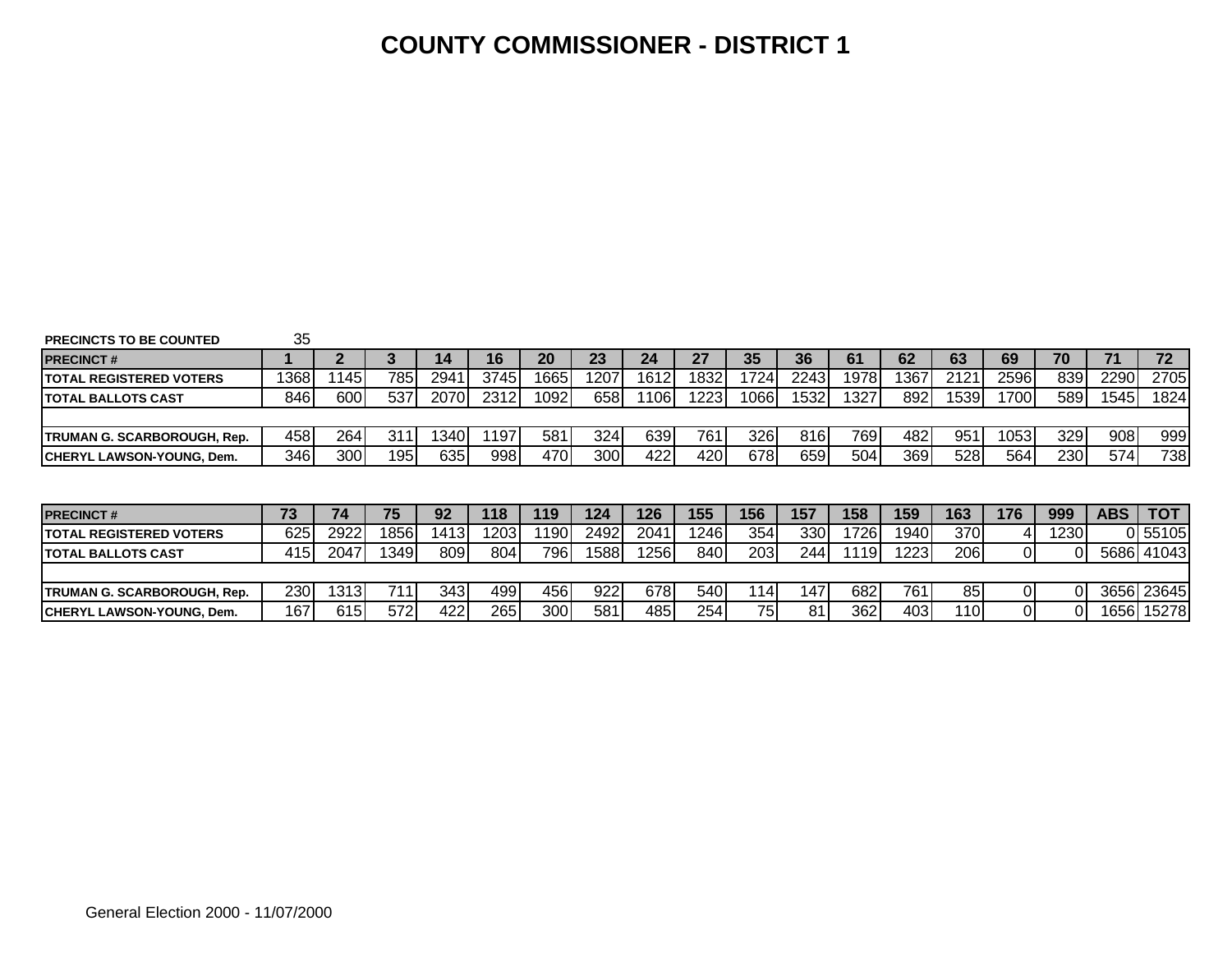# COUNTY COMMISSIONER - DISTRICT 1

PRECINCTS TO BE COUNTED 35

| PRECINCT # | 1 | 2 | 3 | 14 | 16 | 20 | 23 | 24 | 27 | 35 | 36 | 61 | 62 | 63 | 69 | 70 | 71 | 72 |
|---|---|---|---|---|---|---|---|---|---|---|---|---|---|---|---|---|---|---|
| TOTAL REGISTERED VOTERS | 1368 | 1145 | 785 | 2941 | 3745 | 1665 | 1207 | 1612 | 1832 | 1724 | 2243 | 1978 | 1367 | 2121 | 2596 | 839 | 2290 | 2705 |
| TOTAL BALLOTS CAST | 846 | 600 | 537 | 2070 | 2312 | 1092 | 658 | 1106 | 1223 | 1066 | 1532 | 1327 | 892 | 1539 | 1700 | 589 | 1545 | 1824 |
| | | | | | | | | | | | | | | | | | | |
| TRUMAN G. SCARBOROUGH, Rep. | 458 | 264 | 311 | 1340 | 1197 | 581 | 324 | 639 | 761 | 326 | 816 | 769 | 482 | 951 | 1053 | 329 | 908 | 999 |
| CHERYL LAWSON-YOUNG, Dem. | 346 | 300 | 195 | 635 | 998 | 470 | 300 | 422 | 420 | 678 | 659 | 504 | 369 | 528 | 564 | 230 | 574 | 738 |

| PRECINCT # | 73 | 74 | 75 | 92 | 118 | 119 | 124 | 126 | 155 | 156 | 157 | 158 | 159 | 163 | 176 | 999 | ABS | TOT |
|---|---|---|---|---|---|---|---|---|---|---|---|---|---|---|---|---|---|---|
| TOTAL REGISTERED VOTERS | 625 | 2922 | 1856 | 1413 | 1203 | 1190 | 2492 | 2041 | 1246 | 354 | 330 | 1726 | 1940 | 370 | 4 | 1230 | 0 | 55105 |
| TOTAL BALLOTS CAST | 415 | 2047 | 1349 | 809 | 804 | 796 | 1588 | 1256 | 840 | 203 | 244 | 1119 | 1223 | 206 | 0 | 0 | 5686 | 41043 |
| | | | | | | | | | | | | | | | | | | |
| TRUMAN G. SCARBOROUGH, Rep. | 230 | 1313 | 711 | 343 | 499 | 456 | 922 | 678 | 540 | 114 | 147 | 682 | 761 | 85 | 0 | 0 | 3656 | 23645 |
| CHERYL LAWSON-YOUNG, Dem. | 167 | 615 | 572 | 422 | 265 | 300 | 581 | 485 | 254 | 75 | 81 | 362 | 403 | 110 | 0 | 0 | 1656 | 15278 |

General Election 2000 - 11/07/2000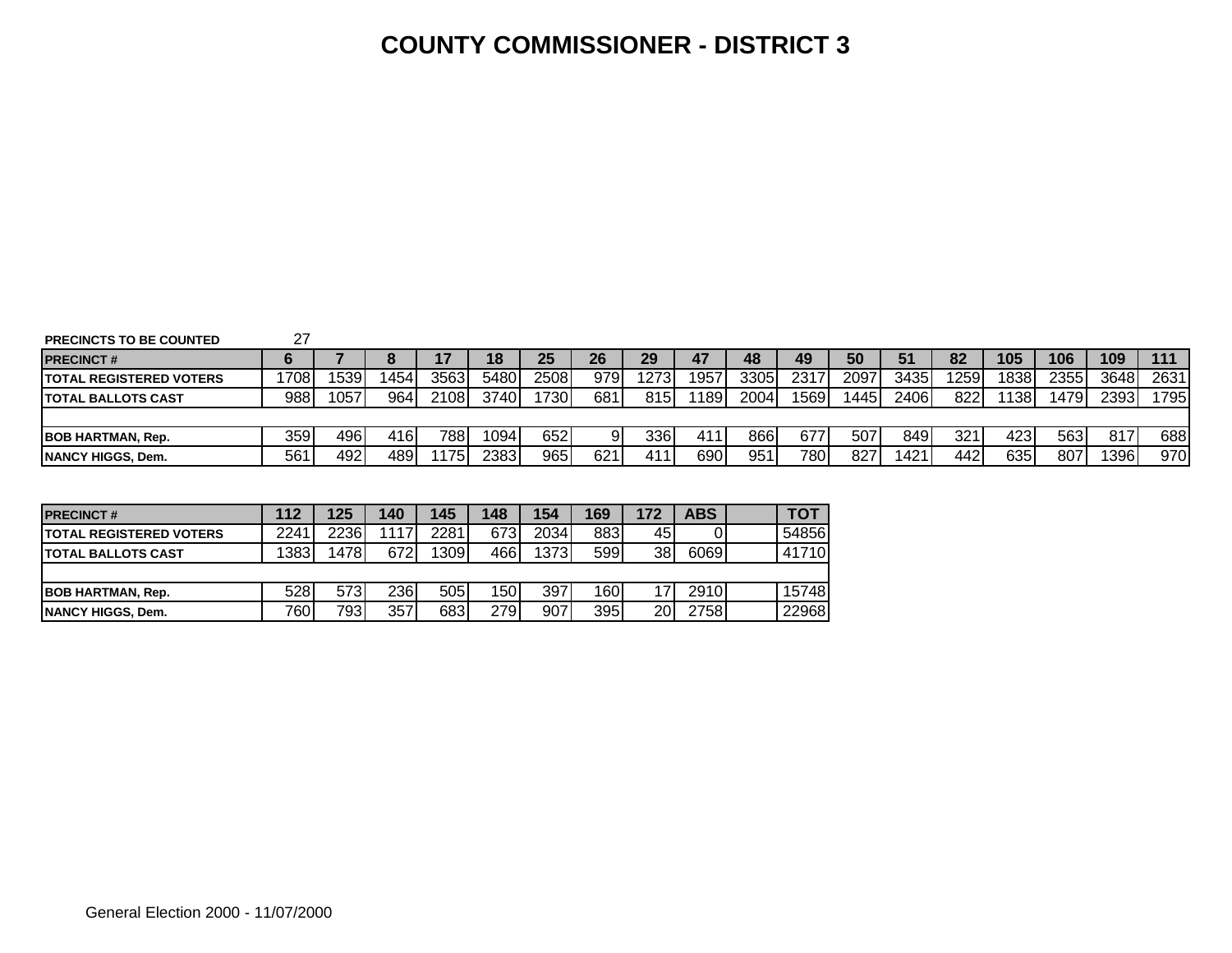# COUNTY COMMISSIONER - DISTRICT 3

PRECINCTS TO BE COUNTED 27

| PRECINCT # | 6 | 7 | 8 | 17 | 18 | 25 | 26 | 29 | 47 | 48 | 49 | 50 | 51 | 82 | 105 | 106 | 109 | 111 |
|---|---|---|---|---|---|---|---|---|---|---|---|---|---|---|---|---|---|---|
| TOTAL REGISTERED VOTERS | 1708 | 1539 | 1454 | 3563 | 5480 | 2508 | 979 | 1273 | 1957 | 3305 | 2317 | 2097 | 3435 | 1259 | 1838 | 2355 | 3648 | 2631 |
| TOTAL BALLOTS CAST | 988 | 1057 | 964 | 2108 | 3740 | 1730 | 681 | 815 | 1189 | 2004 | 1569 | 1445 | 2406 | 822 | 1138 | 1479 | 2393 | 1795 |
| | | | | | | | | | | | | | | | | | | |
| BOB HARTMAN, Rep. | 359 | 496 | 416 | 788 | 1094 | 652 | 9 | 336 | 411 | 866 | 677 | 507 | 849 | 321 | 423 | 563 | 817 | 688 |
| NANCY HIGGS, Dem. | 561 | 492 | 489 | 1175 | 2383 | 965 | 621 | 411 | 690 | 951 | 780 | 827 | 1421 | 442 | 635 | 807 | 1396 | 970 |

| PRECINCT # | 112 | 125 | 140 | 145 | 148 | 154 | 169 | 172 | ABS | | TOT |
|---|---|---|---|---|---|---|---|---|---|---|---|
| TOTAL REGISTERED VOTERS | 2241 | 2236 | 1117 | 2281 | 673 | 2034 | 883 | 45 | 0 | | 54856 |
| TOTAL BALLOTS CAST | 1383 | 1478 | 672 | 1309 | 466 | 1373 | 599 | 38 | 6069 | | 41710 |
| | | | | | | | | | | | |
| BOB HARTMAN, Rep. | 528 | 573 | 236 | 505 | 150 | 397 | 160 | 17 | 2910 | | 15748 |
| NANCY HIGGS, Dem. | 760 | 793 | 357 | 683 | 279 | 907 | 395 | 20 | 2758 | | 22968 |

General Election 2000 - 11/07/2000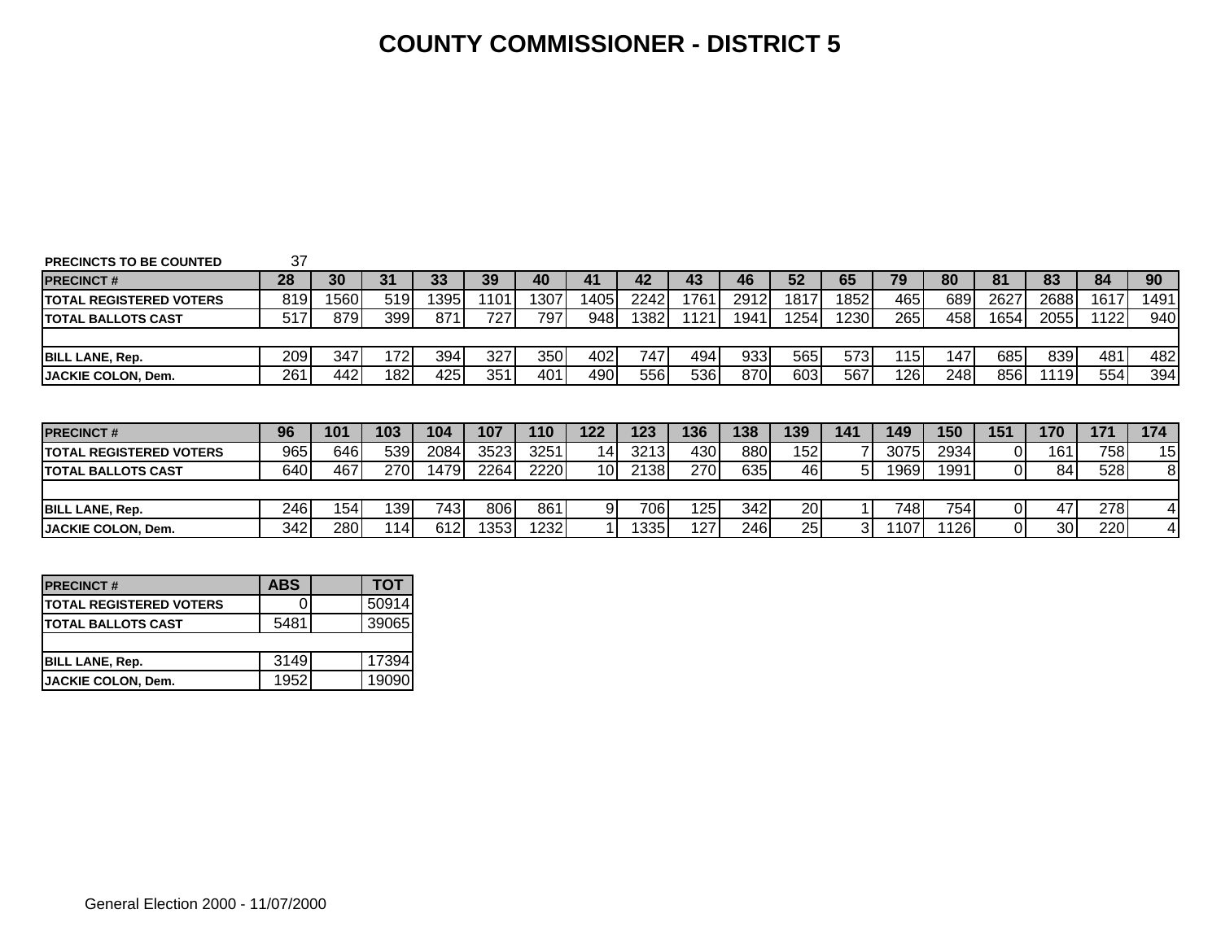# COUNTY COMMISSIONER - DISTRICT 5

PRECINCTS TO BE COUNTED 37

| PRECINCT # | 28 | 30 | 31 | 33 | 39 | 40 | 41 | 42 | 43 | 46 | 52 | 65 | 79 | 80 | 81 | 83 | 84 | 90 |
|---|---|---|---|---|---|---|---|---|---|---|---|---|---|---|---|---|---|---|
| TOTAL REGISTERED VOTERS | 819 | 1560 | 519 | 1395 | 1101 | 1307 | 1405 | 2242 | 1761 | 2912 | 1817 | 1852 | 465 | 689 | 2627 | 2688 | 1617 | 1491 |
| TOTAL BALLOTS CAST | 517 | 879 | 399 | 871 | 727 | 797 | 948 | 1382 | 1121 | 1941 | 1254 | 1230 | 265 | 458 | 1654 | 2055 | 1122 | 940 |
| | | | | | | | | | | | | | | | | | | |
| BILL LANE, Rep. | 209 | 347 | 172 | 394 | 327 | 350 | 402 | 747 | 494 | 933 | 565 | 573 | 115 | 147 | 685 | 839 | 481 | 482 |
| JACKIE COLON, Dem. | 261 | 442 | 182 | 425 | 351 | 401 | 490 | 556 | 536 | 870 | 603 | 567 | 126 | 248 | 856 | 1119 | 554 | 394 |

| PRECINCT # | 96 | 101 | 103 | 104 | 107 | 110 | 122 | 123 | 136 | 138 | 139 | 141 | 149 | 150 | 151 | 170 | 171 | 174 |
|---|---|---|---|---|---|---|---|---|---|---|---|---|---|---|---|---|---|---|
| TOTAL REGISTERED VOTERS | 965 | 646 | 539 | 2084 | 3523 | 3251 | 14 | 3213 | 430 | 880 | 152 | 7 | 3075 | 2934 | 0 | 161 | 758 | 15 |
| TOTAL BALLOTS CAST | 640 | 467 | 270 | 1479 | 2264 | 2220 | 10 | 2138 | 270 | 635 | 46 | 5 | 1969 | 1991 | 0 | 84 | 528 | 8 |
| | | | | | | | | | | | | | | | | | | |
| BILL LANE, Rep. | 246 | 154 | 139 | 743 | 806 | 861 | 9 | 706 | 125 | 342 | 20 | 1 | 748 | 754 | 0 | 47 | 278 | 4 |
| JACKIE COLON, Dem. | 342 | 280 | 114 | 612 | 1353 | 1232 | 1 | 1335 | 127 | 246 | 25 | 3 | 1107 | 1126 | 0 | 30 | 220 | 4 |

| PRECINCT # | ABS | | TOT |
|---|---|---|---|
| TOTAL REGISTERED VOTERS | 0 | | 50914 |
| TOTAL BALLOTS CAST | 5481 | | 39065 |
| | | | |
| BILL LANE, Rep. | 3149 | | 17394 |
| JACKIE COLON, Dem. | 1952 | | 19090 |

General Election 2000 - 11/07/2000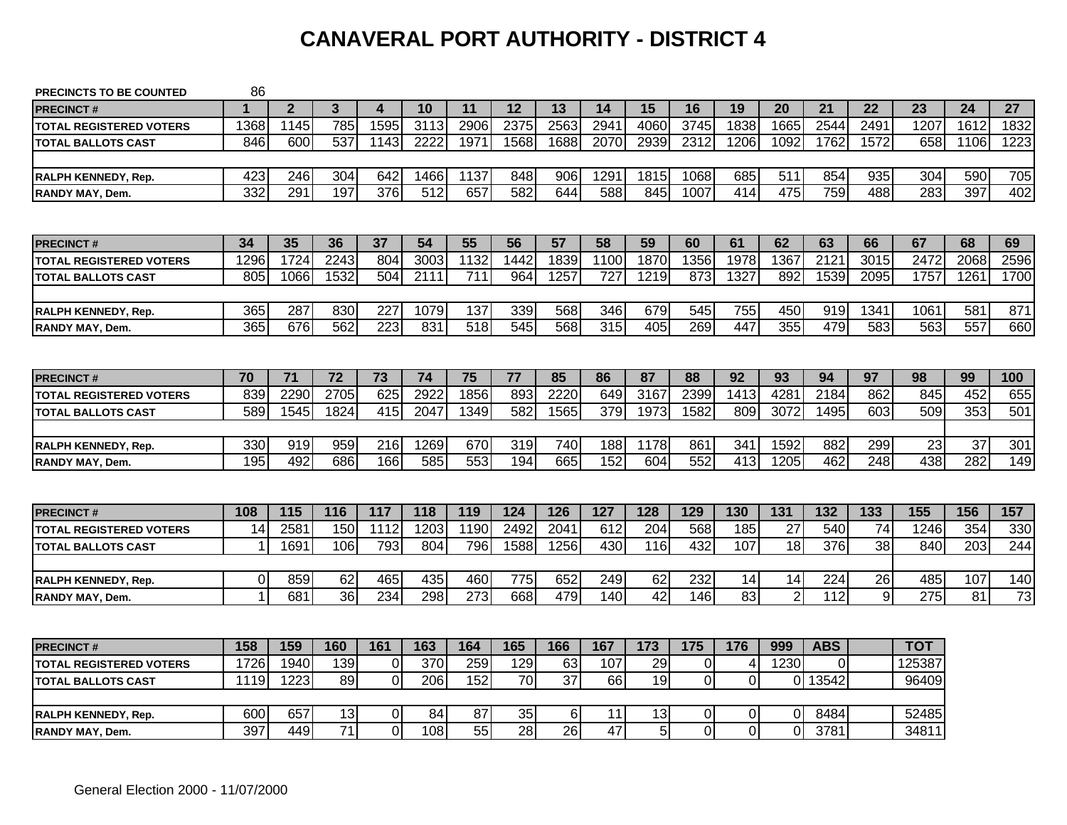# CANAVERAL PORT AUTHORITY - DISTRICT 4

**PRECINCTS TO BE COUNTED** 86

| PRECINCT # | 1 | 2 | 3 | 4 | 10 | 11 | 12 | 13 | 14 | 15 | 16 | 19 | 20 | 21 | 22 | 23 | 24 | 27 |
|---|---|---|---|---|---|---|---|---|---|---|---|---|---|---|---|---|---|---|
| TOTAL REGISTERED VOTERS | 1368 | 1145 | 785 | 1595 | 3113 | 2906 | 2375 | 2563 | 2941 | 4060 | 3745 | 1838 | 1665 | 2544 | 2491 | 1207 | 1612 | 1832 |
| TOTAL BALLOTS CAST | 846 | 600 | 537 | 1143 | 2222 | 1971 | 1568 | 1688 | 2070 | 2939 | 2312 | 1206 | 1092 | 1762 | 1572 | 658 | 1106 | 1223 |
| | | | | | | | | | | | | | | | | | | |
| RALPH KENNEDY, Rep. | 423 | 246 | 304 | 642 | 1466 | 1137 | 848 | 906 | 1291 | 1815 | 1068 | 685 | 511 | 854 | 935 | 304 | 590 | 705 |
| RANDY MAY, Dem. | 332 | 291 | 197 | 376 | 512 | 657 | 582 | 644 | 588 | 845 | 1007 | 414 | 475 | 759 | 488 | 283 | 397 | 402 |

| PRECINCT # | 34 | 35 | 36 | 37 | 54 | 55 | 56 | 57 | 58 | 59 | 60 | 61 | 62 | 63 | 66 | 67 | 68 | 69 |
|---|---|---|---|---|---|---|---|---|---|---|---|---|---|---|---|---|---|---|
| TOTAL REGISTERED VOTERS | 1296 | 1724 | 2243 | 804 | 3003 | 1132 | 1442 | 1839 | 1100 | 1870 | 1356 | 1978 | 1367 | 2121 | 3015 | 2472 | 2068 | 2596 |
| TOTAL BALLOTS CAST | 805 | 1066 | 1532 | 504 | 2111 | 711 | 964 | 1257 | 727 | 1219 | 873 | 1327 | 892 | 1539 | 2095 | 1757 | 1261 | 1700 |
| | | | | | | | | | | | | | | | | | | |
| RALPH KENNEDY, Rep. | 365 | 287 | 830 | 227 | 1079 | 137 | 339 | 568 | 346 | 679 | 545 | 755 | 450 | 919 | 1341 | 1061 | 581 | 871 |
| RANDY MAY, Dem. | 365 | 676 | 562 | 223 | 831 | 518 | 545 | 568 | 315 | 405 | 269 | 447 | 355 | 479 | 583 | 563 | 557 | 660 |

| PRECINCT # | 70 | 71 | 72 | 73 | 74 | 75 | 77 | 85 | 86 | 87 | 88 | 92 | 93 | 94 | 97 | 98 | 99 | 100 |
|---|---|---|---|---|---|---|---|---|---|---|---|---|---|---|---|---|---|---|
| TOTAL REGISTERED VOTERS | 839 | 2290 | 2705 | 625 | 2922 | 1856 | 893 | 2220 | 649 | 3167 | 2399 | 1413 | 4281 | 2184 | 862 | 845 | 452 | 655 |
| TOTAL BALLOTS CAST | 589 | 1545 | 1824 | 415 | 2047 | 1349 | 582 | 1565 | 379 | 1973 | 1582 | 809 | 3072 | 1495 | 603 | 509 | 353 | 501 |
| | | | | | | | | | | | | | | | | | | |
| RALPH KENNEDY, Rep. | 330 | 919 | 959 | 216 | 1269 | 670 | 319 | 740 | 188 | 1178 | 861 | 341 | 1592 | 882 | 299 | 23 | 37 | 301 |
| RANDY MAY, Dem. | 195 | 492 | 686 | 166 | 585 | 553 | 194 | 665 | 152 | 604 | 552 | 413 | 1205 | 462 | 248 | 438 | 282 | 149 |

| PRECINCT # | 108 | 115 | 116 | 117 | 118 | 119 | 124 | 126 | 127 | 128 | 129 | 130 | 131 | 132 | 133 | 155 | 156 | 157 |
|---|---|---|---|---|---|---|---|---|---|---|---|---|---|---|---|---|---|---|
| TOTAL REGISTERED VOTERS | 14 | 2581 | 150 | 1112 | 1203 | 1190 | 2492 | 2041 | 612 | 204 | 568 | 185 | 27 | 540 | 74 | 1246 | 354 | 330 |
| TOTAL BALLOTS CAST | 1 | 1691 | 106 | 793 | 804 | 796 | 1588 | 1256 | 430 | 116 | 432 | 107 | 18 | 376 | 38 | 840 | 203 | 244 |
| | | | | | | | | | | | | | | | | | | |
| RALPH KENNEDY, Rep. | 0 | 859 | 62 | 465 | 435 | 460 | 775 | 652 | 249 | 62 | 232 | 14 | 14 | 224 | 26 | 485 | 107 | 140 |
| RANDY MAY, Dem. | 1 | 681 | 36 | 234 | 298 | 273 | 668 | 479 | 140 | 42 | 146 | 83 | 2 | 112 | 9 | 275 | 81 | 73 |

| PRECINCT # | 158 | 159 | 160 | 161 | 163 | 164 | 165 | 166 | 167 | 173 | 175 | 176 | 999 | ABS | | TOT |
|---|---|---|---|---|---|---|---|---|---|---|---|---|---|---|---|---|
| TOTAL REGISTERED VOTERS | 1726 | 1940 | 139 | 0 | 370 | 259 | 129 | 63 | 107 | 29 | 0 | 4 | 1230 | 0 | | 125387 |
| TOTAL BALLOTS CAST | 1119 | 1223 | 89 | 0 | 206 | 152 | 70 | 37 | 66 | 19 | 0 | 0 | 0 | 13542 | | 96409 |
| | | | | | | | | | | | | | | | | |
| RALPH KENNEDY, Rep. | 600 | 657 | 13 | 0 | 84 | 87 | 35 | 6 | 11 | 13 | 0 | 0 | 0 | 8484 | | 52485 |
| RANDY MAY, Dem. | 397 | 449 | 71 | 0 | 108 | 55 | 28 | 26 | 47 | 5 | 0 | 0 | 0 | 3781 | | 34811 |

General Election 2000 - 11/07/2000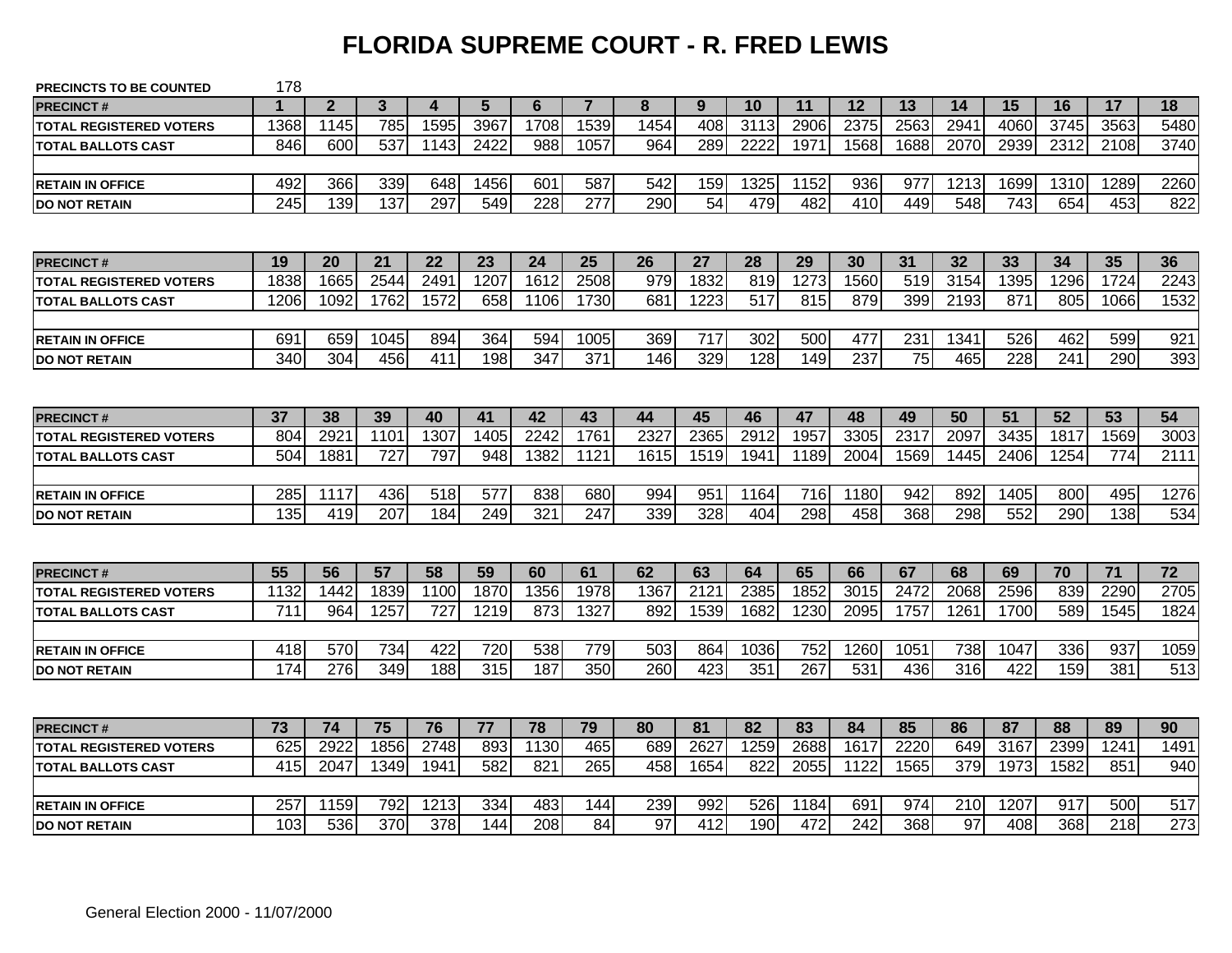# FLORIDA SUPREME COURT - R. FRED LEWIS

**PRECINCTS TO BE COUNTED** 178

| PRECINCT # | 1 | 2 | 3 | 4 | 5 | 6 | 7 | 8 | 9 | 10 | 11 | 12 | 13 | 14 | 15 | 16 | 17 | 18 |
|---|---|---|---|---|---|---|---|---|---|---|---|---|---|---|---|---|---|---|
| TOTAL REGISTERED VOTERS | 1368 | 1145 | 785 | 1595 | 3967 | 1708 | 1539 | 1454 | 408 | 3113 | 2906 | 2375 | 2563 | 2941 | 4060 | 3745 | 3563 | 5480 |
| TOTAL BALLOTS CAST | 846 | 600 | 537 | 1143 | 2422 | 988 | 1057 | 964 | 289 | 2222 | 1971 | 1568 | 1688 | 2070 | 2939 | 2312 | 2108 | 3740 |
| RETAIN IN OFFICE | 492 | 366 | 339 | 648 | 1456 | 601 | 587 | 542 | 159 | 1325 | 1152 | 936 | 977 | 1213 | 1699 | 1310 | 1289 | 2260 |
| DO NOT RETAIN | 245 | 139 | 137 | 297 | 549 | 228 | 277 | 290 | 54 | 479 | 482 | 410 | 449 | 548 | 743 | 654 | 453 | 822 |

| PRECINCT # | 19 | 20 | 21 | 22 | 23 | 24 | 25 | 26 | 27 | 28 | 29 | 30 | 31 | 32 | 33 | 34 | 35 | 36 |
|---|---|---|---|---|---|---|---|---|---|---|---|---|---|---|---|---|---|---|
| TOTAL REGISTERED VOTERS | 1838 | 1665 | 2544 | 2491 | 1207 | 1612 | 2508 | 979 | 1832 | 819 | 1273 | 1560 | 519 | 3154 | 1395 | 1296 | 1724 | 2243 |
| TOTAL BALLOTS CAST | 1206 | 1092 | 1762 | 1572 | 658 | 1106 | 1730 | 681 | 1223 | 517 | 815 | 879 | 399 | 2193 | 871 | 805 | 1066 | 1532 |
| RETAIN IN OFFICE | 691 | 659 | 1045 | 894 | 364 | 594 | 1005 | 369 | 717 | 302 | 500 | 477 | 231 | 1341 | 526 | 462 | 599 | 921 |
| DO NOT RETAIN | 340 | 304 | 456 | 411 | 198 | 347 | 371 | 146 | 329 | 128 | 149 | 237 | 75 | 465 | 228 | 241 | 290 | 393 |

| PRECINCT # | 37 | 38 | 39 | 40 | 41 | 42 | 43 | 44 | 45 | 46 | 47 | 48 | 49 | 50 | 51 | 52 | 53 | 54 |
|---|---|---|---|---|---|---|---|---|---|---|---|---|---|---|---|---|---|---|
| TOTAL REGISTERED VOTERS | 804 | 2921 | 1101 | 1307 | 1405 | 2242 | 1761 | 2327 | 2365 | 2912 | 1957 | 3305 | 2317 | 2097 | 3435 | 1817 | 1569 | 3003 |
| TOTAL BALLOTS CAST | 504 | 1881 | 727 | 797 | 948 | 1382 | 1121 | 1615 | 1519 | 1941 | 1189 | 2004 | 1569 | 1445 | 2406 | 1254 | 774 | 2111 |
| RETAIN IN OFFICE | 285 | 1117 | 436 | 518 | 577 | 838 | 680 | 994 | 951 | 1164 | 716 | 1180 | 942 | 892 | 1405 | 800 | 495 | 1276 |
| DO NOT RETAIN | 135 | 419 | 207 | 184 | 249 | 321 | 247 | 339 | 328 | 404 | 298 | 458 | 368 | 298 | 552 | 290 | 138 | 534 |

| PRECINCT # | 55 | 56 | 57 | 58 | 59 | 60 | 61 | 62 | 63 | 64 | 65 | 66 | 67 | 68 | 69 | 70 | 71 | 72 |
|---|---|---|---|---|---|---|---|---|---|---|---|---|---|---|---|---|---|---|
| TOTAL REGISTERED VOTERS | 1132 | 1442 | 1839 | 1100 | 1870 | 1356 | 1978 | 1367 | 2121 | 2385 | 1852 | 3015 | 2472 | 2068 | 2596 | 839 | 2290 | 2705 |
| TOTAL BALLOTS CAST | 711 | 964 | 1257 | 727 | 1219 | 873 | 1327 | 892 | 1539 | 1682 | 1230 | 2095 | 1757 | 1261 | 1700 | 589 | 1545 | 1824 |
| RETAIN IN OFFICE | 418 | 570 | 734 | 422 | 720 | 538 | 779 | 503 | 864 | 1036 | 752 | 1260 | 1051 | 738 | 1047 | 336 | 937 | 1059 |
| DO NOT RETAIN | 174 | 276 | 349 | 188 | 315 | 187 | 350 | 260 | 423 | 351 | 267 | 531 | 436 | 316 | 422 | 159 | 381 | 513 |

| PRECINCT # | 73 | 74 | 75 | 76 | 77 | 78 | 79 | 80 | 81 | 82 | 83 | 84 | 85 | 86 | 87 | 88 | 89 | 90 |
|---|---|---|---|---|---|---|---|---|---|---|---|---|---|---|---|---|---|---|
| TOTAL REGISTERED VOTERS | 625 | 2922 | 1856 | 2748 | 893 | 1130 | 465 | 689 | 2627 | 1259 | 2688 | 1617 | 2220 | 649 | 3167 | 2399 | 1241 | 1491 |
| TOTAL BALLOTS CAST | 415 | 2047 | 1349 | 1941 | 582 | 821 | 265 | 458 | 1654 | 822 | 2055 | 1122 | 1565 | 379 | 1973 | 1582 | 851 | 940 |
| RETAIN IN OFFICE | 257 | 1159 | 792 | 1213 | 334 | 483 | 144 | 239 | 992 | 526 | 1184 | 691 | 974 | 210 | 1207 | 917 | 500 | 517 |
| DO NOT RETAIN | 103 | 536 | 370 | 378 | 144 | 208 | 84 | 97 | 412 | 190 | 472 | 242 | 368 | 97 | 408 | 368 | 218 | 273 |

General Election 2000 - 11/07/2000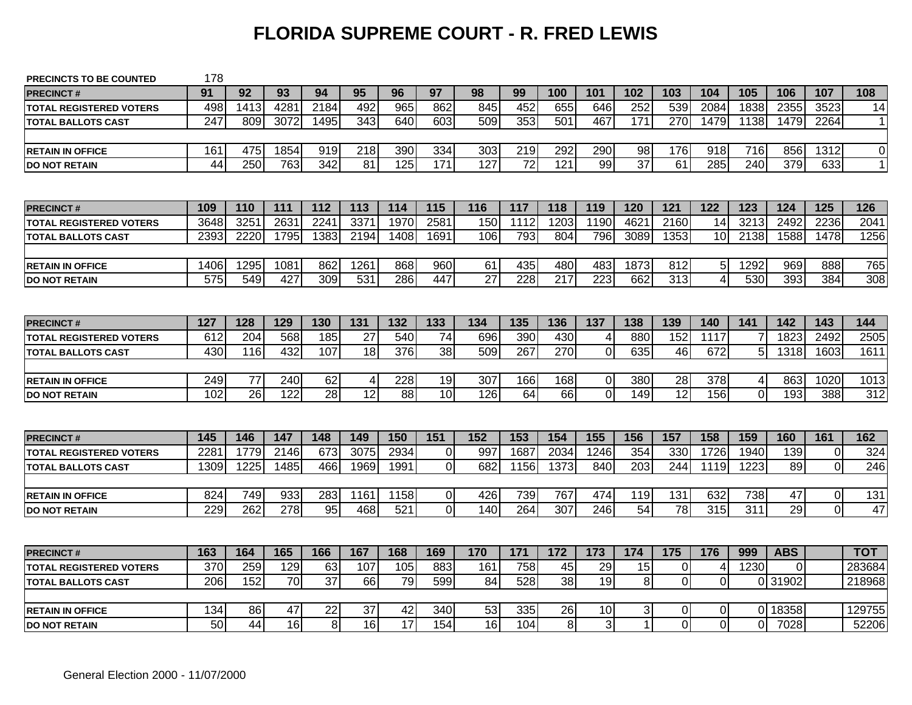# FLORIDA SUPREME COURT - R. FRED LEWIS

| PRECINCTS TO BE COUNTED | 178 | | | | | | | | | | | | | | | | | |
|---|---|---|---|---|---|---|---|---|---|---|---|---|---|---|---|---|---|---|
| **PRECINCT #** | **91** | **92** | **93** | **94** | **95** | **96** | **97** | **98** | **99** | **100** | **101** | **102** | **103** | **104** | **105** | **106** | **107** | **108** |
| TOTAL REGISTERED VOTERS | 498 | 1413 | 4281 | 2184 | 492 | 965 | 862 | 845 | 452 | 655 | 646 | 252 | 539 | 2084 | 1838 | 2355 | 3523 | 14 |
| TOTAL BALLOTS CAST | 247 | 809 | 3072 | 1495 | 343 | 640 | 603 | 509 | 353 | 501 | 467 | 171 | 270 | 1479 | 1138 | 1479 | 2264 | 1 |
| RETAIN IN OFFICE | 161 | 475 | 1854 | 919 | 218 | 390 | 334 | 303 | 219 | 292 | 290 | 98 | 176 | 918 | 716 | 856 | 1312 | 0 |
| DO NOT RETAIN | 44 | 250 | 763 | 342 | 81 | 125 | 171 | 127 | 72 | 121 | 99 | 37 | 61 | 285 | 240 | 379 | 633 | 1 |

| **PRECINCT #** | **109** | **110** | **111** | **112** | **113** | **114** | **115** | **116** | **117** | **118** | **119** | **120** | **121** | **122** | **123** | **124** | **125** | **126** |
|---|---|---|---|---|---|---|---|---|---|---|---|---|---|---|---|---|---|---|
| TOTAL REGISTERED VOTERS | 3648 | 3251 | 2631 | 2241 | 3371 | 1970 | 2581 | 150 | 1112 | 1203 | 1190 | 4621 | 2160 | 14 | 3213 | 2492 | 2236 | 2041 |
| TOTAL BALLOTS CAST | 2393 | 2220 | 1795 | 1383 | 2194 | 1408 | 1691 | 106 | 793 | 804 | 796 | 3089 | 1353 | 10 | 2138 | 1588 | 1478 | 1256 |
| RETAIN IN OFFICE | 1406 | 1295 | 1081 | 862 | 1261 | 868 | 960 | 61 | 435 | 480 | 483 | 1873 | 812 | 5 | 1292 | 969 | 888 | 765 |
| DO NOT RETAIN | 575 | 549 | 427 | 309 | 531 | 286 | 447 | 27 | 228 | 217 | 223 | 662 | 313 | 4 | 530 | 393 | 384 | 308 |

| **PRECINCT #** | **127** | **128** | **129** | **130** | **131** | **132** | **133** | **134** | **135** | **136** | **137** | **138** | **139** | **140** | **141** | **142** | **143** | **144** |
|---|---|---|---|---|---|---|---|---|---|---|---|---|---|---|---|---|---|---|
| TOTAL REGISTERED VOTERS | 612 | 204 | 568 | 185 | 27 | 540 | 74 | 696 | 390 | 430 | 4 | 880 | 152 | 1117 | 7 | 1823 | 2492 | 2505 |
| TOTAL BALLOTS CAST | 430 | 116 | 432 | 107 | 18 | 376 | 38 | 509 | 267 | 270 | 0 | 635 | 46 | 672 | 5 | 1318 | 1603 | 1611 |
| RETAIN IN OFFICE | 249 | 77 | 240 | 62 | 4 | 228 | 19 | 307 | 166 | 168 | 0 | 380 | 28 | 378 | 4 | 863 | 1020 | 1013 |
| DO NOT RETAIN | 102 | 26 | 122 | 28 | 12 | 88 | 10 | 126 | 64 | 66 | 0 | 149 | 12 | 156 | 0 | 193 | 388 | 312 |

| **PRECINCT #** | **145** | **146** | **147** | **148** | **149** | **150** | **151** | **152** | **153** | **154** | **155** | **156** | **157** | **158** | **159** | **160** | **161** | **162** |
|---|---|---|---|---|---|---|---|---|---|---|---|---|---|---|---|---|---|---|
| TOTAL REGISTERED VOTERS | 2281 | 1779 | 2146 | 673 | 3075 | 2934 | 0 | 997 | 1687 | 2034 | 1246 | 354 | 330 | 1726 | 1940 | 139 | 0 | 324 |
| TOTAL BALLOTS CAST | 1309 | 1225 | 1485 | 466 | 1969 | 1991 | 0 | 682 | 1156 | 1373 | 840 | 203 | 244 | 1119 | 1223 | 89 | 0 | 246 |
| RETAIN IN OFFICE | 824 | 749 | 933 | 283 | 1161 | 1158 | 0 | 426 | 739 | 767 | 474 | 119 | 131 | 632 | 738 | 47 | 0 | 131 |
| DO NOT RETAIN | 229 | 262 | 278 | 95 | 468 | 521 | 0 | 140 | 264 | 307 | 246 | 54 | 78 | 315 | 311 | 29 | 0 | 47 |

| **PRECINCT #** | **163** | **164** | **165** | **166** | **167** | **168** | **169** | **170** | **171** | **172** | **173** | **174** | **175** | **176** | **999** | **ABS** | | **TOT** |
|---|---|---|---|---|---|---|---|---|---|---|---|---|---|---|---|---|---|---|
| TOTAL REGISTERED VOTERS | 370 | 259 | 129 | 63 | 107 | 105 | 883 | 161 | 758 | 45 | 29 | 15 | 0 | 4 | 1230 | 0 | | 283684 |
| TOTAL BALLOTS CAST | 206 | 152 | 70 | 37 | 66 | 79 | 599 | 84 | 528 | 38 | 19 | 8 | 0 | 0 | 0 | 31902 | | 218968 |
| RETAIN IN OFFICE | 134 | 86 | 47 | 22 | 37 | 42 | 340 | 53 | 335 | 26 | 10 | 3 | 0 | 0 | 0 | 18358 | | 129755 |
| DO NOT RETAIN | 50 | 44 | 16 | 8 | 16 | 17 | 154 | 16 | 104 | 8 | 3 | 1 | 0 | 0 | 0 | 7028 | | 52206 |

General Election 2000 - 11/07/2000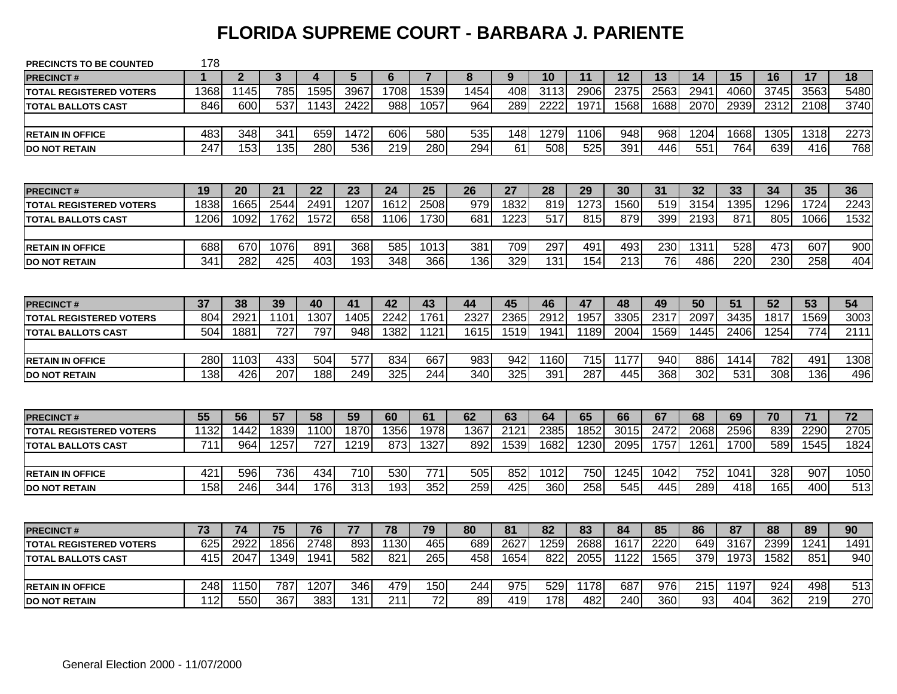# FLORIDA SUPREME COURT - BARBARA J. PARIENTE

**PRECINCTS TO BE COUNTED** 178

| PRECINCT # | 1 | 2 | 3 | 4 | 5 | 6 | 7 | 8 | 9 | 10 | 11 | 12 | 13 | 14 | 15 | 16 | 17 | 18 |
|---|---|---|---|---|---|---|---|---|---|---|---|---|---|---|---|---|---|---|
| TOTAL REGISTERED VOTERS | 1368 | 1145 | 785 | 1595 | 3967 | 1708 | 1539 | 1454 | 408 | 3113 | 2906 | 2375 | 2563 | 2941 | 4060 | 3745 | 3563 | 5480 |
| TOTAL BALLOTS CAST | 846 | 600 | 537 | 1143 | 2422 | 988 | 1057 | 964 | 289 | 2222 | 1971 | 1568 | 1688 | 2070 | 2939 | 2312 | 2108 | 3740 |
| | | | | | | | | | | | | | | | | | | |
| RETAIN IN OFFICE | 483 | 348 | 341 | 659 | 1472 | 606 | 580 | 535 | 148 | 1279 | 1106 | 948 | 968 | 1204 | 1668 | 1305 | 1318 | 2273 |
| DO NOT RETAIN | 247 | 153 | 135 | 280 | 536 | 219 | 280 | 294 | 61 | 508 | 525 | 391 | 446 | 551 | 764 | 639 | 416 | 768 |

| PRECINCT # | 19 | 20 | 21 | 22 | 23 | 24 | 25 | 26 | 27 | 28 | 29 | 30 | 31 | 32 | 33 | 34 | 35 | 36 |
|---|---|---|---|---|---|---|---|---|---|---|---|---|---|---|---|---|---|---|
| TOTAL REGISTERED VOTERS | 1838 | 1665 | 2544 | 2491 | 1207 | 1612 | 2508 | 979 | 1832 | 819 | 1273 | 1560 | 519 | 3154 | 1395 | 1296 | 1724 | 2243 |
| TOTAL BALLOTS CAST | 1206 | 1092 | 1762 | 1572 | 658 | 1106 | 1730 | 681 | 1223 | 517 | 815 | 879 | 399 | 2193 | 871 | 805 | 1066 | 1532 |
| | | | | | | | | | | | | | | | | | | |
| RETAIN IN OFFICE | 688 | 670 | 1076 | 891 | 368 | 585 | 1013 | 381 | 709 | 297 | 491 | 493 | 230 | 1311 | 528 | 473 | 607 | 900 |
| DO NOT RETAIN | 341 | 282 | 425 | 403 | 193 | 348 | 366 | 136 | 329 | 131 | 154 | 213 | 76 | 486 | 220 | 230 | 258 | 404 |

| PRECINCT # | 37 | 38 | 39 | 40 | 41 | 42 | 43 | 44 | 45 | 46 | 47 | 48 | 49 | 50 | 51 | 52 | 53 | 54 |
|---|---|---|---|---|---|---|---|---|---|---|---|---|---|---|---|---|---|---|
| TOTAL REGISTERED VOTERS | 804 | 2921 | 1101 | 1307 | 1405 | 2242 | 1761 | 2327 | 2365 | 2912 | 1957 | 3305 | 2317 | 2097 | 3435 | 1817 | 1569 | 3003 |
| TOTAL BALLOTS CAST | 504 | 1881 | 727 | 797 | 948 | 1382 | 1121 | 1615 | 1519 | 1941 | 1189 | 2004 | 1569 | 1445 | 2406 | 1254 | 774 | 2111 |
| | | | | | | | | | | | | | | | | | | |
| RETAIN IN OFFICE | 280 | 1103 | 433 | 504 | 577 | 834 | 667 | 983 | 942 | 1160 | 715 | 1177 | 940 | 886 | 1414 | 782 | 491 | 1308 |
| DO NOT RETAIN | 138 | 426 | 207 | 188 | 249 | 325 | 244 | 340 | 325 | 391 | 287 | 445 | 368 | 302 | 531 | 308 | 136 | 496 |

| PRECINCT # | 55 | 56 | 57 | 58 | 59 | 60 | 61 | 62 | 63 | 64 | 65 | 66 | 67 | 68 | 69 | 70 | 71 | 72 |
|---|---|---|---|---|---|---|---|---|---|---|---|---|---|---|---|---|---|---|
| TOTAL REGISTERED VOTERS | 1132 | 1442 | 1839 | 1100 | 1870 | 1356 | 1978 | 1367 | 2121 | 2385 | 1852 | 3015 | 2472 | 2068 | 2596 | 839 | 2290 | 2705 |
| TOTAL BALLOTS CAST | 711 | 964 | 1257 | 727 | 1219 | 873 | 1327 | 892 | 1539 | 1682 | 1230 | 2095 | 1757 | 1261 | 1700 | 589 | 1545 | 1824 |
| | | | | | | | | | | | | | | | | | | |
| RETAIN IN OFFICE | 421 | 596 | 736 | 434 | 710 | 530 | 771 | 505 | 852 | 1012 | 750 | 1245 | 1042 | 752 | 1041 | 328 | 907 | 1050 |
| DO NOT RETAIN | 158 | 246 | 344 | 176 | 313 | 193 | 352 | 259 | 425 | 360 | 258 | 545 | 445 | 289 | 418 | 165 | 400 | 513 |

| PRECINCT # | 73 | 74 | 75 | 76 | 77 | 78 | 79 | 80 | 81 | 82 | 83 | 84 | 85 | 86 | 87 | 88 | 89 | 90 |
|---|---|---|---|---|---|---|---|---|---|---|---|---|---|---|---|---|---|---|
| TOTAL REGISTERED VOTERS | 625 | 2922 | 1856 | 2748 | 893 | 1130 | 465 | 689 | 2627 | 1259 | 2688 | 1617 | 2220 | 649 | 3167 | 2399 | 1241 | 1491 |
| TOTAL BALLOTS CAST | 415 | 2047 | 1349 | 1941 | 582 | 821 | 265 | 458 | 1654 | 822 | 2055 | 1122 | 1565 | 379 | 1973 | 1582 | 851 | 940 |
| | | | | | | | | | | | | | | | | | | |
| RETAIN IN OFFICE | 248 | 1150 | 787 | 1207 | 346 | 479 | 150 | 244 | 975 | 529 | 1178 | 687 | 976 | 215 | 1197 | 924 | 498 | 513 |
| DO NOT RETAIN | 112 | 550 | 367 | 383 | 131 | 211 | 72 | 89 | 419 | 178 | 482 | 240 | 360 | 93 | 404 | 362 | 219 | 270 |

General Election 2000 - 11/07/2000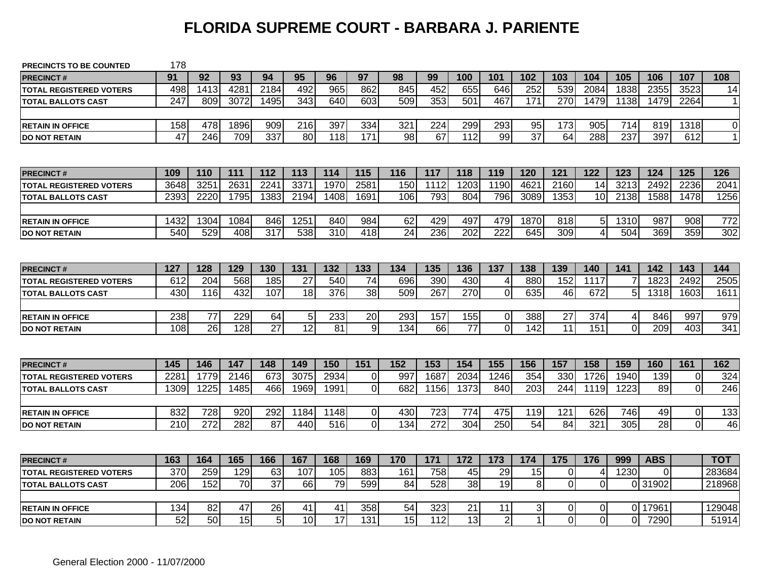# FLORIDA SUPREME COURT - BARBARA J. PARIENTE

PRECINCTS TO BE COUNTED 178

| PRECINCT # | 91 | 92 | 93 | 94 | 95 | 96 | 97 | 98 | 99 | 100 | 101 | 102 | 103 | 104 | 105 | 106 | 107 | 108 |
|---|---|---|---|---|---|---|---|---|---|---|---|---|---|---|---|---|---|---|
| TOTAL REGISTERED VOTERS | 498 | 1413 | 4281 | 2184 | 492 | 965 | 862 | 845 | 452 | 655 | 646 | 252 | 539 | 2084 | 1838 | 2355 | 3523 | 14 |
| TOTAL BALLOTS CAST | 247 | 809 | 3072 | 1495 | 343 | 640 | 603 | 509 | 353 | 501 | 467 | 171 | 270 | 1479 | 1138 | 1479 | 2264 | 1 |
| | | | | | | | | | | | | | | | | | | |
| RETAIN IN OFFICE | 158 | 478 | 1896 | 909 | 216 | 397 | 334 | 321 | 224 | 299 | 293 | 95 | 173 | 905 | 714 | 819 | 1318 | 0 |
| DO NOT RETAIN | 47 | 246 | 709 | 337 | 80 | 118 | 171 | 98 | 67 | 112 | 99 | 37 | 64 | 288 | 237 | 397 | 612 | 1 |

| PRECINCT # | 109 | 110 | 111 | 112 | 113 | 114 | 115 | 116 | 117 | 118 | 119 | 120 | 121 | 122 | 123 | 124 | 125 | 126 |
|---|---|---|---|---|---|---|---|---|---|---|---|---|---|---|---|---|---|---|
| TOTAL REGISTERED VOTERS | 3648 | 3251 | 2631 | 2241 | 3371 | 1970 | 2581 | 150 | 1112 | 1203 | 1190 | 4621 | 2160 | 14 | 3213 | 2492 | 2236 | 2041 |
| TOTAL BALLOTS CAST | 2393 | 2220 | 1795 | 1383 | 2194 | 1408 | 1691 | 106 | 793 | 804 | 796 | 3089 | 1353 | 10 | 2138 | 1588 | 1478 | 1256 |
| | | | | | | | | | | | | | | | | | | |
| RETAIN IN OFFICE | 1432 | 1304 | 1084 | 846 | 1251 | 840 | 984 | 62 | 429 | 497 | 479 | 1870 | 818 | 5 | 1310 | 987 | 908 | 772 |
| DO NOT RETAIN | 540 | 529 | 408 | 317 | 538 | 310 | 418 | 24 | 236 | 202 | 222 | 645 | 309 | 4 | 504 | 369 | 359 | 302 |

| PRECINCT # | 127 | 128 | 129 | 130 | 131 | 132 | 133 | 134 | 135 | 136 | 137 | 138 | 139 | 140 | 141 | 142 | 143 | 144 |
|---|---|---|---|---|---|---|---|---|---|---|---|---|---|---|---|---|---|---|
| TOTAL REGISTERED VOTERS | 612 | 204 | 568 | 185 | 27 | 540 | 74 | 696 | 390 | 430 | 4 | 880 | 152 | 1117 | 7 | 1823 | 2492 | 2505 |
| TOTAL BALLOTS CAST | 430 | 116 | 432 | 107 | 18 | 376 | 38 | 509 | 267 | 270 | 0 | 635 | 46 | 672 | 5 | 1318 | 1603 | 1611 |
| | | | | | | | | | | | | | | | | | | |
| RETAIN IN OFFICE | 238 | 77 | 229 | 64 | 5 | 233 | 20 | 293 | 157 | 155 | 0 | 388 | 27 | 374 | 4 | 846 | 997 | 979 |
| DO NOT RETAIN | 108 | 26 | 128 | 27 | 12 | 81 | 9 | 134 | 66 | 77 | 0 | 142 | 11 | 151 | 0 | 209 | 403 | 341 |

| PRECINCT # | 145 | 146 | 147 | 148 | 149 | 150 | 151 | 152 | 153 | 154 | 155 | 156 | 157 | 158 | 159 | 160 | 161 | 162 |
|---|---|---|---|---|---|---|---|---|---|---|---|---|---|---|---|---|---|---|
| TOTAL REGISTERED VOTERS | 2281 | 1779 | 2146 | 673 | 3075 | 2934 | 0 | 997 | 1687 | 2034 | 1246 | 354 | 330 | 1726 | 1940 | 139 | 0 | 324 |
| TOTAL BALLOTS CAST | 1309 | 1225 | 1485 | 466 | 1969 | 1991 | 0 | 682 | 1156 | 1373 | 840 | 203 | 244 | 1119 | 1223 | 89 | 0 | 246 |
| | | | | | | | | | | | | | | | | | | |
| RETAIN IN OFFICE | 832 | 728 | 920 | 292 | 1184 | 1148 | 0 | 430 | 723 | 774 | 475 | 119 | 121 | 626 | 746 | 49 | 0 | 133 |
| DO NOT RETAIN | 210 | 272 | 282 | 87 | 440 | 516 | 0 | 134 | 272 | 304 | 250 | 54 | 84 | 321 | 305 | 28 | 0 | 46 |

| PRECINCT # | 163 | 164 | 165 | 166 | 167 | 168 | 169 | 170 | 171 | 172 | 173 | 174 | 175 | 176 | 999 | ABS | | TOT |
|---|---|---|---|---|---|---|---|---|---|---|---|---|---|---|---|---|---|---|
| TOTAL REGISTERED VOTERS | 370 | 259 | 129 | 63 | 107 | 105 | 883 | 161 | 758 | 45 | 29 | 15 | 0 | 4 | 1230 | 0 | | 283684 |
| TOTAL BALLOTS CAST | 206 | 152 | 70 | 37 | 66 | 79 | 599 | 84 | 528 | 38 | 19 | 8 | 0 | 0 | 0 | 31902 | | 218968 |
| | | | | | | | | | | | | | | | | | | |
| RETAIN IN OFFICE | 134 | 82 | 47 | 26 | 41 | 41 | 358 | 54 | 323 | 21 | 11 | 3 | 0 | 0 | 0 | 17961 | | 129048 |
| DO NOT RETAIN | 52 | 50 | 15 | 5 | 10 | 17 | 131 | 15 | 112 | 13 | 2 | 1 | 0 | 0 | 0 | 7290 | | 51914 |

General Election 2000 - 11/07/2000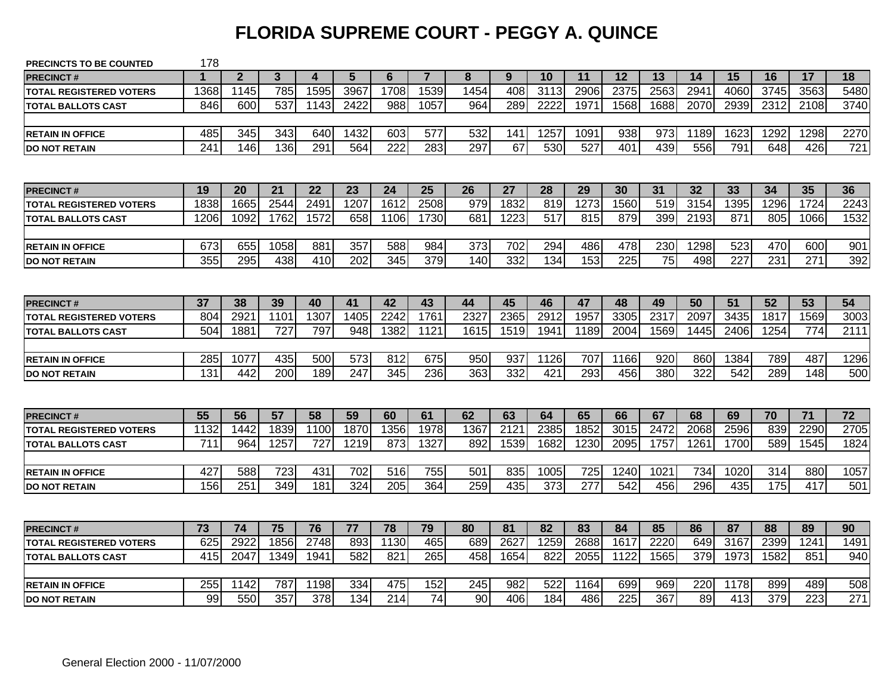# FLORIDA SUPREME COURT - PEGGY A. QUINCE

**PRECINCTS TO BE COUNTED** 178

| PRECINCT # | 1 | 2 | 3 | 4 | 5 | 6 | 7 | 8 | 9 | 10 | 11 | 12 | 13 | 14 | 15 | 16 | 17 | 18 |
|---|---|---|---|---|---|---|---|---|---|---|---|---|---|---|---|---|---|---|
| TOTAL REGISTERED VOTERS | 1368 | 1145 | 785 | 1595 | 3967 | 1708 | 1539 | 1454 | 408 | 3113 | 2906 | 2375 | 2563 | 2941 | 4060 | 3745 | 3563 | 5480 |
| TOTAL BALLOTS CAST | 846 | 600 | 537 | 1143 | 2422 | 988 | 1057 | 964 | 289 | 2222 | 1971 | 1568 | 1688 | 2070 | 2939 | 2312 | 2108 | 3740 |
| RETAIN IN OFFICE | 485 | 345 | 343 | 640 | 1432 | 603 | 577 | 532 | 141 | 1257 | 1091 | 938 | 973 | 1189 | 1623 | 1292 | 1298 | 2270 |
| DO NOT RETAIN | 241 | 146 | 136 | 291 | 564 | 222 | 283 | 297 | 67 | 530 | 527 | 401 | 439 | 556 | 791 | 648 | 426 | 721 |

| PRECINCT # | 19 | 20 | 21 | 22 | 23 | 24 | 25 | 26 | 27 | 28 | 29 | 30 | 31 | 32 | 33 | 34 | 35 | 36 |
|---|---|---|---|---|---|---|---|---|---|---|---|---|---|---|---|---|---|---|
| TOTAL REGISTERED VOTERS | 1838 | 1665 | 2544 | 2491 | 1207 | 1612 | 2508 | 979 | 1832 | 819 | 1273 | 1560 | 519 | 3154 | 1395 | 1296 | 1724 | 2243 |
| TOTAL BALLOTS CAST | 1206 | 1092 | 1762 | 1572 | 658 | 1106 | 1730 | 681 | 1223 | 517 | 815 | 879 | 399 | 2193 | 871 | 805 | 1066 | 1532 |
| RETAIN IN OFFICE | 673 | 655 | 1058 | 881 | 357 | 588 | 984 | 373 | 702 | 294 | 486 | 478 | 230 | 1298 | 523 | 470 | 600 | 901 |
| DO NOT RETAIN | 355 | 295 | 438 | 410 | 202 | 345 | 379 | 140 | 332 | 134 | 153 | 225 | 75 | 498 | 227 | 231 | 271 | 392 |

| PRECINCT # | 37 | 38 | 39 | 40 | 41 | 42 | 43 | 44 | 45 | 46 | 47 | 48 | 49 | 50 | 51 | 52 | 53 | 54 |
|---|---|---|---|---|---|---|---|---|---|---|---|---|---|---|---|---|---|---|
| TOTAL REGISTERED VOTERS | 804 | 2921 | 1101 | 1307 | 1405 | 2242 | 1761 | 2327 | 2365 | 2912 | 1957 | 3305 | 2317 | 2097 | 3435 | 1817 | 1569 | 3003 |
| TOTAL BALLOTS CAST | 504 | 1881 | 727 | 797 | 948 | 1382 | 1121 | 1615 | 1519 | 1941 | 1189 | 2004 | 1569 | 1445 | 2406 | 1254 | 774 | 2111 |
| RETAIN IN OFFICE | 285 | 1077 | 435 | 500 | 573 | 812 | 675 | 950 | 937 | 1126 | 707 | 1166 | 920 | 860 | 1384 | 789 | 487 | 1296 |
| DO NOT RETAIN | 131 | 442 | 200 | 189 | 247 | 345 | 236 | 363 | 332 | 421 | 293 | 456 | 380 | 322 | 542 | 289 | 148 | 500 |

| PRECINCT # | 55 | 56 | 57 | 58 | 59 | 60 | 61 | 62 | 63 | 64 | 65 | 66 | 67 | 68 | 69 | 70 | 71 | 72 |
|---|---|---|---|---|---|---|---|---|---|---|---|---|---|---|---|---|---|---|
| TOTAL REGISTERED VOTERS | 1132 | 1442 | 1839 | 1100 | 1870 | 1356 | 1978 | 1367 | 2121 | 2385 | 1852 | 3015 | 2472 | 2068 | 2596 | 839 | 2290 | 2705 |
| TOTAL BALLOTS CAST | 711 | 964 | 1257 | 727 | 1219 | 873 | 1327 | 892 | 1539 | 1682 | 1230 | 2095 | 1757 | 1261 | 1700 | 589 | 1545 | 1824 |
| RETAIN IN OFFICE | 427 | 588 | 723 | 431 | 702 | 516 | 755 | 501 | 835 | 1005 | 725 | 1240 | 1021 | 734 | 1020 | 314 | 880 | 1057 |
| DO NOT RETAIN | 156 | 251 | 349 | 181 | 324 | 205 | 364 | 259 | 435 | 373 | 277 | 542 | 456 | 296 | 435 | 175 | 417 | 501 |

| PRECINCT # | 73 | 74 | 75 | 76 | 77 | 78 | 79 | 80 | 81 | 82 | 83 | 84 | 85 | 86 | 87 | 88 | 89 | 90 |
|---|---|---|---|---|---|---|---|---|---|---|---|---|---|---|---|---|---|---|
| TOTAL REGISTERED VOTERS | 625 | 2922 | 1856 | 2748 | 893 | 1130 | 465 | 689 | 2627 | 1259 | 2688 | 1617 | 2220 | 649 | 3167 | 2399 | 1241 | 1491 |
| TOTAL BALLOTS CAST | 415 | 2047 | 1349 | 1941 | 582 | 821 | 265 | 458 | 1654 | 822 | 2055 | 1122 | 1565 | 379 | 1973 | 1582 | 851 | 940 |
| RETAIN IN OFFICE | 255 | 1142 | 787 | 1198 | 334 | 475 | 152 | 245 | 982 | 522 | 1164 | 699 | 969 | 220 | 1178 | 899 | 489 | 508 |
| DO NOT RETAIN | 99 | 550 | 357 | 378 | 134 | 214 | 74 | 90 | 406 | 184 | 486 | 225 | 367 | 89 | 413 | 379 | 223 | 271 |

General Election 2000 - 11/07/2000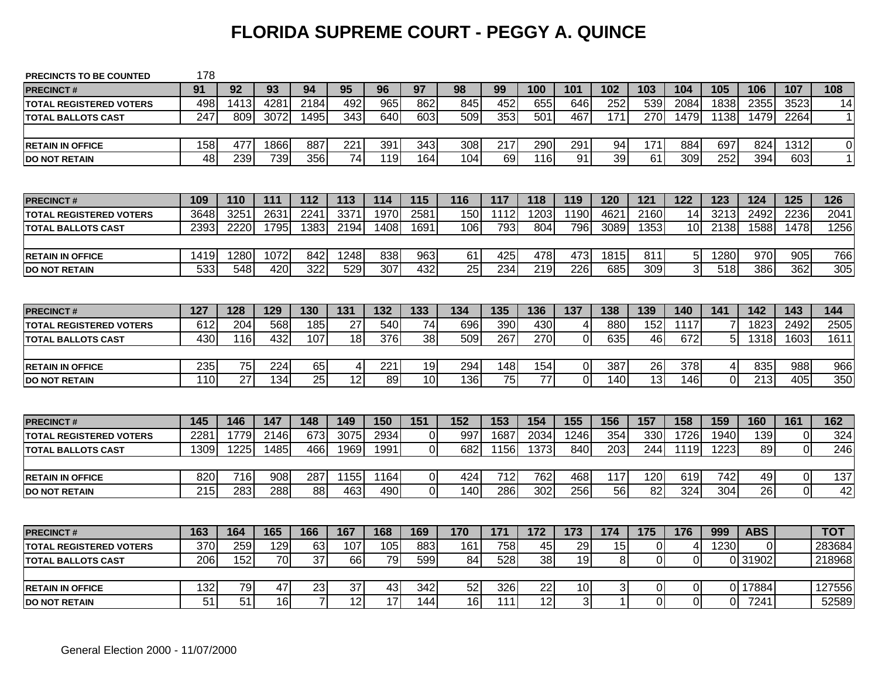# FLORIDA SUPREME COURT - PEGGY A. QUINCE

PRECINCTS TO BE COUNTED 178

| PRECINCT # | 91 | 92 | 93 | 94 | 95 | 96 | 97 | 98 | 99 | 100 | 101 | 102 | 103 | 104 | 105 | 106 | 107 | 108 |
|---|---|---|---|---|---|---|---|---|---|---|---|---|---|---|---|---|---|---|
| TOTAL REGISTERED VOTERS | 498 | 1413 | 4281 | 2184 | 492 | 965 | 862 | 845 | 452 | 655 | 646 | 252 | 539 | 2084 | 1838 | 2355 | 3523 | 14 |
| TOTAL BALLOTS CAST | 247 | 809 | 3072 | 1495 | 343 | 640 | 603 | 509 | 353 | 501 | 467 | 171 | 270 | 1479 | 1138 | 1479 | 2264 | 1 |
| | | | | | | | | | | | | | | | | | | |
| RETAIN IN OFFICE | 158 | 477 | 1866 | 887 | 221 | 391 | 343 | 308 | 217 | 290 | 291 | 94 | 171 | 884 | 697 | 824 | 1312 | 0 |
| DO NOT RETAIN | 48 | 239 | 739 | 356 | 74 | 119 | 164 | 104 | 69 | 116 | 91 | 39 | 61 | 309 | 252 | 394 | 603 | 1 |

| PRECINCT # | 109 | 110 | 111 | 112 | 113 | 114 | 115 | 116 | 117 | 118 | 119 | 120 | 121 | 122 | 123 | 124 | 125 | 126 |
|---|---|---|---|---|---|---|---|---|---|---|---|---|---|---|---|---|---|---|
| TOTAL REGISTERED VOTERS | 3648 | 3251 | 2631 | 2241 | 3371 | 1970 | 2581 | 150 | 1112 | 1203 | 1190 | 4621 | 2160 | 14 | 3213 | 2492 | 2236 | 2041 |
| TOTAL BALLOTS CAST | 2393 | 2220 | 1795 | 1383 | 2194 | 1408 | 1691 | 106 | 793 | 804 | 796 | 3089 | 1353 | 10 | 2138 | 1588 | 1478 | 1256 |
| | | | | | | | | | | | | | | | | | | |
| RETAIN IN OFFICE | 1419 | 1280 | 1072 | 842 | 1248 | 838 | 963 | 61 | 425 | 478 | 473 | 1815 | 811 | 5 | 1280 | 970 | 905 | 766 |
| DO NOT RETAIN | 533 | 548 | 420 | 322 | 529 | 307 | 432 | 25 | 234 | 219 | 226 | 685 | 309 | 3 | 518 | 386 | 362 | 305 |

| PRECINCT # | 127 | 128 | 129 | 130 | 131 | 132 | 133 | 134 | 135 | 136 | 137 | 138 | 139 | 140 | 141 | 142 | 143 | 144 |
|---|---|---|---|---|---|---|---|---|---|---|---|---|---|---|---|---|---|---|
| TOTAL REGISTERED VOTERS | 612 | 204 | 568 | 185 | 27 | 540 | 74 | 696 | 390 | 430 | 4 | 880 | 152 | 1117 | 7 | 1823 | 2492 | 2505 |
| TOTAL BALLOTS CAST | 430 | 116 | 432 | 107 | 18 | 376 | 38 | 509 | 267 | 270 | 0 | 635 | 46 | 672 | 5 | 1318 | 1603 | 1611 |
| | | | | | | | | | | | | | | | | | | |
| RETAIN IN OFFICE | 235 | 75 | 224 | 65 | 4 | 221 | 19 | 294 | 148 | 154 | 0 | 387 | 26 | 378 | 4 | 835 | 988 | 966 |
| DO NOT RETAIN | 110 | 27 | 134 | 25 | 12 | 89 | 10 | 136 | 75 | 77 | 0 | 140 | 13 | 146 | 0 | 213 | 405 | 350 |

| PRECINCT # | 145 | 146 | 147 | 148 | 149 | 150 | 151 | 152 | 153 | 154 | 155 | 156 | 157 | 158 | 159 | 160 | 161 | 162 |
|---|---|---|---|---|---|---|---|---|---|---|---|---|---|---|---|---|---|---|
| TOTAL REGISTERED VOTERS | 2281 | 1779 | 2146 | 673 | 3075 | 2934 | 0 | 997 | 1687 | 2034 | 1246 | 354 | 330 | 1726 | 1940 | 139 | 0 | 324 |
| TOTAL BALLOTS CAST | 1309 | 1225 | 1485 | 466 | 1969 | 1991 | 0 | 682 | 1156 | 1373 | 840 | 203 | 244 | 1119 | 1223 | 89 | 0 | 246 |
| | | | | | | | | | | | | | | | | | | |
| RETAIN IN OFFICE | 820 | 716 | 908 | 287 | 1155 | 1164 | 0 | 424 | 712 | 762 | 468 | 117 | 120 | 619 | 742 | 49 | 0 | 137 |
| DO NOT RETAIN | 215 | 283 | 288 | 88 | 463 | 490 | 0 | 140 | 286 | 302 | 256 | 56 | 82 | 324 | 304 | 26 | 0 | 42 |

| PRECINCT # | 163 | 164 | 165 | 166 | 167 | 168 | 169 | 170 | 171 | 172 | 173 | 174 | 175 | 176 | 999 | ABS | | TOT |
|---|---|---|---|---|---|---|---|---|---|---|---|---|---|---|---|---|---|---|
| TOTAL REGISTERED VOTERS | 370 | 259 | 129 | 63 | 107 | 105 | 883 | 161 | 758 | 45 | 29 | 15 | 0 | 4 | 1230 | 0 | | 283684 |
| TOTAL BALLOTS CAST | 206 | 152 | 70 | 37 | 66 | 79 | 599 | 84 | 528 | 38 | 19 | 8 | 0 | 0 | 0 | 31902 | | 218968 |
| | | | | | | | | | | | | | | | | | | |
| RETAIN IN OFFICE | 132 | 79 | 47 | 23 | 37 | 43 | 342 | 52 | 326 | 22 | 10 | 3 | 0 | 0 | 0 | 17884 | | 127556 |
| DO NOT RETAIN | 51 | 51 | 16 | 7 | 12 | 17 | 144 | 16 | 111 | 12 | 3 | 1 | 0 | 0 | 0 | 7241 | | 52589 |

General Election 2000 - 11/07/2000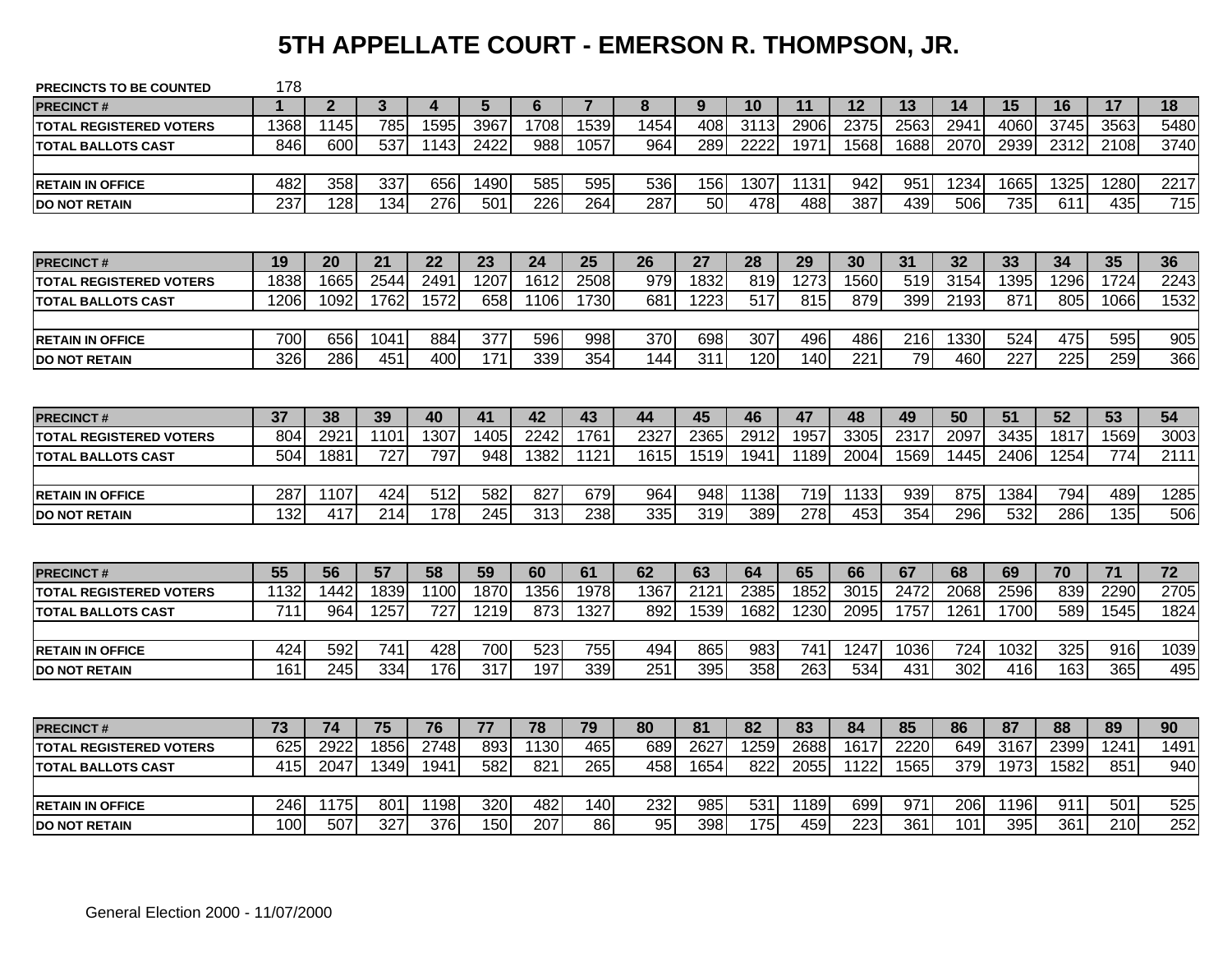# 5TH APPELLATE COURT - EMERSON R. THOMPSON, JR.

**PRECINCTS TO BE COUNTED** 178

| PRECINCT # | 1 | 2 | 3 | 4 | 5 | 6 | 7 | 8 | 9 | 10 | 11 | 12 | 13 | 14 | 15 | 16 | 17 | 18 |
|---|---|---|---|---|---|---|---|---|---|---|---|---|---|---|---|---|---|---|
| TOTAL REGISTERED VOTERS | 1368 | 1145 | 785 | 1595 | 3967 | 1708 | 1539 | 1454 | 408 | 3113 | 2906 | 2375 | 2563 | 2941 | 4060 | 3745 | 3563 | 5480 |
| TOTAL BALLOTS CAST | 846 | 600 | 537 | 1143 | 2422 | 988 | 1057 | 964 | 289 | 2222 | 1971 | 1568 | 1688 | 2070 | 2939 | 2312 | 2108 | 3740 |
| | | | | | | | | | | | | | | | | | | |
| RETAIN IN OFFICE | 482 | 358 | 337 | 656 | 1490 | 585 | 595 | 536 | 156 | 1307 | 1131 | 942 | 951 | 1234 | 1665 | 1325 | 1280 | 2217 |
| DO NOT RETAIN | 237 | 128 | 134 | 276 | 501 | 226 | 264 | 287 | 50 | 478 | 488 | 387 | 439 | 506 | 735 | 611 | 435 | 715 |

| PRECINCT # | 19 | 20 | 21 | 22 | 23 | 24 | 25 | 26 | 27 | 28 | 29 | 30 | 31 | 32 | 33 | 34 | 35 | 36 |
|---|---|---|---|---|---|---|---|---|---|---|---|---|---|---|---|---|---|---|
| TOTAL REGISTERED VOTERS | 1838 | 1665 | 2544 | 2491 | 1207 | 1612 | 2508 | 979 | 1832 | 819 | 1273 | 1560 | 519 | 3154 | 1395 | 1296 | 1724 | 2243 |
| TOTAL BALLOTS CAST | 1206 | 1092 | 1762 | 1572 | 658 | 1106 | 1730 | 681 | 1223 | 517 | 815 | 879 | 399 | 2193 | 871 | 805 | 1066 | 1532 |
| | | | | | | | | | | | | | | | | | | |
| RETAIN IN OFFICE | 700 | 656 | 1041 | 884 | 377 | 596 | 998 | 370 | 698 | 307 | 496 | 486 | 216 | 1330 | 524 | 475 | 595 | 905 |
| DO NOT RETAIN | 326 | 286 | 451 | 400 | 171 | 339 | 354 | 144 | 311 | 120 | 140 | 221 | 79 | 460 | 227 | 225 | 259 | 366 |

| PRECINCT # | 37 | 38 | 39 | 40 | 41 | 42 | 43 | 44 | 45 | 46 | 47 | 48 | 49 | 50 | 51 | 52 | 53 | 54 |
|---|---|---|---|---|---|---|---|---|---|---|---|---|---|---|---|---|---|---|
| TOTAL REGISTERED VOTERS | 804 | 2921 | 1101 | 1307 | 1405 | 2242 | 1761 | 2327 | 2365 | 2912 | 1957 | 3305 | 2317 | 2097 | 3435 | 1817 | 1569 | 3003 |
| TOTAL BALLOTS CAST | 504 | 1881 | 727 | 797 | 948 | 1382 | 1121 | 1615 | 1519 | 1941 | 1189 | 2004 | 1569 | 1445 | 2406 | 1254 | 774 | 2111 |
| | | | | | | | | | | | | | | | | | | |
| RETAIN IN OFFICE | 287 | 1107 | 424 | 512 | 582 | 827 | 679 | 964 | 948 | 1138 | 719 | 1133 | 939 | 875 | 1384 | 794 | 489 | 1285 |
| DO NOT RETAIN | 132 | 417 | 214 | 178 | 245 | 313 | 238 | 335 | 319 | 389 | 278 | 453 | 354 | 296 | 532 | 286 | 135 | 506 |

| PRECINCT # | 55 | 56 | 57 | 58 | 59 | 60 | 61 | 62 | 63 | 64 | 65 | 66 | 67 | 68 | 69 | 70 | 71 | 72 |
|---|---|---|---|---|---|---|---|---|---|---|---|---|---|---|---|---|---|---|
| TOTAL REGISTERED VOTERS | 1132 | 1442 | 1839 | 1100 | 1870 | 1356 | 1978 | 1367 | 2121 | 2385 | 1852 | 3015 | 2472 | 2068 | 2596 | 839 | 2290 | 2705 |
| TOTAL BALLOTS CAST | 711 | 964 | 1257 | 727 | 1219 | 873 | 1327 | 892 | 1539 | 1682 | 1230 | 2095 | 1757 | 1261 | 1700 | 589 | 1545 | 1824 |
| | | | | | | | | | | | | | | | | | | |
| RETAIN IN OFFICE | 424 | 592 | 741 | 428 | 700 | 523 | 755 | 494 | 865 | 983 | 741 | 1247 | 1036 | 724 | 1032 | 325 | 916 | 1039 |
| DO NOT RETAIN | 161 | 245 | 334 | 176 | 317 | 197 | 339 | 251 | 395 | 358 | 263 | 534 | 431 | 302 | 416 | 163 | 365 | 495 |

| PRECINCT # | 73 | 74 | 75 | 76 | 77 | 78 | 79 | 80 | 81 | 82 | 83 | 84 | 85 | 86 | 87 | 88 | 89 | 90 |
|---|---|---|---|---|---|---|---|---|---|---|---|---|---|---|---|---|---|---|
| TOTAL REGISTERED VOTERS | 625 | 2922 | 1856 | 2748 | 893 | 1130 | 465 | 689 | 2627 | 1259 | 2688 | 1617 | 2220 | 649 | 3167 | 2399 | 1241 | 1491 |
| TOTAL BALLOTS CAST | 415 | 2047 | 1349 | 1941 | 582 | 821 | 265 | 458 | 1654 | 822 | 2055 | 1122 | 1565 | 379 | 1973 | 1582 | 851 | 940 |
| | | | | | | | | | | | | | | | | | | |
| RETAIN IN OFFICE | 246 | 1175 | 801 | 1198 | 320 | 482 | 140 | 232 | 985 | 531 | 1189 | 699 | 971 | 206 | 1196 | 911 | 501 | 525 |
| DO NOT RETAIN | 100 | 507 | 327 | 376 | 150 | 207 | 86 | 95 | 398 | 175 | 459 | 223 | 361 | 101 | 395 | 361 | 210 | 252 |

General Election 2000 - 11/07/2000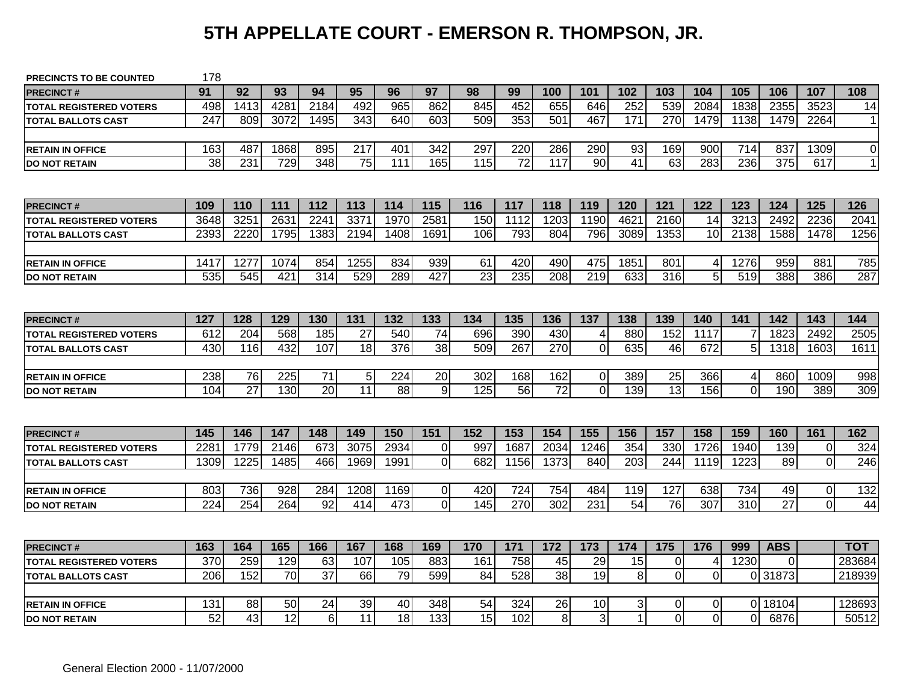# 5TH APPELLATE COURT - EMERSON R. THOMPSON, JR.

**PRECINCTS TO BE COUNTED** 178

| PRECINCT # | 91 | 92 | 93 | 94 | 95 | 96 | 97 | 98 | 99 | 100 | 101 | 102 | 103 | 104 | 105 | 106 | 107 | 108 |
|---|---|---|---|---|---|---|---|---|---|---|---|---|---|---|---|---|---|---|
| TOTAL REGISTERED VOTERS | 498 | 1413 | 4281 | 2184 | 492 | 965 | 862 | 845 | 452 | 655 | 646 | 252 | 539 | 2084 | 1838 | 2355 | 3523 | 14 |
| TOTAL BALLOTS CAST | 247 | 809 | 3072 | 1495 | 343 | 640 | 603 | 509 | 353 | 501 | 467 | 171 | 270 | 1479 | 1138 | 1479 | 2264 | 1 |
| RETAIN IN OFFICE | 163 | 487 | 1868 | 895 | 217 | 401 | 342 | 297 | 220 | 286 | 290 | 93 | 169 | 900 | 714 | 837 | 1309 | 0 |
| DO NOT RETAIN | 38 | 231 | 729 | 348 | 75 | 111 | 165 | 115 | 72 | 117 | 90 | 41 | 63 | 283 | 236 | 375 | 617 | 1 |

| PRECINCT # | 109 | 110 | 111 | 112 | 113 | 114 | 115 | 116 | 117 | 118 | 119 | 120 | 121 | 122 | 123 | 124 | 125 | 126 |
|---|---|---|---|---|---|---|---|---|---|---|---|---|---|---|---|---|---|---|
| TOTAL REGISTERED VOTERS | 3648 | 3251 | 2631 | 2241 | 3371 | 1970 | 2581 | 150 | 1112 | 1203 | 1190 | 4621 | 2160 | 14 | 3213 | 2492 | 2236 | 2041 |
| TOTAL BALLOTS CAST | 2393 | 2220 | 1795 | 1383 | 2194 | 1408 | 1691 | 106 | 793 | 804 | 796 | 3089 | 1353 | 10 | 2138 | 1588 | 1478 | 1256 |
| RETAIN IN OFFICE | 1417 | 1277 | 1074 | 854 | 1255 | 834 | 939 | 61 | 420 | 490 | 475 | 1851 | 801 | 4 | 1276 | 959 | 881 | 785 |
| DO NOT RETAIN | 535 | 545 | 421 | 314 | 529 | 289 | 427 | 23 | 235 | 208 | 219 | 633 | 316 | 5 | 519 | 388 | 386 | 287 |

| PRECINCT # | 127 | 128 | 129 | 130 | 131 | 132 | 133 | 134 | 135 | 136 | 137 | 138 | 139 | 140 | 141 | 142 | 143 | 144 |
|---|---|---|---|---|---|---|---|---|---|---|---|---|---|---|---|---|---|---|
| TOTAL REGISTERED VOTERS | 612 | 204 | 568 | 185 | 27 | 540 | 74 | 696 | 390 | 430 | 4 | 880 | 152 | 1117 | 7 | 1823 | 2492 | 2505 |
| TOTAL BALLOTS CAST | 430 | 116 | 432 | 107 | 18 | 376 | 38 | 509 | 267 | 270 | 0 | 635 | 46 | 672 | 5 | 1318 | 1603 | 1611 |
| RETAIN IN OFFICE | 238 | 76 | 225 | 71 | 5 | 224 | 20 | 302 | 168 | 162 | 0 | 389 | 25 | 366 | 4 | 860 | 1009 | 998 |
| DO NOT RETAIN | 104 | 27 | 130 | 20 | 11 | 88 | 9 | 125 | 56 | 72 | 0 | 139 | 13 | 156 | 0 | 190 | 389 | 309 |

| PRECINCT # | 145 | 146 | 147 | 148 | 149 | 150 | 151 | 152 | 153 | 154 | 155 | 156 | 157 | 158 | 159 | 160 | 161 | 162 |
|---|---|---|---|---|---|---|---|---|---|---|---|---|---|---|---|---|---|---|
| TOTAL REGISTERED VOTERS | 2281 | 1779 | 2146 | 673 | 3075 | 2934 | 0 | 997 | 1687 | 2034 | 1246 | 354 | 330 | 1726 | 1940 | 139 | 0 | 324 |
| TOTAL BALLOTS CAST | 1309 | 1225 | 1485 | 466 | 1969 | 1991 | 0 | 682 | 1156 | 1373 | 840 | 203 | 244 | 1119 | 1223 | 89 | 0 | 246 |
| RETAIN IN OFFICE | 803 | 736 | 928 | 284 | 1208 | 1169 | 0 | 420 | 724 | 754 | 484 | 119 | 127 | 638 | 734 | 49 | 0 | 132 |
| DO NOT RETAIN | 224 | 254 | 264 | 92 | 414 | 473 | 0 | 145 | 270 | 302 | 231 | 54 | 76 | 307 | 310 | 27 | 0 | 44 |

| PRECINCT # | 163 | 164 | 165 | 166 | 167 | 168 | 169 | 170 | 171 | 172 | 173 | 174 | 175 | 176 | 999 | ABS | | TOT |
|---|---|---|---|---|---|---|---|---|---|---|---|---|---|---|---|---|---|---|
| TOTAL REGISTERED VOTERS | 370 | 259 | 129 | 63 | 107 | 105 | 883 | 161 | 758 | 45 | 29 | 15 | 0 | 4 | 1230 | 0 | | 283684 |
| TOTAL BALLOTS CAST | 206 | 152 | 70 | 37 | 66 | 79 | 599 | 84 | 528 | 38 | 19 | 8 | 0 | 0 | 0 | 31873 | | 218939 |
| RETAIN IN OFFICE | 131 | 88 | 50 | 24 | 39 | 40 | 348 | 54 | 324 | 26 | 10 | 3 | 0 | 0 | 0 | 18104 | | 128693 |
| DO NOT RETAIN | 52 | 43 | 12 | 6 | 11 | 18 | 133 | 15 | 102 | 8 | 3 | 1 | 0 | 0 | 0 | 6876 | | 50512 |

General Election 2000 - 11/07/2000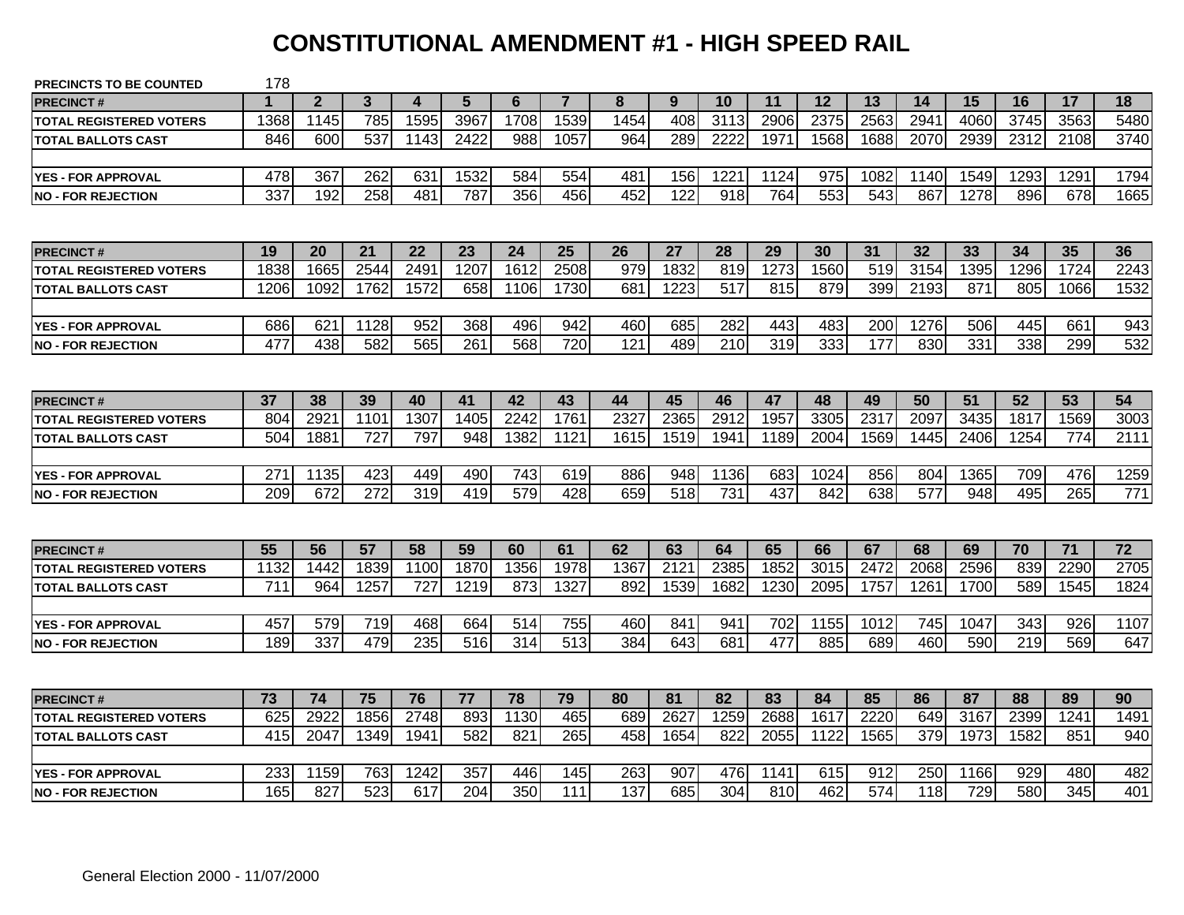# CONSTITUTIONAL AMENDMENT #1 - HIGH SPEED RAIL

**PRECINCTS TO BE COUNTED** 178

| PRECINCT # | 1 | 2 | 3 | 4 | 5 | 6 | 7 | 8 | 9 | 10 | 11 | 12 | 13 | 14 | 15 | 16 | 17 | 18 |
|---|---|---|---|---|---|---|---|---|---|---|---|---|---|---|---|---|---|---|
| TOTAL REGISTERED VOTERS | 1368 | 1145 | 785 | 1595 | 3967 | 1708 | 1539 | 1454 | 408 | 3113 | 2906 | 2375 | 2563 | 2941 | 4060 | 3745 | 3563 | 5480 |
| TOTAL BALLOTS CAST | 846 | 600 | 537 | 1143 | 2422 | 988 | 1057 | 964 | 289 | 2222 | 1971 | 1568 | 1688 | 2070 | 2939 | 2312 | 2108 | 3740 |
| YES - FOR APPROVAL | 478 | 367 | 262 | 631 | 1532 | 584 | 554 | 481 | 156 | 1221 | 1124 | 975 | 1082 | 1140 | 1549 | 1293 | 1291 | 1794 |
| NO - FOR REJECTION | 337 | 192 | 258 | 481 | 787 | 356 | 456 | 452 | 122 | 918 | 764 | 553 | 543 | 867 | 1278 | 896 | 678 | 1665 |

| PRECINCT # | 19 | 20 | 21 | 22 | 23 | 24 | 25 | 26 | 27 | 28 | 29 | 30 | 31 | 32 | 33 | 34 | 35 | 36 |
|---|---|---|---|---|---|---|---|---|---|---|---|---|---|---|---|---|---|---|
| TOTAL REGISTERED VOTERS | 1838 | 1665 | 2544 | 2491 | 1207 | 1612 | 2508 | 979 | 1832 | 819 | 1273 | 1560 | 519 | 3154 | 1395 | 1296 | 1724 | 2243 |
| TOTAL BALLOTS CAST | 1206 | 1092 | 1762 | 1572 | 658 | 1106 | 1730 | 681 | 1223 | 517 | 815 | 879 | 399 | 2193 | 871 | 805 | 1066 | 1532 |
| YES - FOR APPROVAL | 686 | 621 | 1128 | 952 | 368 | 496 | 942 | 460 | 685 | 282 | 443 | 483 | 200 | 1276 | 506 | 445 | 661 | 943 |
| NO - FOR REJECTION | 477 | 438 | 582 | 565 | 261 | 568 | 720 | 121 | 489 | 210 | 319 | 333 | 177 | 830 | 331 | 338 | 299 | 532 |

| PRECINCT # | 37 | 38 | 39 | 40 | 41 | 42 | 43 | 44 | 45 | 46 | 47 | 48 | 49 | 50 | 51 | 52 | 53 | 54 |
|---|---|---|---|---|---|---|---|---|---|---|---|---|---|---|---|---|---|---|
| TOTAL REGISTERED VOTERS | 804 | 2921 | 1101 | 1307 | 1405 | 2242 | 1761 | 2327 | 2365 | 2912 | 1957 | 3305 | 2317 | 2097 | 3435 | 1817 | 1569 | 3003 |
| TOTAL BALLOTS CAST | 504 | 1881 | 727 | 797 | 948 | 1382 | 1121 | 1615 | 1519 | 1941 | 1189 | 2004 | 1569 | 1445 | 2406 | 1254 | 774 | 2111 |
| YES - FOR APPROVAL | 271 | 1135 | 423 | 449 | 490 | 743 | 619 | 886 | 948 | 1136 | 683 | 1024 | 856 | 804 | 1365 | 709 | 476 | 1259 |
| NO - FOR REJECTION | 209 | 672 | 272 | 319 | 419 | 579 | 428 | 659 | 518 | 731 | 437 | 842 | 638 | 577 | 948 | 495 | 265 | 771 |

| PRECINCT # | 55 | 56 | 57 | 58 | 59 | 60 | 61 | 62 | 63 | 64 | 65 | 66 | 67 | 68 | 69 | 70 | 71 | 72 |
|---|---|---|---|---|---|---|---|---|---|---|---|---|---|---|---|---|---|---|
| TOTAL REGISTERED VOTERS | 1132 | 1442 | 1839 | 1100 | 1870 | 1356 | 1978 | 1367 | 2121 | 2385 | 1852 | 3015 | 2472 | 2068 | 2596 | 839 | 2290 | 2705 |
| TOTAL BALLOTS CAST | 711 | 964 | 1257 | 727 | 1219 | 873 | 1327 | 892 | 1539 | 1682 | 1230 | 2095 | 1757 | 1261 | 1700 | 589 | 1545 | 1824 |
| YES - FOR APPROVAL | 457 | 579 | 719 | 468 | 664 | 514 | 755 | 460 | 841 | 941 | 702 | 1155 | 1012 | 745 | 1047 | 343 | 926 | 1107 |
| NO - FOR REJECTION | 189 | 337 | 479 | 235 | 516 | 314 | 513 | 384 | 643 | 681 | 477 | 885 | 689 | 460 | 590 | 219 | 569 | 647 |

| PRECINCT # | 73 | 74 | 75 | 76 | 77 | 78 | 79 | 80 | 81 | 82 | 83 | 84 | 85 | 86 | 87 | 88 | 89 | 90 |
|---|---|---|---|---|---|---|---|---|---|---|---|---|---|---|---|---|---|---|
| TOTAL REGISTERED VOTERS | 625 | 2922 | 1856 | 2748 | 893 | 1130 | 465 | 689 | 2627 | 1259 | 2688 | 1617 | 2220 | 649 | 3167 | 2399 | 1241 | 1491 |
| TOTAL BALLOTS CAST | 415 | 2047 | 1349 | 1941 | 582 | 821 | 265 | 458 | 1654 | 822 | 2055 | 1122 | 1565 | 379 | 1973 | 1582 | 851 | 940 |
| YES - FOR APPROVAL | 233 | 1159 | 763 | 1242 | 357 | 446 | 145 | 263 | 907 | 476 | 1141 | 615 | 912 | 250 | 1166 | 929 | 480 | 482 |
| NO - FOR REJECTION | 165 | 827 | 523 | 617 | 204 | 350 | 111 | 137 | 685 | 304 | 810 | 462 | 574 | 118 | 729 | 580 | 345 | 401 |

General Election 2000 - 11/07/2000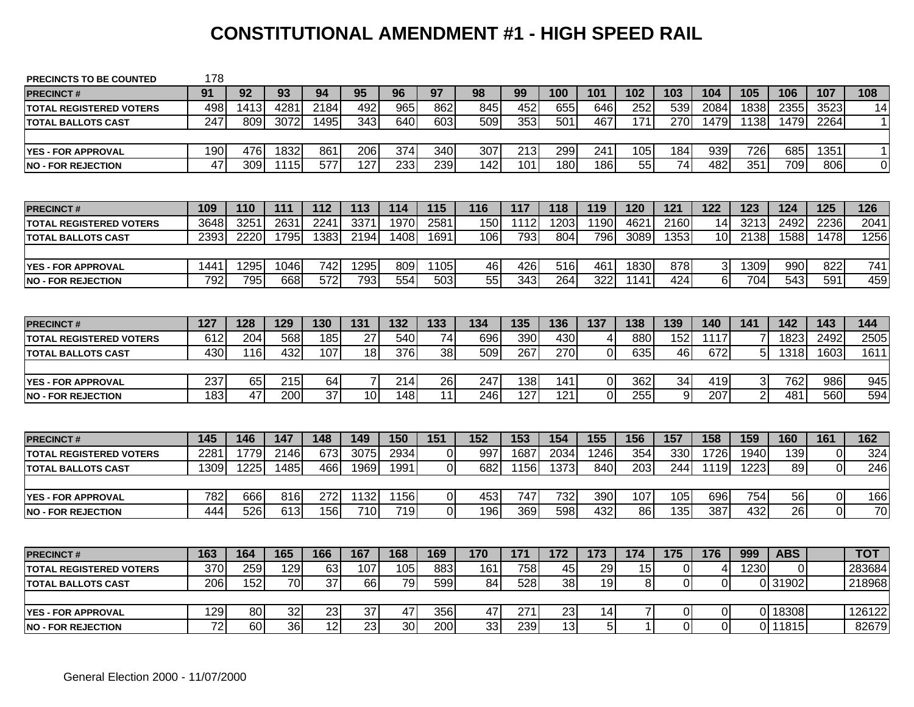# CONSTITUTIONAL AMENDMENT #1 - HIGH SPEED RAIL

PRECINCTS TO BE COUNTED 178

| PRECINCT # | 91 | 92 | 93 | 94 | 95 | 96 | 97 | 98 | 99 | 100 | 101 | 102 | 103 | 104 | 105 | 106 | 107 | 108 |
|---|---|---|---|---|---|---|---|---|---|---|---|---|---|---|---|---|---|---|
| TOTAL REGISTERED VOTERS | 498 | 1413 | 4281 | 2184 | 492 | 965 | 862 | 845 | 452 | 655 | 646 | 252 | 539 | 2084 | 1838 | 2355 | 3523 | 14 |
| TOTAL BALLOTS CAST | 247 | 809 | 3072 | 1495 | 343 | 640 | 603 | 509 | 353 | 501 | 467 | 171 | 270 | 1479 | 1138 | 1479 | 2264 | 1 |
| | | | | | | | | | | | | | | | | | | |
| YES - FOR APPROVAL | 190 | 476 | 1832 | 861 | 206 | 374 | 340 | 307 | 213 | 299 | 241 | 105 | 184 | 939 | 726 | 685 | 1351 | 1 |
| NO - FOR REJECTION | 47 | 309 | 1115 | 577 | 127 | 233 | 239 | 142 | 101 | 180 | 186 | 55 | 74 | 482 | 351 | 709 | 806 | 0 |

| PRECINCT # | 109 | 110 | 111 | 112 | 113 | 114 | 115 | 116 | 117 | 118 | 119 | 120 | 121 | 122 | 123 | 124 | 125 | 126 |
|---|---|---|---|---|---|---|---|---|---|---|---|---|---|---|---|---|---|---|
| TOTAL REGISTERED VOTERS | 3648 | 3251 | 2631 | 2241 | 3371 | 1970 | 2581 | 150 | 1112 | 1203 | 1190 | 4621 | 2160 | 14 | 3213 | 2492 | 2236 | 2041 |
| TOTAL BALLOTS CAST | 2393 | 2220 | 1795 | 1383 | 2194 | 1408 | 1691 | 106 | 793 | 804 | 796 | 3089 | 1353 | 10 | 2138 | 1588 | 1478 | 1256 |
| | | | | | | | | | | | | | | | | | | |
| YES - FOR APPROVAL | 1441 | 1295 | 1046 | 742 | 1295 | 809 | 1105 | 46 | 426 | 516 | 461 | 1830 | 878 | 3 | 1309 | 990 | 822 | 741 |
| NO - FOR REJECTION | 792 | 795 | 668 | 572 | 793 | 554 | 503 | 55 | 343 | 264 | 322 | 1141 | 424 | 6 | 704 | 543 | 591 | 459 |

| PRECINCT # | 127 | 128 | 129 | 130 | 131 | 132 | 133 | 134 | 135 | 136 | 137 | 138 | 139 | 140 | 141 | 142 | 143 | 144 |
|---|---|---|---|---|---|---|---|---|---|---|---|---|---|---|---|---|---|---|
| TOTAL REGISTERED VOTERS | 612 | 204 | 568 | 185 | 27 | 540 | 74 | 696 | 390 | 430 | 4 | 880 | 152 | 1117 | 7 | 1823 | 2492 | 2505 |
| TOTAL BALLOTS CAST | 430 | 116 | 432 | 107 | 18 | 376 | 38 | 509 | 267 | 270 | 0 | 635 | 46 | 672 | 5 | 1318 | 1603 | 1611 |
| | | | | | | | | | | | | | | | | | | |
| YES - FOR APPROVAL | 237 | 65 | 215 | 64 | 7 | 214 | 26 | 247 | 138 | 141 | 0 | 362 | 34 | 419 | 3 | 762 | 986 | 945 |
| NO - FOR REJECTION | 183 | 47 | 200 | 37 | 10 | 148 | 11 | 246 | 127 | 121 | 0 | 255 | 9 | 207 | 2 | 481 | 560 | 594 |

| PRECINCT # | 145 | 146 | 147 | 148 | 149 | 150 | 151 | 152 | 153 | 154 | 155 | 156 | 157 | 158 | 159 | 160 | 161 | 162 |
|---|---|---|---|---|---|---|---|---|---|---|---|---|---|---|---|---|---|---|
| TOTAL REGISTERED VOTERS | 2281 | 1779 | 2146 | 673 | 3075 | 2934 | 0 | 997 | 1687 | 2034 | 1246 | 354 | 330 | 1726 | 1940 | 139 | 0 | 324 |
| TOTAL BALLOTS CAST | 1309 | 1225 | 1485 | 466 | 1969 | 1991 | 0 | 682 | 1156 | 1373 | 840 | 203 | 244 | 1119 | 1223 | 89 | 0 | 246 |
| | | | | | | | | | | | | | | | | | | |
| YES - FOR APPROVAL | 782 | 666 | 816 | 272 | 1132 | 1156 | 0 | 453 | 747 | 732 | 390 | 107 | 105 | 696 | 754 | 56 | 0 | 166 |
| NO - FOR REJECTION | 444 | 526 | 613 | 156 | 710 | 719 | 0 | 196 | 369 | 598 | 432 | 86 | 135 | 387 | 432 | 26 | 0 | 70 |

| PRECINCT # | 163 | 164 | 165 | 166 | 167 | 168 | 169 | 170 | 171 | 172 | 173 | 174 | 175 | 176 | 999 | ABS | | TOT |
|---|---|---|---|---|---|---|---|---|---|---|---|---|---|---|---|---|---|---|
| TOTAL REGISTERED VOTERS | 370 | 259 | 129 | 63 | 107 | 105 | 883 | 161 | 758 | 45 | 29 | 15 | 0 | 4 | 1230 | 0 | | 283684 |
| TOTAL BALLOTS CAST | 206 | 152 | 70 | 37 | 66 | 79 | 599 | 84 | 528 | 38 | 19 | 8 | 0 | 0 | 0 | 31902 | | 218968 |
| | | | | | | | | | | | | | | | | | | |
| YES - FOR APPROVAL | 129 | 80 | 32 | 23 | 37 | 47 | 356 | 47 | 271 | 23 | 14 | 7 | 0 | 0 | 0 | 18308 | | 126122 |
| NO - FOR REJECTION | 72 | 60 | 36 | 12 | 23 | 30 | 200 | 33 | 239 | 13 | 5 | 1 | 0 | 0 | 0 | 11815 | | 82679 |

General Election 2000 - 11/07/2000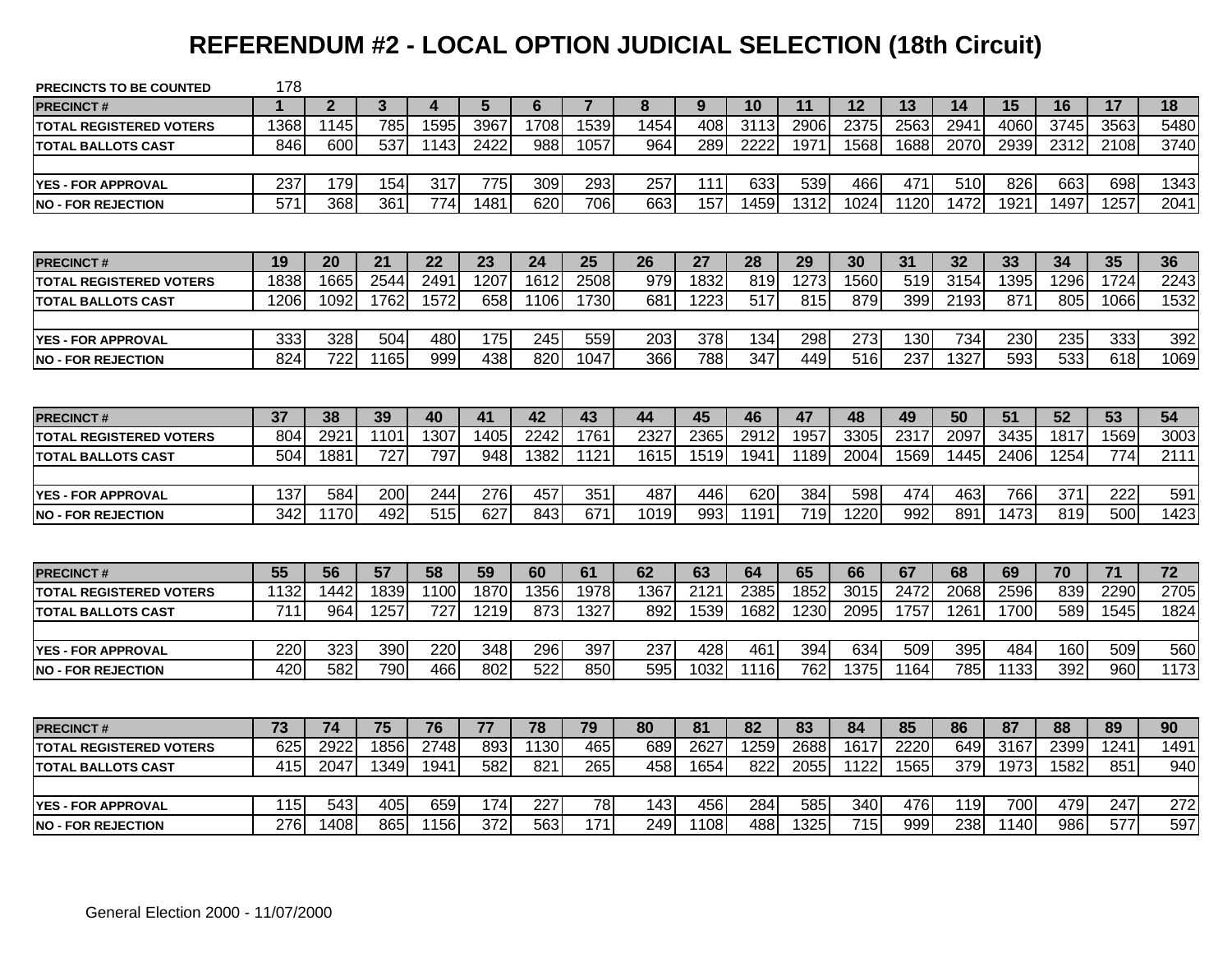# REFERENDUM #2 - LOCAL OPTION JUDICIAL SELECTION (18th Circuit)

**PRECINCTS TO BE COUNTED** 178

| PRECINCT # | 1 | 2 | 3 | 4 | 5 | 6 | 7 | 8 | 9 | 10 | 11 | 12 | 13 | 14 | 15 | 16 | 17 | 18 |
|---|---|---|---|---|---|---|---|---|---|---|---|---|---|---|---|---|---|---|
| TOTAL REGISTERED VOTERS | 1368 | 1145 | 785 | 1595 | 3967 | 1708 | 1539 | 1454 | 408 | 3113 | 2906 | 2375 | 2563 | 2941 | 4060 | 3745 | 3563 | 5480 |
| TOTAL BALLOTS CAST | 846 | 600 | 537 | 1143 | 2422 | 988 | 1057 | 964 | 289 | 2222 | 1971 | 1568 | 1688 | 2070 | 2939 | 2312 | 2108 | 3740 |
| YES - FOR APPROVAL | 237 | 179 | 154 | 317 | 775 | 309 | 293 | 257 | 111 | 633 | 539 | 466 | 471 | 510 | 826 | 663 | 698 | 1343 |
| NO - FOR REJECTION | 571 | 368 | 361 | 774 | 1481 | 620 | 706 | 663 | 157 | 1459 | 1312 | 1024 | 1120 | 1472 | 1921 | 1497 | 1257 | 2041 |

| PRECINCT # | 19 | 20 | 21 | 22 | 23 | 24 | 25 | 26 | 27 | 28 | 29 | 30 | 31 | 32 | 33 | 34 | 35 | 36 |
|---|---|---|---|---|---|---|---|---|---|---|---|---|---|---|---|---|---|---|
| TOTAL REGISTERED VOTERS | 1838 | 1665 | 2544 | 2491 | 1207 | 1612 | 2508 | 979 | 1832 | 819 | 1273 | 1560 | 519 | 3154 | 1395 | 1296 | 1724 | 2243 |
| TOTAL BALLOTS CAST | 1206 | 1092 | 1762 | 1572 | 658 | 1106 | 1730 | 681 | 1223 | 517 | 815 | 879 | 399 | 2193 | 871 | 805 | 1066 | 1532 |
| YES - FOR APPROVAL | 333 | 328 | 504 | 480 | 175 | 245 | 559 | 203 | 378 | 134 | 298 | 273 | 130 | 734 | 230 | 235 | 333 | 392 |
| NO - FOR REJECTION | 824 | 722 | 1165 | 999 | 438 | 820 | 1047 | 366 | 788 | 347 | 449 | 516 | 237 | 1327 | 593 | 533 | 618 | 1069 |

| PRECINCT # | 37 | 38 | 39 | 40 | 41 | 42 | 43 | 44 | 45 | 46 | 47 | 48 | 49 | 50 | 51 | 52 | 53 | 54 |
|---|---|---|---|---|---|---|---|---|---|---|---|---|---|---|---|---|---|---|
| TOTAL REGISTERED VOTERS | 804 | 2921 | 1101 | 1307 | 1405 | 2242 | 1761 | 2327 | 2365 | 2912 | 1957 | 3305 | 2317 | 2097 | 3435 | 1817 | 1569 | 3003 |
| TOTAL BALLOTS CAST | 504 | 1881 | 727 | 797 | 948 | 1382 | 1121 | 1615 | 1519 | 1941 | 1189 | 2004 | 1569 | 1445 | 2406 | 1254 | 774 | 2111 |
| YES - FOR APPROVAL | 137 | 584 | 200 | 244 | 276 | 457 | 351 | 487 | 446 | 620 | 384 | 598 | 474 | 463 | 766 | 371 | 222 | 591 |
| NO - FOR REJECTION | 342 | 1170 | 492 | 515 | 627 | 843 | 671 | 1019 | 993 | 1191 | 719 | 1220 | 992 | 891 | 1473 | 819 | 500 | 1423 |

| PRECINCT # | 55 | 56 | 57 | 58 | 59 | 60 | 61 | 62 | 63 | 64 | 65 | 66 | 67 | 68 | 69 | 70 | 71 | 72 |
|---|---|---|---|---|---|---|---|---|---|---|---|---|---|---|---|---|---|---|
| TOTAL REGISTERED VOTERS | 1132 | 1442 | 1839 | 1100 | 1870 | 1356 | 1978 | 1367 | 2121 | 2385 | 1852 | 3015 | 2472 | 2068 | 2596 | 839 | 2290 | 2705 |
| TOTAL BALLOTS CAST | 711 | 964 | 1257 | 727 | 1219 | 873 | 1327 | 892 | 1539 | 1682 | 1230 | 2095 | 1757 | 1261 | 1700 | 589 | 1545 | 1824 |
| YES - FOR APPROVAL | 220 | 323 | 390 | 220 | 348 | 296 | 397 | 237 | 428 | 461 | 394 | 634 | 509 | 395 | 484 | 160 | 509 | 560 |
| NO - FOR REJECTION | 420 | 582 | 790 | 466 | 802 | 522 | 850 | 595 | 1032 | 1116 | 762 | 1375 | 1164 | 785 | 1133 | 392 | 960 | 1173 |

| PRECINCT # | 73 | 74 | 75 | 76 | 77 | 78 | 79 | 80 | 81 | 82 | 83 | 84 | 85 | 86 | 87 | 88 | 89 | 90 |
|---|---|---|---|---|---|---|---|---|---|---|---|---|---|---|---|---|---|---|
| TOTAL REGISTERED VOTERS | 625 | 2922 | 1856 | 2748 | 893 | 1130 | 465 | 689 | 2627 | 1259 | 2688 | 1617 | 2220 | 649 | 3167 | 2399 | 1241 | 1491 |
| TOTAL BALLOTS CAST | 415 | 2047 | 1349 | 1941 | 582 | 821 | 265 | 458 | 1654 | 822 | 2055 | 1122 | 1565 | 379 | 1973 | 1582 | 851 | 940 |
| YES - FOR APPROVAL | 115 | 543 | 405 | 659 | 174 | 227 | 78 | 143 | 456 | 284 | 585 | 340 | 476 | 119 | 700 | 479 | 247 | 272 |
| NO - FOR REJECTION | 276 | 1408 | 865 | 1156 | 372 | 563 | 171 | 249 | 1108 | 488 | 1325 | 715 | 999 | 238 | 1140 | 986 | 577 | 597 |

General Election 2000 - 11/07/2000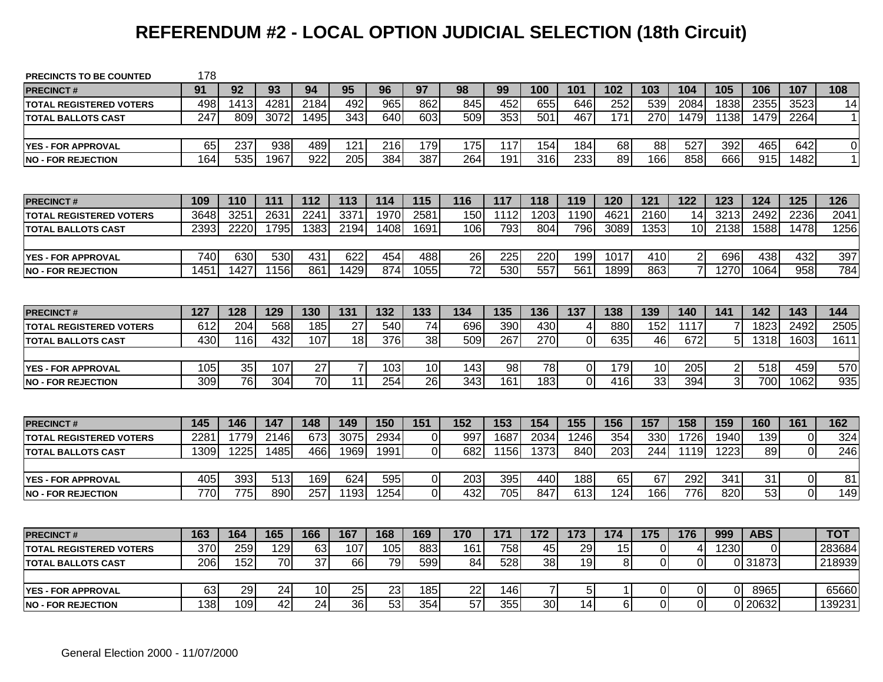# REFERENDUM #2 - LOCAL OPTION JUDICIAL SELECTION (18th Circuit)

| PRECINCTS TO BE COUNTED | 178 | | | | | | | | | | | | | | | | | |
|---|---|---|---|---|---|---|---|---|---|---|---|---|---|---|---|---|---|---|
| **PRECINCT #** | **91** | **92** | **93** | **94** | **95** | **96** | **97** | **98** | **99** | **100** | **101** | **102** | **103** | **104** | **105** | **106** | **107** | **108** |
| **TOTAL REGISTERED VOTERS** | 498 | 1413 | 4281 | 2184 | 492 | 965 | 862 | 845 | 452 | 655 | 646 | 252 | 539 | 2084 | 1838 | 2355 | 3523 | 14 |
| **TOTAL BALLOTS CAST** | 247 | 809 | 3072 | 1495 | 343 | 640 | 603 | 509 | 353 | 501 | 467 | 171 | 270 | 1479 | 1138 | 1479 | 2264 | 1 |
| **YES - FOR APPROVAL** | 65 | 237 | 938 | 489 | 121 | 216 | 179 | 175 | 117 | 154 | 184 | 68 | 88 | 527 | 392 | 465 | 642 | 0 |
| **NO - FOR REJECTION** | 164 | 535 | 1967 | 922 | 205 | 384 | 387 | 264 | 191 | 316 | 233 | 89 | 166 | 858 | 666 | 915 | 1482 | 1 |

| **PRECINCT #** | **109** | **110** | **111** | **112** | **113** | **114** | **115** | **116** | **117** | **118** | **119** | **120** | **121** | **122** | **123** | **124** | **125** | **126** |
|---|---|---|---|---|---|---|---|---|---|---|---|---|---|---|---|---|---|---|
| **TOTAL REGISTERED VOTERS** | 3648 | 3251 | 2631 | 2241 | 3371 | 1970 | 2581 | 150 | 1112 | 1203 | 1190 | 4621 | 2160 | 14 | 3213 | 2492 | 2236 | 2041 |
| **TOTAL BALLOTS CAST** | 2393 | 2220 | 1795 | 1383 | 2194 | 1408 | 1691 | 106 | 793 | 804 | 796 | 3089 | 1353 | 10 | 2138 | 1588 | 1478 | 1256 |
| **YES - FOR APPROVAL** | 740 | 630 | 530 | 431 | 622 | 454 | 488 | 26 | 225 | 220 | 199 | 1017 | 410 | 2 | 696 | 438 | 432 | 397 |
| **NO - FOR REJECTION** | 1451 | 1427 | 1156 | 861 | 1429 | 874 | 1055 | 72 | 530 | 557 | 561 | 1899 | 863 | 7 | 1270 | 1064 | 958 | 784 |

| **PRECINCT #** | **127** | **128** | **129** | **130** | **131** | **132** | **133** | **134** | **135** | **136** | **137** | **138** | **139** | **140** | **141** | **142** | **143** | **144** |
|---|---|---|---|---|---|---|---|---|---|---|---|---|---|---|---|---|---|---|
| **TOTAL REGISTERED VOTERS** | 612 | 204 | 568 | 185 | 27 | 540 | 74 | 696 | 390 | 430 | 4 | 880 | 152 | 1117 | 7 | 1823 | 2492 | 2505 |
| **TOTAL BALLOTS CAST** | 430 | 116 | 432 | 107 | 18 | 376 | 38 | 509 | 267 | 270 | 0 | 635 | 46 | 672 | 5 | 1318 | 1603 | 1611 |
| **YES - FOR APPROVAL** | 105 | 35 | 107 | 27 | 7 | 103 | 10 | 143 | 98 | 78 | 0 | 179 | 10 | 205 | 2 | 518 | 459 | 570 |
| **NO - FOR REJECTION** | 309 | 76 | 304 | 70 | 11 | 254 | 26 | 343 | 161 | 183 | 0 | 416 | 33 | 394 | 3 | 700 | 1062 | 935 |

| **PRECINCT #** | **145** | **146** | **147** | **148** | **149** | **150** | **151** | **152** | **153** | **154** | **155** | **156** | **157** | **158** | **159** | **160** | **161** | **162** |
|---|---|---|---|---|---|---|---|---|---|---|---|---|---|---|---|---|---|---|
| **TOTAL REGISTERED VOTERS** | 2281 | 1779 | 2146 | 673 | 3075 | 2934 | 0 | 997 | 1687 | 2034 | 1246 | 354 | 330 | 1726 | 1940 | 139 | 0 | 324 |
| **TOTAL BALLOTS CAST** | 1309 | 1225 | 1485 | 466 | 1969 | 1991 | 0 | 682 | 1156 | 1373 | 840 | 203 | 244 | 1119 | 1223 | 89 | 0 | 246 |
| **YES - FOR APPROVAL** | 405 | 393 | 513 | 169 | 624 | 595 | 0 | 203 | 395 | 440 | 188 | 65 | 67 | 292 | 341 | 31 | 0 | 81 |
| **NO - FOR REJECTION** | 770 | 775 | 890 | 257 | 1193 | 1254 | 0 | 432 | 705 | 847 | 613 | 124 | 166 | 776 | 820 | 53 | 0 | 149 |

| **PRECINCT #** | **163** | **164** | **165** | **166** | **167** | **168** | **169** | **170** | **171** | **172** | **173** | **174** | **175** | **176** | **999** | **ABS** | | **TOT** |
|---|---|---|---|---|---|---|---|---|---|---|---|---|---|---|---|---|---|---|
| **TOTAL REGISTERED VOTERS** | 370 | 259 | 129 | 63 | 107 | 105 | 883 | 161 | 758 | 45 | 29 | 15 | 0 | 4 | 1230 | 0 | | 283684 |
| **TOTAL BALLOTS CAST** | 206 | 152 | 70 | 37 | 66 | 79 | 599 | 84 | 528 | 38 | 19 | 8 | 0 | 0 | 0 | 31873 | | 218939 |
| **YES - FOR APPROVAL** | 63 | 29 | 24 | 10 | 25 | 23 | 185 | 22 | 146 | 7 | 5 | 1 | 0 | 0 | 0 | 8965 | | 65660 |
| **NO - FOR REJECTION** | 138 | 109 | 42 | 24 | 36 | 53 | 354 | 57 | 355 | 30 | 14 | 6 | 0 | 0 | 0 | 20632 | | 139231 |

General Election 2000 - 11/07/2000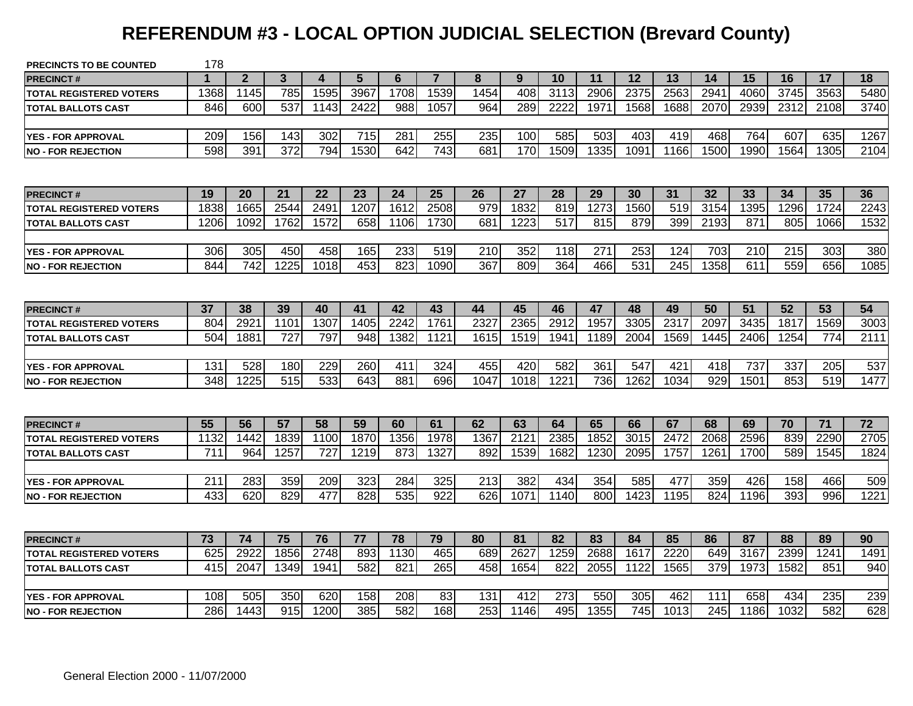# REFERENDUM #3 - LOCAL OPTION JUDICIAL SELECTION (Brevard County)

**PRECINCTS TO BE COUNTED** 178

| PRECINCT # | 1 | 2 | 3 | 4 | 5 | 6 | 7 | 8 | 9 | 10 | 11 | 12 | 13 | 14 | 15 | 16 | 17 | 18 |
|---|---|---|---|---|---|---|---|---|---|---|---|---|---|---|---|---|---|---|
| TOTAL REGISTERED VOTERS | 1368 | 1145 | 785 | 1595 | 3967 | 1708 | 1539 | 1454 | 408 | 3113 | 2906 | 2375 | 2563 | 2941 | 4060 | 3745 | 3563 | 5480 |
| TOTAL BALLOTS CAST | 846 | 600 | 537 | 1143 | 2422 | 988 | 1057 | 964 | 289 | 2222 | 1971 | 1568 | 1688 | 2070 | 2939 | 2312 | 2108 | 3740 |
| YES - FOR APPROVAL | 209 | 156 | 143 | 302 | 715 | 281 | 255 | 235 | 100 | 585 | 503 | 403 | 419 | 468 | 764 | 607 | 635 | 1267 |
| NO - FOR REJECTION | 598 | 391 | 372 | 794 | 1530 | 642 | 743 | 681 | 170 | 1509 | 1335 | 1091 | 1166 | 1500 | 1990 | 1564 | 1305 | 2104 |

| PRECINCT # | 19 | 20 | 21 | 22 | 23 | 24 | 25 | 26 | 27 | 28 | 29 | 30 | 31 | 32 | 33 | 34 | 35 | 36 |
|---|---|---|---|---|---|---|---|---|---|---|---|---|---|---|---|---|---|---|
| TOTAL REGISTERED VOTERS | 1838 | 1665 | 2544 | 2491 | 1207 | 1612 | 2508 | 979 | 1832 | 819 | 1273 | 1560 | 519 | 3154 | 1395 | 1296 | 1724 | 2243 |
| TOTAL BALLOTS CAST | 1206 | 1092 | 1762 | 1572 | 658 | 1106 | 1730 | 681 | 1223 | 517 | 815 | 879 | 399 | 2193 | 871 | 805 | 1066 | 1532 |
| YES - FOR APPROVAL | 306 | 305 | 450 | 458 | 165 | 233 | 519 | 210 | 352 | 118 | 271 | 253 | 124 | 703 | 210 | 215 | 303 | 380 |
| NO - FOR REJECTION | 844 | 742 | 1225 | 1018 | 453 | 823 | 1090 | 367 | 809 | 364 | 466 | 531 | 245 | 1358 | 611 | 559 | 656 | 1085 |

| PRECINCT # | 37 | 38 | 39 | 40 | 41 | 42 | 43 | 44 | 45 | 46 | 47 | 48 | 49 | 50 | 51 | 52 | 53 | 54 |
|---|---|---|---|---|---|---|---|---|---|---|---|---|---|---|---|---|---|---|
| TOTAL REGISTERED VOTERS | 804 | 2921 | 1101 | 1307 | 1405 | 2242 | 1761 | 2327 | 2365 | 2912 | 1957 | 3305 | 2317 | 2097 | 3435 | 1817 | 1569 | 3003 |
| TOTAL BALLOTS CAST | 504 | 1881 | 727 | 797 | 948 | 1382 | 1121 | 1615 | 1519 | 1941 | 1189 | 2004 | 1569 | 1445 | 2406 | 1254 | 774 | 2111 |
| YES - FOR APPROVAL | 131 | 528 | 180 | 229 | 260 | 411 | 324 | 455 | 420 | 582 | 361 | 547 | 421 | 418 | 737 | 337 | 205 | 537 |
| NO - FOR REJECTION | 348 | 1225 | 515 | 533 | 643 | 881 | 696 | 1047 | 1018 | 1221 | 736 | 1262 | 1034 | 929 | 1501 | 853 | 519 | 1477 |

| PRECINCT # | 55 | 56 | 57 | 58 | 59 | 60 | 61 | 62 | 63 | 64 | 65 | 66 | 67 | 68 | 69 | 70 | 71 | 72 |
|---|---|---|---|---|---|---|---|---|---|---|---|---|---|---|---|---|---|---|
| TOTAL REGISTERED VOTERS | 1132 | 1442 | 1839 | 1100 | 1870 | 1356 | 1978 | 1367 | 2121 | 2385 | 1852 | 3015 | 2472 | 2068 | 2596 | 839 | 2290 | 2705 |
| TOTAL BALLOTS CAST | 711 | 964 | 1257 | 727 | 1219 | 873 | 1327 | 892 | 1539 | 1682 | 1230 | 2095 | 1757 | 1261 | 1700 | 589 | 1545 | 1824 |
| YES - FOR APPROVAL | 211 | 283 | 359 | 209 | 323 | 284 | 325 | 213 | 382 | 434 | 354 | 585 | 477 | 359 | 426 | 158 | 466 | 509 |
| NO - FOR REJECTION | 433 | 620 | 829 | 477 | 828 | 535 | 922 | 626 | 1071 | 1140 | 800 | 1423 | 1195 | 824 | 1196 | 393 | 996 | 1221 |

| PRECINCT # | 73 | 74 | 75 | 76 | 77 | 78 | 79 | 80 | 81 | 82 | 83 | 84 | 85 | 86 | 87 | 88 | 89 | 90 |
|---|---|---|---|---|---|---|---|---|---|---|---|---|---|---|---|---|---|---|
| TOTAL REGISTERED VOTERS | 625 | 2922 | 1856 | 2748 | 893 | 1130 | 465 | 689 | 2627 | 1259 | 2688 | 1617 | 2220 | 649 | 3167 | 2399 | 1241 | 1491 |
| TOTAL BALLOTS CAST | 415 | 2047 | 1349 | 1941 | 582 | 821 | 265 | 458 | 1654 | 822 | 2055 | 1122 | 1565 | 379 | 1973 | 1582 | 851 | 940 |
| YES - FOR APPROVAL | 108 | 505 | 350 | 620 | 158 | 208 | 83 | 131 | 412 | 273 | 550 | 305 | 462 | 111 | 658 | 434 | 235 | 239 |
| NO - FOR REJECTION | 286 | 1443 | 915 | 1200 | 385 | 582 | 168 | 253 | 1146 | 495 | 1355 | 745 | 1013 | 245 | 1186 | 1032 | 582 | 628 |

General Election 2000 - 11/07/2000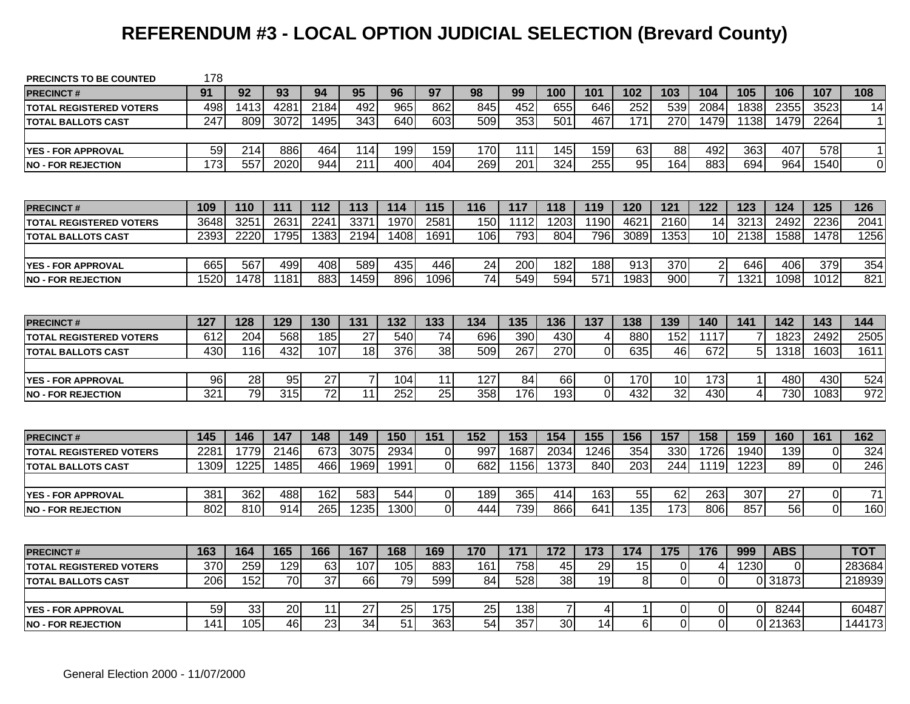# REFERENDUM #3 - LOCAL OPTION JUDICIAL SELECTION (Brevard County)

| PRECINCTS TO BE COUNTED | 178 | | | | | | | | | | | | | | | | | |
|---|---|---|---|---|---|---|---|---|---|---|---|---|---|---|---|---|---|---|
| **PRECINCT #** | **91** | **92** | **93** | **94** | **95** | **96** | **97** | **98** | **99** | **100** | **101** | **102** | **103** | **104** | **105** | **106** | **107** | **108** |
| TOTAL REGISTERED VOTERS | 498 | 1413 | 4281 | 2184 | 492 | 965 | 862 | 845 | 452 | 655 | 646 | 252 | 539 | 2084 | 1838 | 2355 | 3523 | 14 |
| TOTAL BALLOTS CAST | 247 | 809 | 3072 | 1495 | 343 | 640 | 603 | 509 | 353 | 501 | 467 | 171 | 270 | 1479 | 1138 | 1479 | 2264 | 1 |
| YES - FOR APPROVAL | 59 | 214 | 886 | 464 | 114 | 199 | 159 | 170 | 111 | 145 | 159 | 63 | 88 | 492 | 363 | 407 | 578 | 1 |
| NO - FOR REJECTION | 173 | 557 | 2020 | 944 | 211 | 400 | 404 | 269 | 201 | 324 | 255 | 95 | 164 | 883 | 694 | 964 | 1540 | 0 |

| **PRECINCT #** | **109** | **110** | **111** | **112** | **113** | **114** | **115** | **116** | **117** | **118** | **119** | **120** | **121** | **122** | **123** | **124** | **125** | **126** |
|---|---|---|---|---|---|---|---|---|---|---|---|---|---|---|---|---|---|---|
| TOTAL REGISTERED VOTERS | 3648 | 3251 | 2631 | 2241 | 3371 | 1970 | 2581 | 150 | 1112 | 1203 | 1190 | 4621 | 2160 | 14 | 3213 | 2492 | 2236 | 2041 |
| TOTAL BALLOTS CAST | 2393 | 2220 | 1795 | 1383 | 2194 | 1408 | 1691 | 106 | 793 | 804 | 796 | 3089 | 1353 | 10 | 2138 | 1588 | 1478 | 1256 |
| YES - FOR APPROVAL | 665 | 567 | 499 | 408 | 589 | 435 | 446 | 24 | 200 | 182 | 188 | 913 | 370 | 2 | 646 | 406 | 379 | 354 |
| NO - FOR REJECTION | 1520 | 1478 | 1181 | 883 | 1459 | 896 | 1096 | 74 | 549 | 594 | 571 | 1983 | 900 | 7 | 1321 | 1098 | 1012 | 821 |

| **PRECINCT #** | **127** | **128** | **129** | **130** | **131** | **132** | **133** | **134** | **135** | **136** | **137** | **138** | **139** | **140** | **141** | **142** | **143** | **144** |
|---|---|---|---|---|---|---|---|---|---|---|---|---|---|---|---|---|---|---|
| TOTAL REGISTERED VOTERS | 612 | 204 | 568 | 185 | 27 | 540 | 74 | 696 | 390 | 430 | 4 | 880 | 152 | 1117 | 7 | 1823 | 2492 | 2505 |
| TOTAL BALLOTS CAST | 430 | 116 | 432 | 107 | 18 | 376 | 38 | 509 | 267 | 270 | 0 | 635 | 46 | 672 | 5 | 1318 | 1603 | 1611 |
| YES - FOR APPROVAL | 96 | 28 | 95 | 27 | 7 | 104 | 11 | 127 | 84 | 66 | 0 | 170 | 10 | 173 | 1 | 480 | 430 | 524 |
| NO - FOR REJECTION | 321 | 79 | 315 | 72 | 11 | 252 | 25 | 358 | 176 | 193 | 0 | 432 | 32 | 430 | 4 | 730 | 1083 | 972 |

| **PRECINCT #** | **145** | **146** | **147** | **148** | **149** | **150** | **151** | **152** | **153** | **154** | **155** | **156** | **157** | **158** | **159** | **160** | **161** | **162** |
|---|---|---|---|---|---|---|---|---|---|---|---|---|---|---|---|---|---|---|
| TOTAL REGISTERED VOTERS | 2281 | 1779 | 2146 | 673 | 3075 | 2934 | 0 | 997 | 1687 | 2034 | 1246 | 354 | 330 | 1726 | 1940 | 139 | 0 | 324 |
| TOTAL BALLOTS CAST | 1309 | 1225 | 1485 | 466 | 1969 | 1991 | 0 | 682 | 1156 | 1373 | 840 | 203 | 244 | 1119 | 1223 | 89 | 0 | 246 |
| YES - FOR APPROVAL | 381 | 362 | 488 | 162 | 583 | 544 | 0 | 189 | 365 | 414 | 163 | 55 | 62 | 263 | 307 | 27 | 0 | 71 |
| NO - FOR REJECTION | 802 | 810 | 914 | 265 | 1235 | 1300 | 0 | 444 | 739 | 866 | 641 | 135 | 173 | 806 | 857 | 56 | 0 | 160 |

| **PRECINCT #** | **163** | **164** | **165** | **166** | **167** | **168** | **169** | **170** | **171** | **172** | **173** | **174** | **175** | **176** | **999** | **ABS** | | **TOT** |
|---|---|---|---|---|---|---|---|---|---|---|---|---|---|---|---|---|---|---|
| TOTAL REGISTERED VOTERS | 370 | 259 | 129 | 63 | 107 | 105 | 883 | 161 | 758 | 45 | 29 | 15 | 0 | 4 | 1230 | 0 | | 283684 |
| TOTAL BALLOTS CAST | 206 | 152 | 70 | 37 | 66 | 79 | 599 | 84 | 528 | 38 | 19 | 8 | 0 | 0 | 0 | 31873 | | 218939 |
| YES - FOR APPROVAL | 59 | 33 | 20 | 11 | 27 | 25 | 175 | 25 | 138 | 7 | 4 | 1 | 0 | 0 | 0 | 8244 | | 60487 |
| NO - FOR REJECTION | 141 | 105 | 46 | 23 | 34 | 51 | 363 | 54 | 357 | 30 | 14 | 6 | 0 | 0 | 0 | 21363 | | 144173 |

General Election 2000 - 11/07/2000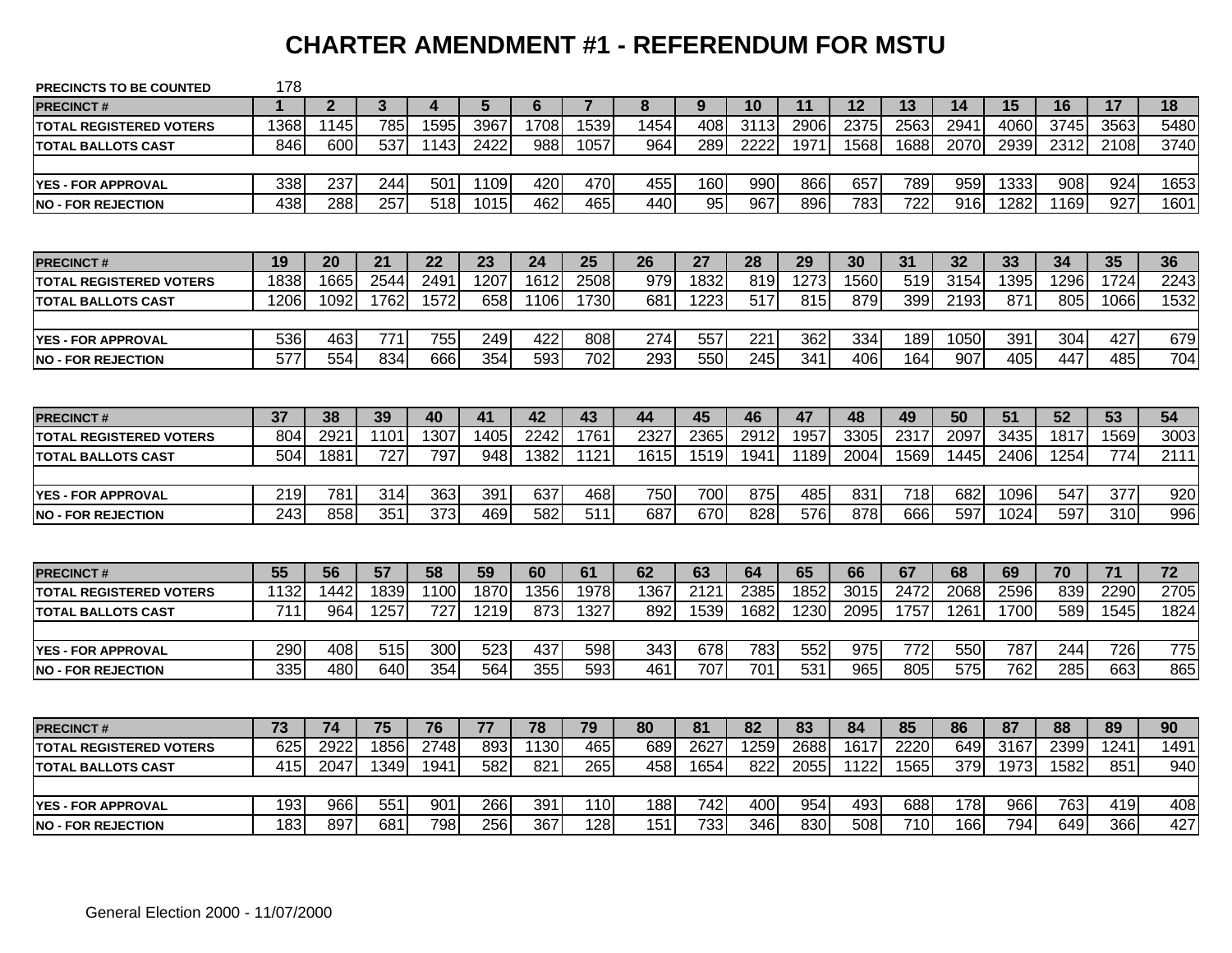# CHARTER AMENDMENT #1 - REFERENDUM FOR MSTU

**PRECINCTS TO BE COUNTED** 178

| PRECINCT # | 1 | 2 | 3 | 4 | 5 | 6 | 7 | 8 | 9 | 10 | 11 | 12 | 13 | 14 | 15 | 16 | 17 | 18 |
|---|---|---|---|---|---|---|---|---|---|---|---|---|---|---|---|---|---|---|
| TOTAL REGISTERED VOTERS | 1368 | 1145 | 785 | 1595 | 3967 | 1708 | 1539 | 1454 | 408 | 3113 | 2906 | 2375 | 2563 | 2941 | 4060 | 3745 | 3563 | 5480 |
| TOTAL BALLOTS CAST | 846 | 600 | 537 | 1143 | 2422 | 988 | 1057 | 964 | 289 | 2222 | 1971 | 1568 | 1688 | 2070 | 2939 | 2312 | 2108 | 3740 |
| YES - FOR APPROVAL | 338 | 237 | 244 | 501 | 1109 | 420 | 470 | 455 | 160 | 990 | 866 | 657 | 789 | 959 | 1333 | 908 | 924 | 1653 |
| NO - FOR REJECTION | 438 | 288 | 257 | 518 | 1015 | 462 | 465 | 440 | 95 | 967 | 896 | 783 | 722 | 916 | 1282 | 1169 | 927 | 1601 |

| PRECINCT # | 19 | 20 | 21 | 22 | 23 | 24 | 25 | 26 | 27 | 28 | 29 | 30 | 31 | 32 | 33 | 34 | 35 | 36 |
|---|---|---|---|---|---|---|---|---|---|---|---|---|---|---|---|---|---|---|
| TOTAL REGISTERED VOTERS | 1838 | 1665 | 2544 | 2491 | 1207 | 1612 | 2508 | 979 | 1832 | 819 | 1273 | 1560 | 519 | 3154 | 1395 | 1296 | 1724 | 2243 |
| TOTAL BALLOTS CAST | 1206 | 1092 | 1762 | 1572 | 658 | 1106 | 1730 | 681 | 1223 | 517 | 815 | 879 | 399 | 2193 | 871 | 805 | 1066 | 1532 |
| YES - FOR APPROVAL | 536 | 463 | 771 | 755 | 249 | 422 | 808 | 274 | 557 | 221 | 362 | 334 | 189 | 1050 | 391 | 304 | 427 | 679 |
| NO - FOR REJECTION | 577 | 554 | 834 | 666 | 354 | 593 | 702 | 293 | 550 | 245 | 341 | 406 | 164 | 907 | 405 | 447 | 485 | 704 |

| PRECINCT # | 37 | 38 | 39 | 40 | 41 | 42 | 43 | 44 | 45 | 46 | 47 | 48 | 49 | 50 | 51 | 52 | 53 | 54 |
|---|---|---|---|---|---|---|---|---|---|---|---|---|---|---|---|---|---|---|
| TOTAL REGISTERED VOTERS | 804 | 2921 | 1101 | 1307 | 1405 | 2242 | 1761 | 2327 | 2365 | 2912 | 1957 | 3305 | 2317 | 2097 | 3435 | 1817 | 1569 | 3003 |
| TOTAL BALLOTS CAST | 504 | 1881 | 727 | 797 | 948 | 1382 | 1121 | 1615 | 1519 | 1941 | 1189 | 2004 | 1569 | 1445 | 2406 | 1254 | 774 | 2111 |
| YES - FOR APPROVAL | 219 | 781 | 314 | 363 | 391 | 637 | 468 | 750 | 700 | 875 | 485 | 831 | 718 | 682 | 1096 | 547 | 377 | 920 |
| NO - FOR REJECTION | 243 | 858 | 351 | 373 | 469 | 582 | 511 | 687 | 670 | 828 | 576 | 878 | 666 | 597 | 1024 | 597 | 310 | 996 |

| PRECINCT # | 55 | 56 | 57 | 58 | 59 | 60 | 61 | 62 | 63 | 64 | 65 | 66 | 67 | 68 | 69 | 70 | 71 | 72 |
|---|---|---|---|---|---|---|---|---|---|---|---|---|---|---|---|---|---|---|
| TOTAL REGISTERED VOTERS | 1132 | 1442 | 1839 | 1100 | 1870 | 1356 | 1978 | 1367 | 2121 | 2385 | 1852 | 3015 | 2472 | 2068 | 2596 | 839 | 2290 | 2705 |
| TOTAL BALLOTS CAST | 711 | 964 | 1257 | 727 | 1219 | 873 | 1327 | 892 | 1539 | 1682 | 1230 | 2095 | 1757 | 1261 | 1700 | 589 | 1545 | 1824 |
| YES - FOR APPROVAL | 290 | 408 | 515 | 300 | 523 | 437 | 598 | 343 | 678 | 783 | 552 | 975 | 772 | 550 | 787 | 244 | 726 | 775 |
| NO - FOR REJECTION | 335 | 480 | 640 | 354 | 564 | 355 | 593 | 461 | 707 | 701 | 531 | 965 | 805 | 575 | 762 | 285 | 663 | 865 |

| PRECINCT # | 73 | 74 | 75 | 76 | 77 | 78 | 79 | 80 | 81 | 82 | 83 | 84 | 85 | 86 | 87 | 88 | 89 | 90 |
|---|---|---|---|---|---|---|---|---|---|---|---|---|---|---|---|---|---|---|
| TOTAL REGISTERED VOTERS | 625 | 2922 | 1856 | 2748 | 893 | 1130 | 465 | 689 | 2627 | 1259 | 2688 | 1617 | 2220 | 649 | 3167 | 2399 | 1241 | 1491 |
| TOTAL BALLOTS CAST | 415 | 2047 | 1349 | 1941 | 582 | 821 | 265 | 458 | 1654 | 822 | 2055 | 1122 | 1565 | 379 | 1973 | 1582 | 851 | 940 |
| YES - FOR APPROVAL | 193 | 966 | 551 | 901 | 266 | 391 | 110 | 188 | 742 | 400 | 954 | 493 | 688 | 178 | 966 | 763 | 419 | 408 |
| NO - FOR REJECTION | 183 | 897 | 681 | 798 | 256 | 367 | 128 | 151 | 733 | 346 | 830 | 508 | 710 | 166 | 794 | 649 | 366 | 427 |

General Election 2000 - 11/07/2000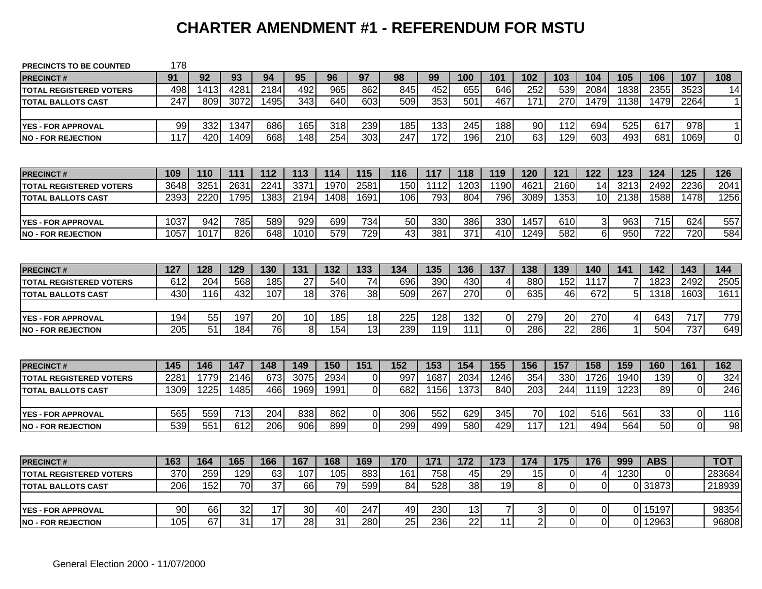# CHARTER AMENDMENT #1 - REFERENDUM FOR MSTU

**PRECINCTS TO BE COUNTED** 178

| PRECINCT # | 91 | 92 | 93 | 94 | 95 | 96 | 97 | 98 | 99 | 100 | 101 | 102 | 103 | 104 | 105 | 106 | 107 | 108 |
|---|---|---|---|---|---|---|---|---|---|---|---|---|---|---|---|---|---|---|
| TOTAL REGISTERED VOTERS | 498 | 1413 | 4281 | 2184 | 492 | 965 | 862 | 845 | 452 | 655 | 646 | 252 | 539 | 2084 | 1838 | 2355 | 3523 | 14 |
| TOTAL BALLOTS CAST | 247 | 809 | 3072 | 1495 | 343 | 640 | 603 | 509 | 353 | 501 | 467 | 171 | 270 | 1479 | 1138 | 1479 | 2264 | 1 |
| | | | | | | | | | | | | | | | | | | |
| YES - FOR APPROVAL | 99 | 332 | 1347 | 686 | 165 | 318 | 239 | 185 | 133 | 245 | 188 | 90 | 112 | 694 | 525 | 617 | 978 | 1 |
| NO - FOR REJECTION | 117 | 420 | 1409 | 668 | 148 | 254 | 303 | 247 | 172 | 196 | 210 | 63 | 129 | 603 | 493 | 681 | 1069 | 0 |

| PRECINCT # | 109 | 110 | 111 | 112 | 113 | 114 | 115 | 116 | 117 | 118 | 119 | 120 | 121 | 122 | 123 | 124 | 125 | 126 |
|---|---|---|---|---|---|---|---|---|---|---|---|---|---|---|---|---|---|---|
| TOTAL REGISTERED VOTERS | 3648 | 3251 | 2631 | 2241 | 3371 | 1970 | 2581 | 150 | 1112 | 1203 | 1190 | 4621 | 2160 | 14 | 3213 | 2492 | 2236 | 2041 |
| TOTAL BALLOTS CAST | 2393 | 2220 | 1795 | 1383 | 2194 | 1408 | 1691 | 106 | 793 | 804 | 796 | 3089 | 1353 | 10 | 2138 | 1588 | 1478 | 1256 |
| | | | | | | | | | | | | | | | | | | |
| YES - FOR APPROVAL | 1037 | 942 | 785 | 589 | 929 | 699 | 734 | 50 | 330 | 386 | 330 | 1457 | 610 | 3 | 963 | 715 | 624 | 557 |
| NO - FOR REJECTION | 1057 | 1017 | 826 | 648 | 1010 | 579 | 729 | 43 | 381 | 371 | 410 | 1249 | 582 | 6 | 950 | 722 | 720 | 584 |

| PRECINCT # | 127 | 128 | 129 | 130 | 131 | 132 | 133 | 134 | 135 | 136 | 137 | 138 | 139 | 140 | 141 | 142 | 143 | 144 |
|---|---|---|---|---|---|---|---|---|---|---|---|---|---|---|---|---|---|---|
| TOTAL REGISTERED VOTERS | 612 | 204 | 568 | 185 | 27 | 540 | 74 | 696 | 390 | 430 | 4 | 880 | 152 | 1117 | 7 | 1823 | 2492 | 2505 |
| TOTAL BALLOTS CAST | 430 | 116 | 432 | 107 | 18 | 376 | 38 | 509 | 267 | 270 | 0 | 635 | 46 | 672 | 5 | 1318 | 1603 | 1611 |
| | | | | | | | | | | | | | | | | | | |
| YES - FOR APPROVAL | 194 | 55 | 197 | 20 | 10 | 185 | 18 | 225 | 128 | 132 | 0 | 279 | 20 | 270 | 4 | 643 | 717 | 779 |
| NO - FOR REJECTION | 205 | 51 | 184 | 76 | 8 | 154 | 13 | 239 | 119 | 111 | 0 | 286 | 22 | 286 | 1 | 504 | 737 | 649 |

| PRECINCT # | 145 | 146 | 147 | 148 | 149 | 150 | 151 | 152 | 153 | 154 | 155 | 156 | 157 | 158 | 159 | 160 | 161 | 162 |
|---|---|---|---|---|---|---|---|---|---|---|---|---|---|---|---|---|---|---|
| TOTAL REGISTERED VOTERS | 2281 | 1779 | 2146 | 673 | 3075 | 2934 | 0 | 997 | 1687 | 2034 | 1246 | 354 | 330 | 1726 | 1940 | 139 | 0 | 324 |
| TOTAL BALLOTS CAST | 1309 | 1225 | 1485 | 466 | 1969 | 1991 | 0 | 682 | 1156 | 1373 | 840 | 203 | 244 | 1119 | 1223 | 89 | 0 | 246 |
| | | | | | | | | | | | | | | | | | | |
| YES - FOR APPROVAL | 565 | 559 | 713 | 204 | 838 | 862 | 0 | 306 | 552 | 629 | 345 | 70 | 102 | 516 | 561 | 33 | 0 | 116 |
| NO - FOR REJECTION | 539 | 551 | 612 | 206 | 906 | 899 | 0 | 299 | 499 | 580 | 429 | 117 | 121 | 494 | 564 | 50 | 0 | 98 |

| PRECINCT # | 163 | 164 | 165 | 166 | 167 | 168 | 169 | 170 | 171 | 172 | 173 | 174 | 175 | 176 | 999 | ABS | | TOT |
|---|---|---|---|---|---|---|---|---|---|---|---|---|---|---|---|---|---|---|
| TOTAL REGISTERED VOTERS | 370 | 259 | 129 | 63 | 107 | 105 | 883 | 161 | 758 | 45 | 29 | 15 | 0 | 4 | 1230 | 0 | | 283684 |
| TOTAL BALLOTS CAST | 206 | 152 | 70 | 37 | 66 | 79 | 599 | 84 | 528 | 38 | 19 | 8 | 0 | 0 | 0 | 31873 | | 218939 |
| | | | | | | | | | | | | | | | | | | |
| YES - FOR APPROVAL | 90 | 66 | 32 | 17 | 30 | 40 | 247 | 49 | 230 | 13 | 7 | 3 | 0 | 0 | 0 | 15197 | | 98354 |
| NO - FOR REJECTION | 105 | 67 | 31 | 17 | 28 | 31 | 280 | 25 | 236 | 22 | 11 | 2 | 0 | 0 | 0 | 12963 | | 96808 |

General Election 2000 - 11/07/2000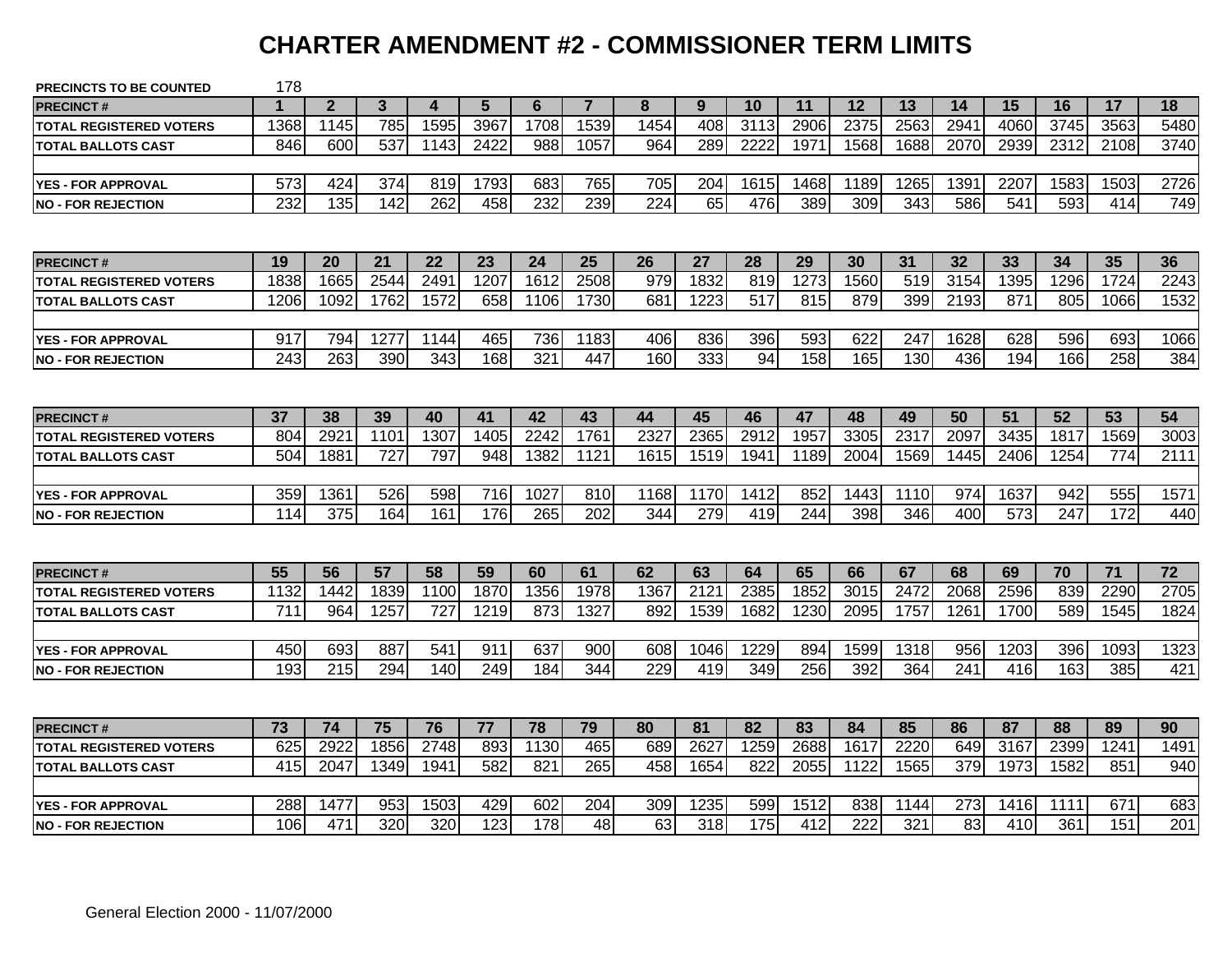# CHARTER AMENDMENT #2 - COMMISSIONER TERM LIMITS

**PRECINCTS TO BE COUNTED** 178

| PRECINCT # | 1 | 2 | 3 | 4 | 5 | 6 | 7 | 8 | 9 | 10 | 11 | 12 | 13 | 14 | 15 | 16 | 17 | 18 |
|---|---|---|---|---|---|---|---|---|---|---|---|---|---|---|---|---|---|---|
| TOTAL REGISTERED VOTERS | 1368 | 1145 | 785 | 1595 | 3967 | 1708 | 1539 | 1454 | 408 | 3113 | 2906 | 2375 | 2563 | 2941 | 4060 | 3745 | 3563 | 5480 |
| TOTAL BALLOTS CAST | 846 | 600 | 537 | 1143 | 2422 | 988 | 1057 | 964 | 289 | 2222 | 1971 | 1568 | 1688 | 2070 | 2939 | 2312 | 2108 | 3740 |
| | | | | | | | | | | | | | | | | | | |
| YES - FOR APPROVAL | 573 | 424 | 374 | 819 | 1793 | 683 | 765 | 705 | 204 | 1615 | 1468 | 1189 | 1265 | 1391 | 2207 | 1583 | 1503 | 2726 |
| NO - FOR REJECTION | 232 | 135 | 142 | 262 | 458 | 232 | 239 | 224 | 65 | 476 | 389 | 309 | 343 | 586 | 541 | 593 | 414 | 749 |

| PRECINCT # | 19 | 20 | 21 | 22 | 23 | 24 | 25 | 26 | 27 | 28 | 29 | 30 | 31 | 32 | 33 | 34 | 35 | 36 |
|---|---|---|---|---|---|---|---|---|---|---|---|---|---|---|---|---|---|---|
| TOTAL REGISTERED VOTERS | 1838 | 1665 | 2544 | 2491 | 1207 | 1612 | 2508 | 979 | 1832 | 819 | 1273 | 1560 | 519 | 3154 | 1395 | 1296 | 1724 | 2243 |
| TOTAL BALLOTS CAST | 1206 | 1092 | 1762 | 1572 | 658 | 1106 | 1730 | 681 | 1223 | 517 | 815 | 879 | 399 | 2193 | 871 | 805 | 1066 | 1532 |
| | | | | | | | | | | | | | | | | | | |
| YES - FOR APPROVAL | 917 | 794 | 1277 | 1144 | 465 | 736 | 1183 | 406 | 836 | 396 | 593 | 622 | 247 | 1628 | 628 | 596 | 693 | 1066 |
| NO - FOR REJECTION | 243 | 263 | 390 | 343 | 168 | 321 | 447 | 160 | 333 | 94 | 158 | 165 | 130 | 436 | 194 | 166 | 258 | 384 |

| PRECINCT # | 37 | 38 | 39 | 40 | 41 | 42 | 43 | 44 | 45 | 46 | 47 | 48 | 49 | 50 | 51 | 52 | 53 | 54 |
|---|---|---|---|---|---|---|---|---|---|---|---|---|---|---|---|---|---|---|
| TOTAL REGISTERED VOTERS | 804 | 2921 | 1101 | 1307 | 1405 | 2242 | 1761 | 2327 | 2365 | 2912 | 1957 | 3305 | 2317 | 2097 | 3435 | 1817 | 1569 | 3003 |
| TOTAL BALLOTS CAST | 504 | 1881 | 727 | 797 | 948 | 1382 | 1121 | 1615 | 1519 | 1941 | 1189 | 2004 | 1569 | 1445 | 2406 | 1254 | 774 | 2111 |
| | | | | | | | | | | | | | | | | | | |
| YES - FOR APPROVAL | 359 | 1361 | 526 | 598 | 716 | 1027 | 810 | 1168 | 1170 | 1412 | 852 | 1443 | 1110 | 974 | 1637 | 942 | 555 | 1571 |
| NO - FOR REJECTION | 114 | 375 | 164 | 161 | 176 | 265 | 202 | 344 | 279 | 419 | 244 | 398 | 346 | 400 | 573 | 247 | 172 | 440 |

| PRECINCT # | 55 | 56 | 57 | 58 | 59 | 60 | 61 | 62 | 63 | 64 | 65 | 66 | 67 | 68 | 69 | 70 | 71 | 72 |
|---|---|---|---|---|---|---|---|---|---|---|---|---|---|---|---|---|---|---|
| TOTAL REGISTERED VOTERS | 1132 | 1442 | 1839 | 1100 | 1870 | 1356 | 1978 | 1367 | 2121 | 2385 | 1852 | 3015 | 2472 | 2068 | 2596 | 839 | 2290 | 2705 |
| TOTAL BALLOTS CAST | 711 | 964 | 1257 | 727 | 1219 | 873 | 1327 | 892 | 1539 | 1682 | 1230 | 2095 | 1757 | 1261 | 1700 | 589 | 1545 | 1824 |
| | | | | | | | | | | | | | | | | | | |
| YES - FOR APPROVAL | 450 | 693 | 887 | 541 | 911 | 637 | 900 | 608 | 1046 | 1229 | 894 | 1599 | 1318 | 956 | 1203 | 396 | 1093 | 1323 |
| NO - FOR REJECTION | 193 | 215 | 294 | 140 | 249 | 184 | 344 | 229 | 419 | 349 | 256 | 392 | 364 | 241 | 416 | 163 | 385 | 421 |

| PRECINCT # | 73 | 74 | 75 | 76 | 77 | 78 | 79 | 80 | 81 | 82 | 83 | 84 | 85 | 86 | 87 | 88 | 89 | 90 |
|---|---|---|---|---|---|---|---|---|---|---|---|---|---|---|---|---|---|---|
| TOTAL REGISTERED VOTERS | 625 | 2922 | 1856 | 2748 | 893 | 1130 | 465 | 689 | 2627 | 1259 | 2688 | 1617 | 2220 | 649 | 3167 | 2399 | 1241 | 1491 |
| TOTAL BALLOTS CAST | 415 | 2047 | 1349 | 1941 | 582 | 821 | 265 | 458 | 1654 | 822 | 2055 | 1122 | 1565 | 379 | 1973 | 1582 | 851 | 940 |
| | | | | | | | | | | | | | | | | | | |
| YES - FOR APPROVAL | 288 | 1477 | 953 | 1503 | 429 | 602 | 204 | 309 | 1235 | 599 | 1512 | 838 | 1144 | 273 | 1416 | 1111 | 671 | 683 |
| NO - FOR REJECTION | 106 | 471 | 320 | 320 | 123 | 178 | 48 | 63 | 318 | 175 | 412 | 222 | 321 | 83 | 410 | 361 | 151 | 201 |

General Election 2000 - 11/07/2000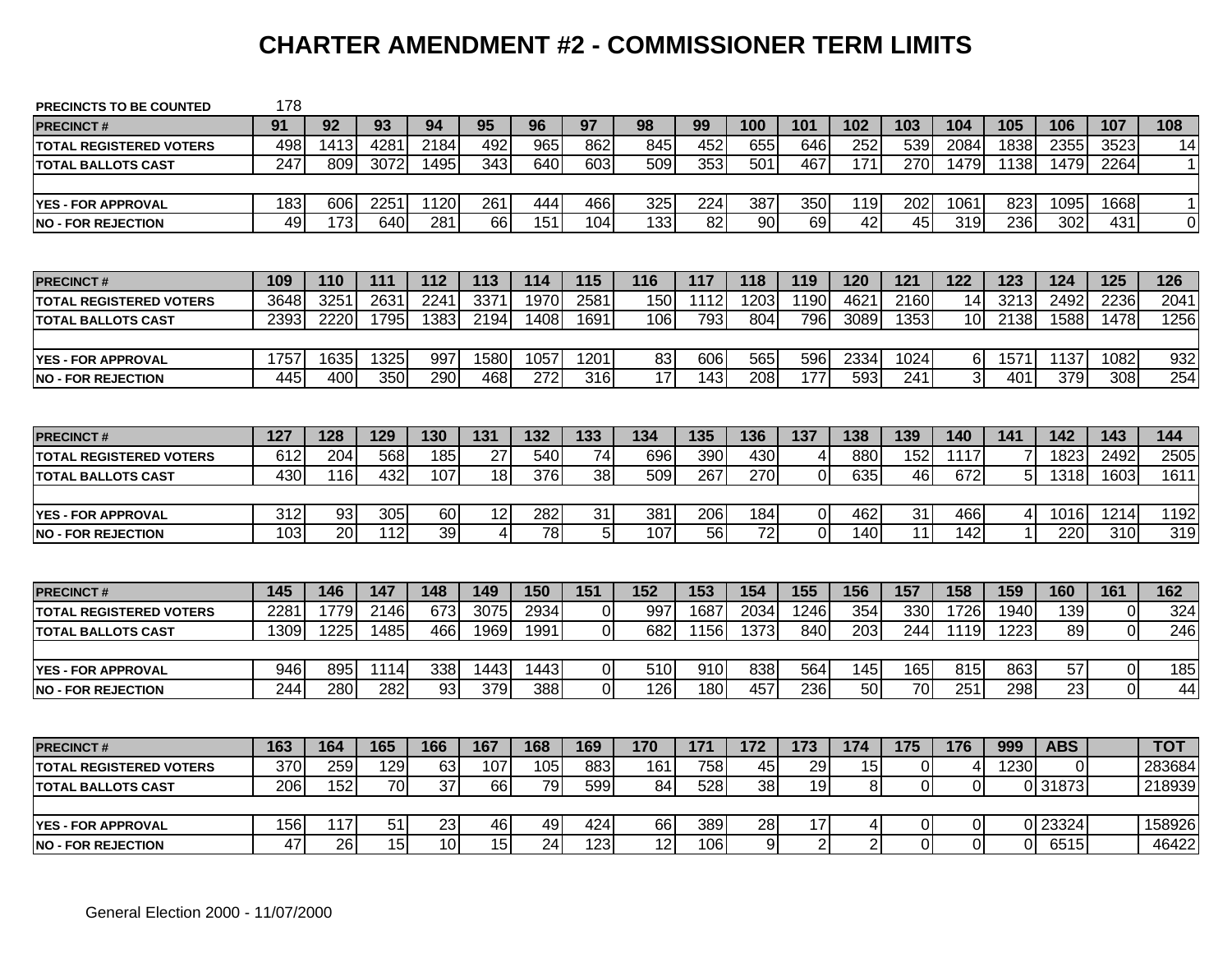# CHARTER AMENDMENT #2 - COMMISSIONER TERM LIMITS

PRECINCTS TO BE COUNTED 178

| PRECINCT # | 91 | 92 | 93 | 94 | 95 | 96 | 97 | 98 | 99 | 100 | 101 | 102 | 103 | 104 | 105 | 106 | 107 | 108 |
|---|---|---|---|---|---|---|---|---|---|---|---|---|---|---|---|---|---|---|
| TOTAL REGISTERED VOTERS | 498 | 1413 | 4281 | 2184 | 492 | 965 | 862 | 845 | 452 | 655 | 646 | 252 | 539 | 2084 | 1838 | 2355 | 3523 | 14 |
| TOTAL BALLOTS CAST | 247 | 809 | 3072 | 1495 | 343 | 640 | 603 | 509 | 353 | 501 | 467 | 171 | 270 | 1479 | 1138 | 1479 | 2264 | 1 |
| | | | | | | | | | | | | | | | | | | |
| YES - FOR APPROVAL | 183 | 606 | 2251 | 1120 | 261 | 444 | 466 | 325 | 224 | 387 | 350 | 119 | 202 | 1061 | 823 | 1095 | 1668 | 1 |
| NO - FOR REJECTION | 49 | 173 | 640 | 281 | 66 | 151 | 104 | 133 | 82 | 90 | 69 | 42 | 45 | 319 | 236 | 302 | 431 | 0 |

| PRECINCT # | 109 | 110 | 111 | 112 | 113 | 114 | 115 | 116 | 117 | 118 | 119 | 120 | 121 | 122 | 123 | 124 | 125 | 126 |
|---|---|---|---|---|---|---|---|---|---|---|---|---|---|---|---|---|---|---|
| TOTAL REGISTERED VOTERS | 3648 | 3251 | 2631 | 2241 | 3371 | 1970 | 2581 | 150 | 1112 | 1203 | 1190 | 4621 | 2160 | 14 | 3213 | 2492 | 2236 | 2041 |
| TOTAL BALLOTS CAST | 2393 | 2220 | 1795 | 1383 | 2194 | 1408 | 1691 | 106 | 793 | 804 | 796 | 3089 | 1353 | 10 | 2138 | 1588 | 1478 | 1256 |
| | | | | | | | | | | | | | | | | | | |
| YES - FOR APPROVAL | 1757 | 1635 | 1325 | 997 | 1580 | 1057 | 1201 | 83 | 606 | 565 | 596 | 2334 | 1024 | 6 | 1571 | 1137 | 1082 | 932 |
| NO - FOR REJECTION | 445 | 400 | 350 | 290 | 468 | 272 | 316 | 17 | 143 | 208 | 177 | 593 | 241 | 3 | 401 | 379 | 308 | 254 |

| PRECINCT # | 127 | 128 | 129 | 130 | 131 | 132 | 133 | 134 | 135 | 136 | 137 | 138 | 139 | 140 | 141 | 142 | 143 | 144 |
|---|---|---|---|---|---|---|---|---|---|---|---|---|---|---|---|---|---|---|
| TOTAL REGISTERED VOTERS | 612 | 204 | 568 | 185 | 27 | 540 | 74 | 696 | 390 | 430 | 4 | 880 | 152 | 1117 | 7 | 1823 | 2492 | 2505 |
| TOTAL BALLOTS CAST | 430 | 116 | 432 | 107 | 18 | 376 | 38 | 509 | 267 | 270 | 0 | 635 | 46 | 672 | 5 | 1318 | 1603 | 1611 |
| | | | | | | | | | | | | | | | | | | |
| YES - FOR APPROVAL | 312 | 93 | 305 | 60 | 12 | 282 | 31 | 381 | 206 | 184 | 0 | 462 | 31 | 466 | 4 | 1016 | 1214 | 1192 |
| NO - FOR REJECTION | 103 | 20 | 112 | 39 | 4 | 78 | 5 | 107 | 56 | 72 | 0 | 140 | 11 | 142 | 1 | 220 | 310 | 319 |

| PRECINCT # | 145 | 146 | 147 | 148 | 149 | 150 | 151 | 152 | 153 | 154 | 155 | 156 | 157 | 158 | 159 | 160 | 161 | 162 |
|---|---|---|---|---|---|---|---|---|---|---|---|---|---|---|---|---|---|---|
| TOTAL REGISTERED VOTERS | 2281 | 1779 | 2146 | 673 | 3075 | 2934 | 0 | 997 | 1687 | 2034 | 1246 | 354 | 330 | 1726 | 1940 | 139 | 0 | 324 |
| TOTAL BALLOTS CAST | 1309 | 1225 | 1485 | 466 | 1969 | 1991 | 0 | 682 | 1156 | 1373 | 840 | 203 | 244 | 1119 | 1223 | 89 | 0 | 246 |
| | | | | | | | | | | | | | | | | | | |
| YES - FOR APPROVAL | 946 | 895 | 1114 | 338 | 1443 | 1443 | 0 | 510 | 910 | 838 | 564 | 145 | 165 | 815 | 863 | 57 | 0 | 185 |
| NO - FOR REJECTION | 244 | 280 | 282 | 93 | 379 | 388 | 0 | 126 | 180 | 457 | 236 | 50 | 70 | 251 | 298 | 23 | 0 | 44 |

| PRECINCT # | 163 | 164 | 165 | 166 | 167 | 168 | 169 | 170 | 171 | 172 | 173 | 174 | 175 | 176 | 999 | ABS | | TOT |
|---|---|---|---|---|---|---|---|---|---|---|---|---|---|---|---|---|---|---|
| TOTAL REGISTERED VOTERS | 370 | 259 | 129 | 63 | 107 | 105 | 883 | 161 | 758 | 45 | 29 | 15 | 0 | 4 | 1230 | 0 | | 283684 |
| TOTAL BALLOTS CAST | 206 | 152 | 70 | 37 | 66 | 79 | 599 | 84 | 528 | 38 | 19 | 8 | 0 | 0 | 0 | 31873 | | 218939 |
| | | | | | | | | | | | | | | | | | | |
| YES - FOR APPROVAL | 156 | 117 | 51 | 23 | 46 | 49 | 424 | 66 | 389 | 28 | 17 | 4 | 0 | 0 | 0 | 23324 | | 158926 |
| NO - FOR REJECTION | 47 | 26 | 15 | 10 | 15 | 24 | 123 | 12 | 106 | 9 | 2 | 2 | 0 | 0 | 0 | 6515 | | 46422 |

General Election 2000 - 11/07/2000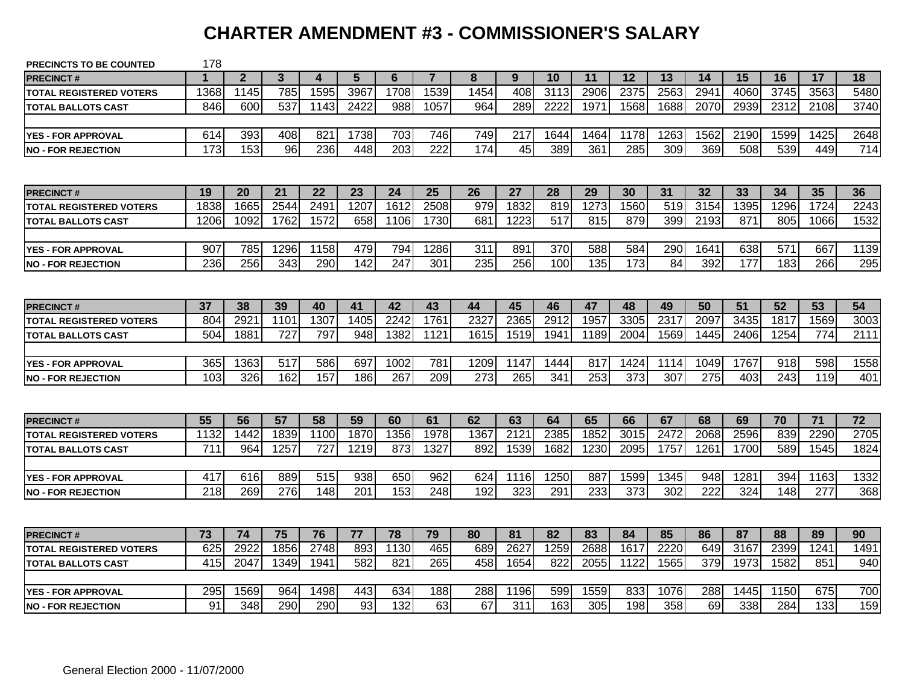# CHARTER AMENDMENT #3 - COMMISSIONER'S SALARY

**PRECINCTS TO BE COUNTED** 178

| PRECINCT # | 1 | 2 | 3 | 4 | 5 | 6 | 7 | 8 | 9 | 10 | 11 | 12 | 13 | 14 | 15 | 16 | 17 | 18 |
|---|---|---|---|---|---|---|---|---|---|---|---|---|---|---|---|---|---|---|
| TOTAL REGISTERED VOTERS | 1368 | 1145 | 785 | 1595 | 3967 | 1708 | 1539 | 1454 | 408 | 3113 | 2906 | 2375 | 2563 | 2941 | 4060 | 3745 | 3563 | 5480 |
| TOTAL BALLOTS CAST | 846 | 600 | 537 | 1143 | 2422 | 988 | 1057 | 964 | 289 | 2222 | 1971 | 1568 | 1688 | 2070 | 2939 | 2312 | 2108 | 3740 |
| | | | | | | | | | | | | | | | | | | |
| YES - FOR APPROVAL | 614 | 393 | 408 | 821 | 1738 | 703 | 746 | 749 | 217 | 1644 | 1464 | 1178 | 1263 | 1562 | 2190 | 1599 | 1425 | 2648 |
| NO - FOR REJECTION | 173 | 153 | 96 | 236 | 448 | 203 | 222 | 174 | 45 | 389 | 361 | 285 | 309 | 369 | 508 | 539 | 449 | 714 |

| PRECINCT # | 19 | 20 | 21 | 22 | 23 | 24 | 25 | 26 | 27 | 28 | 29 | 30 | 31 | 32 | 33 | 34 | 35 | 36 |
|---|---|---|---|---|---|---|---|---|---|---|---|---|---|---|---|---|---|---|
| TOTAL REGISTERED VOTERS | 1838 | 1665 | 2544 | 2491 | 1207 | 1612 | 2508 | 979 | 1832 | 819 | 1273 | 1560 | 519 | 3154 | 1395 | 1296 | 1724 | 2243 |
| TOTAL BALLOTS CAST | 1206 | 1092 | 1762 | 1572 | 658 | 1106 | 1730 | 681 | 1223 | 517 | 815 | 879 | 399 | 2193 | 871 | 805 | 1066 | 1532 |
| | | | | | | | | | | | | | | | | | | |
| YES - FOR APPROVAL | 907 | 785 | 1296 | 1158 | 479 | 794 | 1286 | 311 | 891 | 370 | 588 | 584 | 290 | 1641 | 638 | 571 | 667 | 1139 |
| NO - FOR REJECTION | 236 | 256 | 343 | 290 | 142 | 247 | 301 | 235 | 256 | 100 | 135 | 173 | 84 | 392 | 177 | 183 | 266 | 295 |

| PRECINCT # | 37 | 38 | 39 | 40 | 41 | 42 | 43 | 44 | 45 | 46 | 47 | 48 | 49 | 50 | 51 | 52 | 53 | 54 |
|---|---|---|---|---|---|---|---|---|---|---|---|---|---|---|---|---|---|---|
| TOTAL REGISTERED VOTERS | 804 | 2921 | 1101 | 1307 | 1405 | 2242 | 1761 | 2327 | 2365 | 2912 | 1957 | 3305 | 2317 | 2097 | 3435 | 1817 | 1569 | 3003 |
| TOTAL BALLOTS CAST | 504 | 1881 | 727 | 797 | 948 | 1382 | 1121 | 1615 | 1519 | 1941 | 1189 | 2004 | 1569 | 1445 | 2406 | 1254 | 774 | 2111 |
| | | | | | | | | | | | | | | | | | | |
| YES - FOR APPROVAL | 365 | 1363 | 517 | 586 | 697 | 1002 | 781 | 1209 | 1147 | 1444 | 817 | 1424 | 1114 | 1049 | 1767 | 918 | 598 | 1558 |
| NO - FOR REJECTION | 103 | 326 | 162 | 157 | 186 | 267 | 209 | 273 | 265 | 341 | 253 | 373 | 307 | 275 | 403 | 243 | 119 | 401 |

| PRECINCT # | 55 | 56 | 57 | 58 | 59 | 60 | 61 | 62 | 63 | 64 | 65 | 66 | 67 | 68 | 69 | 70 | 71 | 72 |
|---|---|---|---|---|---|---|---|---|---|---|---|---|---|---|---|---|---|---|
| TOTAL REGISTERED VOTERS | 1132 | 1442 | 1839 | 1100 | 1870 | 1356 | 1978 | 1367 | 2121 | 2385 | 1852 | 3015 | 2472 | 2068 | 2596 | 839 | 2290 | 2705 |
| TOTAL BALLOTS CAST | 711 | 964 | 1257 | 727 | 1219 | 873 | 1327 | 892 | 1539 | 1682 | 1230 | 2095 | 1757 | 1261 | 1700 | 589 | 1545 | 1824 |
| | | | | | | | | | | | | | | | | | | |
| YES - FOR APPROVAL | 417 | 616 | 889 | 515 | 938 | 650 | 962 | 624 | 1116 | 1250 | 887 | 1599 | 1345 | 948 | 1281 | 394 | 1163 | 1332 |
| NO - FOR REJECTION | 218 | 269 | 276 | 148 | 201 | 153 | 248 | 192 | 323 | 291 | 233 | 373 | 302 | 222 | 324 | 148 | 277 | 368 |

| PRECINCT # | 73 | 74 | 75 | 76 | 77 | 78 | 79 | 80 | 81 | 82 | 83 | 84 | 85 | 86 | 87 | 88 | 89 | 90 |
|---|---|---|---|---|---|---|---|---|---|---|---|---|---|---|---|---|---|---|
| TOTAL REGISTERED VOTERS | 625 | 2922 | 1856 | 2748 | 893 | 1130 | 465 | 689 | 2627 | 1259 | 2688 | 1617 | 2220 | 649 | 3167 | 2399 | 1241 | 1491 |
| TOTAL BALLOTS CAST | 415 | 2047 | 1349 | 1941 | 582 | 821 | 265 | 458 | 1654 | 822 | 2055 | 1122 | 1565 | 379 | 1973 | 1582 | 851 | 940 |
| | | | | | | | | | | | | | | | | | | |
| YES - FOR APPROVAL | 295 | 1569 | 964 | 1498 | 443 | 634 | 188 | 288 | 1196 | 599 | 1559 | 833 | 1076 | 288 | 1445 | 1150 | 675 | 700 |
| NO - FOR REJECTION | 91 | 348 | 290 | 290 | 93 | 132 | 63 | 67 | 311 | 163 | 305 | 198 | 358 | 69 | 338 | 284 | 133 | 159 |

General Election 2000 - 11/07/2000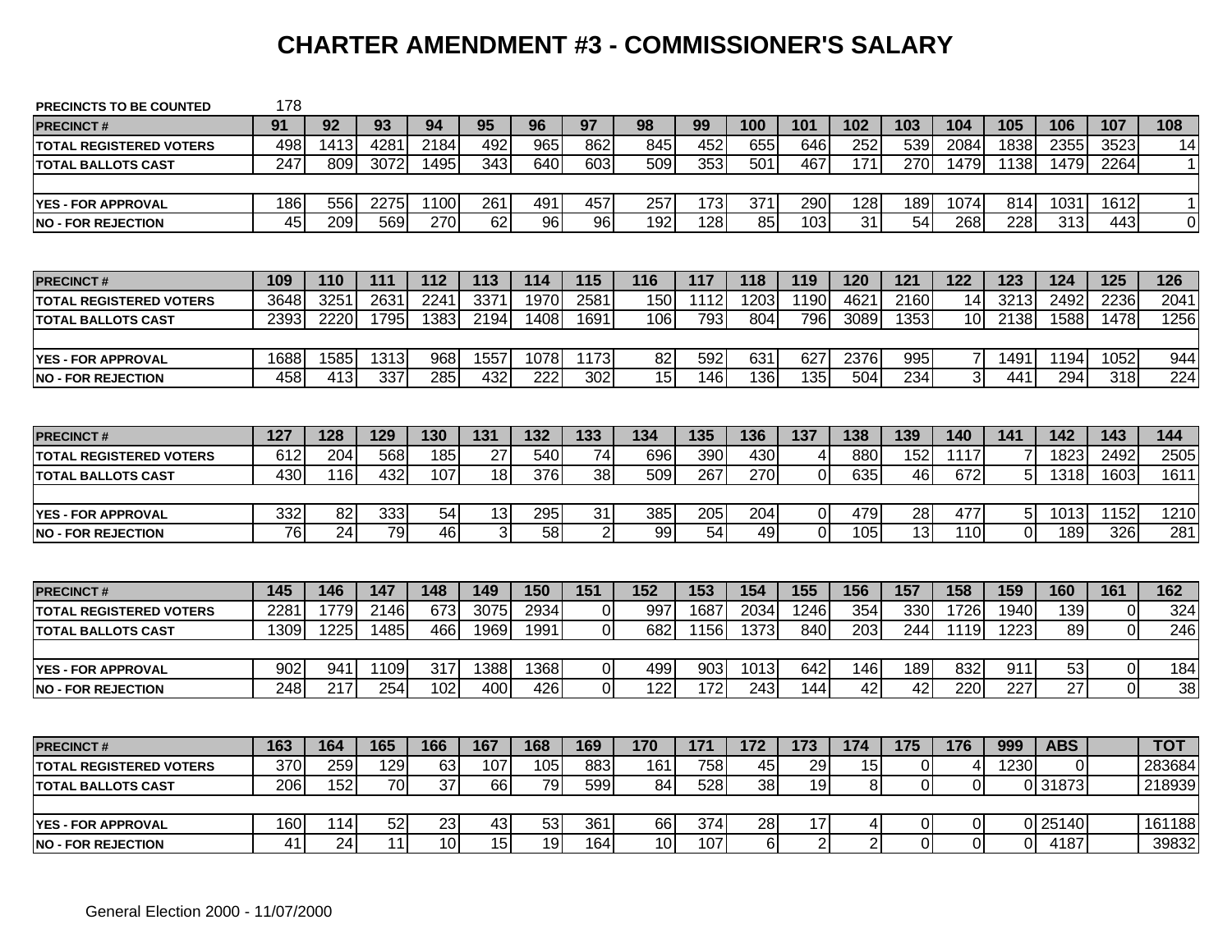# CHARTER AMENDMENT #3 - COMMISSIONER'S SALARY

PRECINCTS TO BE COUNTED 178

| PRECINCT # | 91 | 92 | 93 | 94 | 95 | 96 | 97 | 98 | 99 | 100 | 101 | 102 | 103 | 104 | 105 | 106 | 107 | 108 |
|---|---|---|---|---|---|---|---|---|---|---|---|---|---|---|---|---|---|---|
| TOTAL REGISTERED VOTERS | 498 | 1413 | 4281 | 2184 | 492 | 965 | 862 | 845 | 452 | 655 | 646 | 252 | 539 | 2084 | 1838 | 2355 | 3523 | 14 |
| TOTAL BALLOTS CAST | 247 | 809 | 3072 | 1495 | 343 | 640 | 603 | 509 | 353 | 501 | 467 | 171 | 270 | 1479 | 1138 | 1479 | 2264 | 1 |
| | | | | | | | | | | | | | | | | | | |
| YES - FOR APPROVAL | 186 | 556 | 2275 | 1100 | 261 | 491 | 457 | 257 | 173 | 371 | 290 | 128 | 189 | 1074 | 814 | 1031 | 1612 | 1 |
| NO - FOR REJECTION | 45 | 209 | 569 | 270 | 62 | 96 | 96 | 192 | 128 | 85 | 103 | 31 | 54 | 268 | 228 | 313 | 443 | 0 |

| PRECINCT # | 109 | 110 | 111 | 112 | 113 | 114 | 115 | 116 | 117 | 118 | 119 | 120 | 121 | 122 | 123 | 124 | 125 | 126 |
|---|---|---|---|---|---|---|---|---|---|---|---|---|---|---|---|---|---|---|
| TOTAL REGISTERED VOTERS | 3648 | 3251 | 2631 | 2241 | 3371 | 1970 | 2581 | 150 | 1112 | 1203 | 1190 | 4621 | 2160 | 14 | 3213 | 2492 | 2236 | 2041 |
| TOTAL BALLOTS CAST | 2393 | 2220 | 1795 | 1383 | 2194 | 1408 | 1691 | 106 | 793 | 804 | 796 | 3089 | 1353 | 10 | 2138 | 1588 | 1478 | 1256 |
| | | | | | | | | | | | | | | | | | | |
| YES - FOR APPROVAL | 1688 | 1585 | 1313 | 968 | 1557 | 1078 | 1173 | 82 | 592 | 631 | 627 | 2376 | 995 | 7 | 1491 | 1194 | 1052 | 944 |
| NO - FOR REJECTION | 458 | 413 | 337 | 285 | 432 | 222 | 302 | 15 | 146 | 136 | 135 | 504 | 234 | 3 | 441 | 294 | 318 | 224 |

| PRECINCT # | 127 | 128 | 129 | 130 | 131 | 132 | 133 | 134 | 135 | 136 | 137 | 138 | 139 | 140 | 141 | 142 | 143 | 144 |
|---|---|---|---|---|---|---|---|---|---|---|---|---|---|---|---|---|---|---|
| TOTAL REGISTERED VOTERS | 612 | 204 | 568 | 185 | 27 | 540 | 74 | 696 | 390 | 430 | 4 | 880 | 152 | 1117 | 7 | 1823 | 2492 | 2505 |
| TOTAL BALLOTS CAST | 430 | 116 | 432 | 107 | 18 | 376 | 38 | 509 | 267 | 270 | 0 | 635 | 46 | 672 | 5 | 1318 | 1603 | 1611 |
| | | | | | | | | | | | | | | | | | | |
| YES - FOR APPROVAL | 332 | 82 | 333 | 54 | 13 | 295 | 31 | 385 | 205 | 204 | 0 | 479 | 28 | 477 | 5 | 1013 | 1152 | 1210 |
| NO - FOR REJECTION | 76 | 24 | 79 | 46 | 3 | 58 | 2 | 99 | 54 | 49 | 0 | 105 | 13 | 110 | 0 | 189 | 326 | 281 |

| PRECINCT # | 145 | 146 | 147 | 148 | 149 | 150 | 151 | 152 | 153 | 154 | 155 | 156 | 157 | 158 | 159 | 160 | 161 | 162 |
|---|---|---|---|---|---|---|---|---|---|---|---|---|---|---|---|---|---|---|
| TOTAL REGISTERED VOTERS | 2281 | 1779 | 2146 | 673 | 3075 | 2934 | 0 | 997 | 1687 | 2034 | 1246 | 354 | 330 | 1726 | 1940 | 139 | 0 | 324 |
| TOTAL BALLOTS CAST | 1309 | 1225 | 1485 | 466 | 1969 | 1991 | 0 | 682 | 1156 | 1373 | 840 | 203 | 244 | 1119 | 1223 | 89 | 0 | 246 |
| | | | | | | | | | | | | | | | | | | |
| YES - FOR APPROVAL | 902 | 941 | 1109 | 317 | 1388 | 1368 | 0 | 499 | 903 | 1013 | 642 | 146 | 189 | 832 | 911 | 53 | 0 | 184 |
| NO - FOR REJECTION | 248 | 217 | 254 | 102 | 400 | 426 | 0 | 122 | 172 | 243 | 144 | 42 | 42 | 220 | 227 | 27 | 0 | 38 |

| PRECINCT # | 163 | 164 | 165 | 166 | 167 | 168 | 169 | 170 | 171 | 172 | 173 | 174 | 175 | 176 | 999 | ABS | | TOT |
|---|---|---|---|---|---|---|---|---|---|---|---|---|---|---|---|---|---|---|
| TOTAL REGISTERED VOTERS | 370 | 259 | 129 | 63 | 107 | 105 | 883 | 161 | 758 | 45 | 29 | 15 | 0 | 4 | 1230 | 0 | | 283684 |
| TOTAL BALLOTS CAST | 206 | 152 | 70 | 37 | 66 | 79 | 599 | 84 | 528 | 38 | 19 | 8 | 0 | 0 | 0 | 31873 | | 218939 |
| | | | | | | | | | | | | | | | | | | |
| YES - FOR APPROVAL | 160 | 114 | 52 | 23 | 43 | 53 | 361 | 66 | 374 | 28 | 17 | 4 | 0 | 0 | 0 | 25140 | | 161188 |
| NO - FOR REJECTION | 41 | 24 | 11 | 10 | 15 | 19 | 164 | 10 | 107 | 6 | 2 | 2 | 0 | 0 | 0 | 4187 | | 39832 |

General Election 2000 - 11/07/2000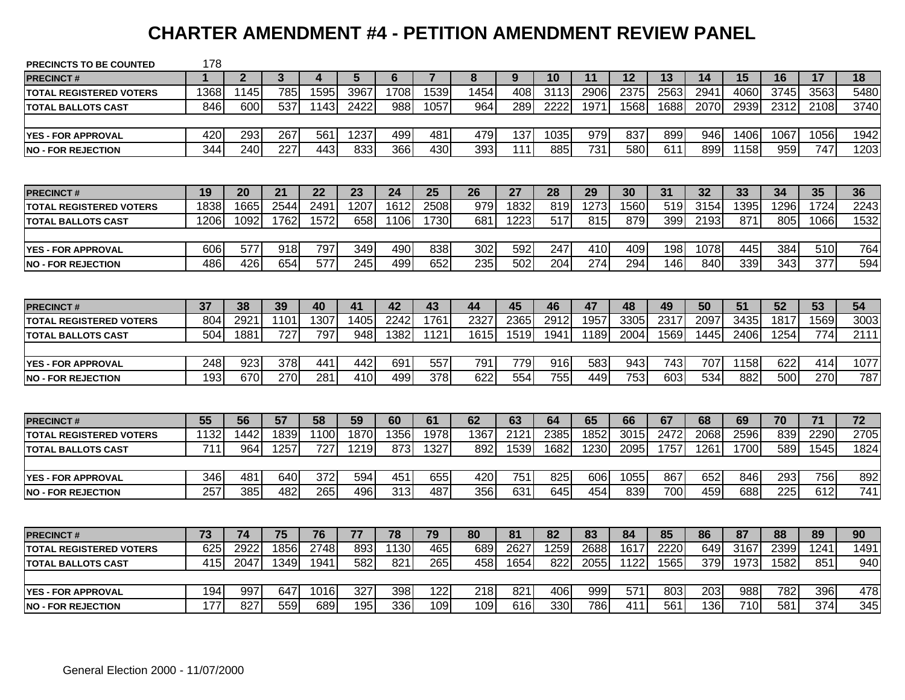# CHARTER AMENDMENT #4 - PETITION AMENDMENT REVIEW PANEL

**PRECINCTS TO BE COUNTED** 178

| PRECINCT # | 1 | 2 | 3 | 4 | 5 | 6 | 7 | 8 | 9 | 10 | 11 | 12 | 13 | 14 | 15 | 16 | 17 | 18 |
|---|---|---|---|---|---|---|---|---|---|---|---|---|---|---|---|---|---|---|
| TOTAL REGISTERED VOTERS | 1368 | 1145 | 785 | 1595 | 3967 | 1708 | 1539 | 1454 | 408 | 3113 | 2906 | 2375 | 2563 | 2941 | 4060 | 3745 | 3563 | 5480 |
| TOTAL BALLOTS CAST | 846 | 600 | 537 | 1143 | 2422 | 988 | 1057 | 964 | 289 | 2222 | 1971 | 1568 | 1688 | 2070 | 2939 | 2312 | 2108 | 3740 |
| YES - FOR APPROVAL | 420 | 293 | 267 | 561 | 1237 | 499 | 481 | 479 | 137 | 1035 | 979 | 837 | 899 | 946 | 1406 | 1067 | 1056 | 1942 |
| NO - FOR REJECTION | 344 | 240 | 227 | 443 | 833 | 366 | 430 | 393 | 111 | 885 | 731 | 580 | 611 | 899 | 1158 | 959 | 747 | 1203 |

| PRECINCT # | 19 | 20 | 21 | 22 | 23 | 24 | 25 | 26 | 27 | 28 | 29 | 30 | 31 | 32 | 33 | 34 | 35 | 36 |
|---|---|---|---|---|---|---|---|---|---|---|---|---|---|---|---|---|---|---|
| TOTAL REGISTERED VOTERS | 1838 | 1665 | 2544 | 2491 | 1207 | 1612 | 2508 | 979 | 1832 | 819 | 1273 | 1560 | 519 | 3154 | 1395 | 1296 | 1724 | 2243 |
| TOTAL BALLOTS CAST | 1206 | 1092 | 1762 | 1572 | 658 | 1106 | 1730 | 681 | 1223 | 517 | 815 | 879 | 399 | 2193 | 871 | 805 | 1066 | 1532 |
| YES - FOR APPROVAL | 606 | 577 | 918 | 797 | 349 | 490 | 838 | 302 | 592 | 247 | 410 | 409 | 198 | 1078 | 445 | 384 | 510 | 764 |
| NO - FOR REJECTION | 486 | 426 | 654 | 577 | 245 | 499 | 652 | 235 | 502 | 204 | 274 | 294 | 146 | 840 | 339 | 343 | 377 | 594 |

| PRECINCT # | 37 | 38 | 39 | 40 | 41 | 42 | 43 | 44 | 45 | 46 | 47 | 48 | 49 | 50 | 51 | 52 | 53 | 54 |
|---|---|---|---|---|---|---|---|---|---|---|---|---|---|---|---|---|---|---|
| TOTAL REGISTERED VOTERS | 804 | 2921 | 1101 | 1307 | 1405 | 2242 | 1761 | 2327 | 2365 | 2912 | 1957 | 3305 | 2317 | 2097 | 3435 | 1817 | 1569 | 3003 |
| TOTAL BALLOTS CAST | 504 | 1881 | 727 | 797 | 948 | 1382 | 1121 | 1615 | 1519 | 1941 | 1189 | 2004 | 1569 | 1445 | 2406 | 1254 | 774 | 2111 |
| YES - FOR APPROVAL | 248 | 923 | 378 | 441 | 442 | 691 | 557 | 791 | 779 | 916 | 583 | 943 | 743 | 707 | 1158 | 622 | 414 | 1077 |
| NO - FOR REJECTION | 193 | 670 | 270 | 281 | 410 | 499 | 378 | 622 | 554 | 755 | 449 | 753 | 603 | 534 | 882 | 500 | 270 | 787 |

| PRECINCT # | 55 | 56 | 57 | 58 | 59 | 60 | 61 | 62 | 63 | 64 | 65 | 66 | 67 | 68 | 69 | 70 | 71 | 72 |
|---|---|---|---|---|---|---|---|---|---|---|---|---|---|---|---|---|---|---|
| TOTAL REGISTERED VOTERS | 1132 | 1442 | 1839 | 1100 | 1870 | 1356 | 1978 | 1367 | 2121 | 2385 | 1852 | 3015 | 2472 | 2068 | 2596 | 839 | 2290 | 2705 |
| TOTAL BALLOTS CAST | 711 | 964 | 1257 | 727 | 1219 | 873 | 1327 | 892 | 1539 | 1682 | 1230 | 2095 | 1757 | 1261 | 1700 | 589 | 1545 | 1824 |
| YES - FOR APPROVAL | 346 | 481 | 640 | 372 | 594 | 451 | 655 | 420 | 751 | 825 | 606 | 1055 | 867 | 652 | 846 | 293 | 756 | 892 |
| NO - FOR REJECTION | 257 | 385 | 482 | 265 | 496 | 313 | 487 | 356 | 631 | 645 | 454 | 839 | 700 | 459 | 688 | 225 | 612 | 741 |

| PRECINCT # | 73 | 74 | 75 | 76 | 77 | 78 | 79 | 80 | 81 | 82 | 83 | 84 | 85 | 86 | 87 | 88 | 89 | 90 |
|---|---|---|---|---|---|---|---|---|---|---|---|---|---|---|---|---|---|---|
| TOTAL REGISTERED VOTERS | 625 | 2922 | 1856 | 2748 | 893 | 1130 | 465 | 689 | 2627 | 1259 | 2688 | 1617 | 2220 | 649 | 3167 | 2399 | 1241 | 1491 |
| TOTAL BALLOTS CAST | 415 | 2047 | 1349 | 1941 | 582 | 821 | 265 | 458 | 1654 | 822 | 2055 | 1122 | 1565 | 379 | 1973 | 1582 | 851 | 940 |
| YES - FOR APPROVAL | 194 | 997 | 647 | 1016 | 327 | 398 | 122 | 218 | 821 | 406 | 999 | 571 | 803 | 203 | 988 | 782 | 396 | 478 |
| NO - FOR REJECTION | 177 | 827 | 559 | 689 | 195 | 336 | 109 | 109 | 616 | 330 | 786 | 411 | 561 | 136 | 710 | 581 | 374 | 345 |

General Election 2000 - 11/07/2000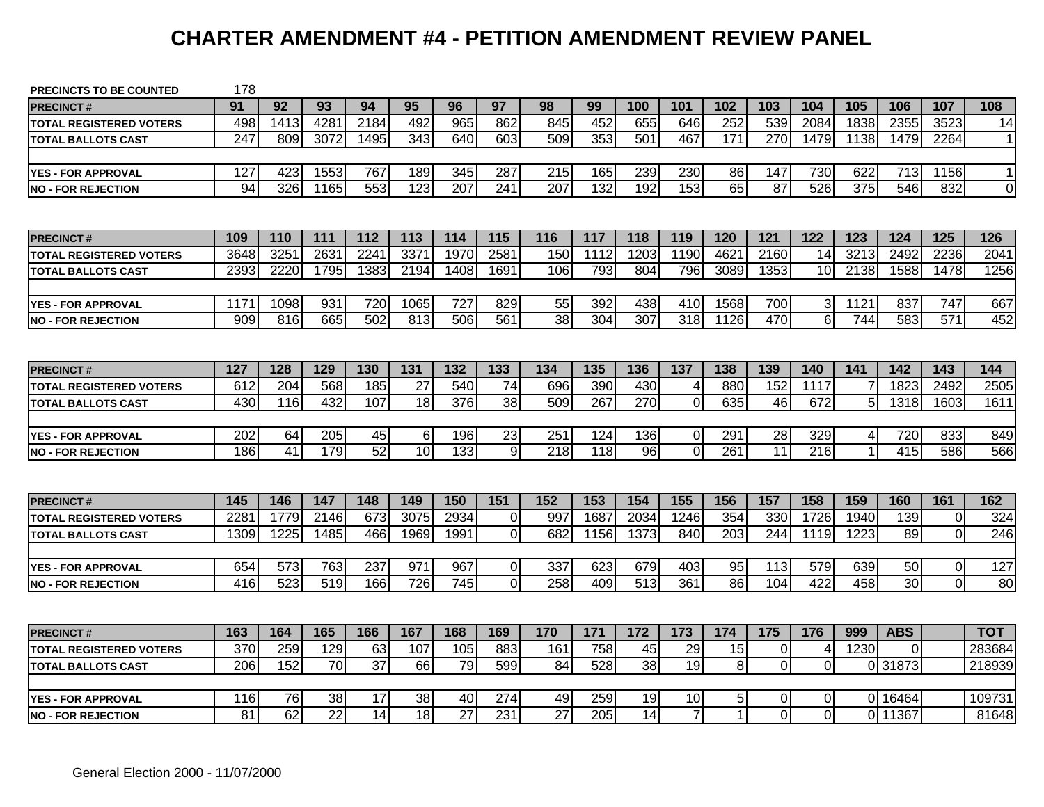# CHARTER AMENDMENT #4 - PETITION AMENDMENT REVIEW PANEL

PRECINCTS TO BE COUNTED 178

| PRECINCT # | 91 | 92 | 93 | 94 | 95 | 96 | 97 | 98 | 99 | 100 | 101 | 102 | 103 | 104 | 105 | 106 | 107 | 108 |
|---|---|---|---|---|---|---|---|---|---|---|---|---|---|---|---|---|---|---|
| TOTAL REGISTERED VOTERS | 498 | 1413 | 4281 | 2184 | 492 | 965 | 862 | 845 | 452 | 655 | 646 | 252 | 539 | 2084 | 1838 | 2355 | 3523 | 14 |
| TOTAL BALLOTS CAST | 247 | 809 | 3072 | 1495 | 343 | 640 | 603 | 509 | 353 | 501 | 467 | 171 | 270 | 1479 | 1138 | 1479 | 2264 | 1 |
| | | | | | | | | | | | | | | | | | | |
| YES - FOR APPROVAL | 127 | 423 | 1553 | 767 | 189 | 345 | 287 | 215 | 165 | 239 | 230 | 86 | 147 | 730 | 622 | 713 | 1156 | 1 |
| NO - FOR REJECTION | 94 | 326 | 1165 | 553 | 123 | 207 | 241 | 207 | 132 | 192 | 153 | 65 | 87 | 526 | 375 | 546 | 832 | 0 |

| PRECINCT # | 109 | 110 | 111 | 112 | 113 | 114 | 115 | 116 | 117 | 118 | 119 | 120 | 121 | 122 | 123 | 124 | 125 | 126 |
|---|---|---|---|---|---|---|---|---|---|---|---|---|---|---|---|---|---|---|
| TOTAL REGISTERED VOTERS | 3648 | 3251 | 2631 | 2241 | 3371 | 1970 | 2581 | 150 | 1112 | 1203 | 1190 | 4621 | 2160 | 14 | 3213 | 2492 | 2236 | 2041 |
| TOTAL BALLOTS CAST | 2393 | 2220 | 1795 | 1383 | 2194 | 1408 | 1691 | 106 | 793 | 804 | 796 | 3089 | 1353 | 10 | 2138 | 1588 | 1478 | 1256 |
| | | | | | | | | | | | | | | | | | | |
| YES - FOR APPROVAL | 1171 | 1098 | 931 | 720 | 1065 | 727 | 829 | 55 | 392 | 438 | 410 | 1568 | 700 | 3 | 1121 | 837 | 747 | 667 |
| NO - FOR REJECTION | 909 | 816 | 665 | 502 | 813 | 506 | 561 | 38 | 304 | 307 | 318 | 1126 | 470 | 6 | 744 | 583 | 571 | 452 |

| PRECINCT # | 127 | 128 | 129 | 130 | 131 | 132 | 133 | 134 | 135 | 136 | 137 | 138 | 139 | 140 | 141 | 142 | 143 | 144 |
|---|---|---|---|---|---|---|---|---|---|---|---|---|---|---|---|---|---|---|
| TOTAL REGISTERED VOTERS | 612 | 204 | 568 | 185 | 27 | 540 | 74 | 696 | 390 | 430 | 4 | 880 | 152 | 1117 | 7 | 1823 | 2492 | 2505 |
| TOTAL BALLOTS CAST | 430 | 116 | 432 | 107 | 18 | 376 | 38 | 509 | 267 | 270 | 0 | 635 | 46 | 672 | 5 | 1318 | 1603 | 1611 |
| | | | | | | | | | | | | | | | | | | |
| YES - FOR APPROVAL | 202 | 64 | 205 | 45 | 6 | 196 | 23 | 251 | 124 | 136 | 0 | 291 | 28 | 329 | 4 | 720 | 833 | 849 |
| NO - FOR REJECTION | 186 | 41 | 179 | 52 | 10 | 133 | 9 | 218 | 118 | 96 | 0 | 261 | 11 | 216 | 1 | 415 | 586 | 566 |

| PRECINCT # | 145 | 146 | 147 | 148 | 149 | 150 | 151 | 152 | 153 | 154 | 155 | 156 | 157 | 158 | 159 | 160 | 161 | 162 |
|---|---|---|---|---|---|---|---|---|---|---|---|---|---|---|---|---|---|---|
| TOTAL REGISTERED VOTERS | 2281 | 1779 | 2146 | 673 | 3075 | 2934 | 0 | 997 | 1687 | 2034 | 1246 | 354 | 330 | 1726 | 1940 | 139 | 0 | 324 |
| TOTAL BALLOTS CAST | 1309 | 1225 | 1485 | 466 | 1969 | 1991 | 0 | 682 | 1156 | 1373 | 840 | 203 | 244 | 1119 | 1223 | 89 | 0 | 246 |
| | | | | | | | | | | | | | | | | | | |
| YES - FOR APPROVAL | 654 | 573 | 763 | 237 | 971 | 967 | 0 | 337 | 623 | 679 | 403 | 95 | 113 | 579 | 639 | 50 | 0 | 127 |
| NO - FOR REJECTION | 416 | 523 | 519 | 166 | 726 | 745 | 0 | 258 | 409 | 513 | 361 | 86 | 104 | 422 | 458 | 30 | 0 | 80 |

| PRECINCT # | 163 | 164 | 165 | 166 | 167 | 168 | 169 | 170 | 171 | 172 | 173 | 174 | 175 | 176 | 999 | ABS | | TOT |
|---|---|---|---|---|---|---|---|---|---|---|---|---|---|---|---|---|---|---|
| TOTAL REGISTERED VOTERS | 370 | 259 | 129 | 63 | 107 | 105 | 883 | 161 | 758 | 45 | 29 | 15 | 0 | 4 | 1230 | 0 | | 283684 |
| TOTAL BALLOTS CAST | 206 | 152 | 70 | 37 | 66 | 79 | 599 | 84 | 528 | 38 | 19 | 8 | 0 | 0 | 0 | 31873 | | 218939 |
| | | | | | | | | | | | | | | | | | | |
| YES - FOR APPROVAL | 116 | 76 | 38 | 17 | 38 | 40 | 274 | 49 | 259 | 19 | 10 | 5 | 0 | 0 | 0 | 16464 | | 109731 |
| NO - FOR REJECTION | 81 | 62 | 22 | 14 | 18 | 27 | 231 | 27 | 205 | 14 | 7 | 1 | 0 | 0 | 0 | 11367 | | 81648 |

General Election 2000 - 11/07/2000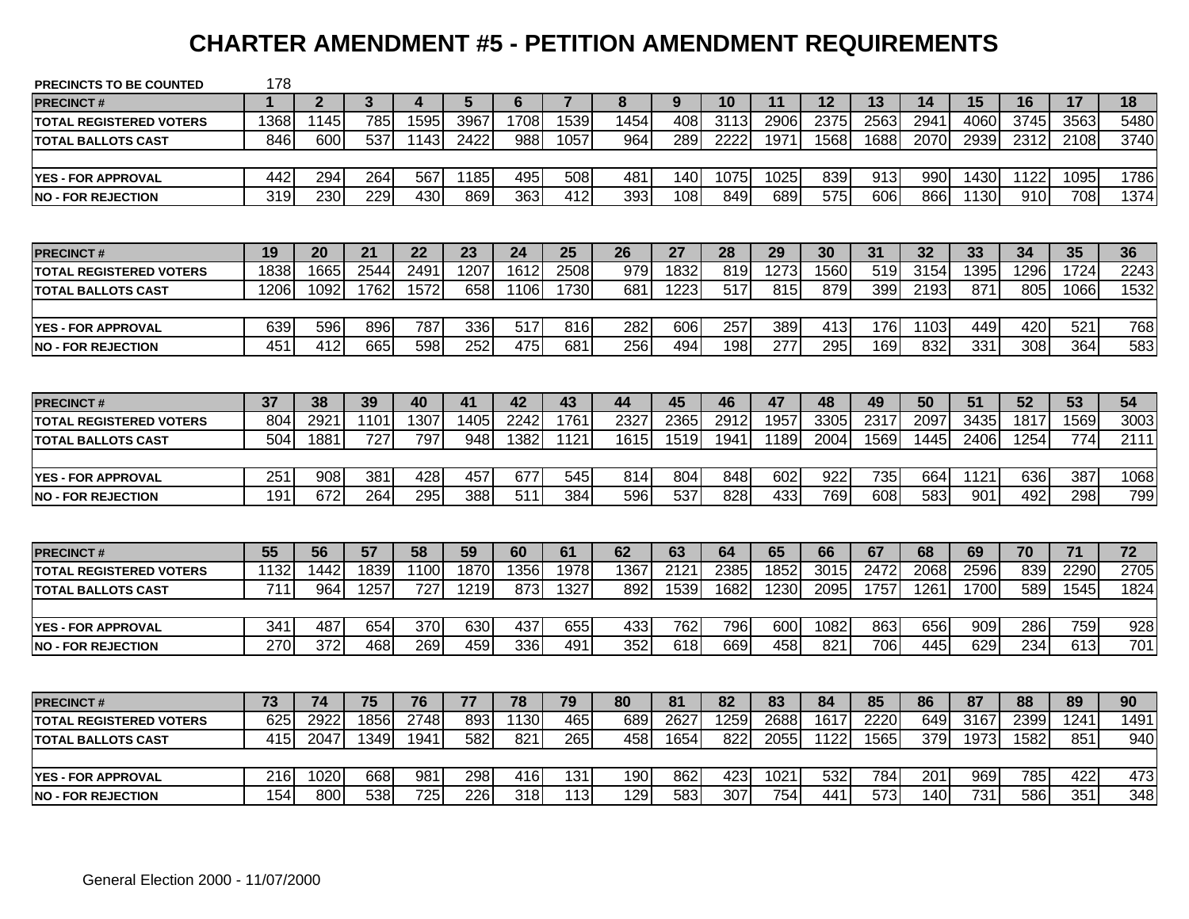# CHARTER AMENDMENT #5 - PETITION AMENDMENT REQUIREMENTS

PRECINCTS TO BE COUNTED 178

| PRECINCT # | 1 | 2 | 3 | 4 | 5 | 6 | 7 | 8 | 9 | 10 | 11 | 12 | 13 | 14 | 15 | 16 | 17 | 18 |
|---|---|---|---|---|---|---|---|---|---|---|---|---|---|---|---|---|---|---|
| TOTAL REGISTERED VOTERS | 1368 | 1145 | 785 | 1595 | 3967 | 1708 | 1539 | 1454 | 408 | 3113 | 2906 | 2375 | 2563 | 2941 | 4060 | 3745 | 3563 | 5480 |
| TOTAL BALLOTS CAST | 846 | 600 | 537 | 1143 | 2422 | 988 | 1057 | 964 | 289 | 2222 | 1971 | 1568 | 1688 | 2070 | 2939 | 2312 | 2108 | 3740 |
| | | | | | | | | | | | | | | | | | | |
| YES - FOR APPROVAL | 442 | 294 | 264 | 567 | 1185 | 495 | 508 | 481 | 140 | 1075 | 1025 | 839 | 913 | 990 | 1430 | 1122 | 1095 | 1786 |
| NO - FOR REJECTION | 319 | 230 | 229 | 430 | 869 | 363 | 412 | 393 | 108 | 849 | 689 | 575 | 606 | 866 | 1130 | 910 | 708 | 1374 |

| PRECINCT # | 19 | 20 | 21 | 22 | 23 | 24 | 25 | 26 | 27 | 28 | 29 | 30 | 31 | 32 | 33 | 34 | 35 | 36 |
|---|---|---|---|---|---|---|---|---|---|---|---|---|---|---|---|---|---|---|
| TOTAL REGISTERED VOTERS | 1838 | 1665 | 2544 | 2491 | 1207 | 1612 | 2508 | 979 | 1832 | 819 | 1273 | 1560 | 519 | 3154 | 1395 | 1296 | 1724 | 2243 |
| TOTAL BALLOTS CAST | 1206 | 1092 | 1762 | 1572 | 658 | 1106 | 1730 | 681 | 1223 | 517 | 815 | 879 | 399 | 2193 | 871 | 805 | 1066 | 1532 |
| | | | | | | | | | | | | | | | | | | |
| YES - FOR APPROVAL | 639 | 596 | 896 | 787 | 336 | 517 | 816 | 282 | 606 | 257 | 389 | 413 | 176 | 1103 | 449 | 420 | 521 | 768 |
| NO - FOR REJECTION | 451 | 412 | 665 | 598 | 252 | 475 | 681 | 256 | 494 | 198 | 277 | 295 | 169 | 832 | 331 | 308 | 364 | 583 |

| PRECINCT # | 37 | 38 | 39 | 40 | 41 | 42 | 43 | 44 | 45 | 46 | 47 | 48 | 49 | 50 | 51 | 52 | 53 | 54 |
|---|---|---|---|---|---|---|---|---|---|---|---|---|---|---|---|---|---|---|
| TOTAL REGISTERED VOTERS | 804 | 2921 | 1101 | 1307 | 1405 | 2242 | 1761 | 2327 | 2365 | 2912 | 1957 | 3305 | 2317 | 2097 | 3435 | 1817 | 1569 | 3003 |
| TOTAL BALLOTS CAST | 504 | 1881 | 727 | 797 | 948 | 1382 | 1121 | 1615 | 1519 | 1941 | 1189 | 2004 | 1569 | 1445 | 2406 | 1254 | 774 | 2111 |
| | | | | | | | | | | | | | | | | | | |
| YES - FOR APPROVAL | 251 | 908 | 381 | 428 | 457 | 677 | 545 | 814 | 804 | 848 | 602 | 922 | 735 | 664 | 1121 | 636 | 387 | 1068 |
| NO - FOR REJECTION | 191 | 672 | 264 | 295 | 388 | 511 | 384 | 596 | 537 | 828 | 433 | 769 | 608 | 583 | 901 | 492 | 298 | 799 |

| PRECINCT # | 55 | 56 | 57 | 58 | 59 | 60 | 61 | 62 | 63 | 64 | 65 | 66 | 67 | 68 | 69 | 70 | 71 | 72 |
|---|---|---|---|---|---|---|---|---|---|---|---|---|---|---|---|---|---|---|
| TOTAL REGISTERED VOTERS | 1132 | 1442 | 1839 | 1100 | 1870 | 1356 | 1978 | 1367 | 2121 | 2385 | 1852 | 3015 | 2472 | 2068 | 2596 | 839 | 2290 | 2705 |
| TOTAL BALLOTS CAST | 711 | 964 | 1257 | 727 | 1219 | 873 | 1327 | 892 | 1539 | 1682 | 1230 | 2095 | 1757 | 1261 | 1700 | 589 | 1545 | 1824 |
| | | | | | | | | | | | | | | | | | | |
| YES - FOR APPROVAL | 341 | 487 | 654 | 370 | 630 | 437 | 655 | 433 | 762 | 796 | 600 | 1082 | 863 | 656 | 909 | 286 | 759 | 928 |
| NO - FOR REJECTION | 270 | 372 | 468 | 269 | 459 | 336 | 491 | 352 | 618 | 669 | 458 | 821 | 706 | 445 | 629 | 234 | 613 | 701 |

| PRECINCT # | 73 | 74 | 75 | 76 | 77 | 78 | 79 | 80 | 81 | 82 | 83 | 84 | 85 | 86 | 87 | 88 | 89 | 90 |
|---|---|---|---|---|---|---|---|---|---|---|---|---|---|---|---|---|---|---|
| TOTAL REGISTERED VOTERS | 625 | 2922 | 1856 | 2748 | 893 | 1130 | 465 | 689 | 2627 | 1259 | 2688 | 1617 | 2220 | 649 | 3167 | 2399 | 1241 | 1491 |
| TOTAL BALLOTS CAST | 415 | 2047 | 1349 | 1941 | 582 | 821 | 265 | 458 | 1654 | 822 | 2055 | 1122 | 1565 | 379 | 1973 | 1582 | 851 | 940 |
| | | | | | | | | | | | | | | | | | | |
| YES - FOR APPROVAL | 216 | 1020 | 668 | 981 | 298 | 416 | 131 | 190 | 862 | 423 | 1021 | 532 | 784 | 201 | 969 | 785 | 422 | 473 |
| NO - FOR REJECTION | 154 | 800 | 538 | 725 | 226 | 318 | 113 | 129 | 583 | 307 | 754 | 441 | 573 | 140 | 731 | 586 | 351 | 348 |

General Election 2000 - 11/07/2000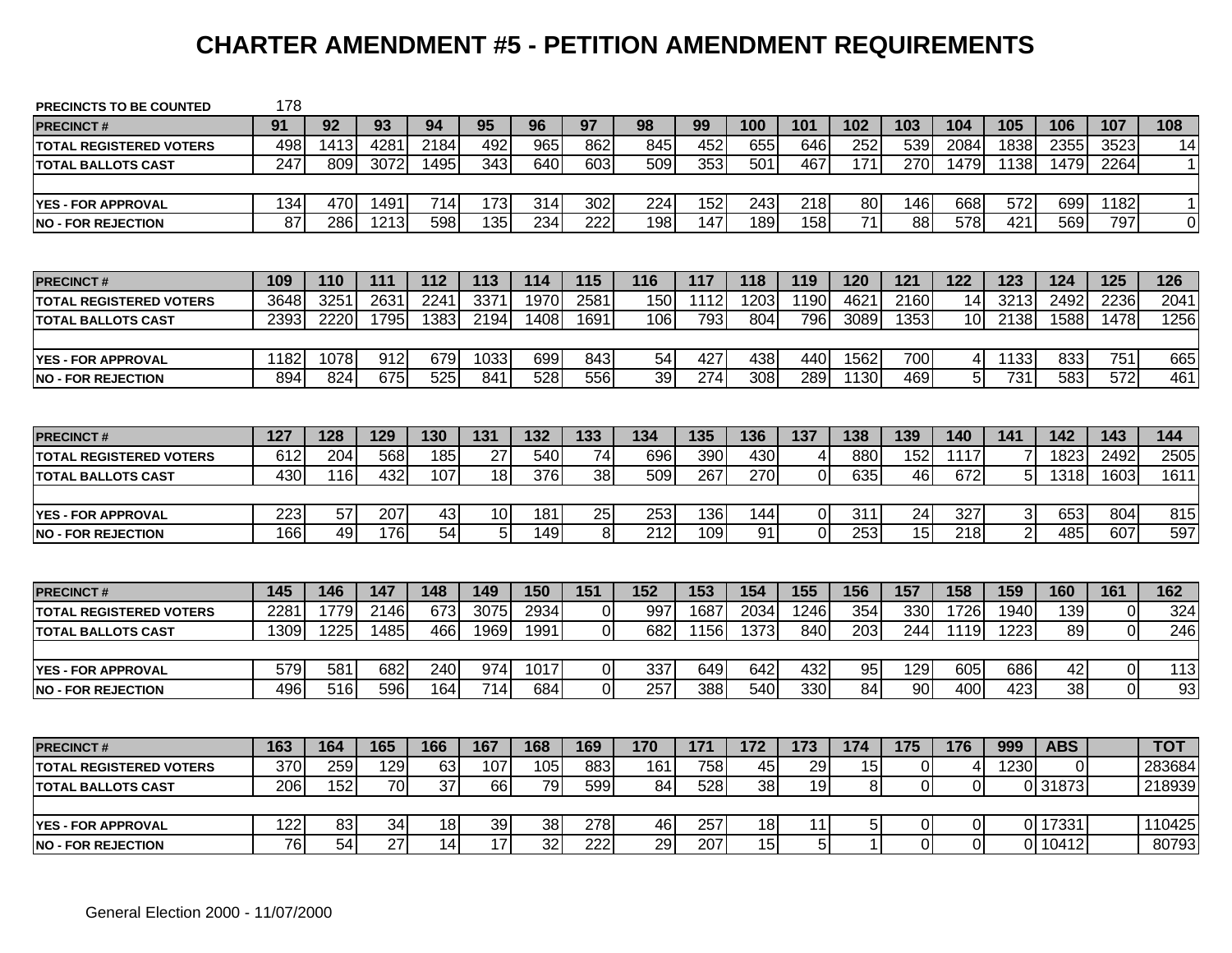# CHARTER AMENDMENT #5 - PETITION AMENDMENT REQUIREMENTS

PRECINCTS TO BE COUNTED 178

| PRECINCT # | 91 | 92 | 93 | 94 | 95 | 96 | 97 | 98 | 99 | 100 | 101 | 102 | 103 | 104 | 105 | 106 | 107 | 108 |
|---|---|---|---|---|---|---|---|---|---|---|---|---|---|---|---|---|---|---|
| TOTAL REGISTERED VOTERS | 498 | 1413 | 4281 | 2184 | 492 | 965 | 862 | 845 | 452 | 655 | 646 | 252 | 539 | 2084 | 1838 | 2355 | 3523 | 14 |
| TOTAL BALLOTS CAST | 247 | 809 | 3072 | 1495 | 343 | 640 | 603 | 509 | 353 | 501 | 467 | 171 | 270 | 1479 | 1138 | 1479 | 2264 | 1 |
| | | | | | | | | | | | | | | | | | | |
| YES - FOR APPROVAL | 134 | 470 | 1491 | 714 | 173 | 314 | 302 | 224 | 152 | 243 | 218 | 80 | 146 | 668 | 572 | 699 | 1182 | 1 |
| NO - FOR REJECTION | 87 | 286 | 1213 | 598 | 135 | 234 | 222 | 198 | 147 | 189 | 158 | 71 | 88 | 578 | 421 | 569 | 797 | 0 |

| PRECINCT # | 109 | 110 | 111 | 112 | 113 | 114 | 115 | 116 | 117 | 118 | 119 | 120 | 121 | 122 | 123 | 124 | 125 | 126 |
|---|---|---|---|---|---|---|---|---|---|---|---|---|---|---|---|---|---|---|
| TOTAL REGISTERED VOTERS | 3648 | 3251 | 2631 | 2241 | 3371 | 1970 | 2581 | 150 | 1112 | 1203 | 1190 | 4621 | 2160 | 14 | 3213 | 2492 | 2236 | 2041 |
| TOTAL BALLOTS CAST | 2393 | 2220 | 1795 | 1383 | 2194 | 1408 | 1691 | 106 | 793 | 804 | 796 | 3089 | 1353 | 10 | 2138 | 1588 | 1478 | 1256 |
| | | | | | | | | | | | | | | | | | | |
| YES - FOR APPROVAL | 1182 | 1078 | 912 | 679 | 1033 | 699 | 843 | 54 | 427 | 438 | 440 | 1562 | 700 | 4 | 1133 | 833 | 751 | 665 |
| NO - FOR REJECTION | 894 | 824 | 675 | 525 | 841 | 528 | 556 | 39 | 274 | 308 | 289 | 1130 | 469 | 5 | 731 | 583 | 572 | 461 |

| PRECINCT # | 127 | 128 | 129 | 130 | 131 | 132 | 133 | 134 | 135 | 136 | 137 | 138 | 139 | 140 | 141 | 142 | 143 | 144 |
|---|---|---|---|---|---|---|---|---|---|---|---|---|---|---|---|---|---|---|
| TOTAL REGISTERED VOTERS | 612 | 204 | 568 | 185 | 27 | 540 | 74 | 696 | 390 | 430 | 4 | 880 | 152 | 1117 | 7 | 1823 | 2492 | 2505 |
| TOTAL BALLOTS CAST | 430 | 116 | 432 | 107 | 18 | 376 | 38 | 509 | 267 | 270 | 0 | 635 | 46 | 672 | 5 | 1318 | 1603 | 1611 |
| | | | | | | | | | | | | | | | | | | |
| YES - FOR APPROVAL | 223 | 57 | 207 | 43 | 10 | 181 | 25 | 253 | 136 | 144 | 0 | 311 | 24 | 327 | 3 | 653 | 804 | 815 |
| NO - FOR REJECTION | 166 | 49 | 176 | 54 | 5 | 149 | 8 | 212 | 109 | 91 | 0 | 253 | 15 | 218 | 2 | 485 | 607 | 597 |

| PRECINCT # | 145 | 146 | 147 | 148 | 149 | 150 | 151 | 152 | 153 | 154 | 155 | 156 | 157 | 158 | 159 | 160 | 161 | 162 |
|---|---|---|---|---|---|---|---|---|---|---|---|---|---|---|---|---|---|---|
| TOTAL REGISTERED VOTERS | 2281 | 1779 | 2146 | 673 | 3075 | 2934 | 0 | 997 | 1687 | 2034 | 1246 | 354 | 330 | 1726 | 1940 | 139 | 0 | 324 |
| TOTAL BALLOTS CAST | 1309 | 1225 | 1485 | 466 | 1969 | 1991 | 0 | 682 | 1156 | 1373 | 840 | 203 | 244 | 1119 | 1223 | 89 | 0 | 246 |
| | | | | | | | | | | | | | | | | | | |
| YES - FOR APPROVAL | 579 | 581 | 682 | 240 | 974 | 1017 | 0 | 337 | 649 | 642 | 432 | 95 | 129 | 605 | 686 | 42 | 0 | 113 |
| NO - FOR REJECTION | 496 | 516 | 596 | 164 | 714 | 684 | 0 | 257 | 388 | 540 | 330 | 84 | 90 | 400 | 423 | 38 | 0 | 93 |

| PRECINCT # | 163 | 164 | 165 | 166 | 167 | 168 | 169 | 170 | 171 | 172 | 173 | 174 | 175 | 176 | 999 | ABS | | TOT |
|---|---|---|---|---|---|---|---|---|---|---|---|---|---|---|---|---|---|---|
| TOTAL REGISTERED VOTERS | 370 | 259 | 129 | 63 | 107 | 105 | 883 | 161 | 758 | 45 | 29 | 15 | 0 | 4 | 1230 | 0 | | 283684 |
| TOTAL BALLOTS CAST | 206 | 152 | 70 | 37 | 66 | 79 | 599 | 84 | 528 | 38 | 19 | 8 | 0 | 0 | 0 | 31873 | | 218939 |
| | | | | | | | | | | | | | | | | | | |
| YES - FOR APPROVAL | 122 | 83 | 34 | 18 | 39 | 38 | 278 | 46 | 257 | 18 | 11 | 5 | 0 | 0 | 0 | 17331 | | 110425 |
| NO - FOR REJECTION | 76 | 54 | 27 | 14 | 17 | 32 | 222 | 29 | 207 | 15 | 5 | 1 | 0 | 0 | 0 | 10412 | | 80793 |

General Election 2000 - 11/07/2000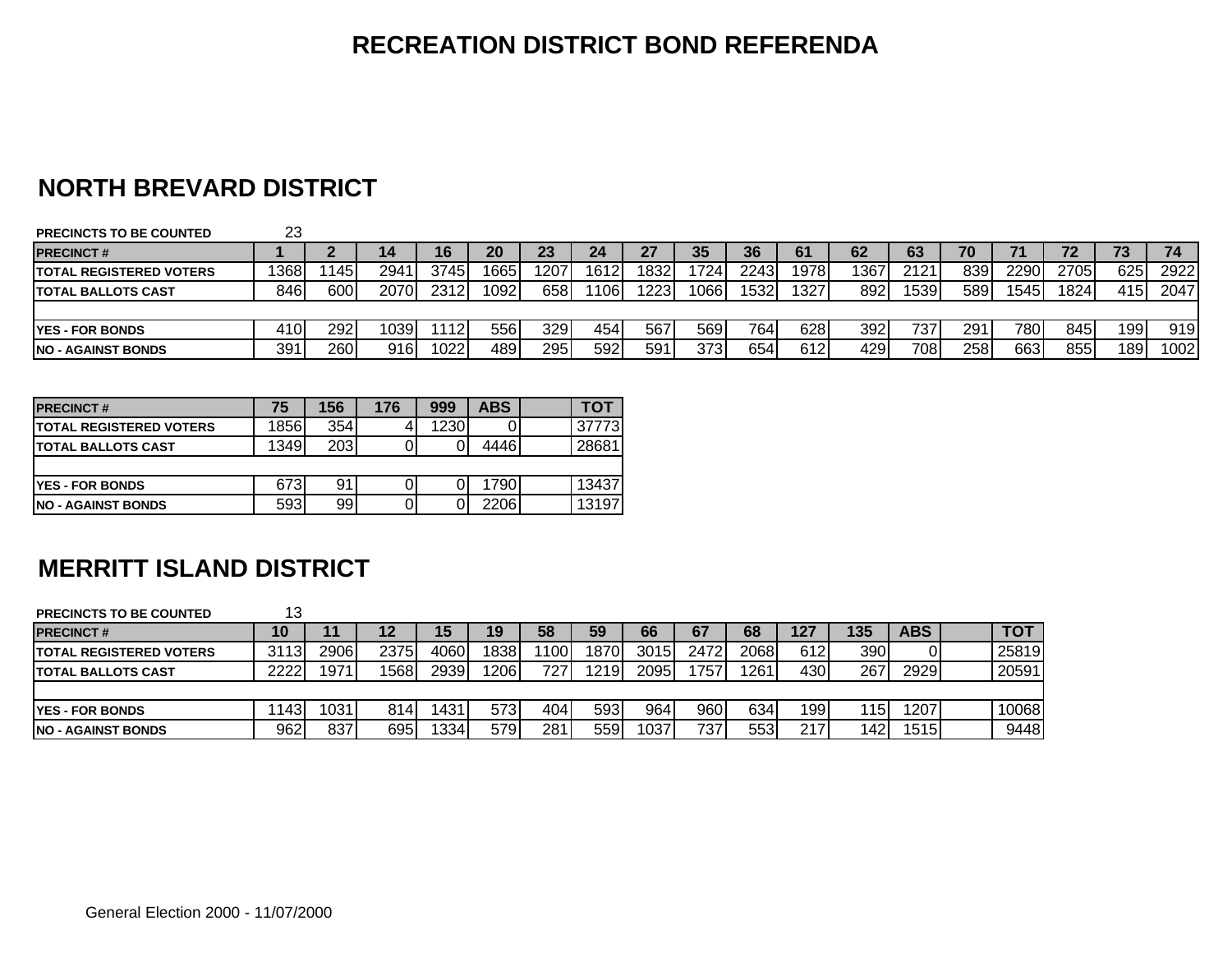# RECREATION DISTRICT BOND REFERENDA

## NORTH BREVARD DISTRICT

**PRECINCTS TO BE COUNTED** 23

| PRECINCT # | 1 | 2 | 14 | 16 | 20 | 23 | 24 | 27 | 35 | 36 | 61 | 62 | 63 | 70 | 71 | 72 | 73 | 74 |
|---|---|---|---|---|---|---|---|---|---|---|---|---|---|---|---|---|---|---|
| TOTAL REGISTERED VOTERS | 1368 | 1145 | 2941 | 3745 | 1665 | 1207 | 1612 | 1832 | 1724 | 2243 | 1978 | 1367 | 2121 | 839 | 2290 | 2705 | 625 | 2922 |
| TOTAL BALLOTS CAST | 846 | 600 | 2070 | 2312 | 1092 | 658 | 1106 | 1223 | 1066 | 1532 | 1327 | 892 | 1539 | 589 | 1545 | 1824 | 415 | 2047 |
| | | | | | | | | | | | | | | | | | | |
| YES - FOR BONDS | 410 | 292 | 1039 | 1112 | 556 | 329 | 454 | 567 | 569 | 764 | 628 | 392 | 737 | 291 | 780 | 845 | 199 | 919 |
| NO - AGAINST BONDS | 391 | 260 | 916 | 1022 | 489 | 295 | 592 | 591 | 373 | 654 | 612 | 429 | 708 | 258 | 663 | 855 | 189 | 1002 |

| PRECINCT # | 75 | 156 | 176 | 999 | ABS | | TOT |
|---|---|---|---|---|---|---|---|
| TOTAL REGISTERED VOTERS | 1856 | 354 | 4 | 1230 | 0 | | 37773 |
| TOTAL BALLOTS CAST | 1349 | 203 | 0 | 0 | 4446 | | 28681 |
| | | | | | | | |
| YES - FOR BONDS | 673 | 91 | 0 | 0 | 1790 | | 13437 |
| NO - AGAINST BONDS | 593 | 99 | 0 | 0 | 2206 | | 13197 |

## MERRITT ISLAND DISTRICT

**PRECINCTS TO BE COUNTED** 13

| PRECINCT # | 10 | 11 | 12 | 15 | 19 | 58 | 59 | 66 | 67 | 68 | 127 | 135 | ABS | | TOT |
|---|---|---|---|---|---|---|---|---|---|---|---|---|---|---|---|
| TOTAL REGISTERED VOTERS | 3113 | 2906 | 2375 | 4060 | 1838 | 1100 | 1870 | 3015 | 2472 | 2068 | 612 | 390 | 0 | | 25819 |
| TOTAL BALLOTS CAST | 2222 | 1971 | 1568 | 2939 | 1206 | 727 | 1219 | 2095 | 1757 | 1261 | 430 | 267 | 2929 | | 20591 |
| | | | | | | | | | | | | | | | |
| YES - FOR BONDS | 1143 | 1031 | 814 | 1431 | 573 | 404 | 593 | 964 | 960 | 634 | 199 | 115 | 1207 | | 10068 |
| NO - AGAINST BONDS | 962 | 837 | 695 | 1334 | 579 | 281 | 559 | 1037 | 737 | 553 | 217 | 142 | 1515 | | 9448 |

General Election 2000 - 11/07/2000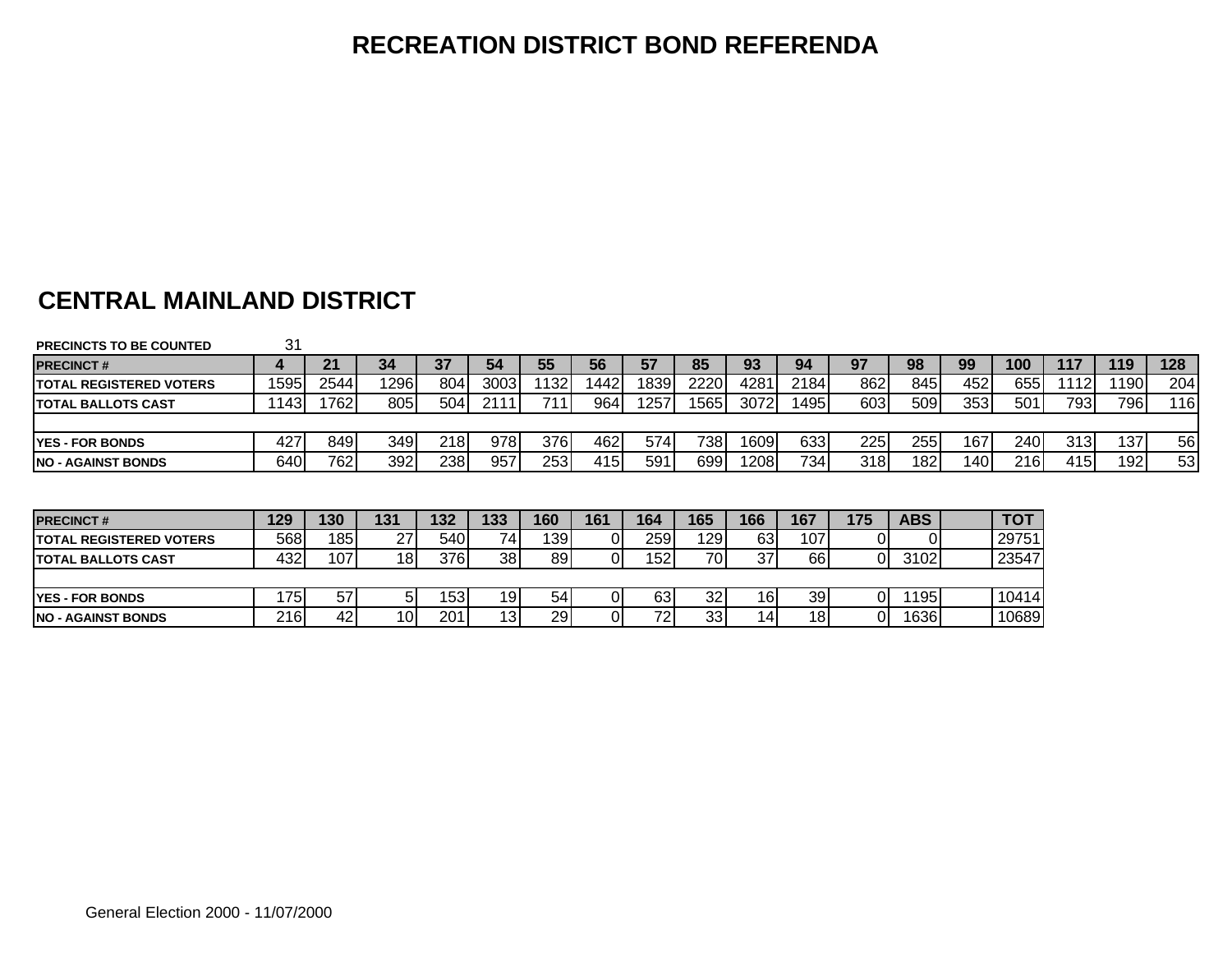# RECREATION DISTRICT BOND REFERENDA

## CENTRAL MAINLAND DISTRICT

**PRECINCTS TO BE COUNTED** 31

| PRECINCT # | 4 | 21 | 34 | 37 | 54 | 55 | 56 | 57 | 85 | 93 | 94 | 97 | 98 | 99 | 100 | 117 | 119 | 128 |
|---|---|---|---|---|---|---|---|---|---|---|---|---|---|---|---|---|---|---|
| TOTAL REGISTERED VOTERS | 1595 | 2544 | 1296 | 804 | 3003 | 1132 | 1442 | 1839 | 2220 | 4281 | 2184 | 862 | 845 | 452 | 655 | 1112 | 1190 | 204 |
| TOTAL BALLOTS CAST | 1143 | 1762 | 805 | 504 | 2111 | 711 | 964 | 1257 | 1565 | 3072 | 1495 | 603 | 509 | 353 | 501 | 793 | 796 | 116 |
| | | | | | | | | | | | | | | | | | | |
| YES - FOR BONDS | 427 | 849 | 349 | 218 | 978 | 376 | 462 | 574 | 738 | 1609 | 633 | 225 | 255 | 167 | 240 | 313 | 137 | 56 |
| NO - AGAINST BONDS | 640 | 762 | 392 | 238 | 957 | 253 | 415 | 591 | 699 | 1208 | 734 | 318 | 182 | 140 | 216 | 415 | 192 | 53 |

| PRECINCT # | 129 | 130 | 131 | 132 | 133 | 160 | 161 | 164 | 165 | 166 | 167 | 175 | ABS | | TOT |
|---|---|---|---|---|---|---|---|---|---|---|---|---|---|---|---|
| TOTAL REGISTERED VOTERS | 568 | 185 | 27 | 540 | 74 | 139 | 0 | 259 | 129 | 63 | 107 | 0 | 0 | | 29751 |
| TOTAL BALLOTS CAST | 432 | 107 | 18 | 376 | 38 | 89 | 0 | 152 | 70 | 37 | 66 | 0 | 3102 | | 23547 |
| | | | | | | | | | | | | | | | |
| YES - FOR BONDS | 175 | 57 | 5 | 153 | 19 | 54 | 0 | 63 | 32 | 16 | 39 | 0 | 1195 | | 10414 |
| NO - AGAINST BONDS | 216 | 42 | 10 | 201 | 13 | 29 | 0 | 72 | 33 | 14 | 18 | 0 | 1636 | | 10689 |

General Election 2000 - 11/07/2000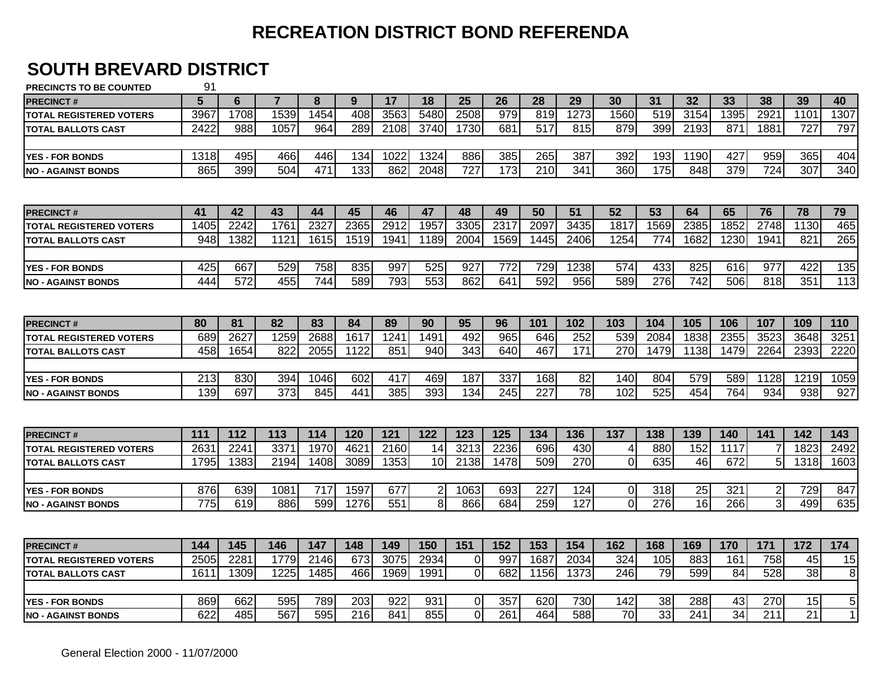# RECREATION DISTRICT BOND REFERENDA

## SOUTH BREVARD DISTRICT

**PRECINCTS TO BE COUNTED** 91

| PRECINCT # | 5 | 6 | 7 | 8 | 9 | 17 | 18 | 25 | 26 | 28 | 29 | 30 | 31 | 32 | 33 | 38 | 39 | 40 |
|---|---|---|---|---|---|---|---|---|---|---|---|---|---|---|---|---|---|---|
| TOTAL REGISTERED VOTERS | 3967 | 1708 | 1539 | 1454 | 408 | 3563 | 5480 | 2508 | 979 | 819 | 1273 | 1560 | 519 | 3154 | 1395 | 2921 | 1101 | 1307 |
| TOTAL BALLOTS CAST | 2422 | 988 | 1057 | 964 | 289 | 2108 | 3740 | 1730 | 681 | 517 | 815 | 879 | 399 | 2193 | 871 | 1881 | 727 | 797 |
| | | | | | | | | | | | | | | | | | | |
| YES - FOR BONDS | 1318 | 495 | 466 | 446 | 134 | 1022 | 1324 | 886 | 385 | 265 | 387 | 392 | 193 | 1190 | 427 | 959 | 365 | 404 |
| NO - AGAINST BONDS | 865 | 399 | 504 | 471 | 133 | 862 | 2048 | 727 | 173 | 210 | 341 | 360 | 175 | 848 | 379 | 724 | 307 | 340 |

| PRECINCT # | 41 | 42 | 43 | 44 | 45 | 46 | 47 | 48 | 49 | 50 | 51 | 52 | 53 | 64 | 65 | 76 | 78 | 79 |
|---|---|---|---|---|---|---|---|---|---|---|---|---|---|---|---|---|---|---|
| TOTAL REGISTERED VOTERS | 1405 | 2242 | 1761 | 2327 | 2365 | 2912 | 1957 | 3305 | 2317 | 2097 | 3435 | 1817 | 1569 | 2385 | 1852 | 2748 | 1130 | 465 |
| TOTAL BALLOTS CAST | 948 | 1382 | 1121 | 1615 | 1519 | 1941 | 1189 | 2004 | 1569 | 1445 | 2406 | 1254 | 774 | 1682 | 1230 | 1941 | 821 | 265 |
| | | | | | | | | | | | | | | | | | | |
| YES - FOR BONDS | 425 | 667 | 529 | 758 | 835 | 997 | 525 | 927 | 772 | 729 | 1238 | 574 | 433 | 825 | 616 | 977 | 422 | 135 |
| NO - AGAINST BONDS | 444 | 572 | 455 | 744 | 589 | 793 | 553 | 862 | 641 | 592 | 956 | 589 | 276 | 742 | 506 | 818 | 351 | 113 |

| PRECINCT # | 80 | 81 | 82 | 83 | 84 | 89 | 90 | 95 | 96 | 101 | 102 | 103 | 104 | 105 | 106 | 107 | 109 | 110 |
|---|---|---|---|---|---|---|---|---|---|---|---|---|---|---|---|---|---|---|
| TOTAL REGISTERED VOTERS | 689 | 2627 | 1259 | 2688 | 1617 | 1241 | 1491 | 492 | 965 | 646 | 252 | 539 | 2084 | 1838 | 2355 | 3523 | 3648 | 3251 |
| TOTAL BALLOTS CAST | 458 | 1654 | 822 | 2055 | 1122 | 851 | 940 | 343 | 640 | 467 | 171 | 270 | 1479 | 1138 | 1479 | 2264 | 2393 | 2220 |
| | | | | | | | | | | | | | | | | | | |
| YES - FOR BONDS | 213 | 830 | 394 | 1046 | 602 | 417 | 469 | 187 | 337 | 168 | 82 | 140 | 804 | 579 | 589 | 1128 | 1219 | 1059 |
| NO - AGAINST BONDS | 139 | 697 | 373 | 845 | 441 | 385 | 393 | 134 | 245 | 227 | 78 | 102 | 525 | 454 | 764 | 934 | 938 | 927 |

| PRECINCT # | 111 | 112 | 113 | 114 | 120 | 121 | 122 | 123 | 125 | 134 | 136 | 137 | 138 | 139 | 140 | 141 | 142 | 143 |
|---|---|---|---|---|---|---|---|---|---|---|---|---|---|---|---|---|---|---|
| TOTAL REGISTERED VOTERS | 2631 | 2241 | 3371 | 1970 | 4621 | 2160 | 14 | 3213 | 2236 | 696 | 430 | 4 | 880 | 152 | 1117 | 7 | 1823 | 2492 |
| TOTAL BALLOTS CAST | 1795 | 1383 | 2194 | 1408 | 3089 | 1353 | 10 | 2138 | 1478 | 509 | 270 | 0 | 635 | 46 | 672 | 5 | 1318 | 1603 |
| | | | | | | | | | | | | | | | | | | |
| YES - FOR BONDS | 876 | 639 | 1081 | 717 | 1597 | 677 | 2 | 1063 | 693 | 227 | 124 | 0 | 318 | 25 | 321 | 2 | 729 | 847 |
| NO - AGAINST BONDS | 775 | 619 | 886 | 599 | 1276 | 551 | 8 | 866 | 684 | 259 | 127 | 0 | 276 | 16 | 266 | 3 | 499 | 635 |

| PRECINCT # | 144 | 145 | 146 | 147 | 148 | 149 | 150 | 151 | 152 | 153 | 154 | 162 | 168 | 169 | 170 | 171 | 172 | 174 |
|---|---|---|---|---|---|---|---|---|---|---|---|---|---|---|---|---|---|---|
| TOTAL REGISTERED VOTERS | 2505 | 2281 | 1779 | 2146 | 673 | 3075 | 2934 | 0 | 997 | 1687 | 2034 | 324 | 105 | 883 | 161 | 758 | 45 | 15 |
| TOTAL BALLOTS CAST | 1611 | 1309 | 1225 | 1485 | 466 | 1969 | 1991 | 0 | 682 | 1156 | 1373 | 246 | 79 | 599 | 84 | 528 | 38 | 8 |
| | | | | | | | | | | | | | | | | | | |
| YES - FOR BONDS | 869 | 662 | 595 | 789 | 203 | 922 | 931 | 0 | 357 | 620 | 730 | 142 | 38 | 288 | 43 | 270 | 15 | 5 |
| NO - AGAINST BONDS | 622 | 485 | 567 | 595 | 216 | 841 | 855 | 0 | 261 | 464 | 588 | 70 | 33 | 241 | 34 | 211 | 21 | 1 |

General Election 2000 - 11/07/2000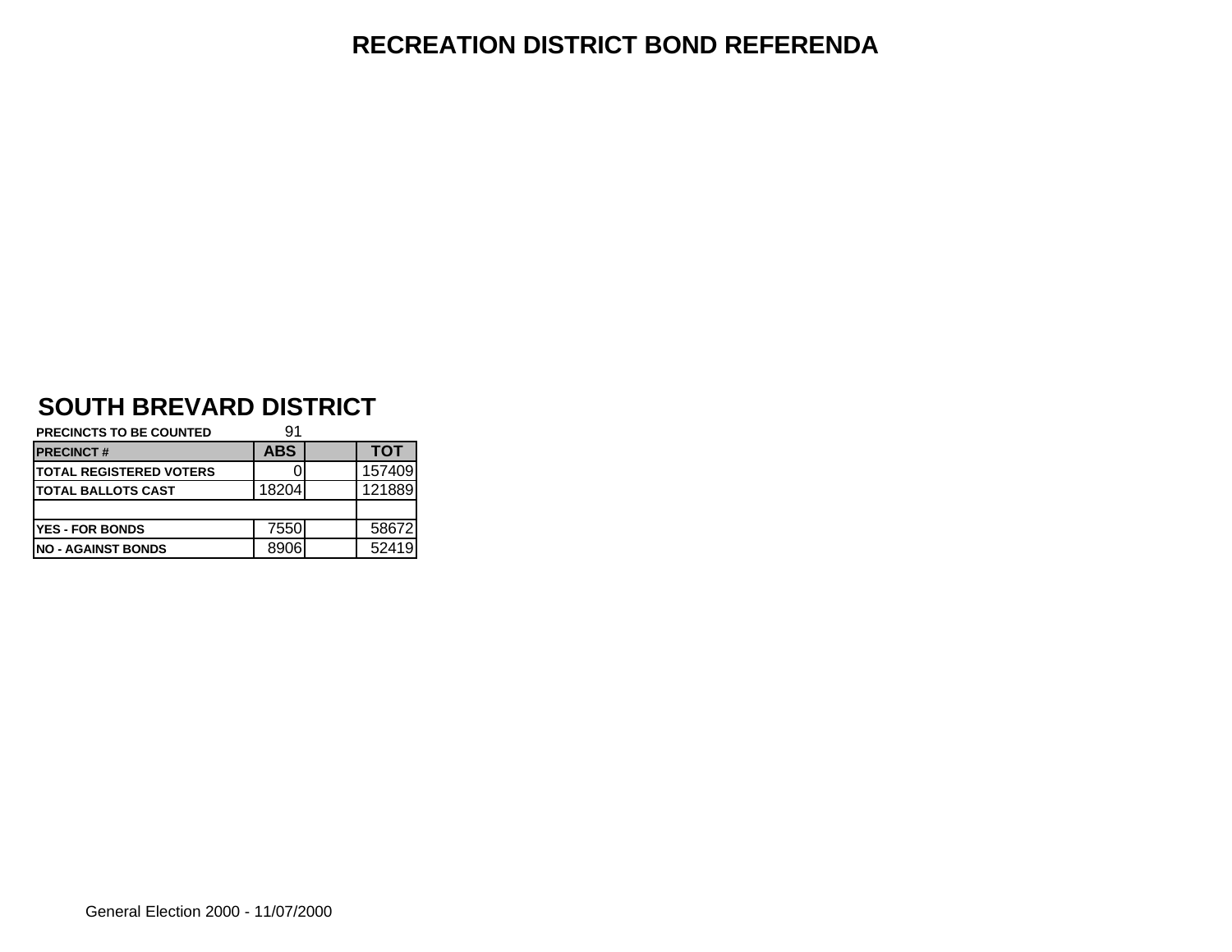# RECREATION DISTRICT BOND REFERENDA

## SOUTH BREVARD DISTRICT

**PRECINCTS TO BE COUNTED** 91

| PRECINCT # | ABS | | TOT |
|---|---|---|---|
| TOTAL REGISTERED VOTERS | 0 | | 157409 |
| TOTAL BALLOTS CAST | 18204 | | 121889 |
| | | | |
| YES - FOR BONDS | 7550 | | 58672 |
| NO - AGAINST BONDS | 8906 | | 52419 |

General Election 2000 - 11/07/2000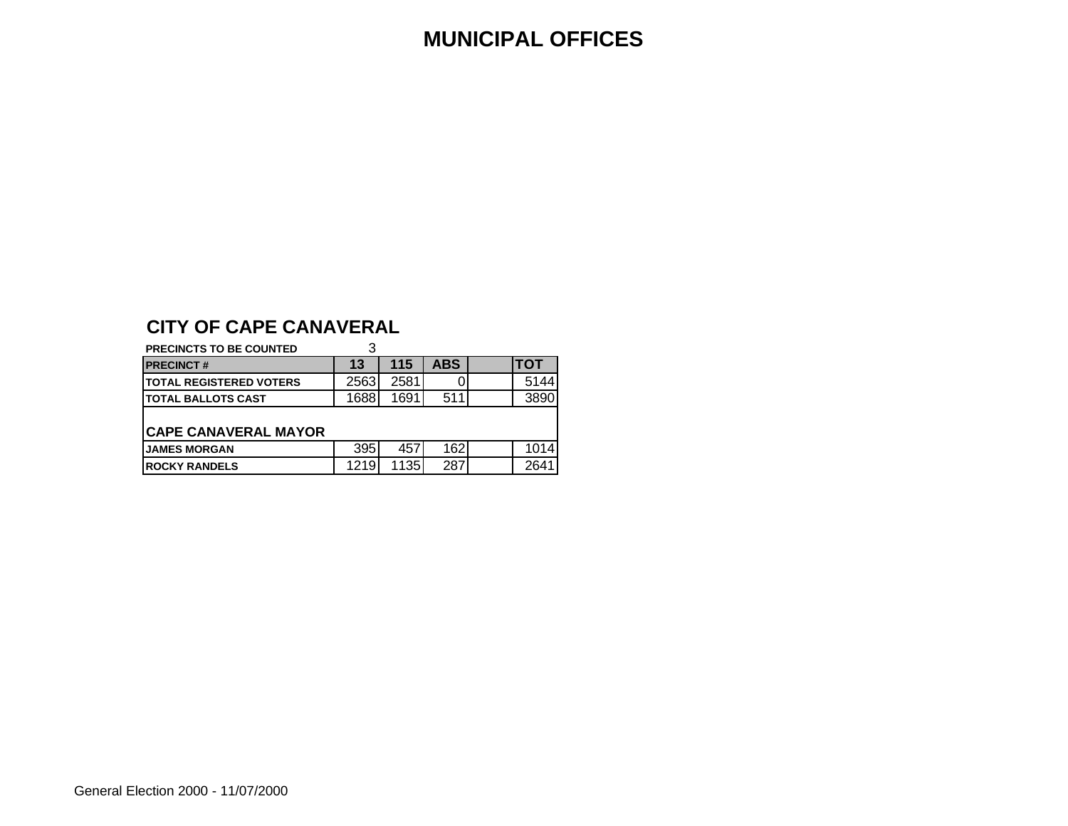# MUNICIPAL OFFICES

## CITY OF CAPE CANAVERAL

**PRECINCTS TO BE COUNTED** 3

| PRECINCT # | 13 | 115 | ABS | | TOT |
|---|---|---|---|---|---|
| TOTAL REGISTERED VOTERS | 2563 | 2581 | 0 | | 5144 |
| TOTAL BALLOTS CAST | 1688 | 1691 | 511 | | 3890 |
| **CAPE CANAVERAL MAYOR** | | | | | |
| JAMES MORGAN | 395 | 457 | 162 | | 1014 |
| ROCKY RANDELS | 1219 | 1135 | 287 | | 2641 |

General Election 2000 - 11/07/2000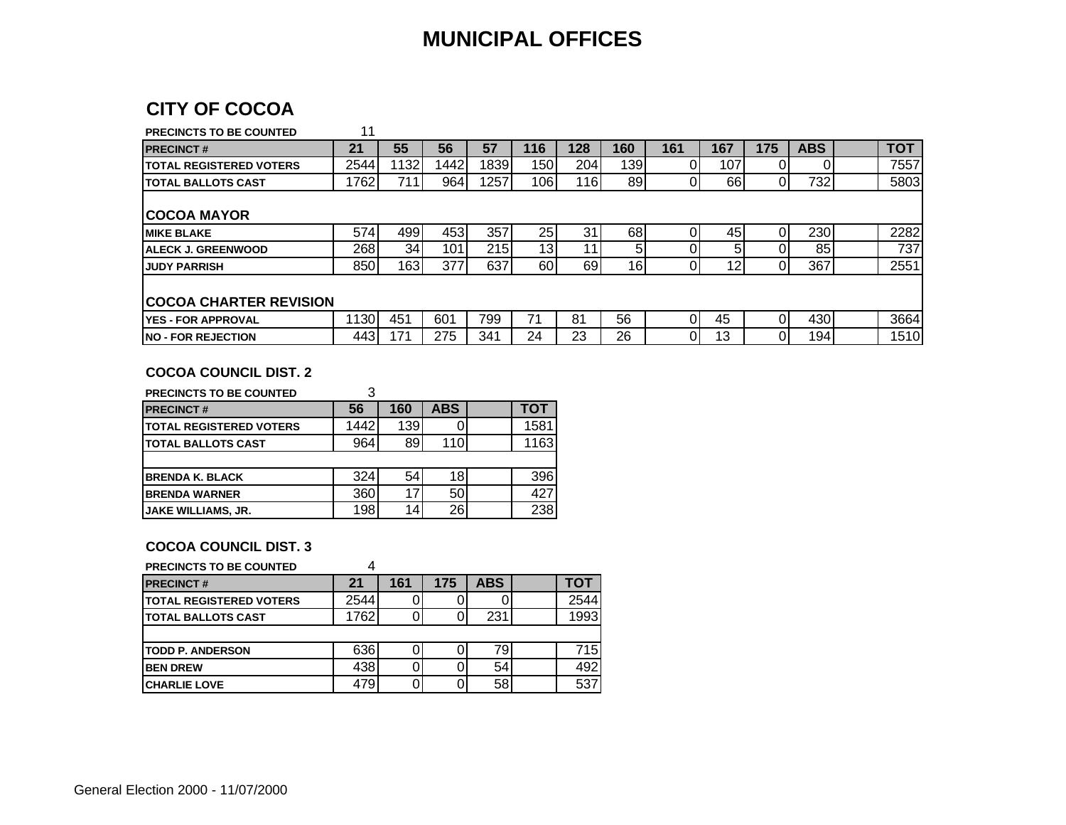# MUNICIPAL OFFICES

## CITY OF COCOA

**PRECINCTS TO BE COUNTED** 11

| PRECINCT # | 21 | 55 | 56 | 57 | 116 | 128 | 160 | 161 | 167 | 175 | ABS | | TOT |
|---|---|---|---|---|---|---|---|---|---|---|---|---|---|
| TOTAL REGISTERED VOTERS | 2544 | 1132 | 1442 | 1839 | 150 | 204 | 139 | 0 | 107 | 0 | 0 | | 7557 |
| TOTAL BALLOTS CAST | 1762 | 711 | 964 | 1257 | 106 | 116 | 89 | 0 | 66 | 0 | 732 | | 5803 |
| **COCOA MAYOR** | | | | | | | | | | | | | |
| MIKE BLAKE | 574 | 499 | 453 | 357 | 25 | 31 | 68 | 0 | 45 | 0 | 230 | | 2282 |
| ALECK J. GREENWOOD | 268 | 34 | 101 | 215 | 13 | 11 | 5 | 0 | 5 | 0 | 85 | | 737 |
| JUDY PARRISH | 850 | 163 | 377 | 637 | 60 | 69 | 16 | 0 | 12 | 0 | 367 | | 2551 |
| **COCOA CHARTER REVISION** | | | | | | | | | | | | | |
| YES - FOR APPROVAL | 1130 | 451 | 601 | 799 | 71 | 81 | 56 | 0 | 45 | 0 | 430 | | 3664 |
| NO - FOR REJECTION | 443 | 171 | 275 | 341 | 24 | 23 | 26 | 0 | 13 | 0 | 194 | | 1510 |

### COCOA COUNCIL DIST. 2

**PRECINCTS TO BE COUNTED** 3

| PRECINCT # | 56 | 160 | ABS | | TOT |
|---|---|---|---|---|---|
| TOTAL REGISTERED VOTERS | 1442 | 139 | 0 | | 1581 |
| TOTAL BALLOTS CAST | 964 | 89 | 110 | | 1163 |
| | | | | | |
| BRENDA K. BLACK | 324 | 54 | 18 | | 396 |
| BRENDA WARNER | 360 | 17 | 50 | | 427 |
| JAKE WILLIAMS, JR. | 198 | 14 | 26 | | 238 |

### COCOA COUNCIL DIST. 3

**PRECINCTS TO BE COUNTED** 4

| PRECINCT # | 21 | 161 | 175 | ABS | | TOT |
|---|---|---|---|---|---|---|
| TOTAL REGISTERED VOTERS | 2544 | 0 | 0 | 0 | | 2544 |
| TOTAL BALLOTS CAST | 1762 | 0 | 0 | 231 | | 1993 |
| | | | | | | |
| TODD P. ANDERSON | 636 | 0 | 0 | 79 | | 715 |
| BEN DREW | 438 | 0 | 0 | 54 | | 492 |
| CHARLIE LOVE | 479 | 0 | 0 | 58 | | 537 |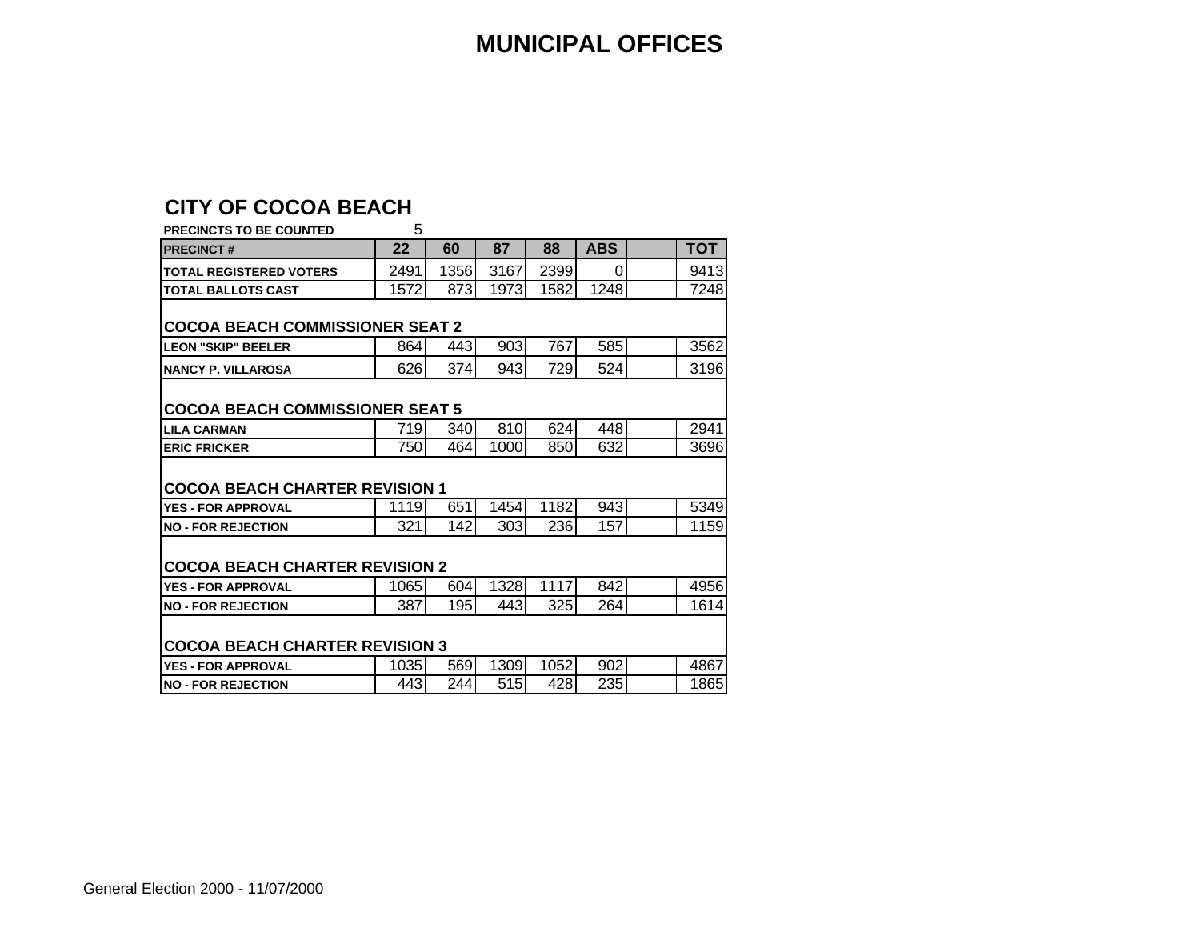# MUNICIPAL OFFICES

## CITY OF COCOA BEACH

**PRECINCTS TO BE COUNTED** 5

| PRECINCT # | 22 | 60 | 87 | 88 | ABS | | TOT |
|---|---|---|---|---|---|---|---|
| TOTAL REGISTERED VOTERS | 2491 | 1356 | 3167 | 2399 | 0 | | 9413 |
| TOTAL BALLOTS CAST | 1572 | 873 | 1973 | 1582 | 1248 | | 7248 |
| **COCOA BEACH COMMISSIONER SEAT 2** | | | | | | | |
| LEON "SKIP" BEELER | 864 | 443 | 903 | 767 | 585 | | 3562 |
| NANCY P. VILLAROSA | 626 | 374 | 943 | 729 | 524 | | 3196 |
| **COCOA BEACH COMMISSIONER SEAT 5** | | | | | | | |
| LILA CARMAN | 719 | 340 | 810 | 624 | 448 | | 2941 |
| ERIC FRICKER | 750 | 464 | 1000 | 850 | 632 | | 3696 |
| **COCOA BEACH CHARTER REVISION 1** | | | | | | | |
| YES - FOR APPROVAL | 1119 | 651 | 1454 | 1182 | 943 | | 5349 |
| NO - FOR REJECTION | 321 | 142 | 303 | 236 | 157 | | 1159 |
| **COCOA BEACH CHARTER REVISION 2** | | | | | | | |
| YES - FOR APPROVAL | 1065 | 604 | 1328 | 1117 | 842 | | 4956 |
| NO - FOR REJECTION | 387 | 195 | 443 | 325 | 264 | | 1614 |
| **COCOA BEACH CHARTER REVISION 3** | | | | | | | |
| YES - FOR APPROVAL | 1035 | 569 | 1309 | 1052 | 902 | | 4867 |
| NO - FOR REJECTION | 443 | 244 | 515 | 428 | 235 | | 1865 |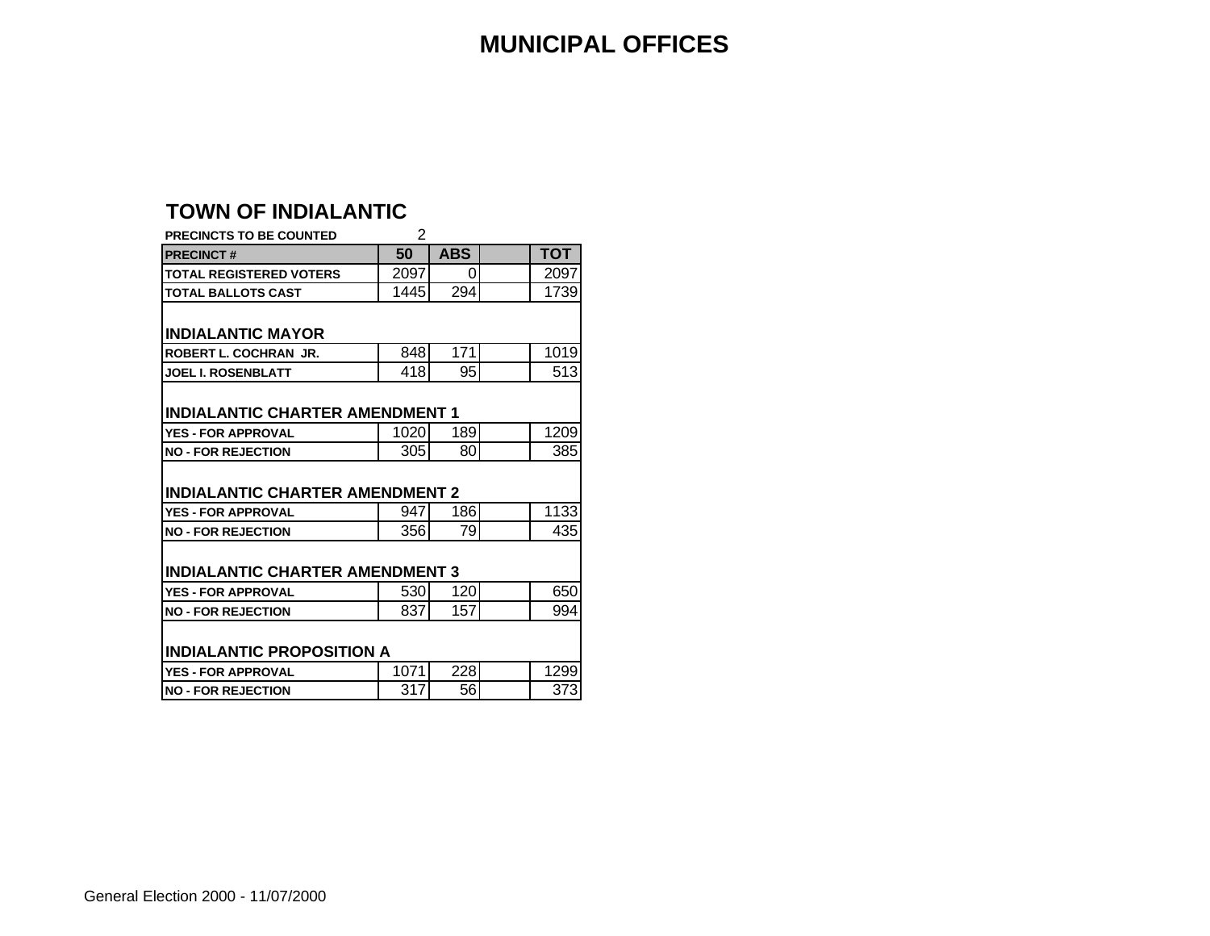# MUNICIPAL OFFICES

## TOWN OF INDIALANTIC

**PRECINCTS TO BE COUNTED** 2

| PRECINCT # | 50 | ABS | | TOT |
|---|---|---|---|---|
| TOTAL REGISTERED VOTERS | 2097 | 0 | | 2097 |
| TOTAL BALLOTS CAST | 1445 | 294 | | 1739 |
| **INDIALANTIC MAYOR** | | | | |
| ROBERT L. COCHRAN JR. | 848 | 171 | | 1019 |
| JOEL I. ROSENBLATT | 418 | 95 | | 513 |
| **INDIALANTIC CHARTER AMENDMENT 1** | | | | |
| YES - FOR APPROVAL | 1020 | 189 | | 1209 |
| NO - FOR REJECTION | 305 | 80 | | 385 |
| **INDIALANTIC CHARTER AMENDMENT 2** | | | | |
| YES - FOR APPROVAL | 947 | 186 | | 1133 |
| NO - FOR REJECTION | 356 | 79 | | 435 |
| **INDIALANTIC CHARTER AMENDMENT 3** | | | | |
| YES - FOR APPROVAL | 530 | 120 | | 650 |
| NO - FOR REJECTION | 837 | 157 | | 994 |
| **INDIALANTIC PROPOSITION A** | | | | |
| YES - FOR APPROVAL | 1071 | 228 | | 1299 |
| NO - FOR REJECTION | 317 | 56 | | 373 |

General Election 2000 - 11/07/2000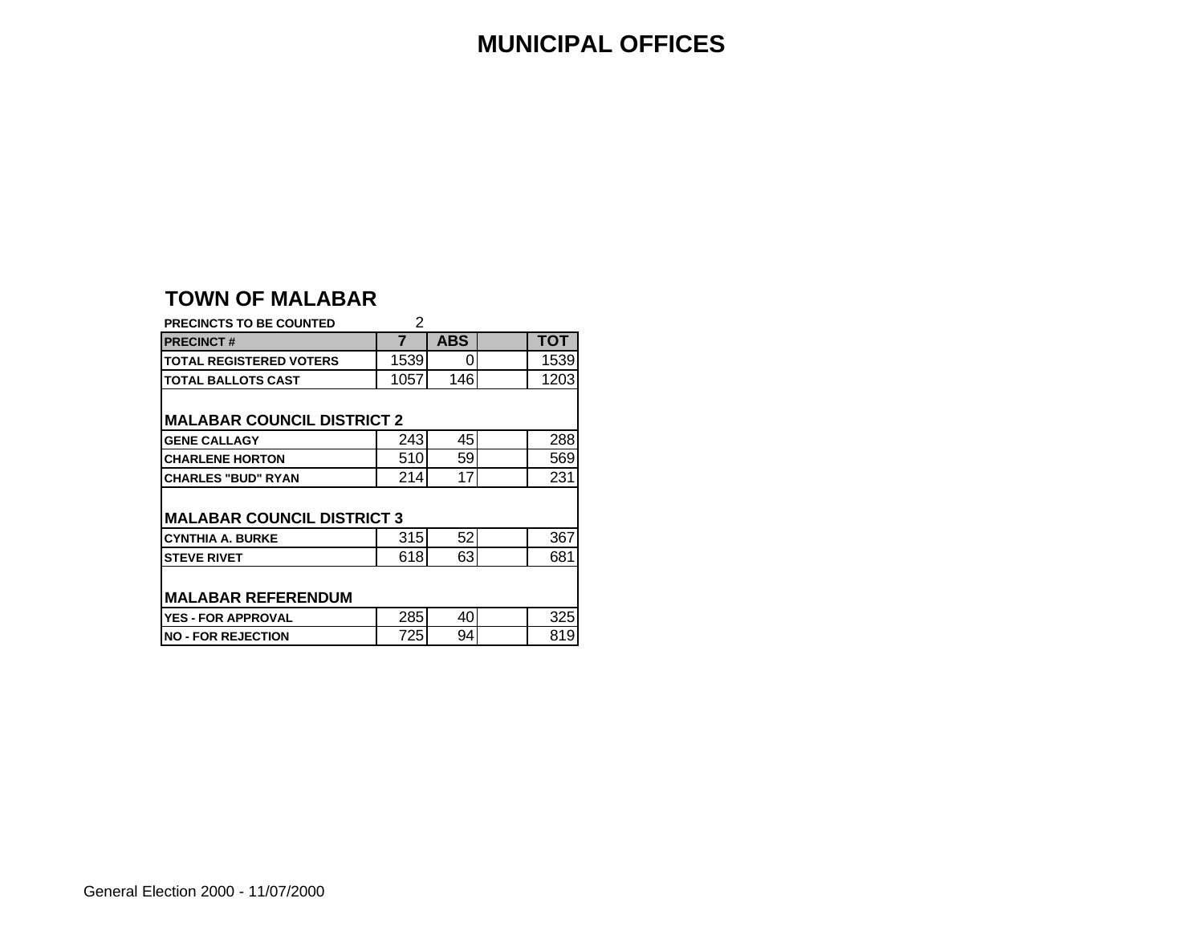# MUNICIPAL OFFICES

## TOWN OF MALABAR

PRECINCTS TO BE COUNTED 2

| PRECINCT # | 7 | ABS | | TOT |
|---|---|---|---|---|
| TOTAL REGISTERED VOTERS | 1539 | 0 | | 1539 |
| TOTAL BALLOTS CAST | 1057 | 146 | | 1203 |
| **MALABAR COUNCIL DISTRICT 2** | | | | |
| GENE CALLAGY | 243 | 45 | | 288 |
| CHARLENE HORTON | 510 | 59 | | 569 |
| CHARLES "BUD" RYAN | 214 | 17 | | 231 |
| **MALABAR COUNCIL DISTRICT 3** | | | | |
| CYNTHIA A. BURKE | 315 | 52 | | 367 |
| STEVE RIVET | 618 | 63 | | 681 |
| **MALABAR REFERENDUM** | | | | |
| YES - FOR APPROVAL | 285 | 40 | | 325 |
| NO - FOR REJECTION | 725 | 94 | | 819 |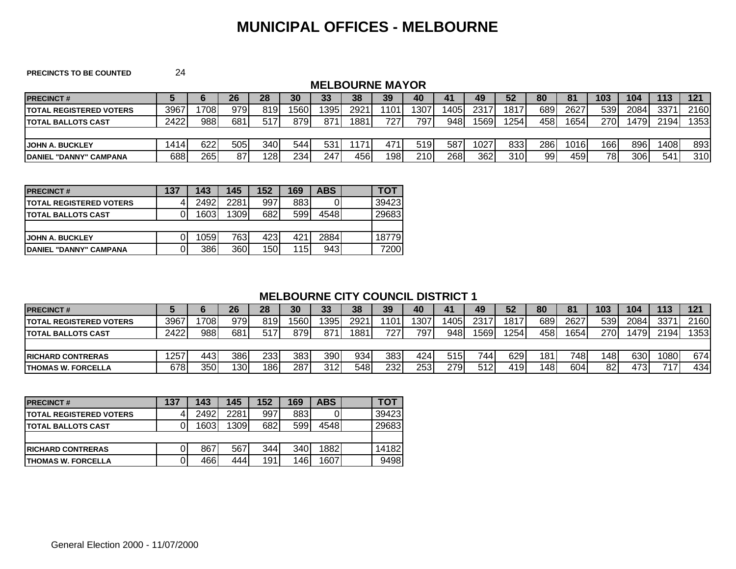# MUNICIPAL OFFICES - MELBOURNE

**PRECINCTS TO BE COUNTED** 24

## MELBOURNE MAYOR

| PRECINCT # | 5 | 6 | 26 | 28 | 30 | 33 | 38 | 39 | 40 | 41 | 49 | 52 | 80 | 81 | 103 | 104 | 113 | 121 |
|---|---|---|---|---|---|---|---|---|---|---|---|---|---|---|---|---|---|---|
| TOTAL REGISTERED VOTERS | 3967 | 1708 | 979 | 819 | 1560 | 1395 | 2921 | 1101 | 1307 | 1405 | 2317 | 1817 | 689 | 2627 | 539 | 2084 | 3371 | 2160 |
| TOTAL BALLOTS CAST | 2422 | 988 | 681 | 517 | 879 | 871 | 1881 | 727 | 797 | 948 | 1569 | 1254 | 458 | 1654 | 270 | 1479 | 2194 | 1353 |
| | | | | | | | | | | | | | | | | | | |
| JOHN A. BUCKLEY | 1414 | 622 | 505 | 340 | 544 | 531 | 1171 | 471 | 519 | 587 | 1027 | 833 | 286 | 1016 | 166 | 896 | 1408 | 893 |
| DANIEL "DANNY" CAMPANA | 688 | 265 | 87 | 128 | 234 | 247 | 456 | 198 | 210 | 268 | 362 | 310 | 99 | 459 | 78 | 306 | 541 | 310 |

| PRECINCT # | 137 | 143 | 145 | 152 | 169 | ABS | | TOT |
|---|---|---|---|---|---|---|---|---|
| TOTAL REGISTERED VOTERS | 4 | 2492 | 2281 | 997 | 883 | 0 | | 39423 |
| TOTAL BALLOTS CAST | 0 | 1603 | 1309 | 682 | 599 | 4548 | | 29683 |
| | | | | | | | | |
| JOHN A. BUCKLEY | 0 | 1059 | 763 | 423 | 421 | 2884 | | 18779 |
| DANIEL "DANNY" CAMPANA | 0 | 386 | 360 | 150 | 115 | 943 | | 7200 |

## MELBOURNE CITY COUNCIL DISTRICT 1

| PRECINCT # | 5 | 6 | 26 | 28 | 30 | 33 | 38 | 39 | 40 | 41 | 49 | 52 | 80 | 81 | 103 | 104 | 113 | 121 |
|---|---|---|---|---|---|---|---|---|---|---|---|---|---|---|---|---|---|---|
| TOTAL REGISTERED VOTERS | 3967 | 1708 | 979 | 819 | 1560 | 1395 | 2921 | 1101 | 1307 | 1405 | 2317 | 1817 | 689 | 2627 | 539 | 2084 | 3371 | 2160 |
| TOTAL BALLOTS CAST | 2422 | 988 | 681 | 517 | 879 | 871 | 1881 | 727 | 797 | 948 | 1569 | 1254 | 458 | 1654 | 270 | 1479 | 2194 | 1353 |
| | | | | | | | | | | | | | | | | | | |
| RICHARD CONTRERAS | 1257 | 443 | 386 | 233 | 383 | 390 | 934 | 383 | 424 | 515 | 744 | 629 | 181 | 748 | 148 | 630 | 1080 | 674 |
| THOMAS W. FORCELLA | 678 | 350 | 130 | 186 | 287 | 312 | 548 | 232 | 253 | 279 | 512 | 419 | 148 | 604 | 82 | 473 | 717 | 434 |

| PRECINCT # | 137 | 143 | 145 | 152 | 169 | ABS | | TOT |
|---|---|---|---|---|---|---|---|---|
| TOTAL REGISTERED VOTERS | 4 | 2492 | 2281 | 997 | 883 | 0 | | 39423 |
| TOTAL BALLOTS CAST | 0 | 1603 | 1309 | 682 | 599 | 4548 | | 29683 |
| | | | | | | | | |
| RICHARD CONTRERAS | 0 | 867 | 567 | 344 | 340 | 1882 | | 14182 |
| THOMAS W. FORCELLA | 0 | 466 | 444 | 191 | 146 | 1607 | | 9498 |

General Election 2000 - 11/07/2000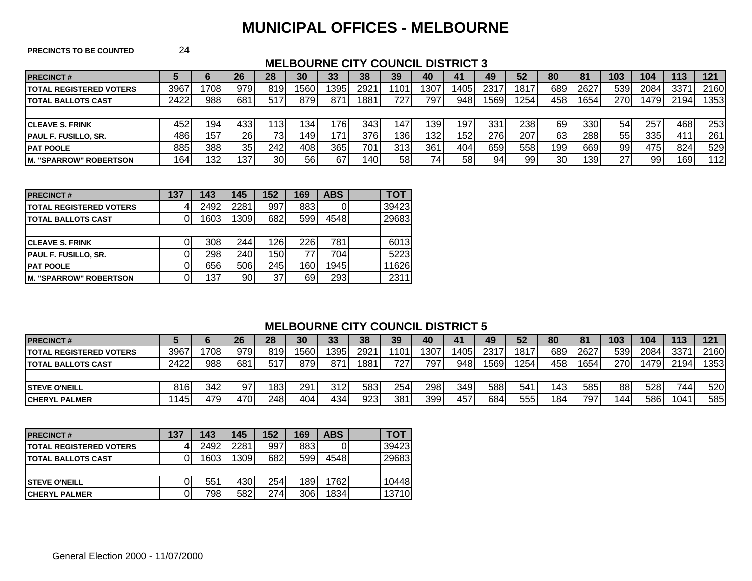# MUNICIPAL OFFICES - MELBOURNE

**PRECINCTS TO BE COUNTED** 24

## MELBOURNE CITY COUNCIL DISTRICT 3

| PRECINCT # | 5 | 6 | 26 | 28 | 30 | 33 | 38 | 39 | 40 | 41 | 49 | 52 | 80 | 81 | 103 | 104 | 113 | 121 |
|---|---|---|---|---|---|---|---|---|---|---|---|---|---|---|---|---|---|---|
| TOTAL REGISTERED VOTERS | 3967 | 1708 | 979 | 819 | 1560 | 1395 | 2921 | 1101 | 1307 | 1405 | 2317 | 1817 | 689 | 2627 | 539 | 2084 | 3371 | 2160 |
| TOTAL BALLOTS CAST | 2422 | 988 | 681 | 517 | 879 | 871 | 1881 | 727 | 797 | 948 | 1569 | 1254 | 458 | 1654 | 270 | 1479 | 2194 | 1353 |
| | | | | | | | | | | | | | | | | | | |
| CLEAVE S. FRINK | 452 | 194 | 433 | 113 | 134 | 176 | 343 | 147 | 139 | 197 | 331 | 238 | 69 | 330 | 54 | 257 | 468 | 253 |
| PAUL F. FUSILLO, SR. | 486 | 157 | 26 | 73 | 149 | 171 | 376 | 136 | 132 | 152 | 276 | 207 | 63 | 288 | 55 | 335 | 411 | 261 |
| PAT POOLE | 885 | 388 | 35 | 242 | 408 | 365 | 701 | 313 | 361 | 404 | 659 | 558 | 199 | 669 | 99 | 475 | 824 | 529 |
| M. "SPARROW" ROBERTSON | 164 | 132 | 137 | 30 | 56 | 67 | 140 | 58 | 74 | 58 | 94 | 99 | 30 | 139 | 27 | 99 | 169 | 112 |

| PRECINCT # | 137 | 143 | 145 | 152 | 169 | ABS | | TOT |
|---|---|---|---|---|---|---|---|---|
| TOTAL REGISTERED VOTERS | 4 | 2492 | 2281 | 997 | 883 | 0 | | 39423 |
| TOTAL BALLOTS CAST | 0 | 1603 | 1309 | 682 | 599 | 4548 | | 29683 |
| | | | | | | | | |
| CLEAVE S. FRINK | 0 | 308 | 244 | 126 | 226 | 781 | | 6013 |
| PAUL F. FUSILLO, SR. | 0 | 298 | 240 | 150 | 77 | 704 | | 5223 |
| PAT POOLE | 0 | 656 | 506 | 245 | 160 | 1945 | | 11626 |
| M. "SPARROW" ROBERTSON | 0 | 137 | 90 | 37 | 69 | 293 | | 2311 |

## MELBOURNE CITY COUNCIL DISTRICT 5

| PRECINCT # | 5 | 6 | 26 | 28 | 30 | 33 | 38 | 39 | 40 | 41 | 49 | 52 | 80 | 81 | 103 | 104 | 113 | 121 |
|---|---|---|---|---|---|---|---|---|---|---|---|---|---|---|---|---|---|---|
| TOTAL REGISTERED VOTERS | 3967 | 1708 | 979 | 819 | 1560 | 1395 | 2921 | 1101 | 1307 | 1405 | 2317 | 1817 | 689 | 2627 | 539 | 2084 | 3371 | 2160 |
| TOTAL BALLOTS CAST | 2422 | 988 | 681 | 517 | 879 | 871 | 1881 | 727 | 797 | 948 | 1569 | 1254 | 458 | 1654 | 270 | 1479 | 2194 | 1353 |
| | | | | | | | | | | | | | | | | | | |
| STEVE O'NEILL | 816 | 342 | 97 | 183 | 291 | 312 | 583 | 254 | 298 | 349 | 588 | 541 | 143 | 585 | 88 | 528 | 744 | 520 |
| CHERYL PALMER | 1145 | 479 | 470 | 248 | 404 | 434 | 923 | 381 | 399 | 457 | 684 | 555 | 184 | 797 | 144 | 586 | 1041 | 585 |

| PRECINCT # | 137 | 143 | 145 | 152 | 169 | ABS | | TOT |
|---|---|---|---|---|---|---|---|---|
| TOTAL REGISTERED VOTERS | 4 | 2492 | 2281 | 997 | 883 | 0 | | 39423 |
| TOTAL BALLOTS CAST | 0 | 1603 | 1309 | 682 | 599 | 4548 | | 29683 |
| | | | | | | | | |
| STEVE O'NEILL | 0 | 551 | 430 | 254 | 189 | 1762 | | 10448 |
| CHERYL PALMER | 0 | 798 | 582 | 274 | 306 | 1834 | | 13710 |

General Election 2000 - 11/07/2000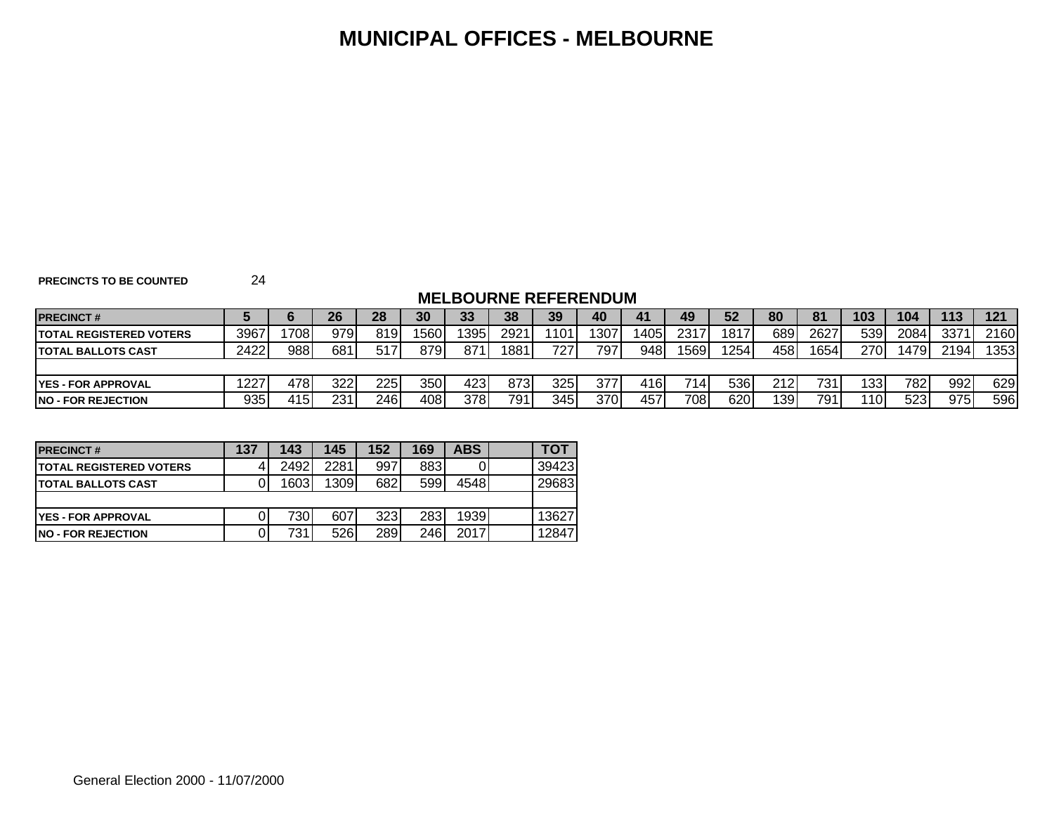# MUNICIPAL OFFICES - MELBOURNE

**PRECINCTS TO BE COUNTED** 24

## MELBOURNE REFERENDUM

| PRECINCT # | 5 | 6 | 26 | 28 | 30 | 33 | 38 | 39 | 40 | 41 | 49 | 52 | 80 | 81 | 103 | 104 | 113 | 121 |
|---|---|---|---|---|---|---|---|---|---|---|---|---|---|---|---|---|---|---|
| TOTAL REGISTERED VOTERS | 3967 | 1708 | 979 | 819 | 1560 | 1395 | 2921 | 1101 | 1307 | 1405 | 2317 | 1817 | 689 | 2627 | 539 | 2084 | 3371 | 2160 |
| TOTAL BALLOTS CAST | 2422 | 988 | 681 | 517 | 879 | 871 | 1881 | 727 | 797 | 948 | 1569 | 1254 | 458 | 1654 | 270 | 1479 | 2194 | 1353 |
| | | | | | | | | | | | | | | | | | | |
| YES - FOR APPROVAL | 1227 | 478 | 322 | 225 | 350 | 423 | 873 | 325 | 377 | 416 | 714 | 536 | 212 | 731 | 133 | 782 | 992 | 629 |
| NO - FOR REJECTION | 935 | 415 | 231 | 246 | 408 | 378 | 791 | 345 | 370 | 457 | 708 | 620 | 139 | 791 | 110 | 523 | 975 | 596 |

| PRECINCT # | 137 | 143 | 145 | 152 | 169 | ABS | | TOT |
|---|---|---|---|---|---|---|---|---|
| TOTAL REGISTERED VOTERS | 4 | 2492 | 2281 | 997 | 883 | 0 | | 39423 |
| TOTAL BALLOTS CAST | 0 | 1603 | 1309 | 682 | 599 | 4548 | | 29683 |
| | | | | | | | | |
| YES - FOR APPROVAL | 0 | 730 | 607 | 323 | 283 | 1939 | | 13627 |
| NO - FOR REJECTION | 0 | 731 | 526 | 289 | 246 | 2017 | | 12847 |

General Election 2000 - 11/07/2000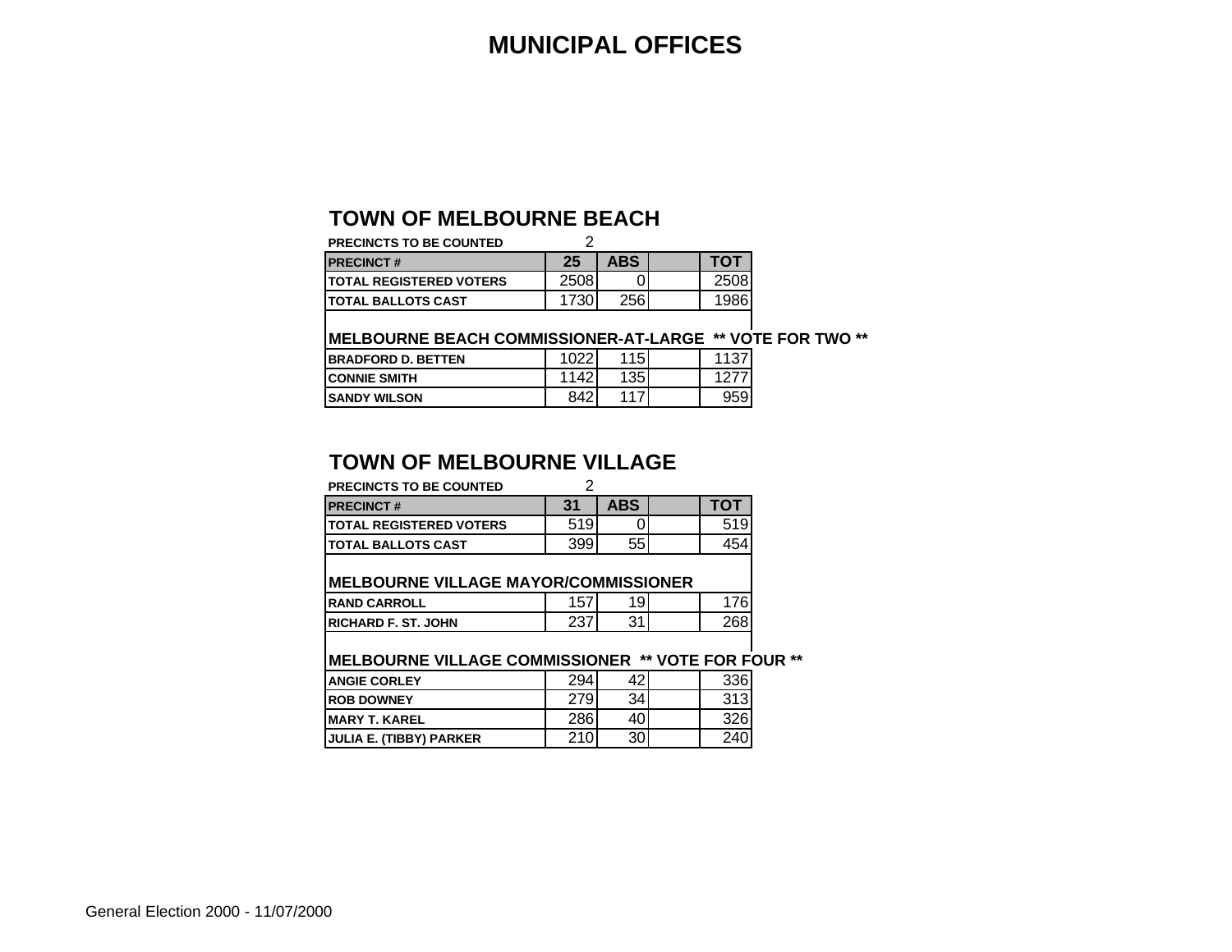# MUNICIPAL OFFICES

## TOWN OF MELBOURNE BEACH

PRECINCTS TO BE COUNTED 2

| PRECINCT # | 25 | ABS | | TOT |
|---|---|---|---|---|
| TOTAL REGISTERED VOTERS | 2508 | 0 | | 2508 |
| TOTAL BALLOTS CAST | 1730 | 256 | | 1986 |
| **MELBOURNE BEACH COMMISSIONER-AT-LARGE \*\* VOTE FOR TWO \*\*** | | | | |
| BRADFORD D. BETTEN | 1022 | 115 | | 1137 |
| CONNIE SMITH | 1142 | 135 | | 1277 |
| SANDY WILSON | 842 | 117 | | 959 |

## TOWN OF MELBOURNE VILLAGE

PRECINCTS TO BE COUNTED 2

| PRECINCT # | 31 | ABS | | TOT |
|---|---|---|---|---|
| TOTAL REGISTERED VOTERS | 519 | 0 | | 519 |
| TOTAL BALLOTS CAST | 399 | 55 | | 454 |
| **MELBOURNE VILLAGE MAYOR/COMMISSIONER** | | | | |
| RAND CARROLL | 157 | 19 | | 176 |
| RICHARD F. ST. JOHN | 237 | 31 | | 268 |
| **MELBOURNE VILLAGE COMMISSIONER \*\* VOTE FOR FOUR \*\*** | | | | |
| ANGIE CORLEY | 294 | 42 | | 336 |
| ROB DOWNEY | 279 | 34 | | 313 |
| MARY T. KAREL | 286 | 40 | | 326 |
| JULIA E. (TIBBY) PARKER | 210 | 30 | | 240 |

General Election 2000 - 11/07/2000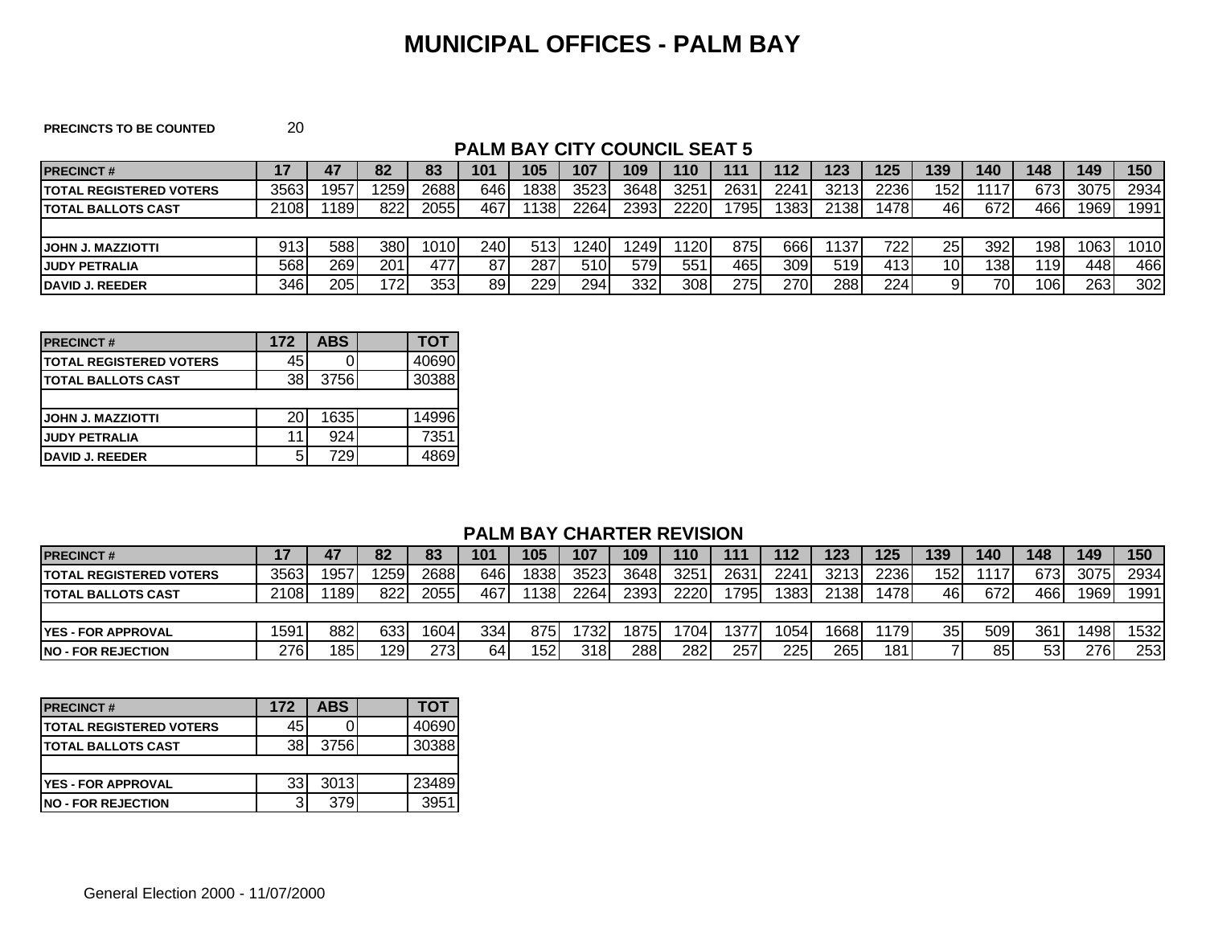# MUNICIPAL OFFICES - PALM BAY

**PRECINCTS TO BE COUNTED** 20

## PALM BAY CITY COUNCIL SEAT 5

| PRECINCT # | 17 | 47 | 82 | 83 | 101 | 105 | 107 | 109 | 110 | 111 | 112 | 123 | 125 | 139 | 140 | 148 | 149 | 150 |
|---|---|---|---|---|---|---|---|---|---|---|---|---|---|---|---|---|---|---|
| TOTAL REGISTERED VOTERS | 3563 | 1957 | 1259 | 2688 | 646 | 1838 | 3523 | 3648 | 3251 | 2631 | 2241 | 3213 | 2236 | 152 | 1117 | 673 | 3075 | 2934 |
| TOTAL BALLOTS CAST | 2108 | 1189 | 822 | 2055 | 467 | 1138 | 2264 | 2393 | 2220 | 1795 | 1383 | 2138 | 1478 | 46 | 672 | 466 | 1969 | 1991 |
| | | | | | | | | | | | | | | | | | | |
| JOHN J. MAZZIOTTI | 913 | 588 | 380 | 1010 | 240 | 513 | 1240 | 1249 | 1120 | 875 | 666 | 1137 | 722 | 25 | 392 | 198 | 1063 | 1010 |
| JUDY PETRALIA | 568 | 269 | 201 | 477 | 87 | 287 | 510 | 579 | 551 | 465 | 309 | 519 | 413 | 10 | 138 | 119 | 448 | 466 |
| DAVID J. REEDER | 346 | 205 | 172 | 353 | 89 | 229 | 294 | 332 | 308 | 275 | 270 | 288 | 224 | 9 | 70 | 106 | 263 | 302 |

| PRECINCT # | 172 | ABS | | TOT |
|---|---|---|---|---|
| TOTAL REGISTERED VOTERS | 45 | 0 | | 40690 |
| TOTAL BALLOTS CAST | 38 | 3756 | | 30388 |
| | | | | |
| JOHN J. MAZZIOTTI | 20 | 1635 | | 14996 |
| JUDY PETRALIA | 11 | 924 | | 7351 |
| DAVID J. REEDER | 5 | 729 | | 4869 |

## PALM BAY CHARTER REVISION

| PRECINCT # | 17 | 47 | 82 | 83 | 101 | 105 | 107 | 109 | 110 | 111 | 112 | 123 | 125 | 139 | 140 | 148 | 149 | 150 |
|---|---|---|---|---|---|---|---|---|---|---|---|---|---|---|---|---|---|---|
| TOTAL REGISTERED VOTERS | 3563 | 1957 | 1259 | 2688 | 646 | 1838 | 3523 | 3648 | 3251 | 2631 | 2241 | 3213 | 2236 | 152 | 1117 | 673 | 3075 | 2934 |
| TOTAL BALLOTS CAST | 2108 | 1189 | 822 | 2055 | 467 | 1138 | 2264 | 2393 | 2220 | 1795 | 1383 | 2138 | 1478 | 46 | 672 | 466 | 1969 | 1991 |
| | | | | | | | | | | | | | | | | | | |
| YES - FOR APPROVAL | 1591 | 882 | 633 | 1604 | 334 | 875 | 1732 | 1875 | 1704 | 1377 | 1054 | 1668 | 1179 | 35 | 509 | 361 | 1498 | 1532 |
| NO - FOR REJECTION | 276 | 185 | 129 | 273 | 64 | 152 | 318 | 288 | 282 | 257 | 225 | 265 | 181 | 7 | 85 | 53 | 276 | 253 |

| PRECINCT # | 172 | ABS | | TOT |
|---|---|---|---|---|
| TOTAL REGISTERED VOTERS | 45 | 0 | | 40690 |
| TOTAL BALLOTS CAST | 38 | 3756 | | 30388 |
| | | | | |
| YES - FOR APPROVAL | 33 | 3013 | | 23489 |
| NO - FOR REJECTION | 3 | 379 | | 3951 |

General Election 2000 - 11/07/2000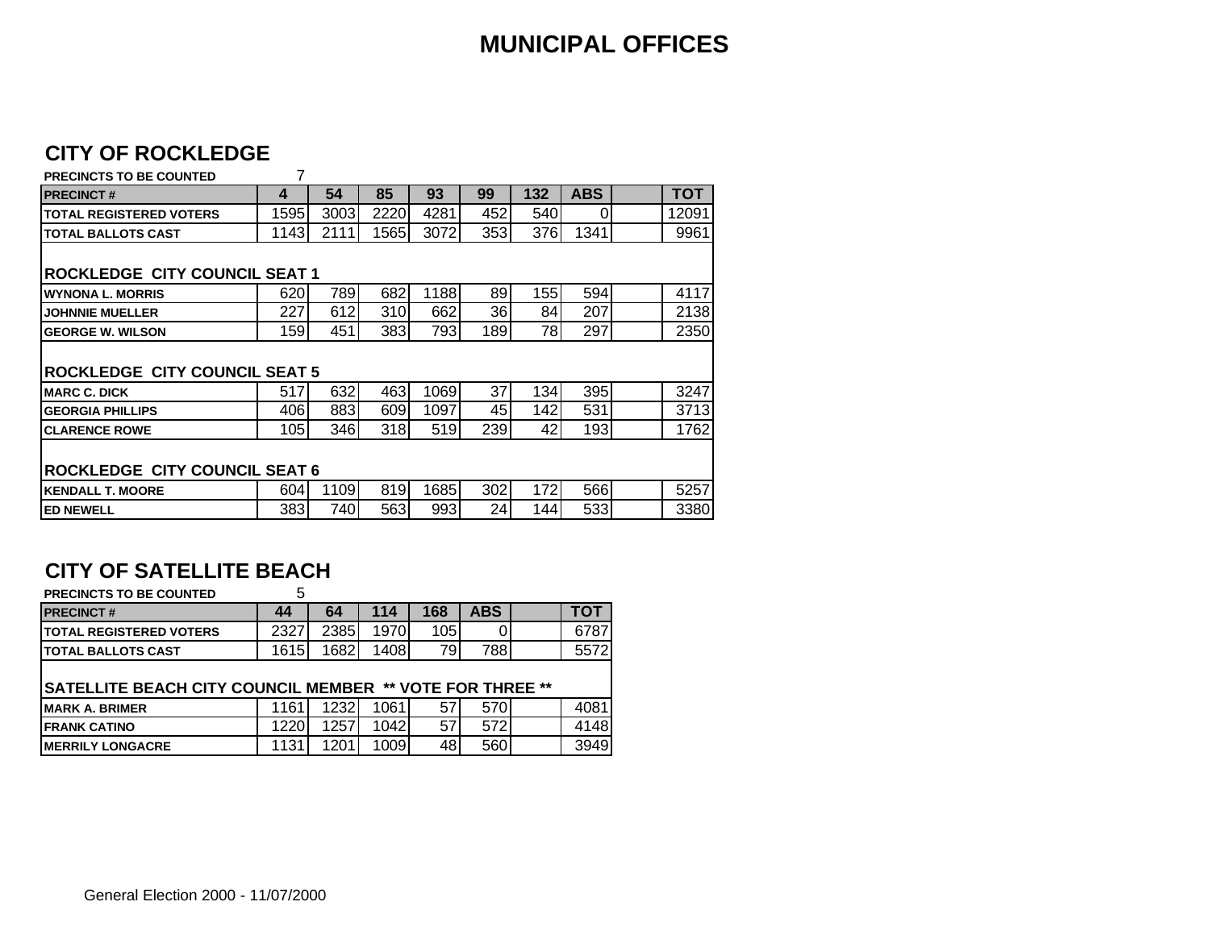# MUNICIPAL OFFICES

## CITY OF ROCKLEDGE

**PRECINCTS TO BE COUNTED** 7

| PRECINCT # | 4 | 54 | 85 | 93 | 99 | 132 | ABS | | TOT |
|---|---|---|---|---|---|---|---|---|---|
| TOTAL REGISTERED VOTERS | 1595 | 3003 | 2220 | 4281 | 452 | 540 | 0 | | 12091 |
| TOTAL BALLOTS CAST | 1143 | 2111 | 1565 | 3072 | 353 | 376 | 1341 | | 9961 |
| **ROCKLEDGE CITY COUNCIL SEAT 1** | | | | | | | | | |
| WYNONA L. MORRIS | 620 | 789 | 682 | 1188 | 89 | 155 | 594 | | 4117 |
| JOHNNIE MUELLER | 227 | 612 | 310 | 662 | 36 | 84 | 207 | | 2138 |
| GEORGE W. WILSON | 159 | 451 | 383 | 793 | 189 | 78 | 297 | | 2350 |
| **ROCKLEDGE CITY COUNCIL SEAT 5** | | | | | | | | | |
| MARC C. DICK | 517 | 632 | 463 | 1069 | 37 | 134 | 395 | | 3247 |
| GEORGIA PHILLIPS | 406 | 883 | 609 | 1097 | 45 | 142 | 531 | | 3713 |
| CLARENCE ROWE | 105 | 346 | 318 | 519 | 239 | 42 | 193 | | 1762 |
| **ROCKLEDGE CITY COUNCIL SEAT 6** | | | | | | | | | |
| KENDALL T. MOORE | 604 | 1109 | 819 | 1685 | 302 | 172 | 566 | | 5257 |
| ED NEWELL | 383 | 740 | 563 | 993 | 24 | 144 | 533 | | 3380 |

## CITY OF SATELLITE BEACH

**PRECINCTS TO BE COUNTED** 5

| PRECINCT # | 44 | 64 | 114 | 168 | ABS | | TOT |
|---|---|---|---|---|---|---|---|
| TOTAL REGISTERED VOTERS | 2327 | 2385 | 1970 | 105 | 0 | | 6787 |
| TOTAL BALLOTS CAST | 1615 | 1682 | 1408 | 79 | 788 | | 5572 |
| **SATELLITE BEACH CITY COUNCIL MEMBER ** VOTE FOR THREE **** | | | | | | | |
| MARK A. BRIMER | 1161 | 1232 | 1061 | 57 | 570 | | 4081 |
| FRANK CATINO | 1220 | 1257 | 1042 | 57 | 572 | | 4148 |
| MERRILY LONGACRE | 1131 | 1201 | 1009 | 48 | 560 | | 3949 |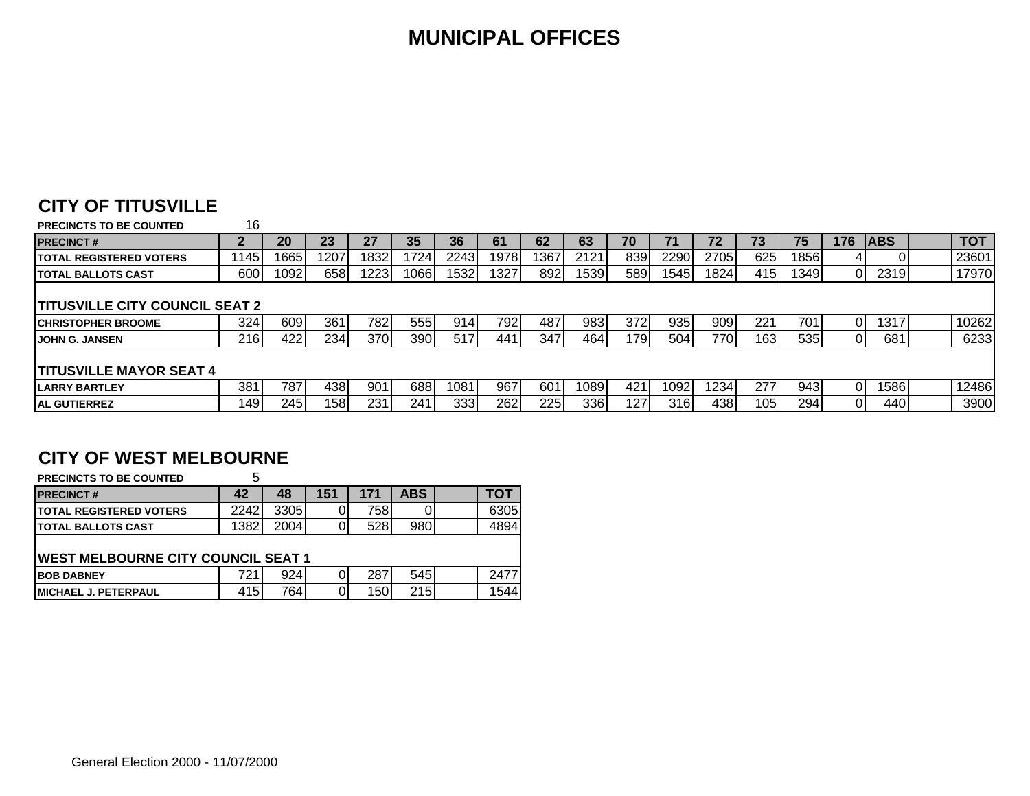# MUNICIPAL OFFICES

## CITY OF TITUSVILLE

PRECINCTS TO BE COUNTED 16

| PRECINCT # | 2 | 20 | 23 | 27 | 35 | 36 | 61 | 62 | 63 | 70 | 71 | 72 | 73 | 75 | 176 | ABS | | TOT |
|---|---|---|---|---|---|---|---|---|---|---|---|---|---|---|---|---|---|---|
| TOTAL REGISTERED VOTERS | 1145 | 1665 | 1207 | 1832 | 1724 | 2243 | 1978 | 1367 | 2121 | 839 | 2290 | 2705 | 625 | 1856 | 4 | 0 | | 23601 |
| TOTAL BALLOTS CAST | 600 | 1092 | 658 | 1223 | 1066 | 1532 | 1327 | 892 | 1539 | 589 | 1545 | 1824 | 415 | 1349 | 0 | 2319 | | 17970 |
| **TITUSVILLE CITY COUNCIL SEAT 2** | | | | | | | | | | | | | | | | | | |
| CHRISTOPHER BROOME | 324 | 609 | 361 | 782 | 555 | 914 | 792 | 487 | 983 | 372 | 935 | 909 | 221 | 701 | 0 | 1317 | | 10262 |
| JOHN G. JANSEN | 216 | 422 | 234 | 370 | 390 | 517 | 441 | 347 | 464 | 179 | 504 | 770 | 163 | 535 | 0 | 681 | | 6233 |
| **TITUSVILLE MAYOR SEAT 4** | | | | | | | | | | | | | | | | | | |
| LARRY BARTLEY | 381 | 787 | 438 | 901 | 688 | 1081 | 967 | 601 | 1089 | 421 | 1092 | 1234 | 277 | 943 | 0 | 1586 | | 12486 |
| AL GUTIERREZ | 149 | 245 | 158 | 231 | 241 | 333 | 262 | 225 | 336 | 127 | 316 | 438 | 105 | 294 | 0 | 440 | | 3900 |

## CITY OF WEST MELBOURNE

PRECINCTS TO BE COUNTED 5

| PRECINCT # | 42 | 48 | 151 | 171 | ABS | | TOT |
|---|---|---|---|---|---|---|---|
| TOTAL REGISTERED VOTERS | 2242 | 3305 | 0 | 758 | 0 | | 6305 |
| TOTAL BALLOTS CAST | 1382 | 2004 | 0 | 528 | 980 | | 4894 |
| **WEST MELBOURNE CITY COUNCIL SEAT 1** | | | | | | | |
| BOB DABNEY | 721 | 924 | 0 | 287 | 545 | | 2477 |
| MICHAEL J. PETERPAUL | 415 | 764 | 0 | 150 | 215 | | 1544 |

General Election 2000 - 11/07/2000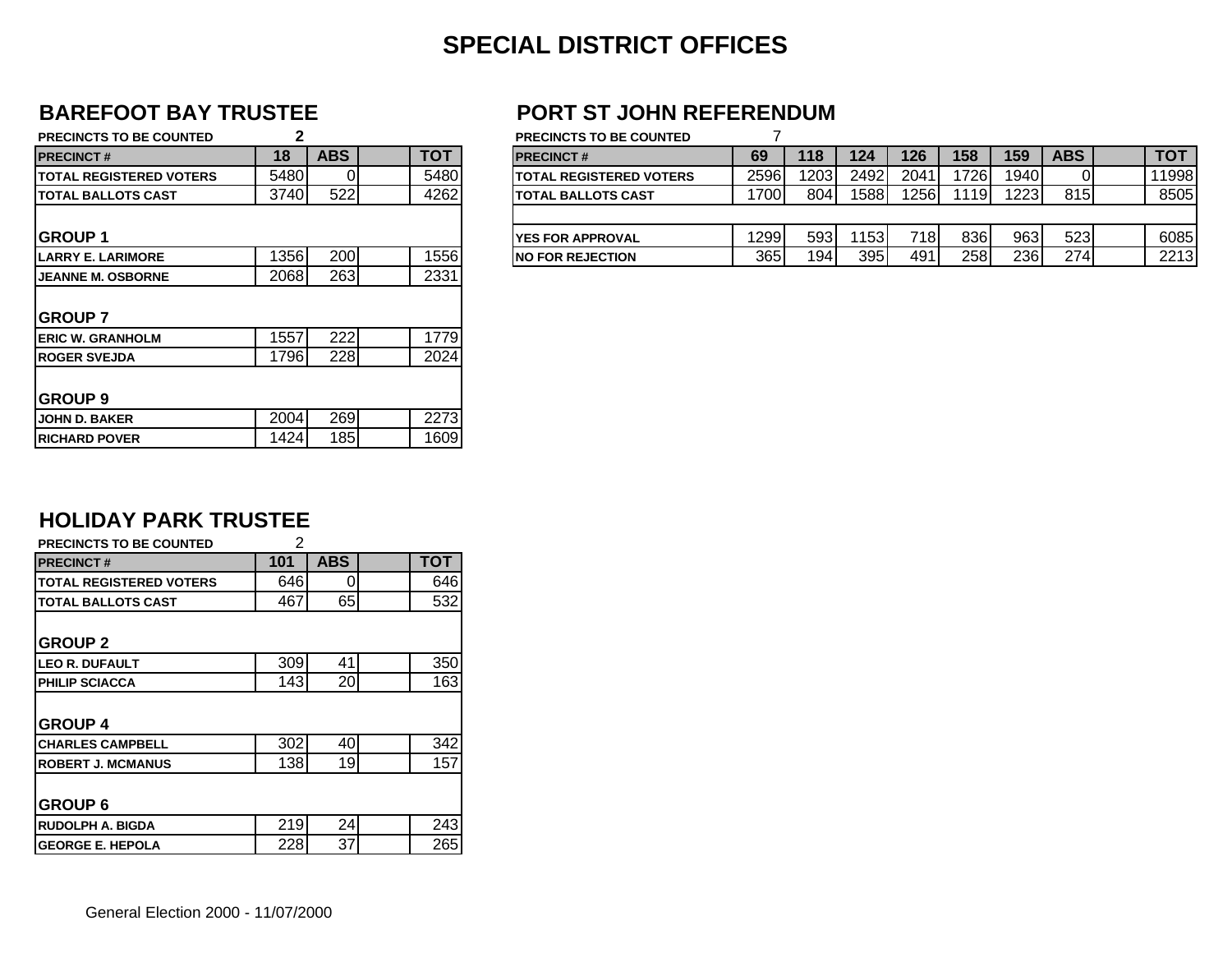# SPECIAL DISTRICT OFFICES

## BAREFOOT BAY TRUSTEE

PRECINCTS TO BE COUNTED **2**

| PRECINCT # | 18 | ABS | | TOT |
|---|---|---|---|---|
| TOTAL REGISTERED VOTERS | 5480 | 0 | | 5480 |
| TOTAL BALLOTS CAST | 3740 | 522 | | 4262 |
| | | | | |
| **GROUP 1** | | | | |
| LARRY E. LARIMORE | 1356 | 200 | | 1556 |
| JEANNE M. OSBORNE | 2068 | 263 | | 2331 |
| | | | | |
| **GROUP 7** | | | | |
| ERIC W. GRANHOLM | 1557 | 222 | | 1779 |
| ROGER SVEJDA | 1796 | 228 | | 2024 |
| | | | | |
| **GROUP 9** | | | | |
| JOHN D. BAKER | 2004 | 269 | | 2273 |
| RICHARD POVER | 1424 | 185 | | 1609 |

## PORT ST JOHN REFERENDUM

PRECINCTS TO BE COUNTED 7

| PRECINCT # | 69 | 118 | 124 | 126 | 158 | 159 | ABS | | TOT |
|---|---|---|---|---|---|---|---|---|---|
| TOTAL REGISTERED VOTERS | 2596 | 1203 | 2492 | 2041 | 1726 | 1940 | 0 | | 11998 |
| TOTAL BALLOTS CAST | 1700 | 804 | 1588 | 1256 | 1119 | 1223 | 815 | | 8505 |
| | | | | | | | | | |
| YES FOR APPROVAL | 1299 | 593 | 1153 | 718 | 836 | 963 | 523 | | 6085 |
| NO FOR REJECTION | 365 | 194 | 395 | 491 | 258 | 236 | 274 | | 2213 |

## HOLIDAY PARK TRUSTEE

PRECINCTS TO BE COUNTED 2

| PRECINCT # | 101 | ABS | | TOT |
|---|---|---|---|---|
| TOTAL REGISTERED VOTERS | 646 | 0 | | 646 |
| TOTAL BALLOTS CAST | 467 | 65 | | 532 |
| | | | | |
| **GROUP 2** | | | | |
| LEO R. DUFAULT | 309 | 41 | | 350 |
| PHILIP SCIACCA | 143 | 20 | | 163 |
| | | | | |
| **GROUP 4** | | | | |
| CHARLES CAMPBELL | 302 | 40 | | 342 |
| ROBERT J. MCMANUS | 138 | 19 | | 157 |
| | | | | |
| **GROUP 6** | | | | |
| RUDOLPH A. BIGDA | 219 | 24 | | 243 |
| GEORGE E. HEPOLA | 228 | 37 | | 265 |

General Election 2000 - 11/07/2000